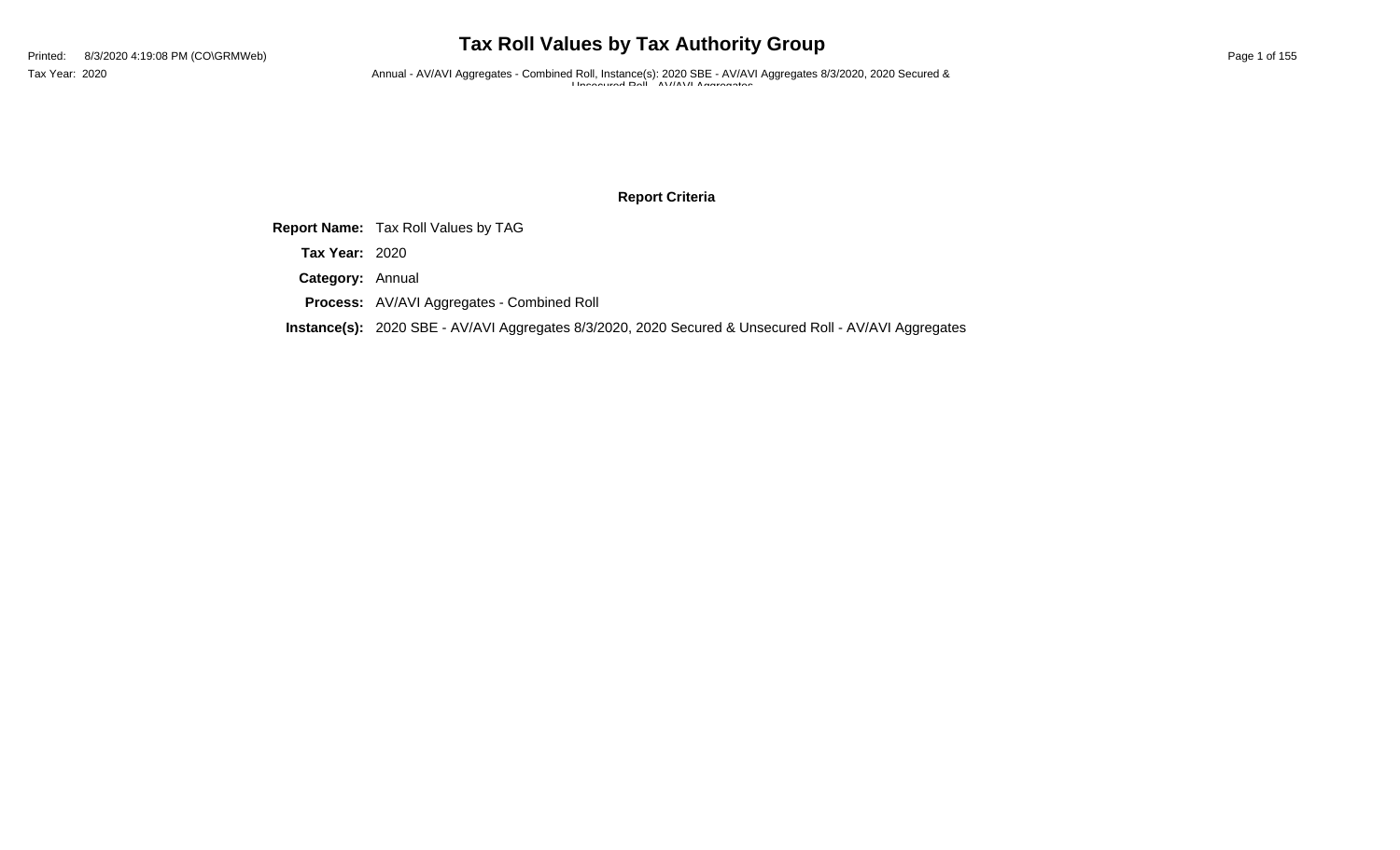# Tax Roll Values by Tax Authority Group

Printed: 8/3/2020 4:19:08 PM (CO\GRMWeb)

Tax Year: 2020

Annual - AV/AVI Aggregates - Combined Roll, Instance(s): 2020 SBE - AV/AVI Aggregates 8/3/2020, 2020 Secured & Unsecured Roll - AV/AVI Aggregates

## Report Criteria

**Report Name:** Tax Roll Values by TAG

**Tax Year:** 2020

**Category:** Annual

**Process:** AV/AVI Aggregates - Combined Roll

**Instance(s):** 2020 SBE - AV/AVI Aggregates 8/3/2020, 2020 Secured & Unsecured Roll - AV/AVI Aggregates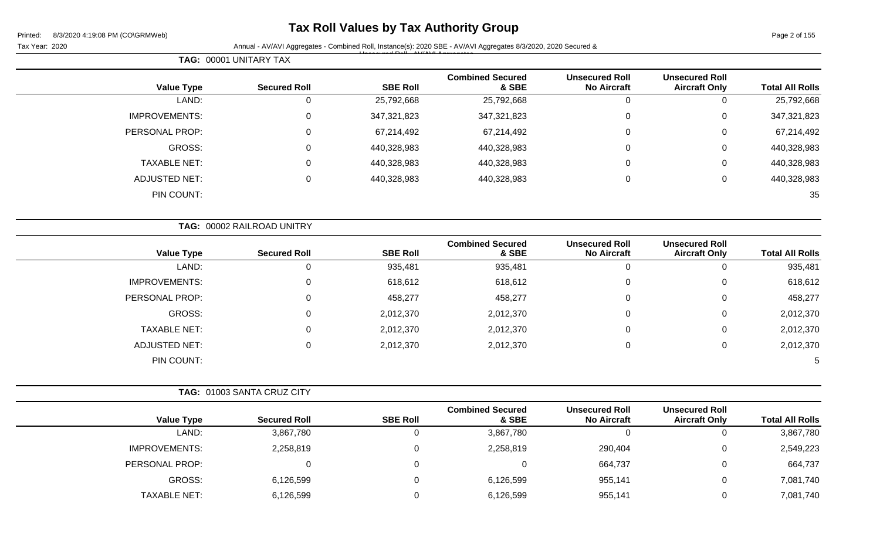# Tax Roll Values by Tax Authority Group

Tax Year: 2020

Annual - AV/AVI Aggregates - Combined Roll, Instance(s): 2020 SBE - AV/AVI Aggregates 8/3/2020, 2020 Secured & Unsecured Roll - AV/AVI Aggregates

**TAG: 00001 UNITARY TAX**

| Value Type | Secured Roll | SBE Roll | Combined Secured & SBE | Unsecured Roll No Aircraft | Unsecured Roll Aircraft Only | Total All Rolls |
|---|---|---|---|---|---|---|
| LAND: | 0 | 25,792,668 | 25,792,668 | 0 | 0 | 25,792,668 |
| IMPROVEMENTS: | 0 | 347,321,823 | 347,321,823 | 0 | 0 | 347,321,823 |
| PERSONAL PROP: | 0 | 67,214,492 | 67,214,492 | 0 | 0 | 67,214,492 |
| GROSS: | 0 | 440,328,983 | 440,328,983 | 0 | 0 | 440,328,983 |
| TAXABLE NET: | 0 | 440,328,983 | 440,328,983 | 0 | 0 | 440,328,983 |
| ADJUSTED NET: | 0 | 440,328,983 | 440,328,983 | 0 | 0 | 440,328,983 |
| PIN COUNT: | | | | | | 35 |

**TAG: 00002 RAILROAD UNITRY**

| Value Type | Secured Roll | SBE Roll | Combined Secured & SBE | Unsecured Roll No Aircraft | Unsecured Roll Aircraft Only | Total All Rolls |
|---|---|---|---|---|---|---|
| LAND: | 0 | 935,481 | 935,481 | 0 | 0 | 935,481 |
| IMPROVEMENTS: | 0 | 618,612 | 618,612 | 0 | 0 | 618,612 |
| PERSONAL PROP: | 0 | 458,277 | 458,277 | 0 | 0 | 458,277 |
| GROSS: | 0 | 2,012,370 | 2,012,370 | 0 | 0 | 2,012,370 |
| TAXABLE NET: | 0 | 2,012,370 | 2,012,370 | 0 | 0 | 2,012,370 |
| ADJUSTED NET: | 0 | 2,012,370 | 2,012,370 | 0 | 0 | 2,012,370 |
| PIN COUNT: | | | | | | 5 |

**TAG: 01003 SANTA CRUZ CITY**

| Value Type | Secured Roll | SBE Roll | Combined Secured & SBE | Unsecured Roll No Aircraft | Unsecured Roll Aircraft Only | Total All Rolls |
|---|---|---|---|---|---|---|
| LAND: | 3,867,780 | 0 | 3,867,780 | 0 | 0 | 3,867,780 |
| IMPROVEMENTS: | 2,258,819 | 0 | 2,258,819 | 290,404 | 0 | 2,549,223 |
| PERSONAL PROP: | 0 | 0 | 0 | 664,737 | 0 | 664,737 |
| GROSS: | 6,126,599 | 0 | 6,126,599 | 955,141 | 0 | 7,081,740 |
| TAXABLE NET: | 6,126,599 | 0 | 6,126,599 | 955,141 | 0 | 7,081,740 |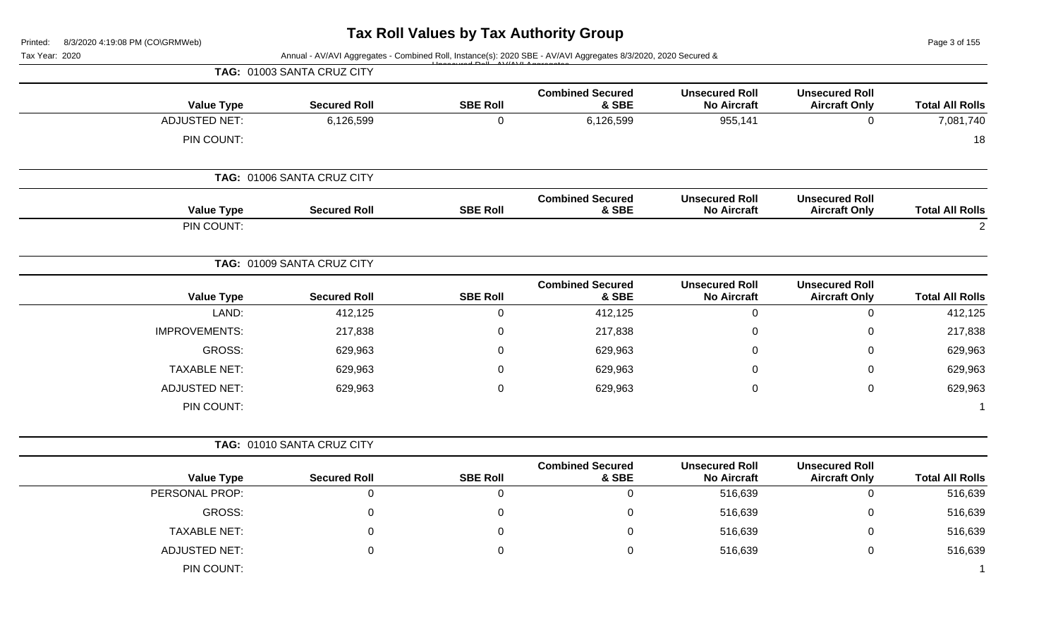# Tax Roll Values by Tax Authority Group

Printed: 8/3/2020 4:19:08 PM (CO\GRMWeb)

Tax Year: 2020

Annual - AV/AVI Aggregates - Combined Roll, Instance(s): 2020 SBE - AV/AVI Aggregates 8/3/2020, 2020 Secured & Unsecured Roll - AV/AVI Aggregates

## TAG: 01003 SANTA CRUZ CITY

| Value Type | Secured Roll | SBE Roll | Combined Secured & SBE | Unsecured Roll No Aircraft | Unsecured Roll Aircraft Only | Total All Rolls |
|---|---|---|---|---|---|---|
| ADJUSTED NET: | 6,126,599 | 0 | 6,126,599 | 955,141 | 0 | 7,081,740 |
| PIN COUNT: | | | | | | 18 |

## TAG: 01006 SANTA CRUZ CITY

| Value Type | Secured Roll | SBE Roll | Combined Secured & SBE | Unsecured Roll No Aircraft | Unsecured Roll Aircraft Only | Total All Rolls |
|---|---|---|---|---|---|---|
| PIN COUNT: | | | | | | 2 |

## TAG: 01009 SANTA CRUZ CITY

| Value Type | Secured Roll | SBE Roll | Combined Secured & SBE | Unsecured Roll No Aircraft | Unsecured Roll Aircraft Only | Total All Rolls |
|---|---|---|---|---|---|---|
| LAND: | 412,125 | 0 | 412,125 | 0 | 0 | 412,125 |
| IMPROVEMENTS: | 217,838 | 0 | 217,838 | 0 | 0 | 217,838 |
| GROSS: | 629,963 | 0 | 629,963 | 0 | 0 | 629,963 |
| TAXABLE NET: | 629,963 | 0 | 629,963 | 0 | 0 | 629,963 |
| ADJUSTED NET: | 629,963 | 0 | 629,963 | 0 | 0 | 629,963 |
| PIN COUNT: | | | | | | 1 |

## TAG: 01010 SANTA CRUZ CITY

| Value Type | Secured Roll | SBE Roll | Combined Secured & SBE | Unsecured Roll No Aircraft | Unsecured Roll Aircraft Only | Total All Rolls |
|---|---|---|---|---|---|---|
| PERSONAL PROP: | 0 | 0 | 0 | 516,639 | 0 | 516,639 |
| GROSS: | 0 | 0 | 0 | 516,639 | 0 | 516,639 |
| TAXABLE NET: | 0 | 0 | 0 | 516,639 | 0 | 516,639 |
| ADJUSTED NET: | 0 | 0 | 0 | 516,639 | 0 | 516,639 |
| PIN COUNT: | | | | | | 1 |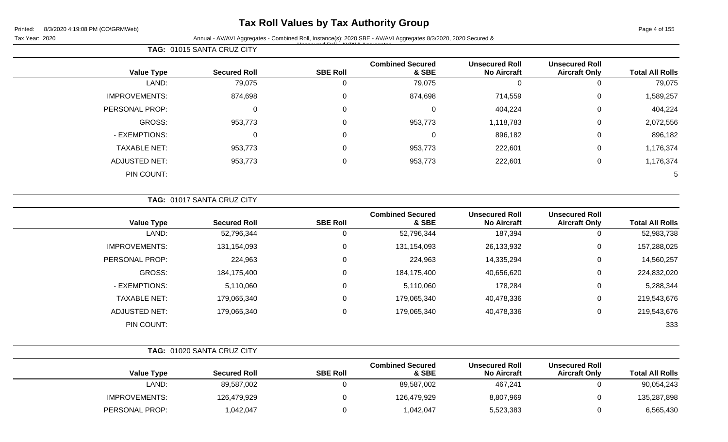# Tax Roll Values by Tax Authority Group

Tax Year: 2020

Annual - AV/AVI Aggregates - Combined Roll, Instance(s): 2020 SBE - AV/AVI Aggregates 8/3/2020, 2020 Secured & Unsecured Roll - AV/AVI Aggregates

**TAG: 01015 SANTA CRUZ CITY**

| Value Type | Secured Roll | SBE Roll | Combined Secured & SBE | Unsecured Roll No Aircraft | Unsecured Roll Aircraft Only | Total All Rolls |
|---|---|---|---|---|---|---|
| LAND: | 79,075 | 0 | 79,075 | 0 | 0 | 79,075 |
| IMPROVEMENTS: | 874,698 | 0 | 874,698 | 714,559 | 0 | 1,589,257 |
| PERSONAL PROP: | 0 | 0 | 0 | 404,224 | 0 | 404,224 |
| GROSS: | 953,773 | 0 | 953,773 | 1,118,783 | 0 | 2,072,556 |
| - EXEMPTIONS: | 0 | 0 | 0 | 896,182 | 0 | 896,182 |
| TAXABLE NET: | 953,773 | 0 | 953,773 | 222,601 | 0 | 1,176,374 |
| ADJUSTED NET: | 953,773 | 0 | 953,773 | 222,601 | 0 | 1,176,374 |
| PIN COUNT: | | | | | | 5 |

**TAG: 01017 SANTA CRUZ CITY**

| Value Type | Secured Roll | SBE Roll | Combined Secured & SBE | Unsecured Roll No Aircraft | Unsecured Roll Aircraft Only | Total All Rolls |
|---|---|---|---|---|---|---|
| LAND: | 52,796,344 | 0 | 52,796,344 | 187,394 | 0 | 52,983,738 |
| IMPROVEMENTS: | 131,154,093 | 0 | 131,154,093 | 26,133,932 | 0 | 157,288,025 |
| PERSONAL PROP: | 224,963 | 0 | 224,963 | 14,335,294 | 0 | 14,560,257 |
| GROSS: | 184,175,400 | 0 | 184,175,400 | 40,656,620 | 0 | 224,832,020 |
| - EXEMPTIONS: | 5,110,060 | 0 | 5,110,060 | 178,284 | 0 | 5,288,344 |
| TAXABLE NET: | 179,065,340 | 0 | 179,065,340 | 40,478,336 | 0 | 219,543,676 |
| ADJUSTED NET: | 179,065,340 | 0 | 179,065,340 | 40,478,336 | 0 | 219,543,676 |
| PIN COUNT: | | | | | | 333 |

**TAG: 01020 SANTA CRUZ CITY**

| Value Type | Secured Roll | SBE Roll | Combined Secured & SBE | Unsecured Roll No Aircraft | Unsecured Roll Aircraft Only | Total All Rolls |
|---|---|---|---|---|---|---|
| LAND: | 89,587,002 | 0 | 89,587,002 | 467,241 | 0 | 90,054,243 |
| IMPROVEMENTS: | 126,479,929 | 0 | 126,479,929 | 8,807,969 | 0 | 135,287,898 |
| PERSONAL PROP: | 1,042,047 | 0 | 1,042,047 | 5,523,383 | 0 | 6,565,430 |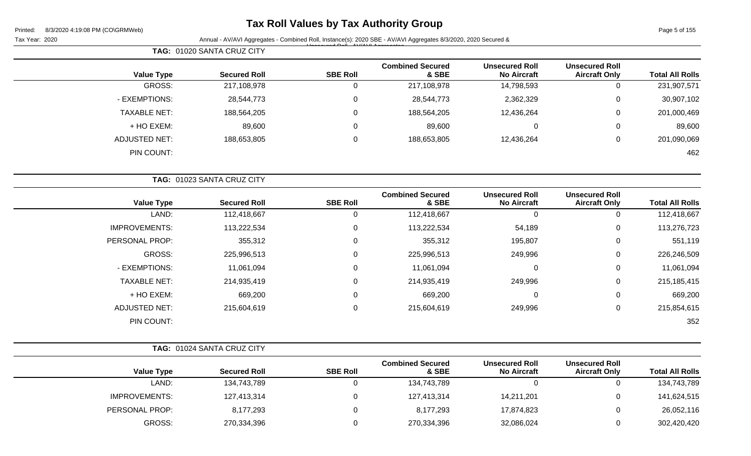**TAG: 01020 SANTA CRUZ CITY**

| Value Type | Secured Roll | SBE Roll | Combined Secured & SBE | Unsecured Roll No Aircraft | Unsecured Roll Aircraft Only | Total All Rolls |
|---|---|---|---|---|---|---|
| GROSS: | 217,108,978 | 0 | 217,108,978 | 14,798,593 | 0 | 231,907,571 |
| - EXEMPTIONS: | 28,544,773 | 0 | 28,544,773 | 2,362,329 | 0 | 30,907,102 |
| TAXABLE NET: | 188,564,205 | 0 | 188,564,205 | 12,436,264 | 0 | 201,000,469 |
| + HO EXEM: | 89,600 | 0 | 89,600 | 0 | 0 | 89,600 |
| ADJUSTED NET: | 188,653,805 | 0 | 188,653,805 | 12,436,264 | 0 | 201,090,069 |
| PIN COUNT: | | | | | | 462 |

**TAG: 01023 SANTA CRUZ CITY**

| Value Type | Secured Roll | SBE Roll | Combined Secured & SBE | Unsecured Roll No Aircraft | Unsecured Roll Aircraft Only | Total All Rolls |
|---|---|---|---|---|---|---|
| LAND: | 112,418,667 | 0 | 112,418,667 | 0 | 0 | 112,418,667 |
| IMPROVEMENTS: | 113,222,534 | 0 | 113,222,534 | 54,189 | 0 | 113,276,723 |
| PERSONAL PROP: | 355,312 | 0 | 355,312 | 195,807 | 0 | 551,119 |
| GROSS: | 225,996,513 | 0 | 225,996,513 | 249,996 | 0 | 226,246,509 |
| - EXEMPTIONS: | 11,061,094 | 0 | 11,061,094 | 0 | 0 | 11,061,094 |
| TAXABLE NET: | 214,935,419 | 0 | 214,935,419 | 249,996 | 0 | 215,185,415 |
| + HO EXEM: | 669,200 | 0 | 669,200 | 0 | 0 | 669,200 |
| ADJUSTED NET: | 215,604,619 | 0 | 215,604,619 | 249,996 | 0 | 215,854,615 |
| PIN COUNT: | | | | | | 352 |

**TAG: 01024 SANTA CRUZ CITY**

| Value Type | Secured Roll | SBE Roll | Combined Secured & SBE | Unsecured Roll No Aircraft | Unsecured Roll Aircraft Only | Total All Rolls |
|---|---|---|---|---|---|---|
| LAND: | 134,743,789 | 0 | 134,743,789 | 0 | 0 | 134,743,789 |
| IMPROVEMENTS: | 127,413,314 | 0 | 127,413,314 | 14,211,201 | 0 | 141,624,515 |
| PERSONAL PROP: | 8,177,293 | 0 | 8,177,293 | 17,874,823 | 0 | 26,052,116 |
| GROSS: | 270,334,396 | 0 | 270,334,396 | 32,086,024 | 0 | 302,420,420 |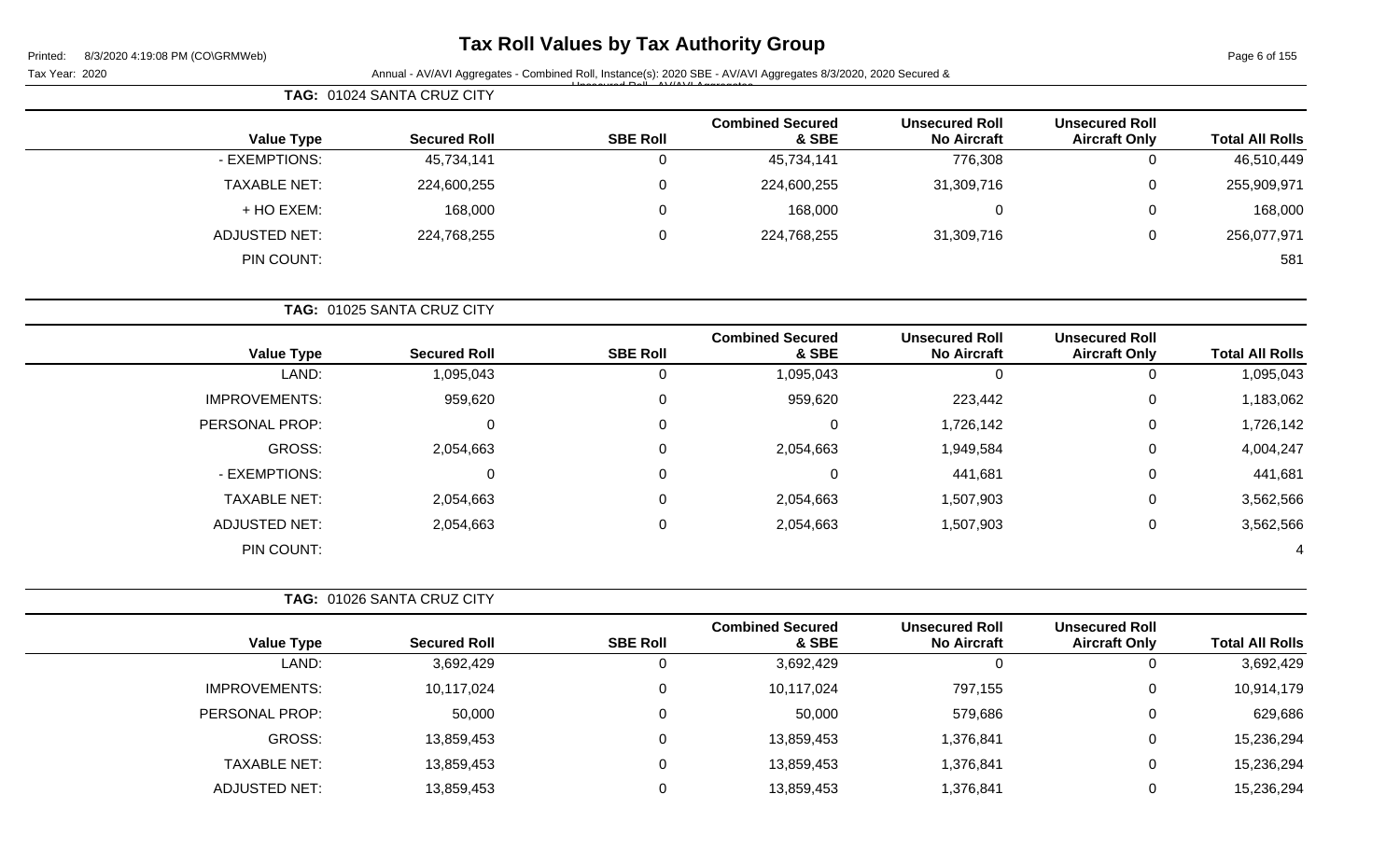# Tax Roll Values by Tax Authority Group

Printed: 8/3/2020 4:19:08 PM (CO\GRMWeb)

Tax Year: 2020 Annual - AV/AVI Aggregates - Combined Roll, Instance(s): 2020 SBE - AV/AVI Aggregates 8/3/2020, 2020 Secured & Unsecured Roll - AV/AVI Aggregates

**TAG: 01024 SANTA CRUZ CITY**

| Value Type | Secured Roll | SBE Roll | Combined Secured & SBE | Unsecured Roll No Aircraft | Unsecured Roll Aircraft Only | Total All Rolls |
|---|---|---|---|---|---|---|
| - EXEMPTIONS: | 45,734,141 | 0 | 45,734,141 | 776,308 | 0 | 46,510,449 |
| TAXABLE NET: | 224,600,255 | 0 | 224,600,255 | 31,309,716 | 0 | 255,909,971 |
| + HO EXEM: | 168,000 | 0 | 168,000 | 0 | 0 | 168,000 |
| ADJUSTED NET: | 224,768,255 | 0 | 224,768,255 | 31,309,716 | 0 | 256,077,971 |
| PIN COUNT: | | | | | | 581 |

**TAG: 01025 SANTA CRUZ CITY**

| Value Type | Secured Roll | SBE Roll | Combined Secured & SBE | Unsecured Roll No Aircraft | Unsecured Roll Aircraft Only | Total All Rolls |
|---|---|---|---|---|---|---|
| LAND: | 1,095,043 | 0 | 1,095,043 | 0 | 0 | 1,095,043 |
| IMPROVEMENTS: | 959,620 | 0 | 959,620 | 223,442 | 0 | 1,183,062 |
| PERSONAL PROP: | 0 | 0 | 0 | 1,726,142 | 0 | 1,726,142 |
| GROSS: | 2,054,663 | 0 | 2,054,663 | 1,949,584 | 0 | 4,004,247 |
| - EXEMPTIONS: | 0 | 0 | 0 | 441,681 | 0 | 441,681 |
| TAXABLE NET: | 2,054,663 | 0 | 2,054,663 | 1,507,903 | 0 | 3,562,566 |
| ADJUSTED NET: | 2,054,663 | 0 | 2,054,663 | 1,507,903 | 0 | 3,562,566 |
| PIN COUNT: | | | | | | 4 |

**TAG: 01026 SANTA CRUZ CITY**

| Value Type | Secured Roll | SBE Roll | Combined Secured & SBE | Unsecured Roll No Aircraft | Unsecured Roll Aircraft Only | Total All Rolls |
|---|---|---|---|---|---|---|
| LAND: | 3,692,429 | 0 | 3,692,429 | 0 | 0 | 3,692,429 |
| IMPROVEMENTS: | 10,117,024 | 0 | 10,117,024 | 797,155 | 0 | 10,914,179 |
| PERSONAL PROP: | 50,000 | 0 | 50,000 | 579,686 | 0 | 629,686 |
| GROSS: | 13,859,453 | 0 | 13,859,453 | 1,376,841 | 0 | 15,236,294 |
| TAXABLE NET: | 13,859,453 | 0 | 13,859,453 | 1,376,841 | 0 | 15,236,294 |
| ADJUSTED NET: | 13,859,453 | 0 | 13,859,453 | 1,376,841 | 0 | 15,236,294 |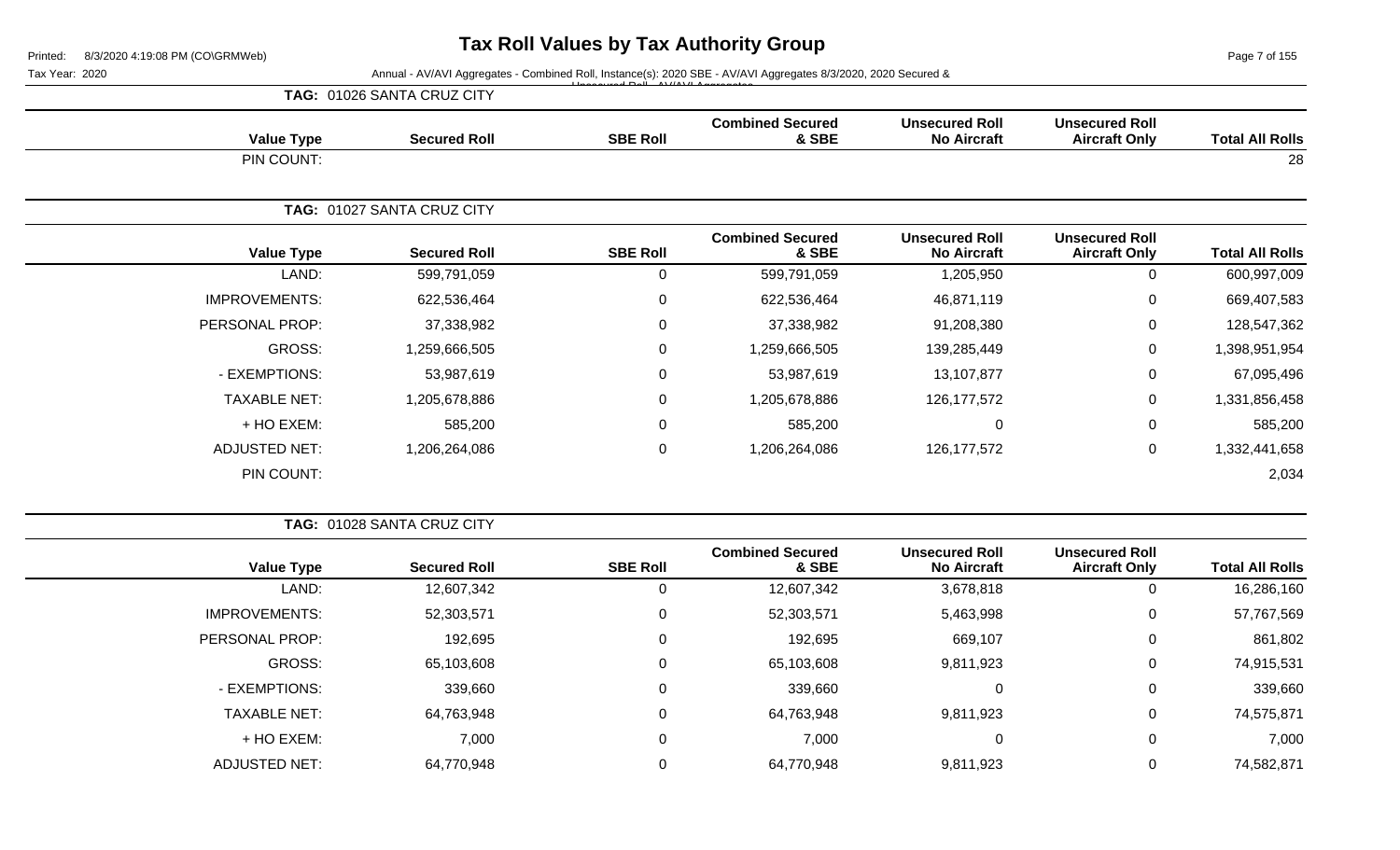# Tax Roll Values by Tax Authority Group

Tax Year: 2020

Annual - AV/AVI Aggregates - Combined Roll, Instance(s): 2020 SBE - AV/AVI Aggregates 8/3/2020, 2020 Secured & Unsecured Roll - AV/AVI Aggregates

**TAG: 01026 SANTA CRUZ CITY**

| Value Type | Secured Roll | SBE Roll | Combined Secured & SBE | Unsecured Roll No Aircraft | Unsecured Roll Aircraft Only | Total All Rolls |
|---|---|---|---|---|---|---|
| PIN COUNT: | | | | | | 28 |

**TAG: 01027 SANTA CRUZ CITY**

| Value Type | Secured Roll | SBE Roll | Combined Secured & SBE | Unsecured Roll No Aircraft | Unsecured Roll Aircraft Only | Total All Rolls |
|---|---|---|---|---|---|---|
| LAND: | 599,791,059 | 0 | 599,791,059 | 1,205,950 | 0 | 600,997,009 |
| IMPROVEMENTS: | 622,536,464 | 0 | 622,536,464 | 46,871,119 | 0 | 669,407,583 |
| PERSONAL PROP: | 37,338,982 | 0 | 37,338,982 | 91,208,380 | 0 | 128,547,362 |
| GROSS: | 1,259,666,505 | 0 | 1,259,666,505 | 139,285,449 | 0 | 1,398,951,954 |
| - EXEMPTIONS: | 53,987,619 | 0 | 53,987,619 | 13,107,877 | 0 | 67,095,496 |
| TAXABLE NET: | 1,205,678,886 | 0 | 1,205,678,886 | 126,177,572 | 0 | 1,331,856,458 |
| + HO EXEM: | 585,200 | 0 | 585,200 | 0 | 0 | 585,200 |
| ADJUSTED NET: | 1,206,264,086 | 0 | 1,206,264,086 | 126,177,572 | 0 | 1,332,441,658 |
| PIN COUNT: | | | | | | 2,034 |

**TAG: 01028 SANTA CRUZ CITY**

| Value Type | Secured Roll | SBE Roll | Combined Secured & SBE | Unsecured Roll No Aircraft | Unsecured Roll Aircraft Only | Total All Rolls |
|---|---|---|---|---|---|---|
| LAND: | 12,607,342 | 0 | 12,607,342 | 3,678,818 | 0 | 16,286,160 |
| IMPROVEMENTS: | 52,303,571 | 0 | 52,303,571 | 5,463,998 | 0 | 57,767,569 |
| PERSONAL PROP: | 192,695 | 0 | 192,695 | 669,107 | 0 | 861,802 |
| GROSS: | 65,103,608 | 0 | 65,103,608 | 9,811,923 | 0 | 74,915,531 |
| - EXEMPTIONS: | 339,660 | 0 | 339,660 | 0 | 0 | 339,660 |
| TAXABLE NET: | 64,763,948 | 0 | 64,763,948 | 9,811,923 | 0 | 74,575,871 |
| + HO EXEM: | 7,000 | 0 | 7,000 | 0 | 0 | 7,000 |
| ADJUSTED NET: | 64,770,948 | 0 | 64,770,948 | 9,811,923 | 0 | 74,582,871 |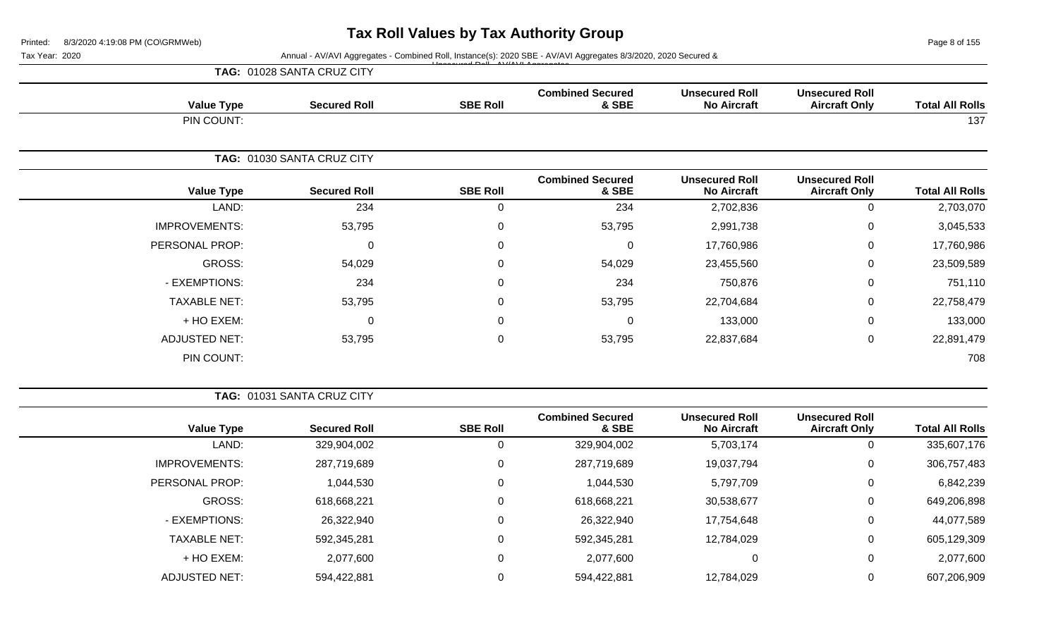# Tax Roll Values by Tax Authority Group

Printed: 8/3/2020 4:19:08 PM (CO\GRMWeb)

Tax Year: 2020

Annual - AV/AVI Aggregates - Combined Roll, Instance(s): 2020 SBE - AV/AVI Aggregates 8/3/2020, 2020 Secured & Unsecured Roll - AV/AVI Aggregates

**TAG: 01028 SANTA CRUZ CITY**

| Value Type | Secured Roll | SBE Roll | Combined Secured & SBE | Unsecured Roll No Aircraft | Unsecured Roll Aircraft Only | Total All Rolls |
|---|---|---|---|---|---|---|
| PIN COUNT: | | | | | | 137 |

**TAG: 01030 SANTA CRUZ CITY**

| Value Type | Secured Roll | SBE Roll | Combined Secured & SBE | Unsecured Roll No Aircraft | Unsecured Roll Aircraft Only | Total All Rolls |
|---|---|---|---|---|---|---|
| LAND: | 234 | 0 | 234 | 2,702,836 | 0 | 2,703,070 |
| IMPROVEMENTS: | 53,795 | 0 | 53,795 | 2,991,738 | 0 | 3,045,533 |
| PERSONAL PROP: | 0 | 0 | 0 | 17,760,986 | 0 | 17,760,986 |
| GROSS: | 54,029 | 0 | 54,029 | 23,455,560 | 0 | 23,509,589 |
| - EXEMPTIONS: | 234 | 0 | 234 | 750,876 | 0 | 751,110 |
| TAXABLE NET: | 53,795 | 0 | 53,795 | 22,704,684 | 0 | 22,758,479 |
| + HO EXEM: | 0 | 0 | 0 | 133,000 | 0 | 133,000 |
| ADJUSTED NET: | 53,795 | 0 | 53,795 | 22,837,684 | 0 | 22,891,479 |
| PIN COUNT: | | | | | | 708 |

**TAG: 01031 SANTA CRUZ CITY**

| Value Type | Secured Roll | SBE Roll | Combined Secured & SBE | Unsecured Roll No Aircraft | Unsecured Roll Aircraft Only | Total All Rolls |
|---|---|---|---|---|---|---|
| LAND: | 329,904,002 | 0 | 329,904,002 | 5,703,174 | 0 | 335,607,176 |
| IMPROVEMENTS: | 287,719,689 | 0 | 287,719,689 | 19,037,794 | 0 | 306,757,483 |
| PERSONAL PROP: | 1,044,530 | 0 | 1,044,530 | 5,797,709 | 0 | 6,842,239 |
| GROSS: | 618,668,221 | 0 | 618,668,221 | 30,538,677 | 0 | 649,206,898 |
| - EXEMPTIONS: | 26,322,940 | 0 | 26,322,940 | 17,754,648 | 0 | 44,077,589 |
| TAXABLE NET: | 592,345,281 | 0 | 592,345,281 | 12,784,029 | 0 | 605,129,309 |
| + HO EXEM: | 2,077,600 | 0 | 2,077,600 | 0 | 0 | 2,077,600 |
| ADJUSTED NET: | 594,422,881 | 0 | 594,422,881 | 12,784,029 | 0 | 607,206,909 |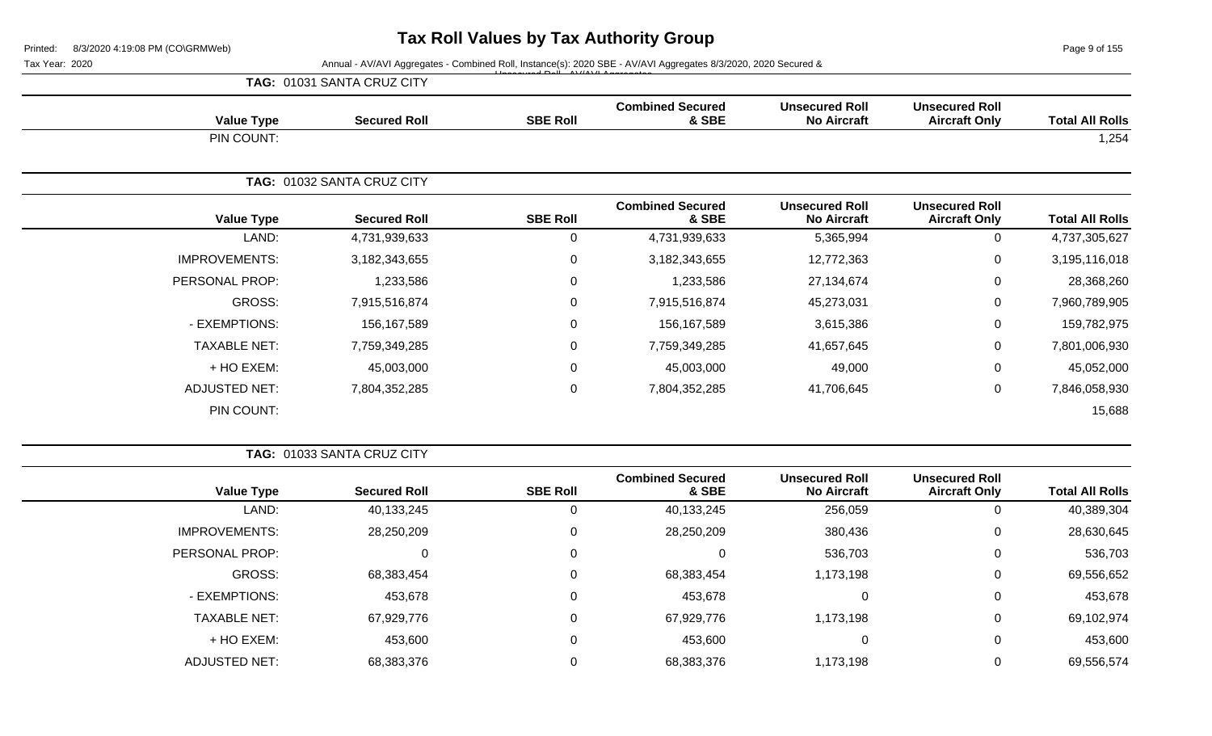# Tax Roll Values by Tax Authority Group

Printed: 8/3/2020 4:19:08 PM (CO\GRMWeb)

Tax Year: 2020

Annual - AV/AVI Aggregates - Combined Roll, Instance(s): 2020 SBE - AV/AVI Aggregates 8/3/2020, 2020 Secured & Unsecured Roll - AV/AVI Aggregates

**TAG: 01031 SANTA CRUZ CITY**

| Value Type | Secured Roll | SBE Roll | Combined Secured & SBE | Unsecured Roll No Aircraft | Unsecured Roll Aircraft Only | Total All Rolls |
|---|---|---|---|---|---|---|
| PIN COUNT: | | | | | | 1,254 |

**TAG: 01032 SANTA CRUZ CITY**

| Value Type | Secured Roll | SBE Roll | Combined Secured & SBE | Unsecured Roll No Aircraft | Unsecured Roll Aircraft Only | Total All Rolls |
|---|---|---|---|---|---|---|
| LAND: | 4,731,939,633 | 0 | 4,731,939,633 | 5,365,994 | 0 | 4,737,305,627 |
| IMPROVEMENTS: | 3,182,343,655 | 0 | 3,182,343,655 | 12,772,363 | 0 | 3,195,116,018 |
| PERSONAL PROP: | 1,233,586 | 0 | 1,233,586 | 27,134,674 | 0 | 28,368,260 |
| GROSS: | 7,915,516,874 | 0 | 7,915,516,874 | 45,273,031 | 0 | 7,960,789,905 |
| - EXEMPTIONS: | 156,167,589 | 0 | 156,167,589 | 3,615,386 | 0 | 159,782,975 |
| TAXABLE NET: | 7,759,349,285 | 0 | 7,759,349,285 | 41,657,645 | 0 | 7,801,006,930 |
| + HO EXEM: | 45,003,000 | 0 | 45,003,000 | 49,000 | 0 | 45,052,000 |
| ADJUSTED NET: | 7,804,352,285 | 0 | 7,804,352,285 | 41,706,645 | 0 | 7,846,058,930 |
| PIN COUNT: | | | | | | 15,688 |

**TAG: 01033 SANTA CRUZ CITY**

| Value Type | Secured Roll | SBE Roll | Combined Secured & SBE | Unsecured Roll No Aircraft | Unsecured Roll Aircraft Only | Total All Rolls |
|---|---|---|---|---|---|---|
| LAND: | 40,133,245 | 0 | 40,133,245 | 256,059 | 0 | 40,389,304 |
| IMPROVEMENTS: | 28,250,209 | 0 | 28,250,209 | 380,436 | 0 | 28,630,645 |
| PERSONAL PROP: | 0 | 0 | 0 | 536,703 | 0 | 536,703 |
| GROSS: | 68,383,454 | 0 | 68,383,454 | 1,173,198 | 0 | 69,556,652 |
| - EXEMPTIONS: | 453,678 | 0 | 453,678 | 0 | 0 | 453,678 |
| TAXABLE NET: | 67,929,776 | 0 | 67,929,776 | 1,173,198 | 0 | 69,102,974 |
| + HO EXEM: | 453,600 | 0 | 453,600 | 0 | 0 | 453,600 |
| ADJUSTED NET: | 68,383,376 | 0 | 68,383,376 | 1,173,198 | 0 | 69,556,574 |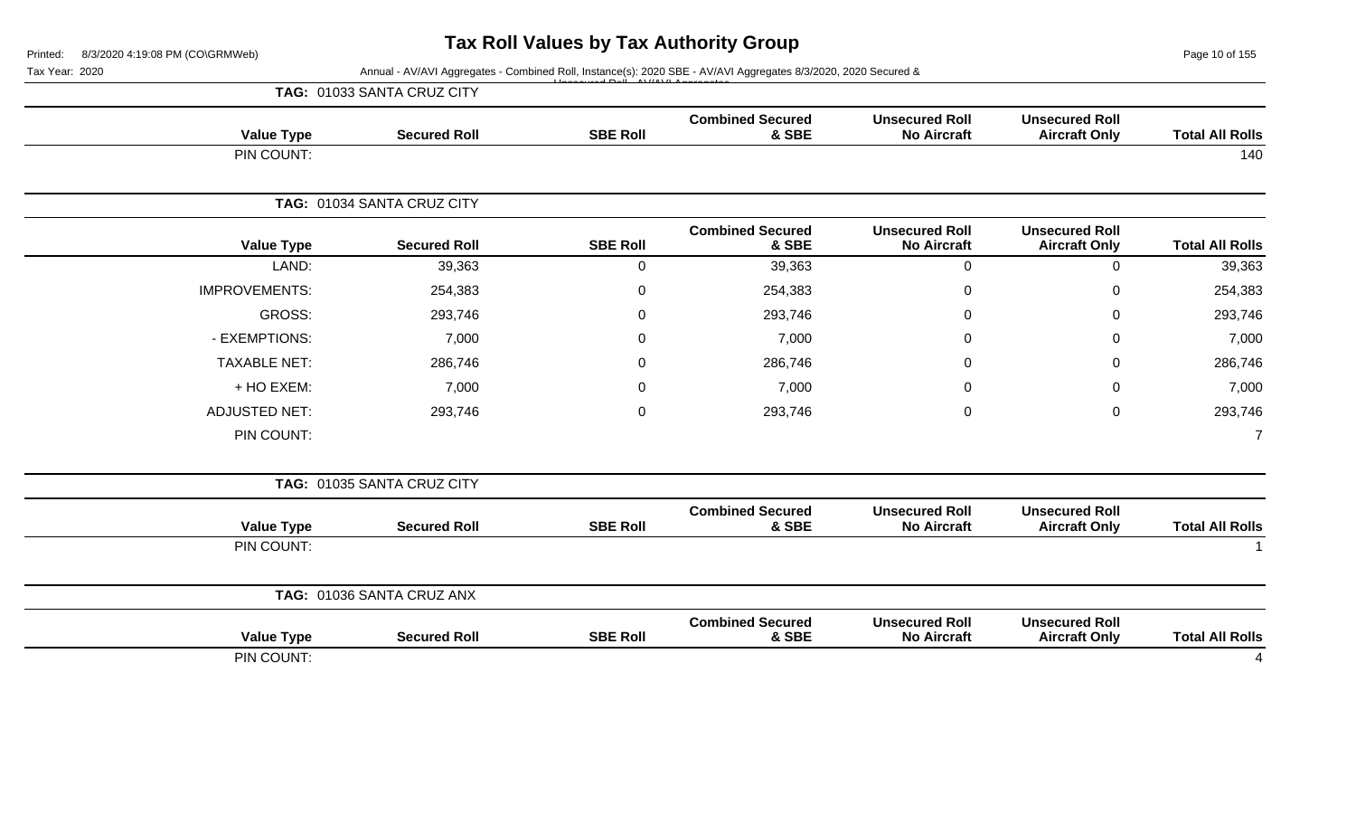# Tax Roll Values by Tax Authority Group

Printed: 8/3/2020 4:19:08 PM (CO\GRMWeb)

Tax Year: 2020

Annual - AV/AVI Aggregates - Combined Roll, Instance(s): 2020 SBE - AV/AVI Aggregates 8/3/2020, 2020 Secured & Unsecured Roll - AV/AVI Aggregates

**TAG: 01033 SANTA CRUZ CITY**

| Value Type | Secured Roll | SBE Roll | Combined Secured & SBE | Unsecured Roll No Aircraft | Unsecured Roll Aircraft Only | Total All Rolls |
|---|---|---|---|---|---|---|
| PIN COUNT: | | | | | | 140 |

**TAG: 01034 SANTA CRUZ CITY**

| Value Type | Secured Roll | SBE Roll | Combined Secured & SBE | Unsecured Roll No Aircraft | Unsecured Roll Aircraft Only | Total All Rolls |
|---|---|---|---|---|---|---|
| LAND: | 39,363 | 0 | 39,363 | 0 | 0 | 39,363 |
| IMPROVEMENTS: | 254,383 | 0 | 254,383 | 0 | 0 | 254,383 |
| GROSS: | 293,746 | 0 | 293,746 | 0 | 0 | 293,746 |
| - EXEMPTIONS: | 7,000 | 0 | 7,000 | 0 | 0 | 7,000 |
| TAXABLE NET: | 286,746 | 0 | 286,746 | 0 | 0 | 286,746 |
| + HO EXEM: | 7,000 | 0 | 7,000 | 0 | 0 | 7,000 |
| ADJUSTED NET: | 293,746 | 0 | 293,746 | 0 | 0 | 293,746 |
| PIN COUNT: | | | | | | 7 |

**TAG: 01035 SANTA CRUZ CITY**

| Value Type | Secured Roll | SBE Roll | Combined Secured & SBE | Unsecured Roll No Aircraft | Unsecured Roll Aircraft Only | Total All Rolls |
|---|---|---|---|---|---|---|
| PIN COUNT: | | | | | | 1 |

**TAG: 01036 SANTA CRUZ ANX**

| Value Type | Secured Roll | SBE Roll | Combined Secured & SBE | Unsecured Roll No Aircraft | Unsecured Roll Aircraft Only | Total All Rolls |
|---|---|---|---|---|---|---|
| PIN COUNT: | | | | | | 4 |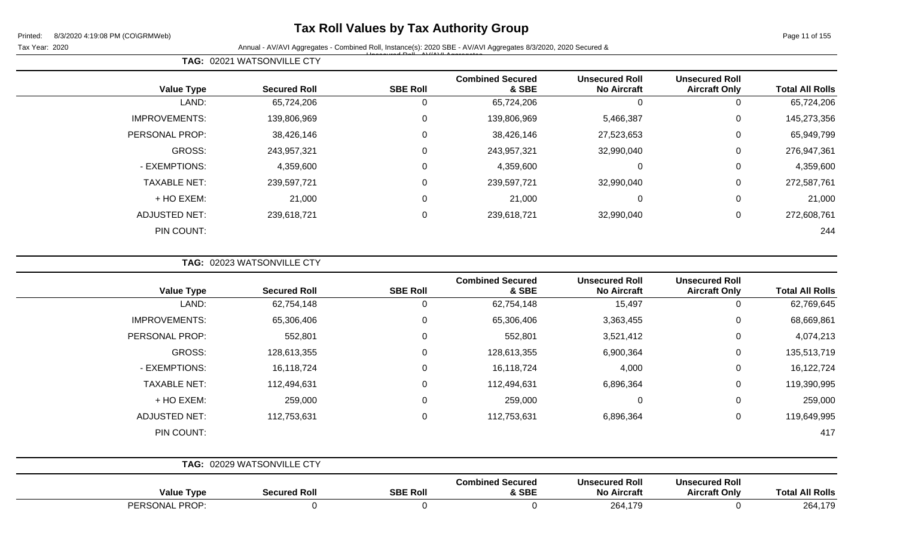# Tax Roll Values by Tax Authority Group

Printed: 8/3/2020 4:19:08 PM (CO\GRMWeb)

Tax Year: 2020 Annual - AV/AVI Aggregates - Combined Roll, Instance(s): 2020 SBE - AV/AVI Aggregates 8/3/2020, 2020 Secured & Unsecured Roll - AV/AVI Aggregates

**TAG: 02021 WATSONVILLE CTY**

| Value Type | Secured Roll | SBE Roll | Combined Secured & SBE | Unsecured Roll No Aircraft | Unsecured Roll Aircraft Only | Total All Rolls |
|---|---|---|---|---|---|---|
| LAND: | 65,724,206 | 0 | 65,724,206 | 0 | 0 | 65,724,206 |
| IMPROVEMENTS: | 139,806,969 | 0 | 139,806,969 | 5,466,387 | 0 | 145,273,356 |
| PERSONAL PROP: | 38,426,146 | 0 | 38,426,146 | 27,523,653 | 0 | 65,949,799 |
| GROSS: | 243,957,321 | 0 | 243,957,321 | 32,990,040 | 0 | 276,947,361 |
| - EXEMPTIONS: | 4,359,600 | 0 | 4,359,600 | 0 | 0 | 4,359,600 |
| TAXABLE NET: | 239,597,721 | 0 | 239,597,721 | 32,990,040 | 0 | 272,587,761 |
| + HO EXEM: | 21,000 | 0 | 21,000 | 0 | 0 | 21,000 |
| ADJUSTED NET: | 239,618,721 | 0 | 239,618,721 | 32,990,040 | 0 | 272,608,761 |
| PIN COUNT: | | | | | | 244 |

**TAG: 02023 WATSONVILLE CTY**

| Value Type | Secured Roll | SBE Roll | Combined Secured & SBE | Unsecured Roll No Aircraft | Unsecured Roll Aircraft Only | Total All Rolls |
|---|---|---|---|---|---|---|
| LAND: | 62,754,148 | 0 | 62,754,148 | 15,497 | 0 | 62,769,645 |
| IMPROVEMENTS: | 65,306,406 | 0 | 65,306,406 | 3,363,455 | 0 | 68,669,861 |
| PERSONAL PROP: | 552,801 | 0 | 552,801 | 3,521,412 | 0 | 4,074,213 |
| GROSS: | 128,613,355 | 0 | 128,613,355 | 6,900,364 | 0 | 135,513,719 |
| - EXEMPTIONS: | 16,118,724 | 0 | 16,118,724 | 4,000 | 0 | 16,122,724 |
| TAXABLE NET: | 112,494,631 | 0 | 112,494,631 | 6,896,364 | 0 | 119,390,995 |
| + HO EXEM: | 259,000 | 0 | 259,000 | 0 | 0 | 259,000 |
| ADJUSTED NET: | 112,753,631 | 0 | 112,753,631 | 6,896,364 | 0 | 119,649,995 |
| PIN COUNT: | | | | | | 417 |

**TAG: 02029 WATSONVILLE CTY**

| Value Type | Secured Roll | SBE Roll | Combined Secured & SBE | Unsecured Roll No Aircraft | Unsecured Roll Aircraft Only | Total All Rolls |
|---|---|---|---|---|---|---|
| PERSONAL PROP: | 0 | 0 | 0 | 264,179 | 0 | 264,179 |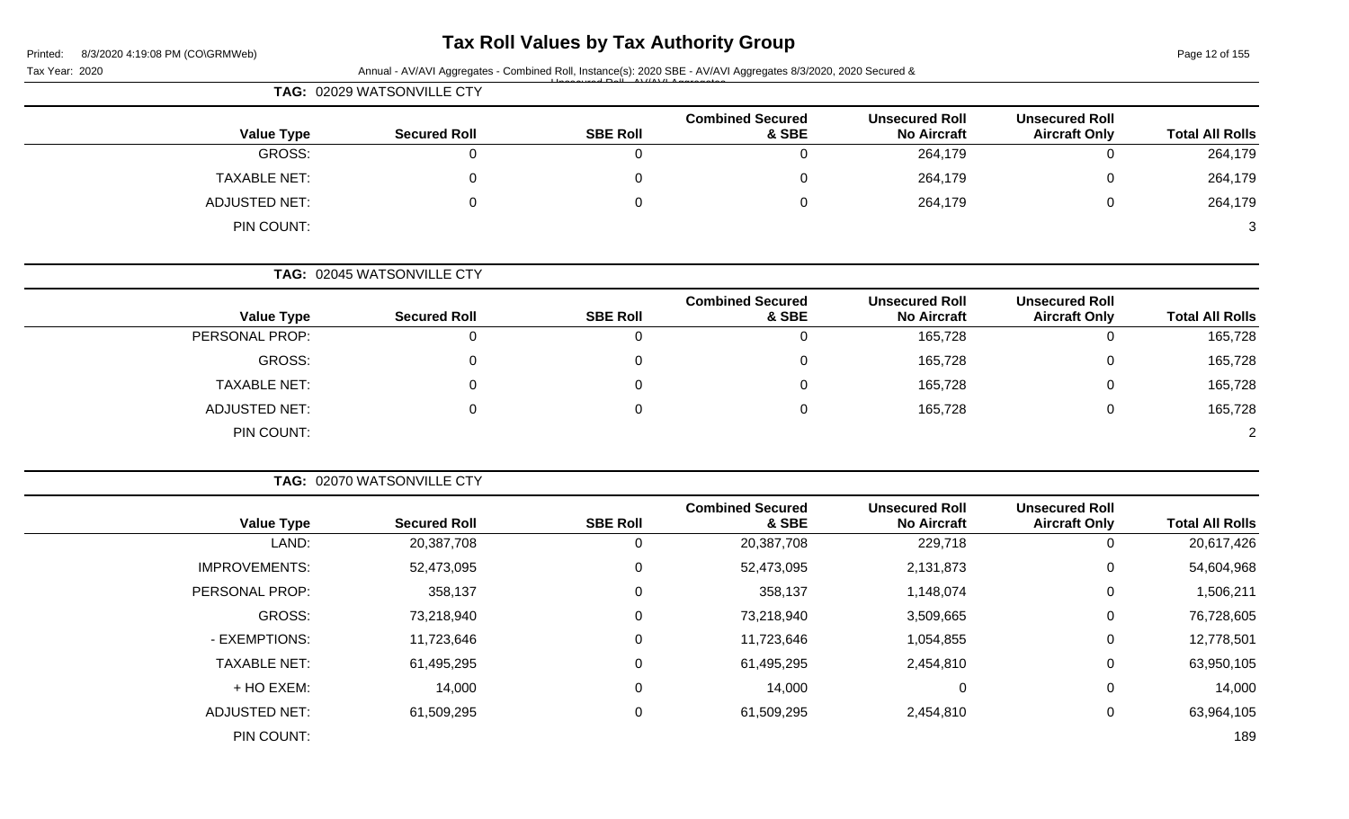# Tax Roll Values by Tax Authority Group

Printed: 8/3/2020 4:19:08 PM (CO\GRMWeb)

Tax Year: 2020

Annual - AV/AVI Aggregates - Combined Roll, Instance(s): 2020 SBE - AV/AVI Aggregates 8/3/2020, 2020 Secured & Unsecured Roll - AV/AVI Aggregates

## TAG: 02029 WATSONVILLE CTY

| Value Type | Secured Roll | SBE Roll | Combined Secured & SBE | Unsecured Roll No Aircraft | Unsecured Roll Aircraft Only | Total All Rolls |
|---|---|---|---|---|---|---|
| GROSS: | 0 | 0 | 0 | 264,179 | 0 | 264,179 |
| TAXABLE NET: | 0 | 0 | 0 | 264,179 | 0 | 264,179 |
| ADJUSTED NET: | 0 | 0 | 0 | 264,179 | 0 | 264,179 |
| PIN COUNT: | | | | | | 3 |

## TAG: 02045 WATSONVILLE CTY

| Value Type | Secured Roll | SBE Roll | Combined Secured & SBE | Unsecured Roll No Aircraft | Unsecured Roll Aircraft Only | Total All Rolls |
|---|---|---|---|---|---|---|
| PERSONAL PROP: | 0 | 0 | 0 | 165,728 | 0 | 165,728 |
| GROSS: | 0 | 0 | 0 | 165,728 | 0 | 165,728 |
| TAXABLE NET: | 0 | 0 | 0 | 165,728 | 0 | 165,728 |
| ADJUSTED NET: | 0 | 0 | 0 | 165,728 | 0 | 165,728 |
| PIN COUNT: | | | | | | 2 |

## TAG: 02070 WATSONVILLE CTY

| Value Type | Secured Roll | SBE Roll | Combined Secured & SBE | Unsecured Roll No Aircraft | Unsecured Roll Aircraft Only | Total All Rolls |
|---|---|---|---|---|---|---|
| LAND: | 20,387,708 | 0 | 20,387,708 | 229,718 | 0 | 20,617,426 |
| IMPROVEMENTS: | 52,473,095 | 0 | 52,473,095 | 2,131,873 | 0 | 54,604,968 |
| PERSONAL PROP: | 358,137 | 0 | 358,137 | 1,148,074 | 0 | 1,506,211 |
| GROSS: | 73,218,940 | 0 | 73,218,940 | 3,509,665 | 0 | 76,728,605 |
| - EXEMPTIONS: | 11,723,646 | 0 | 11,723,646 | 1,054,855 | 0 | 12,778,501 |
| TAXABLE NET: | 61,495,295 | 0 | 61,495,295 | 2,454,810 | 0 | 63,950,105 |
| + HO EXEM: | 14,000 | 0 | 14,000 | 0 | 0 | 14,000 |
| ADJUSTED NET: | 61,509,295 | 0 | 61,509,295 | 2,454,810 | 0 | 63,964,105 |
| PIN COUNT: | | | | | | 189 |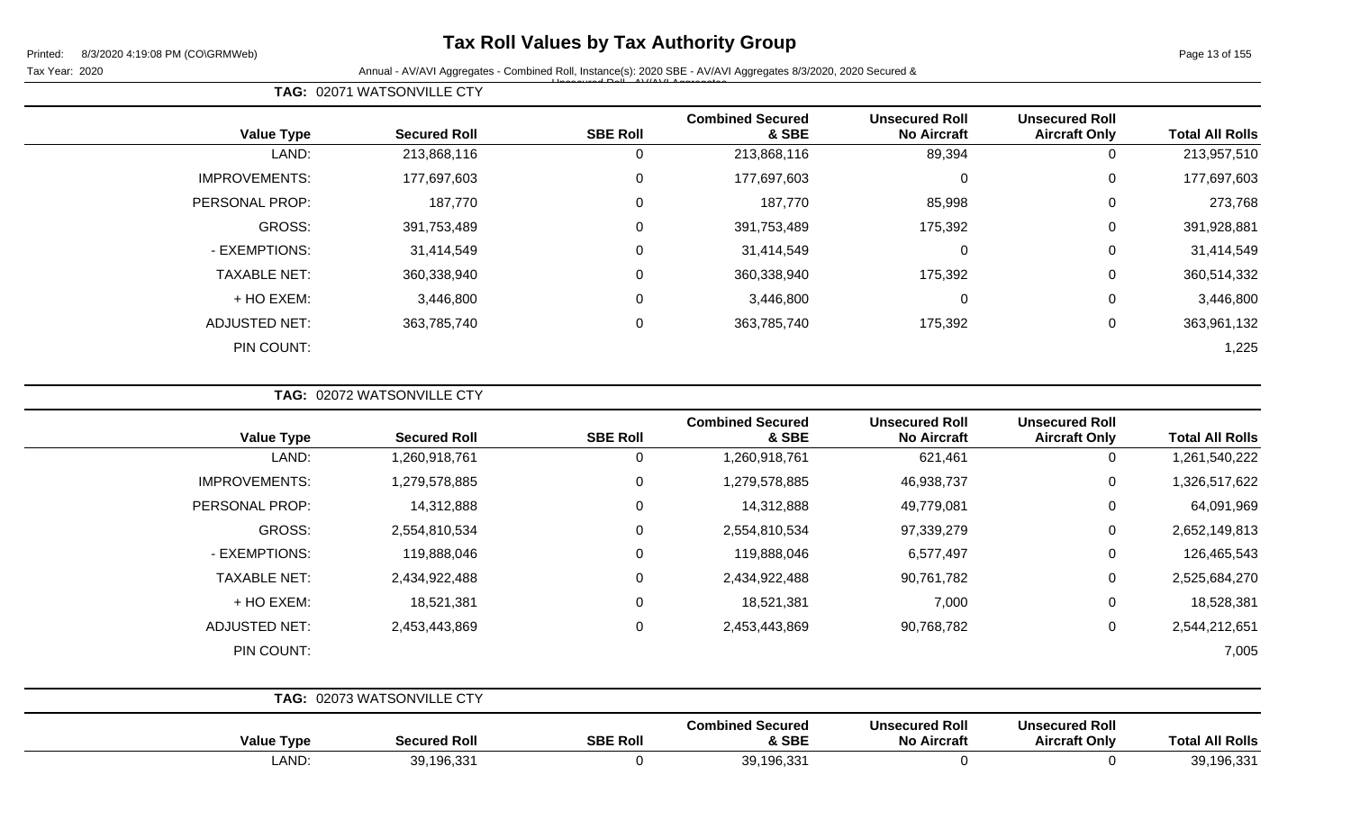# Tax Roll Values by Tax Authority Group

Printed: 8/3/2020 4:19:08 PM (CO\GRMWeb)

Tax Year: 2020

Annual - AV/AVI Aggregates - Combined Roll, Instance(s): 2020 SBE - AV/AVI Aggregates 8/3/2020, 2020 Secured & Unsecured Roll - AV/AVI Aggregates

**TAG: 02071 WATSONVILLE CTY**

| Value Type | Secured Roll | SBE Roll | Combined Secured & SBE | Unsecured Roll No Aircraft | Unsecured Roll Aircraft Only | Total All Rolls |
|---|---|---|---|---|---|---|
| LAND: | 213,868,116 | 0 | 213,868,116 | 89,394 | 0 | 213,957,510 |
| IMPROVEMENTS: | 177,697,603 | 0 | 177,697,603 | 0 | 0 | 177,697,603 |
| PERSONAL PROP: | 187,770 | 0 | 187,770 | 85,998 | 0 | 273,768 |
| GROSS: | 391,753,489 | 0 | 391,753,489 | 175,392 | 0 | 391,928,881 |
| - EXEMPTIONS: | 31,414,549 | 0 | 31,414,549 | 0 | 0 | 31,414,549 |
| TAXABLE NET: | 360,338,940 | 0 | 360,338,940 | 175,392 | 0 | 360,514,332 |
| + HO EXEM: | 3,446,800 | 0 | 3,446,800 | 0 | 0 | 3,446,800 |
| ADJUSTED NET: | 363,785,740 | 0 | 363,785,740 | 175,392 | 0 | 363,961,132 |
| PIN COUNT: | | | | | | 1,225 |

**TAG: 02072 WATSONVILLE CTY**

| Value Type | Secured Roll | SBE Roll | Combined Secured & SBE | Unsecured Roll No Aircraft | Unsecured Roll Aircraft Only | Total All Rolls |
|---|---|---|---|---|---|---|
| LAND: | 1,260,918,761 | 0 | 1,260,918,761 | 621,461 | 0 | 1,261,540,222 |
| IMPROVEMENTS: | 1,279,578,885 | 0 | 1,279,578,885 | 46,938,737 | 0 | 1,326,517,622 |
| PERSONAL PROP: | 14,312,888 | 0 | 14,312,888 | 49,779,081 | 0 | 64,091,969 |
| GROSS: | 2,554,810,534 | 0 | 2,554,810,534 | 97,339,279 | 0 | 2,652,149,813 |
| - EXEMPTIONS: | 119,888,046 | 0 | 119,888,046 | 6,577,497 | 0 | 126,465,543 |
| TAXABLE NET: | 2,434,922,488 | 0 | 2,434,922,488 | 90,761,782 | 0 | 2,525,684,270 |
| + HO EXEM: | 18,521,381 | 0 | 18,521,381 | 7,000 | 0 | 18,528,381 |
| ADJUSTED NET: | 2,453,443,869 | 0 | 2,453,443,869 | 90,768,782 | 0 | 2,544,212,651 |
| PIN COUNT: | | | | | | 7,005 |

**TAG: 02073 WATSONVILLE CTY**

| Value Type | Secured Roll | SBE Roll | Combined Secured & SBE | Unsecured Roll No Aircraft | Unsecured Roll Aircraft Only | Total All Rolls |
|---|---|---|---|---|---|---|
| LAND: | 39,196,331 | 0 | 39,196,331 | 0 | 0 | 39,196,331 |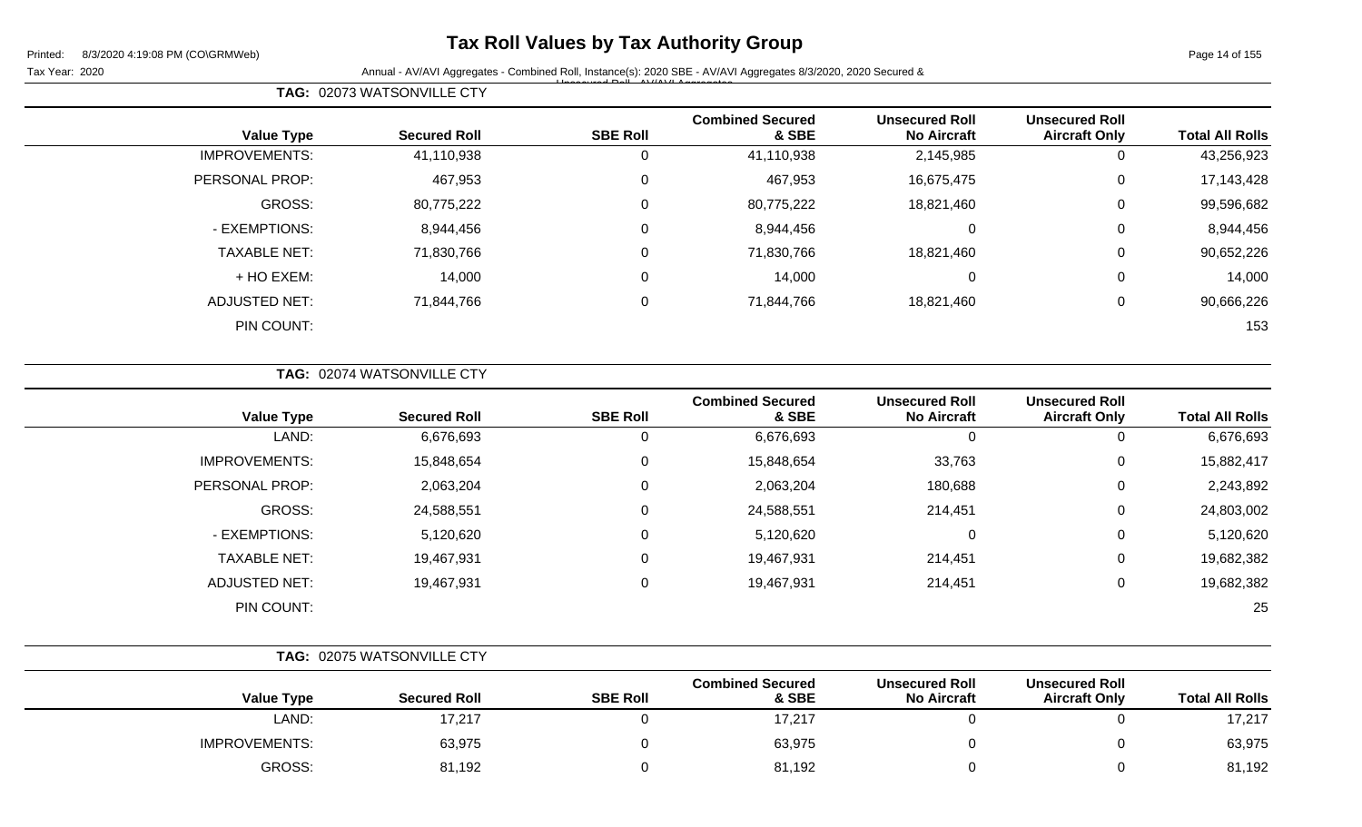# Tax Roll Values by Tax Authority Group

Printed: 8/3/2020 4:19:08 PM (CO\GRMWeb)

Tax Year: 2020

Annual - AV/AVI Aggregates - Combined Roll, Instance(s): 2020 SBE - AV/AVI Aggregates 8/3/2020, 2020 Secured & Unsecured Roll - AV/AVI Aggregates

**TAG: 02073 WATSONVILLE CTY**

| Value Type | Secured Roll | SBE Roll | Combined Secured & SBE | Unsecured Roll No Aircraft | Unsecured Roll Aircraft Only | Total All Rolls |
|---|---|---|---|---|---|---|
| IMPROVEMENTS: | 41,110,938 | 0 | 41,110,938 | 2,145,985 | 0 | 43,256,923 |
| PERSONAL PROP: | 467,953 | 0 | 467,953 | 16,675,475 | 0 | 17,143,428 |
| GROSS: | 80,775,222 | 0 | 80,775,222 | 18,821,460 | 0 | 99,596,682 |
| - EXEMPTIONS: | 8,944,456 | 0 | 8,944,456 | 0 | 0 | 8,944,456 |
| TAXABLE NET: | 71,830,766 | 0 | 71,830,766 | 18,821,460 | 0 | 90,652,226 |
| + HO EXEM: | 14,000 | 0 | 14,000 | 0 | 0 | 14,000 |
| ADJUSTED NET: | 71,844,766 | 0 | 71,844,766 | 18,821,460 | 0 | 90,666,226 |
| PIN COUNT: | | | | | | 153 |

**TAG: 02074 WATSONVILLE CTY**

| Value Type | Secured Roll | SBE Roll | Combined Secured & SBE | Unsecured Roll No Aircraft | Unsecured Roll Aircraft Only | Total All Rolls |
|---|---|---|---|---|---|---|
| LAND: | 6,676,693 | 0 | 6,676,693 | 0 | 0 | 6,676,693 |
| IMPROVEMENTS: | 15,848,654 | 0 | 15,848,654 | 33,763 | 0 | 15,882,417 |
| PERSONAL PROP: | 2,063,204 | 0 | 2,063,204 | 180,688 | 0 | 2,243,892 |
| GROSS: | 24,588,551 | 0 | 24,588,551 | 214,451 | 0 | 24,803,002 |
| - EXEMPTIONS: | 5,120,620 | 0 | 5,120,620 | 0 | 0 | 5,120,620 |
| TAXABLE NET: | 19,467,931 | 0 | 19,467,931 | 214,451 | 0 | 19,682,382 |
| ADJUSTED NET: | 19,467,931 | 0 | 19,467,931 | 214,451 | 0 | 19,682,382 |
| PIN COUNT: | | | | | | 25 |

**TAG: 02075 WATSONVILLE CTY**

| Value Type | Secured Roll | SBE Roll | Combined Secured & SBE | Unsecured Roll No Aircraft | Unsecured Roll Aircraft Only | Total All Rolls |
|---|---|---|---|---|---|---|
| LAND: | 17,217 | 0 | 17,217 | 0 | 0 | 17,217 |
| IMPROVEMENTS: | 63,975 | 0 | 63,975 | 0 | 0 | 63,975 |
| GROSS: | 81,192 | 0 | 81,192 | 0 | 0 | 81,192 |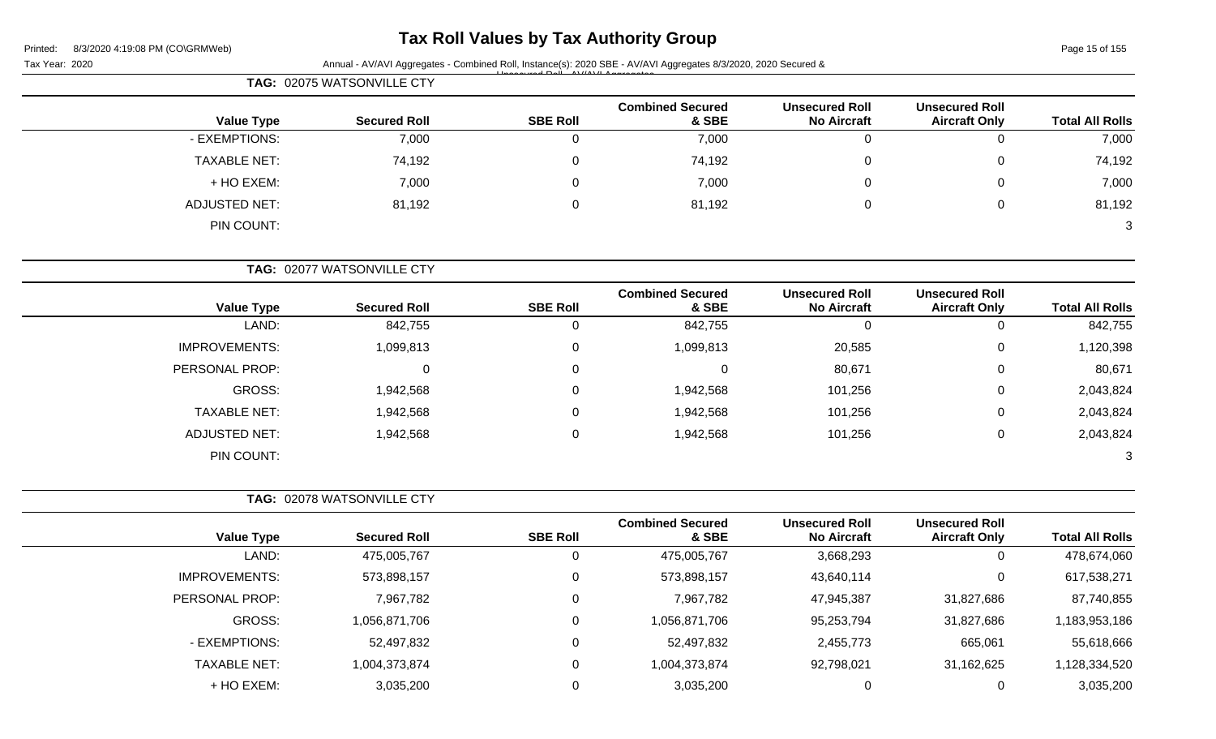# Tax Roll Values by Tax Authority Group

Tax Year: 2020

Annual - AV/AVI Aggregates - Combined Roll, Instance(s): 2020 SBE - AV/AVI Aggregates 8/3/2020, 2020 Secured & Unsecured Roll - AV/AVI Aggregates

**TAG: 02075 WATSONVILLE CTY**

| Value Type | Secured Roll | SBE Roll | Combined Secured & SBE | Unsecured Roll No Aircraft | Unsecured Roll Aircraft Only | Total All Rolls |
|---|---|---|---|---|---|---|
| - EXEMPTIONS: | 7,000 | 0 | 7,000 | 0 | 0 | 7,000 |
| TAXABLE NET: | 74,192 | 0 | 74,192 | 0 | 0 | 74,192 |
| + HO EXEM: | 7,000 | 0 | 7,000 | 0 | 0 | 7,000 |
| ADJUSTED NET: | 81,192 | 0 | 81,192 | 0 | 0 | 81,192 |
| PIN COUNT: | | | | | | 3 |

**TAG: 02077 WATSONVILLE CTY**

| Value Type | Secured Roll | SBE Roll | Combined Secured & SBE | Unsecured Roll No Aircraft | Unsecured Roll Aircraft Only | Total All Rolls |
|---|---|---|---|---|---|---|
| LAND: | 842,755 | 0 | 842,755 | 0 | 0 | 842,755 |
| IMPROVEMENTS: | 1,099,813 | 0 | 1,099,813 | 20,585 | 0 | 1,120,398 |
| PERSONAL PROP: | 0 | 0 | 0 | 80,671 | 0 | 80,671 |
| GROSS: | 1,942,568 | 0 | 1,942,568 | 101,256 | 0 | 2,043,824 |
| TAXABLE NET: | 1,942,568 | 0 | 1,942,568 | 101,256 | 0 | 2,043,824 |
| ADJUSTED NET: | 1,942,568 | 0 | 1,942,568 | 101,256 | 0 | 2,043,824 |
| PIN COUNT: | | | | | | 3 |

**TAG: 02078 WATSONVILLE CTY**

| Value Type | Secured Roll | SBE Roll | Combined Secured & SBE | Unsecured Roll No Aircraft | Unsecured Roll Aircraft Only | Total All Rolls |
|---|---|---|---|---|---|---|
| LAND: | 475,005,767 | 0 | 475,005,767 | 3,668,293 | 0 | 478,674,060 |
| IMPROVEMENTS: | 573,898,157 | 0 | 573,898,157 | 43,640,114 | 0 | 617,538,271 |
| PERSONAL PROP: | 7,967,782 | 0 | 7,967,782 | 47,945,387 | 31,827,686 | 87,740,855 |
| GROSS: | 1,056,871,706 | 0 | 1,056,871,706 | 95,253,794 | 31,827,686 | 1,183,953,186 |
| - EXEMPTIONS: | 52,497,832 | 0 | 52,497,832 | 2,455,773 | 665,061 | 55,618,666 |
| TAXABLE NET: | 1,004,373,874 | 0 | 1,004,373,874 | 92,798,021 | 31,162,625 | 1,128,334,520 |
| + HO EXEM: | 3,035,200 | 0 | 3,035,200 | 0 | 0 | 3,035,200 |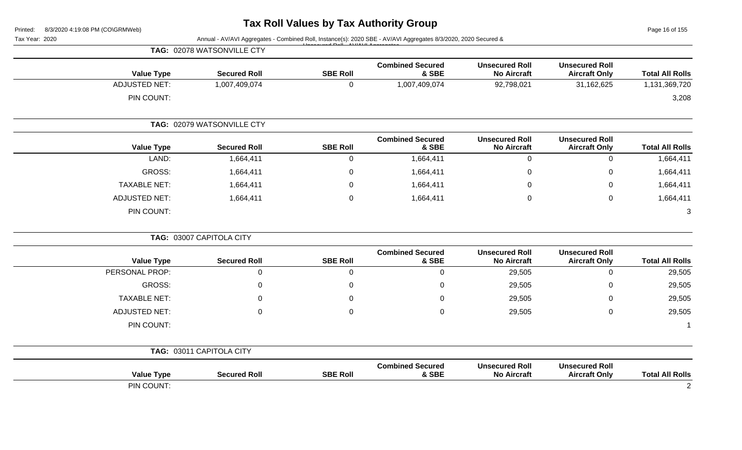**TAG: 02078 WATSONVILLE CTY**

| Value Type | Secured Roll | SBE Roll | Combined Secured & SBE | Unsecured Roll No Aircraft | Unsecured Roll Aircraft Only | Total All Rolls |
|---|---|---|---|---|---|---|
| ADJUSTED NET: | 1,007,409,074 | 0 | 1,007,409,074 | 92,798,021 | 31,162,625 | 1,131,369,720 |
| PIN COUNT: | | | | | | 3,208 |

**TAG: 02079 WATSONVILLE CTY**

| Value Type | Secured Roll | SBE Roll | Combined Secured & SBE | Unsecured Roll No Aircraft | Unsecured Roll Aircraft Only | Total All Rolls |
|---|---|---|---|---|---|---|
| LAND: | 1,664,411 | 0 | 1,664,411 | 0 | 0 | 1,664,411 |
| GROSS: | 1,664,411 | 0 | 1,664,411 | 0 | 0 | 1,664,411 |
| TAXABLE NET: | 1,664,411 | 0 | 1,664,411 | 0 | 0 | 1,664,411 |
| ADJUSTED NET: | 1,664,411 | 0 | 1,664,411 | 0 | 0 | 1,664,411 |
| PIN COUNT: | | | | | | 3 |

**TAG: 03007 CAPITOLA CITY**

| Value Type | Secured Roll | SBE Roll | Combined Secured & SBE | Unsecured Roll No Aircraft | Unsecured Roll Aircraft Only | Total All Rolls |
|---|---|---|---|---|---|---|
| PERSONAL PROP: | 0 | 0 | 0 | 29,505 | 0 | 29,505 |
| GROSS: | 0 | 0 | 0 | 29,505 | 0 | 29,505 |
| TAXABLE NET: | 0 | 0 | 0 | 29,505 | 0 | 29,505 |
| ADJUSTED NET: | 0 | 0 | 0 | 29,505 | 0 | 29,505 |
| PIN COUNT: | | | | | | 1 |

**TAG: 03011 CAPITOLA CITY**

| Value Type | Secured Roll | SBE Roll | Combined Secured & SBE | Unsecured Roll No Aircraft | Unsecured Roll Aircraft Only | Total All Rolls |
|---|---|---|---|---|---|---|
| PIN COUNT: | | | | | | 2 |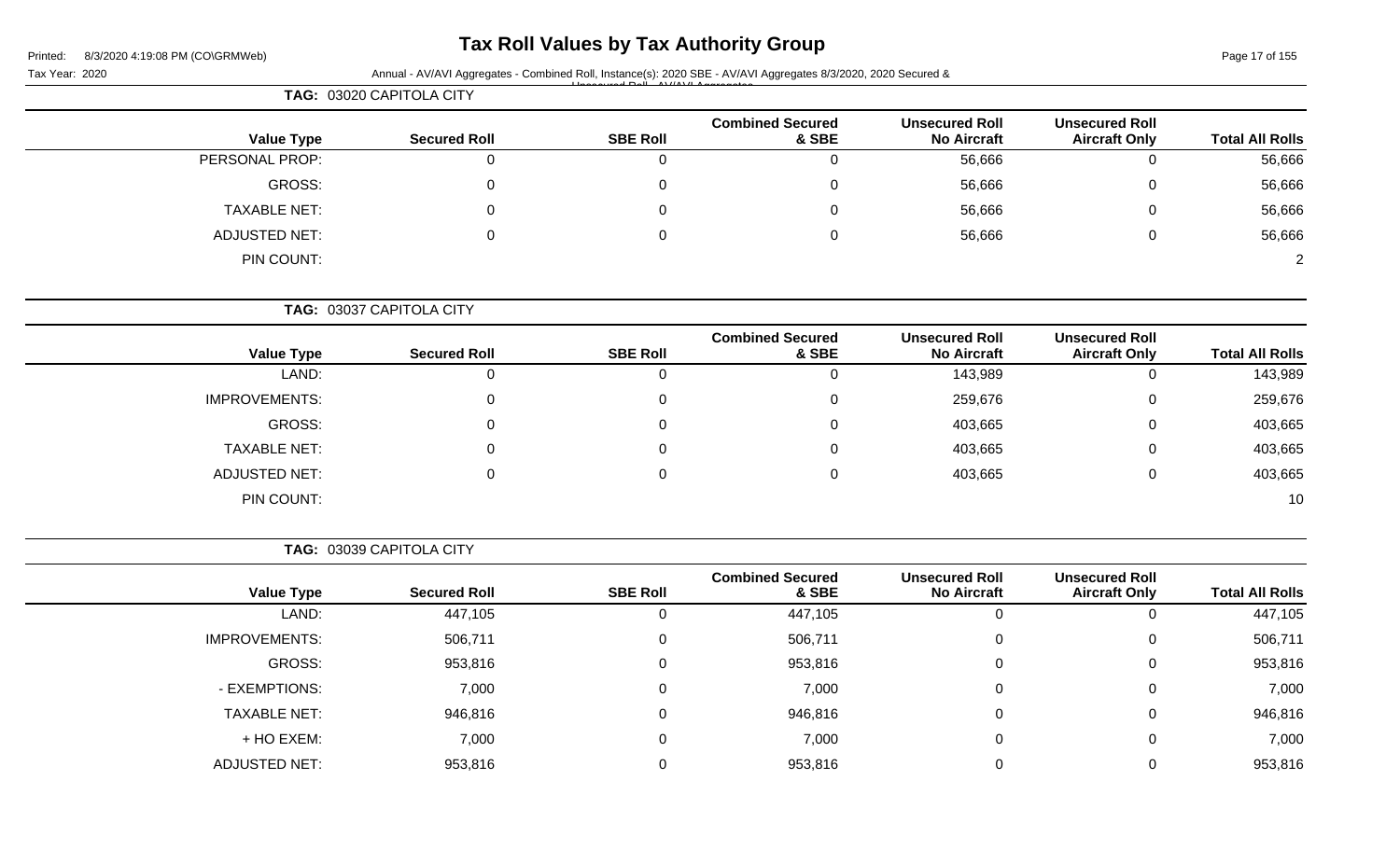# Tax Roll Values by Tax Authority Group

Printed: 8/3/2020 4:19:08 PM (CO\GRMWeb)

Tax Year: 2020

Annual - AV/AVI Aggregates - Combined Roll, Instance(s): 2020 SBE - AV/AVI Aggregates 8/3/2020, 2020 Secured & Unsecured Roll - AV/AVI Aggregates

**TAG: 03020 CAPITOLA CITY**

| Value Type | Secured Roll | SBE Roll | Combined Secured & SBE | Unsecured Roll No Aircraft | Unsecured Roll Aircraft Only | Total All Rolls |
|---|---|---|---|---|---|---|
| PERSONAL PROP: | 0 | 0 | 0 | 56,666 | 0 | 56,666 |
| GROSS: | 0 | 0 | 0 | 56,666 | 0 | 56,666 |
| TAXABLE NET: | 0 | 0 | 0 | 56,666 | 0 | 56,666 |
| ADJUSTED NET: | 0 | 0 | 0 | 56,666 | 0 | 56,666 |
| PIN COUNT: | | | | | | 2 |

**TAG: 03037 CAPITOLA CITY**

| Value Type | Secured Roll | SBE Roll | Combined Secured & SBE | Unsecured Roll No Aircraft | Unsecured Roll Aircraft Only | Total All Rolls |
|---|---|---|---|---|---|---|
| LAND: | 0 | 0 | 0 | 143,989 | 0 | 143,989 |
| IMPROVEMENTS: | 0 | 0 | 0 | 259,676 | 0 | 259,676 |
| GROSS: | 0 | 0 | 0 | 403,665 | 0 | 403,665 |
| TAXABLE NET: | 0 | 0 | 0 | 403,665 | 0 | 403,665 |
| ADJUSTED NET: | 0 | 0 | 0 | 403,665 | 0 | 403,665 |
| PIN COUNT: | | | | | | 10 |

**TAG: 03039 CAPITOLA CITY**

| Value Type | Secured Roll | SBE Roll | Combined Secured & SBE | Unsecured Roll No Aircraft | Unsecured Roll Aircraft Only | Total All Rolls |
|---|---|---|---|---|---|---|
| LAND: | 447,105 | 0 | 447,105 | 0 | 0 | 447,105 |
| IMPROVEMENTS: | 506,711 | 0 | 506,711 | 0 | 0 | 506,711 |
| GROSS: | 953,816 | 0 | 953,816 | 0 | 0 | 953,816 |
| - EXEMPTIONS: | 7,000 | 0 | 7,000 | 0 | 0 | 7,000 |
| TAXABLE NET: | 946,816 | 0 | 946,816 | 0 | 0 | 946,816 |
| + HO EXEM: | 7,000 | 0 | 7,000 | 0 | 0 | 7,000 |
| ADJUSTED NET: | 953,816 | 0 | 953,816 | 0 | 0 | 953,816 |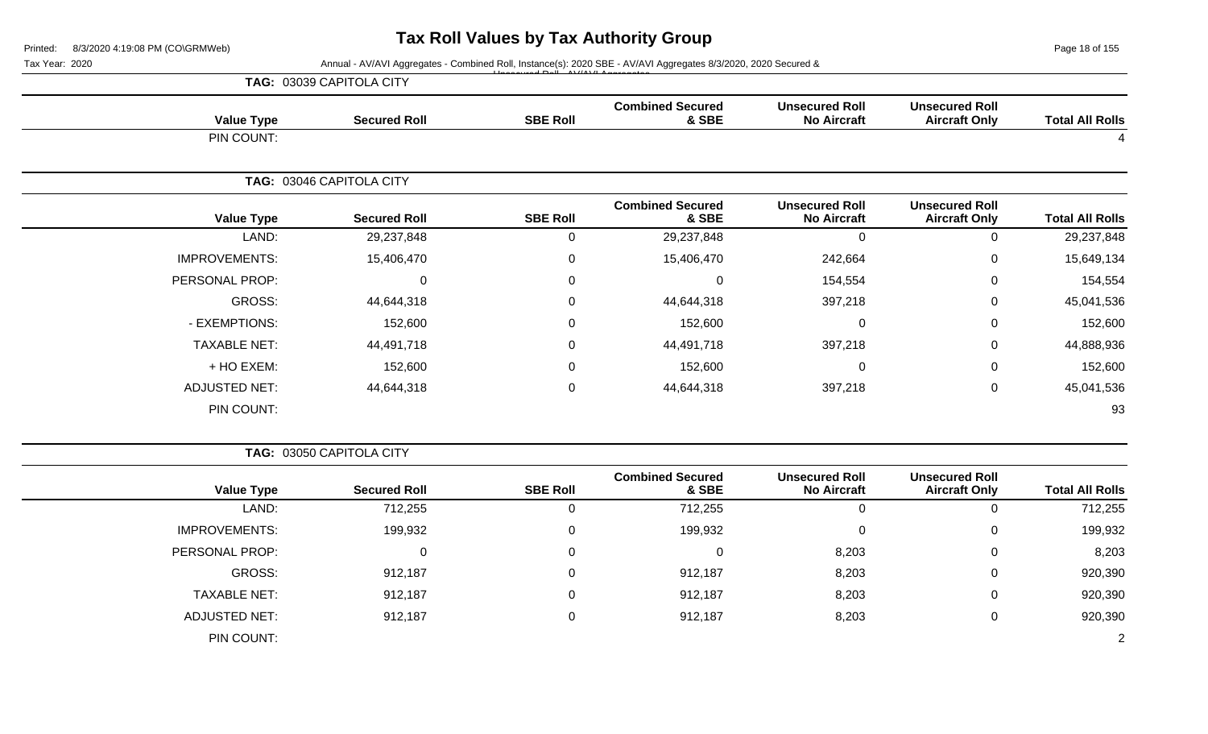# Tax Roll Values by Tax Authority Group

Tax Year: 2020

Annual - AV/AVI Aggregates - Combined Roll, Instance(s): 2020 SBE - AV/AVI Aggregates 8/3/2020, 2020 Secured & Unsecured Roll - AV/AVI Aggregates

**TAG: 03039 CAPITOLA CITY**

| Value Type | Secured Roll | SBE Roll | Combined Secured & SBE | Unsecured Roll No Aircraft | Unsecured Roll Aircraft Only | Total All Rolls |
|---|---|---|---|---|---|---|
| PIN COUNT: | | | | | | 4 |

**TAG: 03046 CAPITOLA CITY**

| Value Type | Secured Roll | SBE Roll | Combined Secured & SBE | Unsecured Roll No Aircraft | Unsecured Roll Aircraft Only | Total All Rolls |
|---|---|---|---|---|---|---|
| LAND: | 29,237,848 | 0 | 29,237,848 | 0 | 0 | 29,237,848 |
| IMPROVEMENTS: | 15,406,470 | 0 | 15,406,470 | 242,664 | 0 | 15,649,134 |
| PERSONAL PROP: | 0 | 0 | 0 | 154,554 | 0 | 154,554 |
| GROSS: | 44,644,318 | 0 | 44,644,318 | 397,218 | 0 | 45,041,536 |
| - EXEMPTIONS: | 152,600 | 0 | 152,600 | 0 | 0 | 152,600 |
| TAXABLE NET: | 44,491,718 | 0 | 44,491,718 | 397,218 | 0 | 44,888,936 |
| + HO EXEM: | 152,600 | 0 | 152,600 | 0 | 0 | 152,600 |
| ADJUSTED NET: | 44,644,318 | 0 | 44,644,318 | 397,218 | 0 | 45,041,536 |
| PIN COUNT: | | | | | | 93 |

**TAG: 03050 CAPITOLA CITY**

| Value Type | Secured Roll | SBE Roll | Combined Secured & SBE | Unsecured Roll No Aircraft | Unsecured Roll Aircraft Only | Total All Rolls |
|---|---|---|---|---|---|---|
| LAND: | 712,255 | 0 | 712,255 | 0 | 0 | 712,255 |
| IMPROVEMENTS: | 199,932 | 0 | 199,932 | 0 | 0 | 199,932 |
| PERSONAL PROP: | 0 | 0 | 0 | 8,203 | 0 | 8,203 |
| GROSS: | 912,187 | 0 | 912,187 | 8,203 | 0 | 920,390 |
| TAXABLE NET: | 912,187 | 0 | 912,187 | 8,203 | 0 | 920,390 |
| ADJUSTED NET: | 912,187 | 0 | 912,187 | 8,203 | 0 | 920,390 |
| PIN COUNT: | | | | | | 2 |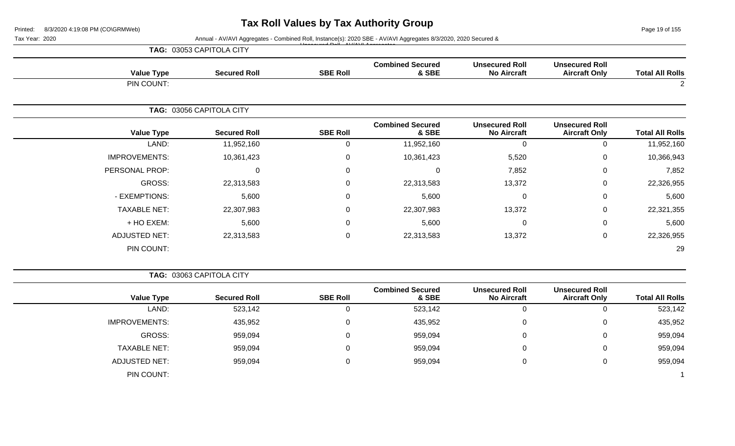# Tax Roll Values by Tax Authority Group

Tax Year: 2020

Annual - AV/AVI Aggregates - Combined Roll, Instance(s): 2020 SBE - AV/AVI Aggregates 8/3/2020, 2020 Secured & Unsecured Roll - AV/AVI Aggregates

**TAG: 03053 CAPITOLA CITY**

| Value Type | Secured Roll | SBE Roll | Combined Secured & SBE | Unsecured Roll No Aircraft | Unsecured Roll Aircraft Only | Total All Rolls |
|---|---|---|---|---|---|---|
| PIN COUNT: | | | | | | 2 |

**TAG: 03056 CAPITOLA CITY**

| Value Type | Secured Roll | SBE Roll | Combined Secured & SBE | Unsecured Roll No Aircraft | Unsecured Roll Aircraft Only | Total All Rolls |
|---|---|---|---|---|---|---|
| LAND: | 11,952,160 | 0 | 11,952,160 | 0 | 0 | 11,952,160 |
| IMPROVEMENTS: | 10,361,423 | 0 | 10,361,423 | 5,520 | 0 | 10,366,943 |
| PERSONAL PROP: | 0 | 0 | 0 | 7,852 | 0 | 7,852 |
| GROSS: | 22,313,583 | 0 | 22,313,583 | 13,372 | 0 | 22,326,955 |
| - EXEMPTIONS: | 5,600 | 0 | 5,600 | 0 | 0 | 5,600 |
| TAXABLE NET: | 22,307,983 | 0 | 22,307,983 | 13,372 | 0 | 22,321,355 |
| + HO EXEM: | 5,600 | 0 | 5,600 | 0 | 0 | 5,600 |
| ADJUSTED NET: | 22,313,583 | 0 | 22,313,583 | 13,372 | 0 | 22,326,955 |
| PIN COUNT: | | | | | | 29 |

**TAG: 03063 CAPITOLA CITY**

| Value Type | Secured Roll | SBE Roll | Combined Secured & SBE | Unsecured Roll No Aircraft | Unsecured Roll Aircraft Only | Total All Rolls |
|---|---|---|---|---|---|---|
| LAND: | 523,142 | 0 | 523,142 | 0 | 0 | 523,142 |
| IMPROVEMENTS: | 435,952 | 0 | 435,952 | 0 | 0 | 435,952 |
| GROSS: | 959,094 | 0 | 959,094 | 0 | 0 | 959,094 |
| TAXABLE NET: | 959,094 | 0 | 959,094 | 0 | 0 | 959,094 |
| ADJUSTED NET: | 959,094 | 0 | 959,094 | 0 | 0 | 959,094 |
| PIN COUNT: | | | | | | 1 |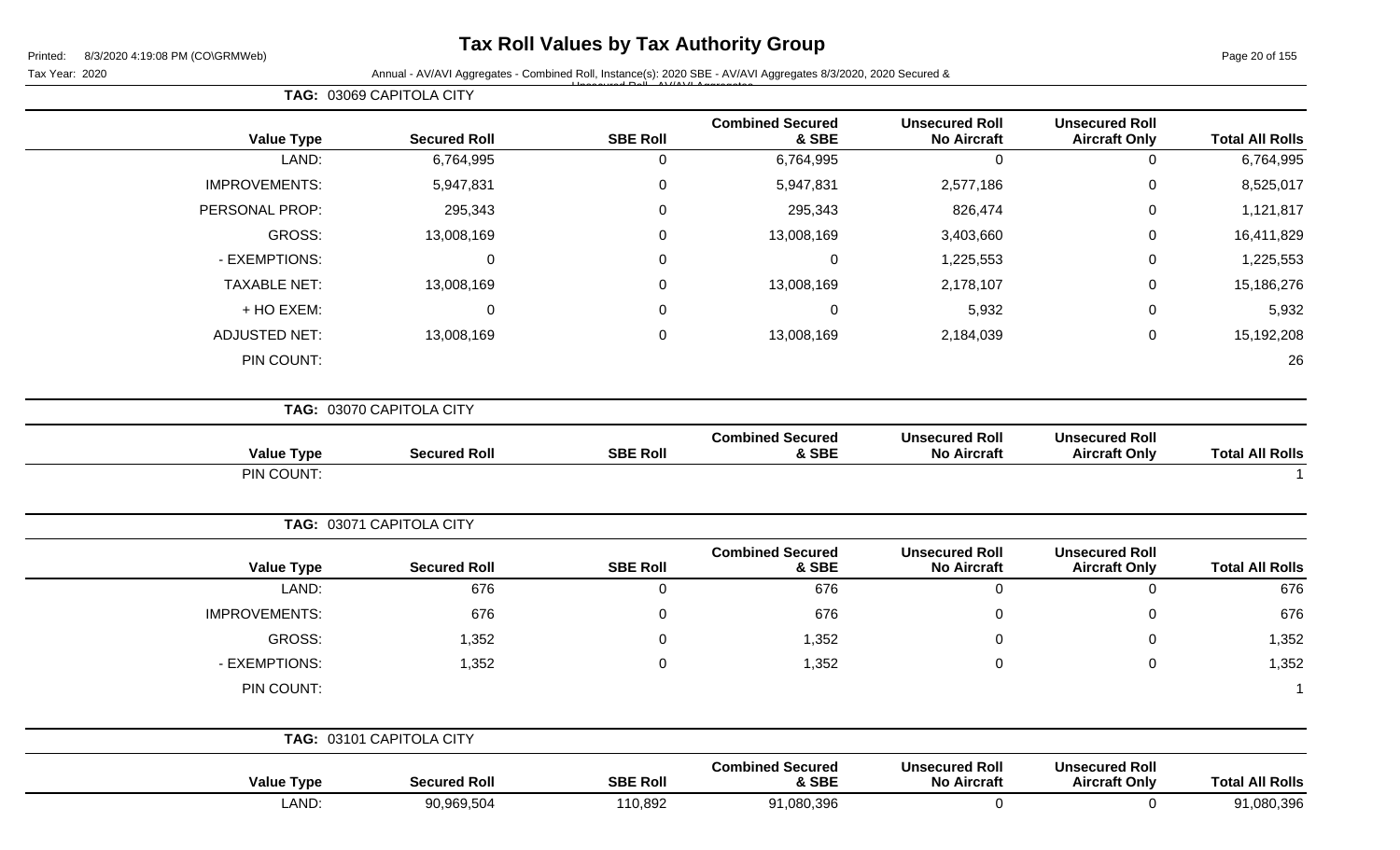# Tax Roll Values by Tax Authority Group

Printed: 8/3/2020 4:19:08 PM (CO\GRMWeb)

Tax Year: 2020

Annual - AV/AVI Aggregates - Combined Roll, Instance(s): 2020 SBE - AV/AVI Aggregates 8/3/2020, 2020 Secured & Unsecured Roll - AV/AVI Aggregates

**TAG: 03069 CAPITOLA CITY**

| Value Type | Secured Roll | SBE Roll | Combined Secured & SBE | Unsecured Roll No Aircraft | Unsecured Roll Aircraft Only | Total All Rolls |
|---|---|---|---|---|---|---|
| LAND: | 6,764,995 | 0 | 6,764,995 | 0 | 0 | 6,764,995 |
| IMPROVEMENTS: | 5,947,831 | 0 | 5,947,831 | 2,577,186 | 0 | 8,525,017 |
| PERSONAL PROP: | 295,343 | 0 | 295,343 | 826,474 | 0 | 1,121,817 |
| GROSS: | 13,008,169 | 0 | 13,008,169 | 3,403,660 | 0 | 16,411,829 |
| - EXEMPTIONS: | 0 | 0 | 0 | 1,225,553 | 0 | 1,225,553 |
| TAXABLE NET: | 13,008,169 | 0 | 13,008,169 | 2,178,107 | 0 | 15,186,276 |
| + HO EXEM: | 0 | 0 | 0 | 5,932 | 0 | 5,932 |
| ADJUSTED NET: | 13,008,169 | 0 | 13,008,169 | 2,184,039 | 0 | 15,192,208 |
| PIN COUNT: | | | | | | 26 |

**TAG: 03070 CAPITOLA CITY**

| Value Type | Secured Roll | SBE Roll | Combined Secured & SBE | Unsecured Roll No Aircraft | Unsecured Roll Aircraft Only | Total All Rolls |
|---|---|---|---|---|---|---|
| PIN COUNT: | | | | | | 1 |

**TAG: 03071 CAPITOLA CITY**

| Value Type | Secured Roll | SBE Roll | Combined Secured & SBE | Unsecured Roll No Aircraft | Unsecured Roll Aircraft Only | Total All Rolls |
|---|---|---|---|---|---|---|
| LAND: | 676 | 0 | 676 | 0 | 0 | 676 |
| IMPROVEMENTS: | 676 | 0 | 676 | 0 | 0 | 676 |
| GROSS: | 1,352 | 0 | 1,352 | 0 | 0 | 1,352 |
| - EXEMPTIONS: | 1,352 | 0 | 1,352 | 0 | 0 | 1,352 |
| PIN COUNT: | | | | | | 1 |

**TAG: 03101 CAPITOLA CITY**

| Value Type | Secured Roll | SBE Roll | Combined Secured & SBE | Unsecured Roll No Aircraft | Unsecured Roll Aircraft Only | Total All Rolls |
|---|---|---|---|---|---|---|
| LAND: | 90,969,504 | 110,892 | 91,080,396 | 0 | 0 | 91,080,396 |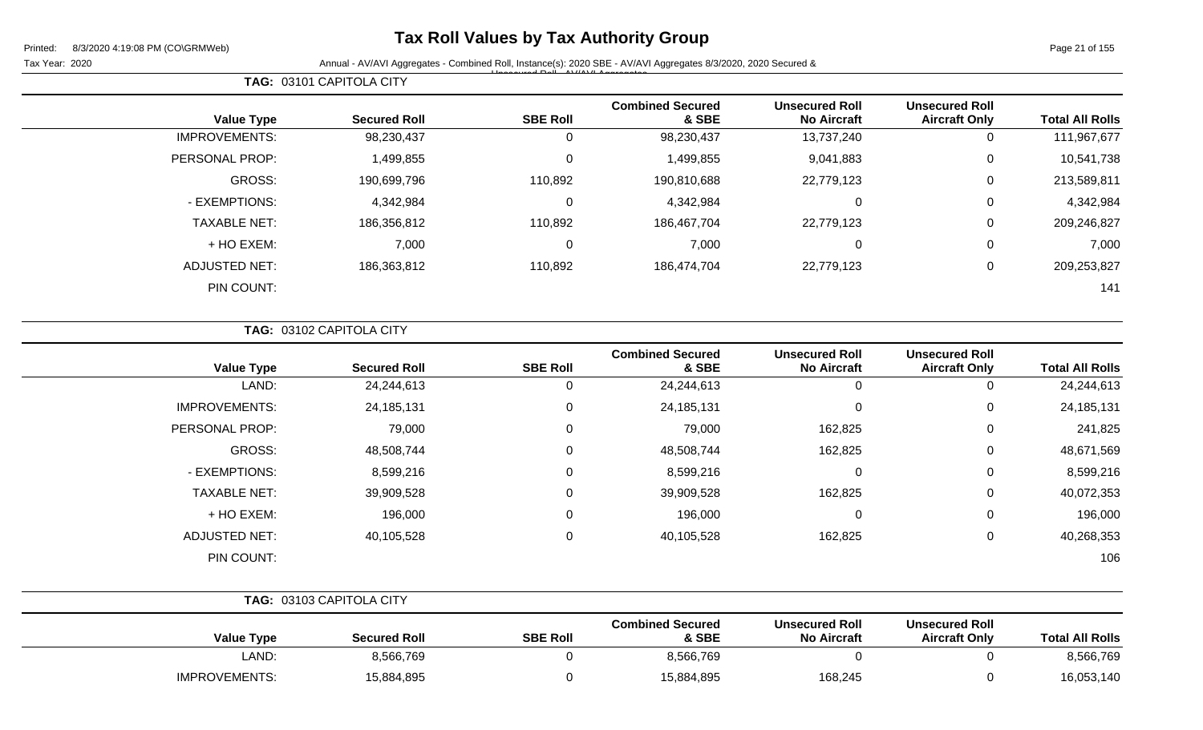# Tax Roll Values by Tax Authority Group

Tax Year: 2020

Annual - AV/AVI Aggregates - Combined Roll, Instance(s): 2020 SBE - AV/AVI Aggregates 8/3/2020, 2020 Secured & Unsecured Roll - AV/AVI Aggregates

**TAG: 03101 CAPITOLA CITY**

| Value Type | Secured Roll | SBE Roll | Combined Secured & SBE | Unsecured Roll No Aircraft | Unsecured Roll Aircraft Only | Total All Rolls |
|---|---|---|---|---|---|---|
| IMPROVEMENTS: | 98,230,437 | 0 | 98,230,437 | 13,737,240 | 0 | 111,967,677 |
| PERSONAL PROP: | 1,499,855 | 0 | 1,499,855 | 9,041,883 | 0 | 10,541,738 |
| GROSS: | 190,699,796 | 110,892 | 190,810,688 | 22,779,123 | 0 | 213,589,811 |
| - EXEMPTIONS: | 4,342,984 | 0 | 4,342,984 | 0 | 0 | 4,342,984 |
| TAXABLE NET: | 186,356,812 | 110,892 | 186,467,704 | 22,779,123 | 0 | 209,246,827 |
| + HO EXEM: | 7,000 | 0 | 7,000 | 0 | 0 | 7,000 |
| ADJUSTED NET: | 186,363,812 | 110,892 | 186,474,704 | 22,779,123 | 0 | 209,253,827 |
| PIN COUNT: | | | | | | 141 |

**TAG: 03102 CAPITOLA CITY**

| Value Type | Secured Roll | SBE Roll | Combined Secured & SBE | Unsecured Roll No Aircraft | Unsecured Roll Aircraft Only | Total All Rolls |
|---|---|---|---|---|---|---|
| LAND: | 24,244,613 | 0 | 24,244,613 | 0 | 0 | 24,244,613 |
| IMPROVEMENTS: | 24,185,131 | 0 | 24,185,131 | 0 | 0 | 24,185,131 |
| PERSONAL PROP: | 79,000 | 0 | 79,000 | 162,825 | 0 | 241,825 |
| GROSS: | 48,508,744 | 0 | 48,508,744 | 162,825 | 0 | 48,671,569 |
| - EXEMPTIONS: | 8,599,216 | 0 | 8,599,216 | 0 | 0 | 8,599,216 |
| TAXABLE NET: | 39,909,528 | 0 | 39,909,528 | 162,825 | 0 | 40,072,353 |
| + HO EXEM: | 196,000 | 0 | 196,000 | 0 | 0 | 196,000 |
| ADJUSTED NET: | 40,105,528 | 0 | 40,105,528 | 162,825 | 0 | 40,268,353 |
| PIN COUNT: | | | | | | 106 |

**TAG: 03103 CAPITOLA CITY**

| Value Type | Secured Roll | SBE Roll | Combined Secured & SBE | Unsecured Roll No Aircraft | Unsecured Roll Aircraft Only | Total All Rolls |
|---|---|---|---|---|---|---|
| LAND: | 8,566,769 | 0 | 8,566,769 | 0 | 0 | 8,566,769 |
| IMPROVEMENTS: | 15,884,895 | 0 | 15,884,895 | 168,245 | 0 | 16,053,140 |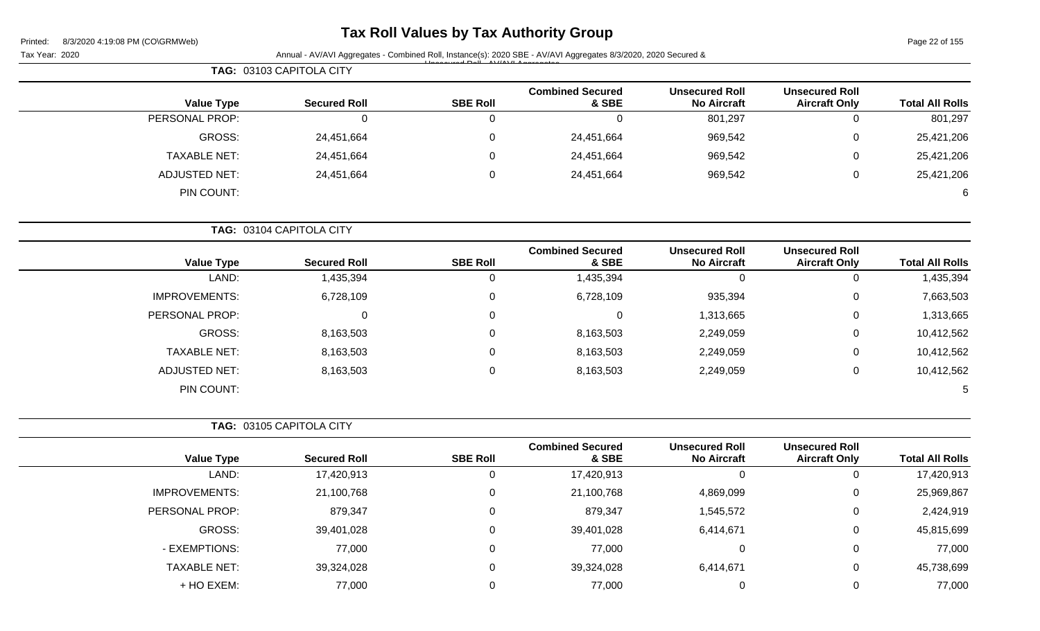# Tax Roll Values by Tax Authority Group

Tax Year: 2020

Annual - AV/AVI Aggregates - Combined Roll, Instance(s): 2020 SBE - AV/AVI Aggregates 8/3/2020, 2020 Secured & Unsecured Roll - AV/AVI Aggregates

**TAG: 03103 CAPITOLA CITY**

| Value Type | Secured Roll | SBE Roll | Combined Secured & SBE | Unsecured Roll No Aircraft | Unsecured Roll Aircraft Only | Total All Rolls |
|---|---|---|---|---|---|---|
| PERSONAL PROP: | 0 | 0 | 0 | 801,297 | 0 | 801,297 |
| GROSS: | 24,451,664 | 0 | 24,451,664 | 969,542 | 0 | 25,421,206 |
| TAXABLE NET: | 24,451,664 | 0 | 24,451,664 | 969,542 | 0 | 25,421,206 |
| ADJUSTED NET: | 24,451,664 | 0 | 24,451,664 | 969,542 | 0 | 25,421,206 |
| PIN COUNT: | | | | | | 6 |

**TAG: 03104 CAPITOLA CITY**

| Value Type | Secured Roll | SBE Roll | Combined Secured & SBE | Unsecured Roll No Aircraft | Unsecured Roll Aircraft Only | Total All Rolls |
|---|---|---|---|---|---|---|
| LAND: | 1,435,394 | 0 | 1,435,394 | 0 | 0 | 1,435,394 |
| IMPROVEMENTS: | 6,728,109 | 0 | 6,728,109 | 935,394 | 0 | 7,663,503 |
| PERSONAL PROP: | 0 | 0 | 0 | 1,313,665 | 0 | 1,313,665 |
| GROSS: | 8,163,503 | 0 | 8,163,503 | 2,249,059 | 0 | 10,412,562 |
| TAXABLE NET: | 8,163,503 | 0 | 8,163,503 | 2,249,059 | 0 | 10,412,562 |
| ADJUSTED NET: | 8,163,503 | 0 | 8,163,503 | 2,249,059 | 0 | 10,412,562 |
| PIN COUNT: | | | | | | 5 |

**TAG: 03105 CAPITOLA CITY**

| Value Type | Secured Roll | SBE Roll | Combined Secured & SBE | Unsecured Roll No Aircraft | Unsecured Roll Aircraft Only | Total All Rolls |
|---|---|---|---|---|---|---|
| LAND: | 17,420,913 | 0 | 17,420,913 | 0 | 0 | 17,420,913 |
| IMPROVEMENTS: | 21,100,768 | 0 | 21,100,768 | 4,869,099 | 0 | 25,969,867 |
| PERSONAL PROP: | 879,347 | 0 | 879,347 | 1,545,572 | 0 | 2,424,919 |
| GROSS: | 39,401,028 | 0 | 39,401,028 | 6,414,671 | 0 | 45,815,699 |
| - EXEMPTIONS: | 77,000 | 0 | 77,000 | 0 | 0 | 77,000 |
| TAXABLE NET: | 39,324,028 | 0 | 39,324,028 | 6,414,671 | 0 | 45,738,699 |
| + HO EXEM: | 77,000 | 0 | 77,000 | 0 | 0 | 77,000 |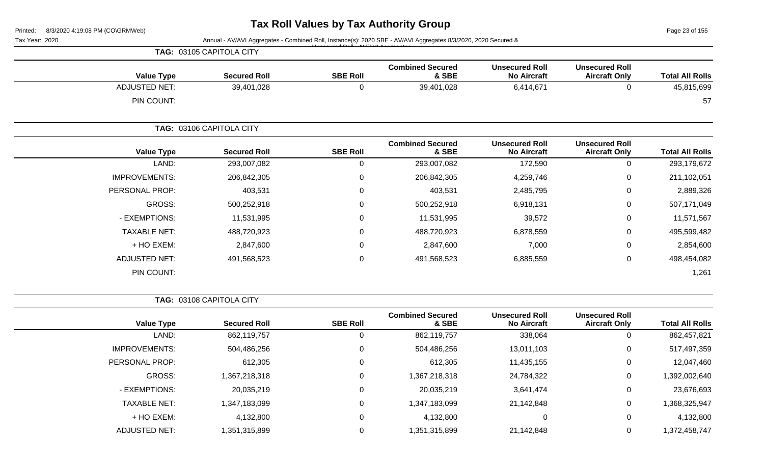# Tax Roll Values by Tax Authority Group

Tax Year: 2020

Annual - AV/AVI Aggregates - Combined Roll, Instance(s): 2020 SBE - AV/AVI Aggregates 8/3/2020, 2020 Secured & Unsecured Roll - AV/AVI Aggregates

**TAG: 03105 CAPITOLA CITY**

| Value Type | Secured Roll | SBE Roll | Combined Secured & SBE | Unsecured Roll No Aircraft | Unsecured Roll Aircraft Only | Total All Rolls |
|---|---|---|---|---|---|---|
| ADJUSTED NET: | 39,401,028 | 0 | 39,401,028 | 6,414,671 | 0 | 45,815,699 |
| PIN COUNT: | | | | | | 57 |

**TAG: 03106 CAPITOLA CITY**

| Value Type | Secured Roll | SBE Roll | Combined Secured & SBE | Unsecured Roll No Aircraft | Unsecured Roll Aircraft Only | Total All Rolls |
|---|---|---|---|---|---|---|
| LAND: | 293,007,082 | 0 | 293,007,082 | 172,590 | 0 | 293,179,672 |
| IMPROVEMENTS: | 206,842,305 | 0 | 206,842,305 | 4,259,746 | 0 | 211,102,051 |
| PERSONAL PROP: | 403,531 | 0 | 403,531 | 2,485,795 | 0 | 2,889,326 |
| GROSS: | 500,252,918 | 0 | 500,252,918 | 6,918,131 | 0 | 507,171,049 |
| - EXEMPTIONS: | 11,531,995 | 0 | 11,531,995 | 39,572 | 0 | 11,571,567 |
| TAXABLE NET: | 488,720,923 | 0 | 488,720,923 | 6,878,559 | 0 | 495,599,482 |
| + HO EXEM: | 2,847,600 | 0 | 2,847,600 | 7,000 | 0 | 2,854,600 |
| ADJUSTED NET: | 491,568,523 | 0 | 491,568,523 | 6,885,559 | 0 | 498,454,082 |
| PIN COUNT: | | | | | | 1,261 |

**TAG: 03108 CAPITOLA CITY**

| Value Type | Secured Roll | SBE Roll | Combined Secured & SBE | Unsecured Roll No Aircraft | Unsecured Roll Aircraft Only | Total All Rolls |
|---|---|---|---|---|---|---|
| LAND: | 862,119,757 | 0 | 862,119,757 | 338,064 | 0 | 862,457,821 |
| IMPROVEMENTS: | 504,486,256 | 0 | 504,486,256 | 13,011,103 | 0 | 517,497,359 |
| PERSONAL PROP: | 612,305 | 0 | 612,305 | 11,435,155 | 0 | 12,047,460 |
| GROSS: | 1,367,218,318 | 0 | 1,367,218,318 | 24,784,322 | 0 | 1,392,002,640 |
| - EXEMPTIONS: | 20,035,219 | 0 | 20,035,219 | 3,641,474 | 0 | 23,676,693 |
| TAXABLE NET: | 1,347,183,099 | 0 | 1,347,183,099 | 21,142,848 | 0 | 1,368,325,947 |
| + HO EXEM: | 4,132,800 | 0 | 4,132,800 | 0 | 0 | 4,132,800 |
| ADJUSTED NET: | 1,351,315,899 | 0 | 1,351,315,899 | 21,142,848 | 0 | 1,372,458,747 |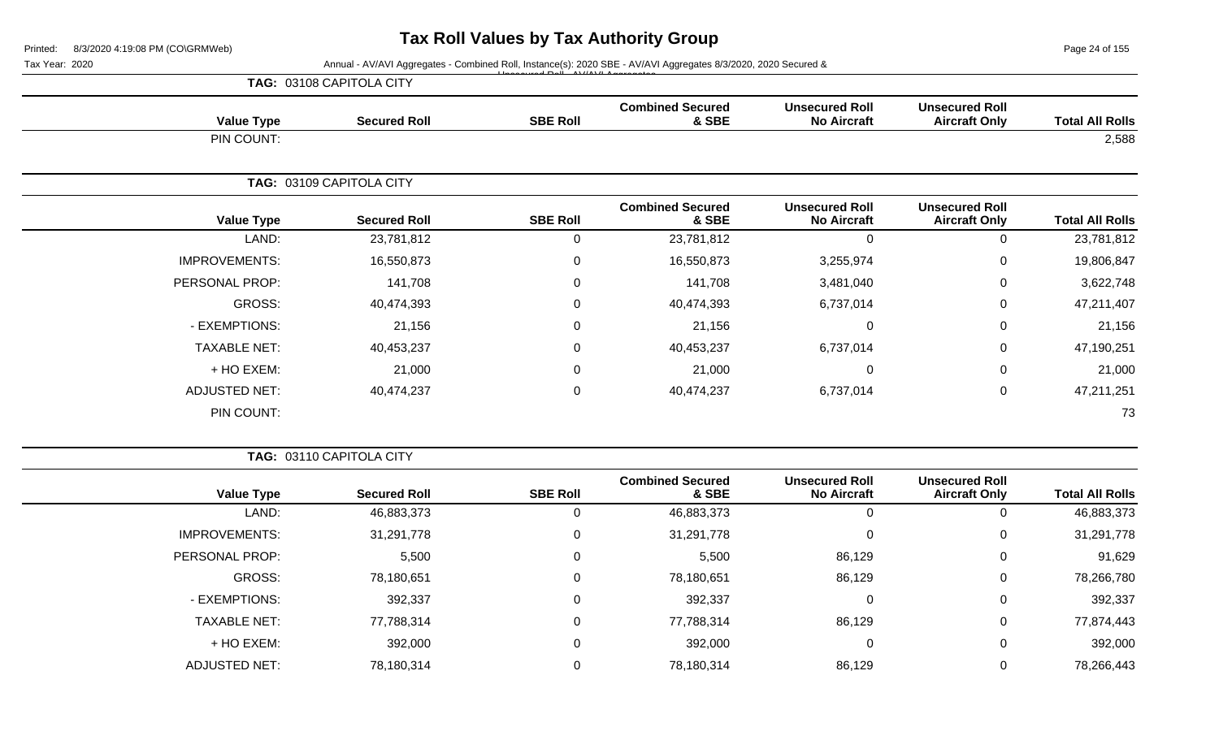# Tax Roll Values by Tax Authority Group

Tax Year: 2020

Annual - AV/AVI Aggregates - Combined Roll, Instance(s): 2020 SBE - AV/AVI Aggregates 8/3/2020, 2020 Secured & Unsecured Roll - AV/AVI Aggregates

**TAG: 03108 CAPITOLA CITY**

| Value Type | Secured Roll | SBE Roll | Combined Secured & SBE | Unsecured Roll No Aircraft | Unsecured Roll Aircraft Only | Total All Rolls |
|---|---|---|---|---|---|---|
| PIN COUNT: | | | | | | 2,588 |

**TAG: 03109 CAPITOLA CITY**

| Value Type | Secured Roll | SBE Roll | Combined Secured & SBE | Unsecured Roll No Aircraft | Unsecured Roll Aircraft Only | Total All Rolls |
|---|---|---|---|---|---|---|
| LAND: | 23,781,812 | 0 | 23,781,812 | 0 | 0 | 23,781,812 |
| IMPROVEMENTS: | 16,550,873 | 0 | 16,550,873 | 3,255,974 | 0 | 19,806,847 |
| PERSONAL PROP: | 141,708 | 0 | 141,708 | 3,481,040 | 0 | 3,622,748 |
| GROSS: | 40,474,393 | 0 | 40,474,393 | 6,737,014 | 0 | 47,211,407 |
| - EXEMPTIONS: | 21,156 | 0 | 21,156 | 0 | 0 | 21,156 |
| TAXABLE NET: | 40,453,237 | 0 | 40,453,237 | 6,737,014 | 0 | 47,190,251 |
| + HO EXEM: | 21,000 | 0 | 21,000 | 0 | 0 | 21,000 |
| ADJUSTED NET: | 40,474,237 | 0 | 40,474,237 | 6,737,014 | 0 | 47,211,251 |
| PIN COUNT: | | | | | | 73 |

**TAG: 03110 CAPITOLA CITY**

| Value Type | Secured Roll | SBE Roll | Combined Secured & SBE | Unsecured Roll No Aircraft | Unsecured Roll Aircraft Only | Total All Rolls |
|---|---|---|---|---|---|---|
| LAND: | 46,883,373 | 0 | 46,883,373 | 0 | 0 | 46,883,373 |
| IMPROVEMENTS: | 31,291,778 | 0 | 31,291,778 | 0 | 0 | 31,291,778 |
| PERSONAL PROP: | 5,500 | 0 | 5,500 | 86,129 | 0 | 91,629 |
| GROSS: | 78,180,651 | 0 | 78,180,651 | 86,129 | 0 | 78,266,780 |
| - EXEMPTIONS: | 392,337 | 0 | 392,337 | 0 | 0 | 392,337 |
| TAXABLE NET: | 77,788,314 | 0 | 77,788,314 | 86,129 | 0 | 77,874,443 |
| + HO EXEM: | 392,000 | 0 | 392,000 | 0 | 0 | 392,000 |
| ADJUSTED NET: | 78,180,314 | 0 | 78,180,314 | 86,129 | 0 | 78,266,443 |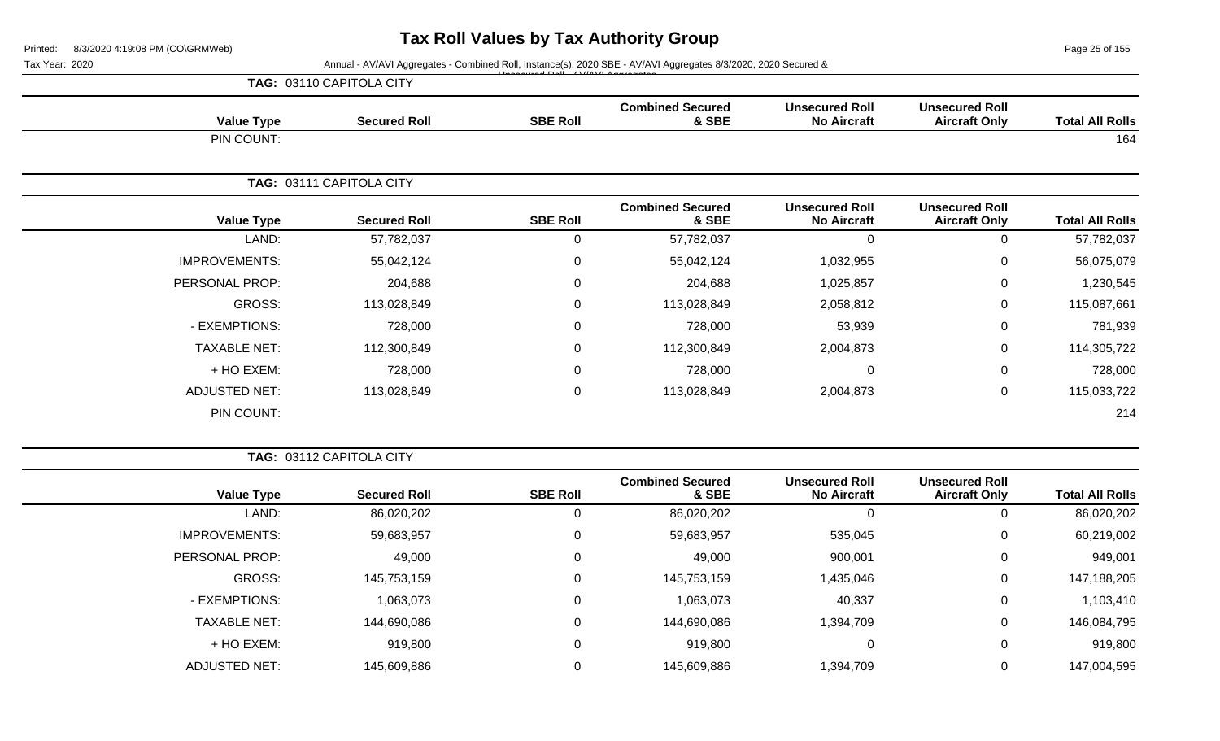# Tax Roll Values by Tax Authority Group

Printed: 8/3/2020 4:19:08 PM (CO\GRMWeb)

Tax Year: 2020

Annual - AV/AVI Aggregates - Combined Roll, Instance(s): 2020 SBE - AV/AVI Aggregates 8/3/2020, 2020 Secured & Unsecured Roll - AV/AVI Aggregates

**TAG: 03110 CAPITOLA CITY**

| Value Type | Secured Roll | SBE Roll | Combined Secured & SBE | Unsecured Roll No Aircraft | Unsecured Roll Aircraft Only | Total All Rolls |
|---|---|---|---|---|---|---|
| PIN COUNT: | | | | | | 164 |

**TAG: 03111 CAPITOLA CITY**

| Value Type | Secured Roll | SBE Roll | Combined Secured & SBE | Unsecured Roll No Aircraft | Unsecured Roll Aircraft Only | Total All Rolls |
|---|---|---|---|---|---|---|
| LAND: | 57,782,037 | 0 | 57,782,037 | 0 | 0 | 57,782,037 |
| IMPROVEMENTS: | 55,042,124 | 0 | 55,042,124 | 1,032,955 | 0 | 56,075,079 |
| PERSONAL PROP: | 204,688 | 0 | 204,688 | 1,025,857 | 0 | 1,230,545 |
| GROSS: | 113,028,849 | 0 | 113,028,849 | 2,058,812 | 0 | 115,087,661 |
| - EXEMPTIONS: | 728,000 | 0 | 728,000 | 53,939 | 0 | 781,939 |
| TAXABLE NET: | 112,300,849 | 0 | 112,300,849 | 2,004,873 | 0 | 114,305,722 |
| + HO EXEM: | 728,000 | 0 | 728,000 | 0 | 0 | 728,000 |
| ADJUSTED NET: | 113,028,849 | 0 | 113,028,849 | 2,004,873 | 0 | 115,033,722 |
| PIN COUNT: | | | | | | 214 |

**TAG: 03112 CAPITOLA CITY**

| Value Type | Secured Roll | SBE Roll | Combined Secured & SBE | Unsecured Roll No Aircraft | Unsecured Roll Aircraft Only | Total All Rolls |
|---|---|---|---|---|---|---|
| LAND: | 86,020,202 | 0 | 86,020,202 | 0 | 0 | 86,020,202 |
| IMPROVEMENTS: | 59,683,957 | 0 | 59,683,957 | 535,045 | 0 | 60,219,002 |
| PERSONAL PROP: | 49,000 | 0 | 49,000 | 900,001 | 0 | 949,001 |
| GROSS: | 145,753,159 | 0 | 145,753,159 | 1,435,046 | 0 | 147,188,205 |
| - EXEMPTIONS: | 1,063,073 | 0 | 1,063,073 | 40,337 | 0 | 1,103,410 |
| TAXABLE NET: | 144,690,086 | 0 | 144,690,086 | 1,394,709 | 0 | 146,084,795 |
| + HO EXEM: | 919,800 | 0 | 919,800 | 0 | 0 | 919,800 |
| ADJUSTED NET: | 145,609,886 | 0 | 145,609,886 | 1,394,709 | 0 | 147,004,595 |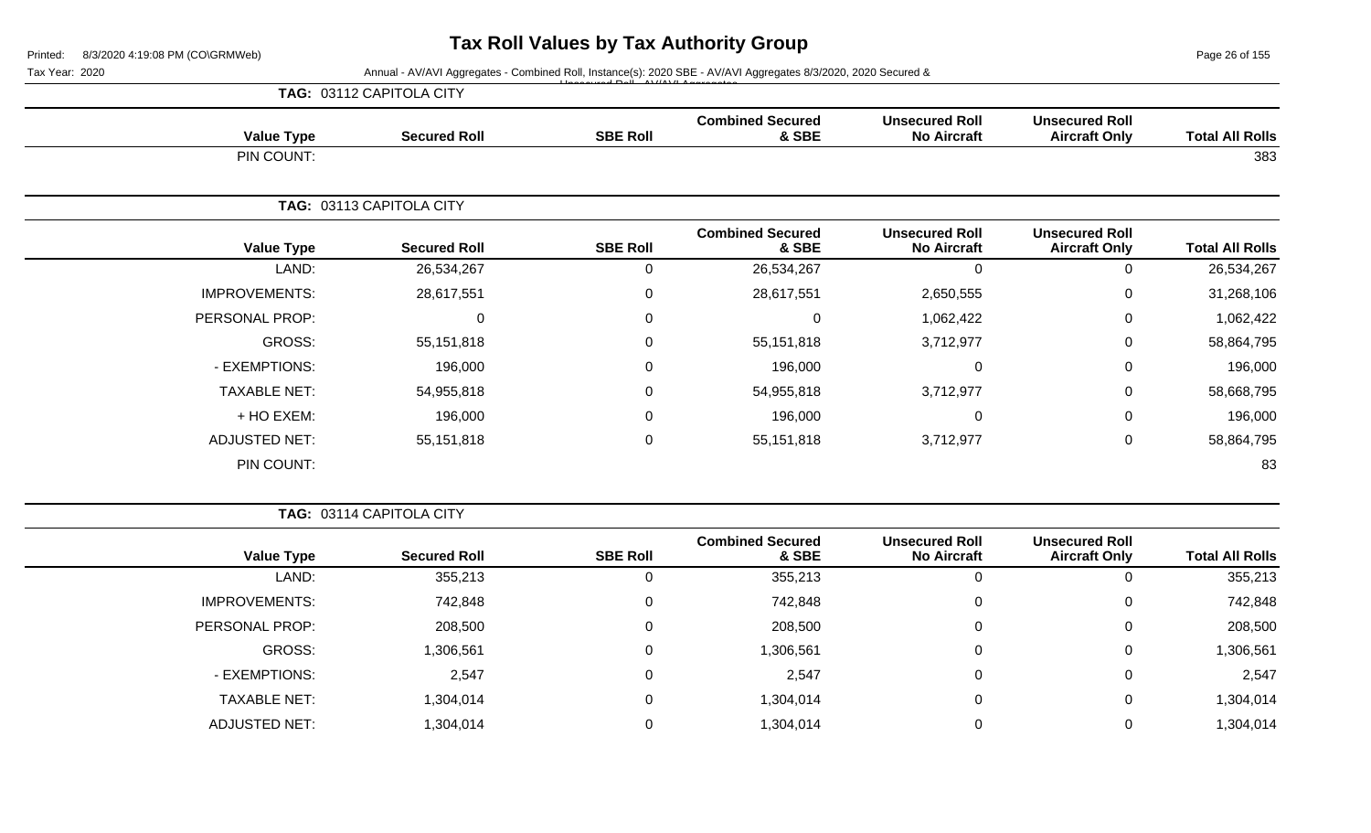# Tax Roll Values by Tax Authority Group

Tax Year: 2020

Annual - AV/AVI Aggregates - Combined Roll, Instance(s): 2020 SBE - AV/AVI Aggregates 8/3/2020, 2020 Secured & Unsecured Roll - AV/AVI Aggregates

**TAG: 03112 CAPITOLA CITY**

| Value Type | Secured Roll | SBE Roll | Combined Secured & SBE | Unsecured Roll No Aircraft | Unsecured Roll Aircraft Only | Total All Rolls |
|---|---|---|---|---|---|---|
| PIN COUNT: | | | | | | 383 |

**TAG: 03113 CAPITOLA CITY**

| Value Type | Secured Roll | SBE Roll | Combined Secured & SBE | Unsecured Roll No Aircraft | Unsecured Roll Aircraft Only | Total All Rolls |
|---|---|---|---|---|---|---|
| LAND: | 26,534,267 | 0 | 26,534,267 | 0 | 0 | 26,534,267 |
| IMPROVEMENTS: | 28,617,551 | 0 | 28,617,551 | 2,650,555 | 0 | 31,268,106 |
| PERSONAL PROP: | 0 | 0 | 0 | 1,062,422 | 0 | 1,062,422 |
| GROSS: | 55,151,818 | 0 | 55,151,818 | 3,712,977 | 0 | 58,864,795 |
| - EXEMPTIONS: | 196,000 | 0 | 196,000 | 0 | 0 | 196,000 |
| TAXABLE NET: | 54,955,818 | 0 | 54,955,818 | 3,712,977 | 0 | 58,668,795 |
| + HO EXEM: | 196,000 | 0 | 196,000 | 0 | 0 | 196,000 |
| ADJUSTED NET: | 55,151,818 | 0 | 55,151,818 | 3,712,977 | 0 | 58,864,795 |
| PIN COUNT: | | | | | | 83 |

**TAG: 03114 CAPITOLA CITY**

| Value Type | Secured Roll | SBE Roll | Combined Secured & SBE | Unsecured Roll No Aircraft | Unsecured Roll Aircraft Only | Total All Rolls |
|---|---|---|---|---|---|---|
| LAND: | 355,213 | 0 | 355,213 | 0 | 0 | 355,213 |
| IMPROVEMENTS: | 742,848 | 0 | 742,848 | 0 | 0 | 742,848 |
| PERSONAL PROP: | 208,500 | 0 | 208,500 | 0 | 0 | 208,500 |
| GROSS: | 1,306,561 | 0 | 1,306,561 | 0 | 0 | 1,306,561 |
| - EXEMPTIONS: | 2,547 | 0 | 2,547 | 0 | 0 | 2,547 |
| TAXABLE NET: | 1,304,014 | 0 | 1,304,014 | 0 | 0 | 1,304,014 |
| ADJUSTED NET: | 1,304,014 | 0 | 1,304,014 | 0 | 0 | 1,304,014 |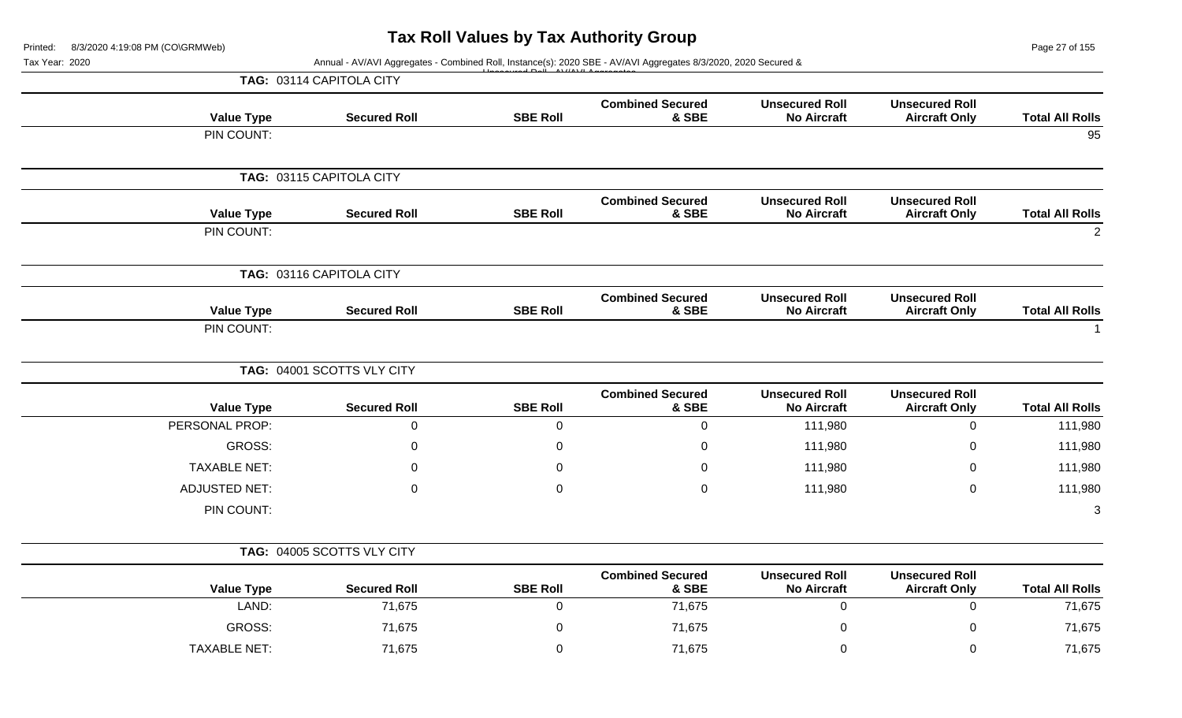# Tax Roll Values by Tax Authority Group

Tax Year: 2020

Annual - AV/AVI Aggregates - Combined Roll, Instance(s): 2020 SBE - AV/AVI Aggregates 8/3/2020, 2020 Secured & Unsecured Roll - AV/AVI Aggregates

**TAG: 03114 CAPITOLA CITY**

| Value Type | Secured Roll | SBE Roll | Combined Secured & SBE | Unsecured Roll No Aircraft | Unsecured Roll Aircraft Only | Total All Rolls |
|---|---|---|---|---|---|---|
| PIN COUNT: | | | | | | 95 |

**TAG: 03115 CAPITOLA CITY**

| Value Type | Secured Roll | SBE Roll | Combined Secured & SBE | Unsecured Roll No Aircraft | Unsecured Roll Aircraft Only | Total All Rolls |
|---|---|---|---|---|---|---|
| PIN COUNT: | | | | | | 2 |

**TAG: 03116 CAPITOLA CITY**

| Value Type | Secured Roll | SBE Roll | Combined Secured & SBE | Unsecured Roll No Aircraft | Unsecured Roll Aircraft Only | Total All Rolls |
|---|---|---|---|---|---|---|
| PIN COUNT: | | | | | | 1 |

**TAG: 04001 SCOTTS VLY CITY**

| Value Type | Secured Roll | SBE Roll | Combined Secured & SBE | Unsecured Roll No Aircraft | Unsecured Roll Aircraft Only | Total All Rolls |
|---|---|---|---|---|---|---|
| PERSONAL PROP: | 0 | 0 | 0 | 111,980 | 0 | 111,980 |
| GROSS: | 0 | 0 | 0 | 111,980 | 0 | 111,980 |
| TAXABLE NET: | 0 | 0 | 0 | 111,980 | 0 | 111,980 |
| ADJUSTED NET: | 0 | 0 | 0 | 111,980 | 0 | 111,980 |
| PIN COUNT: | | | | | | 3 |

**TAG: 04005 SCOTTS VLY CITY**

| Value Type | Secured Roll | SBE Roll | Combined Secured & SBE | Unsecured Roll No Aircraft | Unsecured Roll Aircraft Only | Total All Rolls |
|---|---|---|---|---|---|---|
| LAND: | 71,675 | 0 | 71,675 | 0 | 0 | 71,675 |
| GROSS: | 71,675 | 0 | 71,675 | 0 | 0 | 71,675 |
| TAXABLE NET: | 71,675 | 0 | 71,675 | 0 | 0 | 71,675 |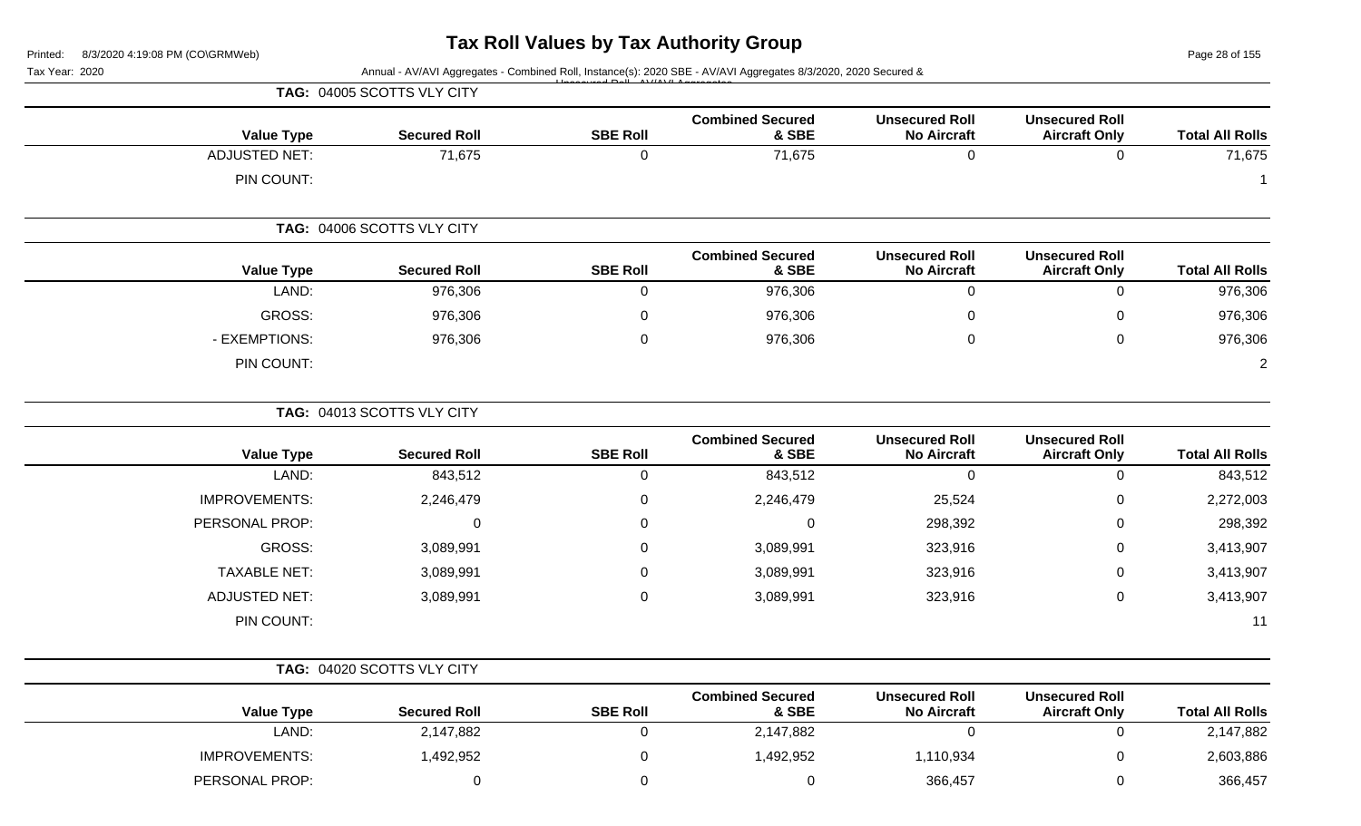# Tax Roll Values by Tax Authority Group

Printed: 8/3/2020 4:19:08 PM (CO\GRMWeb)

Tax Year: 2020

Annual - AV/AVI Aggregates - Combined Roll, Instance(s): 2020 SBE - AV/AVI Aggregates 8/3/2020, 2020 Secured & Unsecured Roll - AV/AVI Aggregates

**TAG: 04005 SCOTTS VLY CITY**

| Value Type | Secured Roll | SBE Roll | Combined Secured & SBE | Unsecured Roll No Aircraft | Unsecured Roll Aircraft Only | Total All Rolls |
|---|---|---|---|---|---|---|
| ADJUSTED NET: | 71,675 | 0 | 71,675 | 0 | 0 | 71,675 |
| PIN COUNT: | | | | | | 1 |

**TAG: 04006 SCOTTS VLY CITY**

| Value Type | Secured Roll | SBE Roll | Combined Secured & SBE | Unsecured Roll No Aircraft | Unsecured Roll Aircraft Only | Total All Rolls |
|---|---|---|---|---|---|---|
| LAND: | 976,306 | 0 | 976,306 | 0 | 0 | 976,306 |
| GROSS: | 976,306 | 0 | 976,306 | 0 | 0 | 976,306 |
| - EXEMPTIONS: | 976,306 | 0 | 976,306 | 0 | 0 | 976,306 |
| PIN COUNT: | | | | | | 2 |

**TAG: 04013 SCOTTS VLY CITY**

| Value Type | Secured Roll | SBE Roll | Combined Secured & SBE | Unsecured Roll No Aircraft | Unsecured Roll Aircraft Only | Total All Rolls |
|---|---|---|---|---|---|---|
| LAND: | 843,512 | 0 | 843,512 | 0 | 0 | 843,512 |
| IMPROVEMENTS: | 2,246,479 | 0 | 2,246,479 | 25,524 | 0 | 2,272,003 |
| PERSONAL PROP: | 0 | 0 | 0 | 298,392 | 0 | 298,392 |
| GROSS: | 3,089,991 | 0 | 3,089,991 | 323,916 | 0 | 3,413,907 |
| TAXABLE NET: | 3,089,991 | 0 | 3,089,991 | 323,916 | 0 | 3,413,907 |
| ADJUSTED NET: | 3,089,991 | 0 | 3,089,991 | 323,916 | 0 | 3,413,907 |
| PIN COUNT: | | | | | | 11 |

**TAG: 04020 SCOTTS VLY CITY**

| Value Type | Secured Roll | SBE Roll | Combined Secured & SBE | Unsecured Roll No Aircraft | Unsecured Roll Aircraft Only | Total All Rolls |
|---|---|---|---|---|---|---|
| LAND: | 2,147,882 | 0 | 2,147,882 | 0 | 0 | 2,147,882 |
| IMPROVEMENTS: | 1,492,952 | 0 | 1,492,952 | 1,110,934 | 0 | 2,603,886 |
| PERSONAL PROP: | 0 | 0 | 0 | 366,457 | 0 | 366,457 |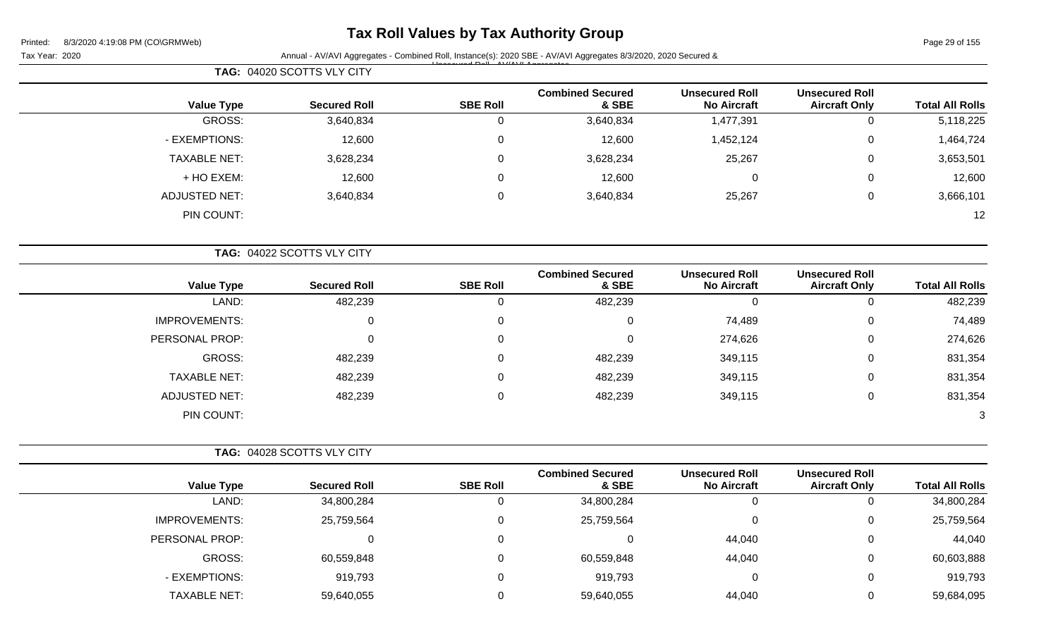# Tax Roll Values by Tax Authority Group

Tax Year: 2020

Annual - AV/AVI Aggregates - Combined Roll, Instance(s): 2020 SBE - AV/AVI Aggregates 8/3/2020, 2020 Secured & Unsecured Roll - AV/AVI Aggregates

**TAG:** 04020 SCOTTS VLY CITY

| Value Type | Secured Roll | SBE Roll | Combined Secured & SBE | Unsecured Roll No Aircraft | Unsecured Roll Aircraft Only | Total All Rolls |
|---|---|---|---|---|---|---|
| GROSS: | 3,640,834 | 0 | 3,640,834 | 1,477,391 | 0 | 5,118,225 |
| - EXEMPTIONS: | 12,600 | 0 | 12,600 | 1,452,124 | 0 | 1,464,724 |
| TAXABLE NET: | 3,628,234 | 0 | 3,628,234 | 25,267 | 0 | 3,653,501 |
| + HO EXEM: | 12,600 | 0 | 12,600 | 0 | 0 | 12,600 |
| ADJUSTED NET: | 3,640,834 | 0 | 3,640,834 | 25,267 | 0 | 3,666,101 |
| PIN COUNT: | | | | | | 12 |

**TAG:** 04022 SCOTTS VLY CITY

| Value Type | Secured Roll | SBE Roll | Combined Secured & SBE | Unsecured Roll No Aircraft | Unsecured Roll Aircraft Only | Total All Rolls |
|---|---|---|---|---|---|---|
| LAND: | 482,239 | 0 | 482,239 | 0 | 0 | 482,239 |
| IMPROVEMENTS: | 0 | 0 | 0 | 74,489 | 0 | 74,489 |
| PERSONAL PROP: | 0 | 0 | 0 | 274,626 | 0 | 274,626 |
| GROSS: | 482,239 | 0 | 482,239 | 349,115 | 0 | 831,354 |
| TAXABLE NET: | 482,239 | 0 | 482,239 | 349,115 | 0 | 831,354 |
| ADJUSTED NET: | 482,239 | 0 | 482,239 | 349,115 | 0 | 831,354 |
| PIN COUNT: | | | | | | 3 |

**TAG:** 04028 SCOTTS VLY CITY

| Value Type | Secured Roll | SBE Roll | Combined Secured & SBE | Unsecured Roll No Aircraft | Unsecured Roll Aircraft Only | Total All Rolls |
|---|---|---|---|---|---|---|
| LAND: | 34,800,284 | 0 | 34,800,284 | 0 | 0 | 34,800,284 |
| IMPROVEMENTS: | 25,759,564 | 0 | 25,759,564 | 0 | 0 | 25,759,564 |
| PERSONAL PROP: | 0 | 0 | 0 | 44,040 | 0 | 44,040 |
| GROSS: | 60,559,848 | 0 | 60,559,848 | 44,040 | 0 | 60,603,888 |
| - EXEMPTIONS: | 919,793 | 0 | 919,793 | 0 | 0 | 919,793 |
| TAXABLE NET: | 59,640,055 | 0 | 59,640,055 | 44,040 | 0 | 59,684,095 |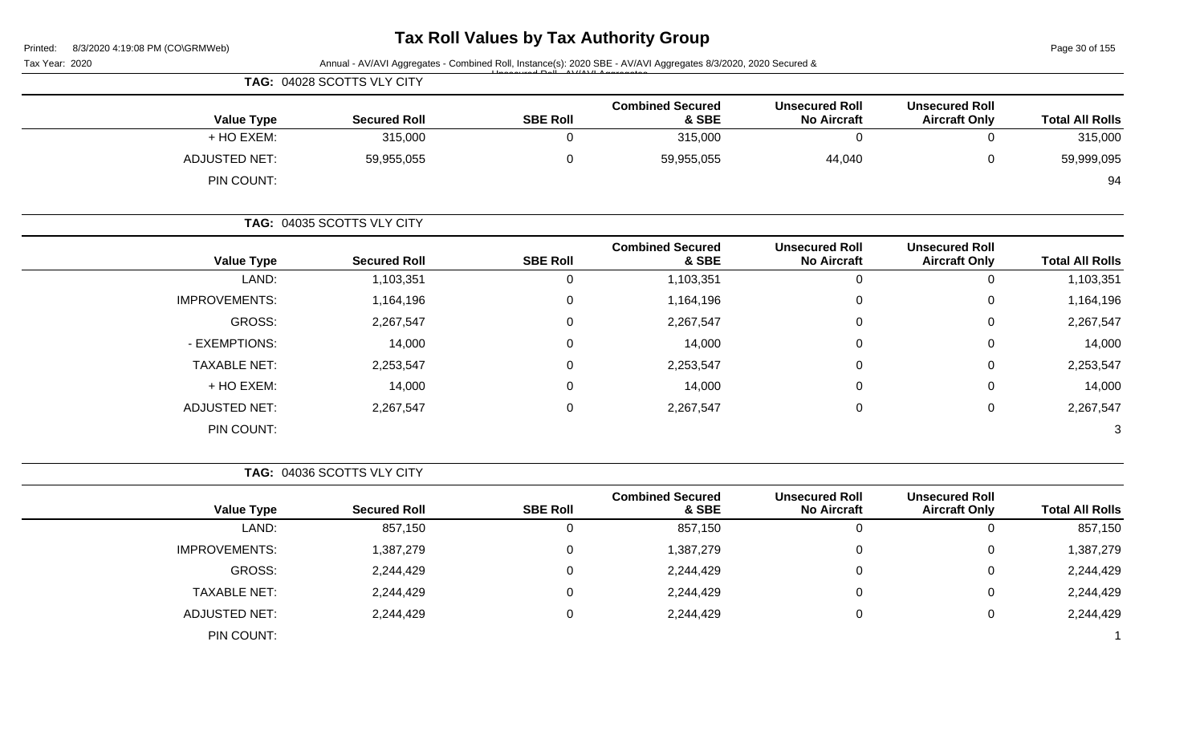# Tax Roll Values by Tax Authority Group

Tax Year: 2020

Annual - AV/AVI Aggregates - Combined Roll, Instance(s): 2020 SBE - AV/AVI Aggregates 8/3/2020, 2020 Secured & Unsecured Roll - AV/AVI Aggregates

**TAG: 04028 SCOTTS VLY CITY**

| Value Type | Secured Roll | SBE Roll | Combined Secured & SBE | Unsecured Roll No Aircraft | Unsecured Roll Aircraft Only | Total All Rolls |
|---|---|---|---|---|---|---|
| + HO EXEM: | 315,000 | 0 | 315,000 | 0 | 0 | 315,000 |
| ADJUSTED NET: | 59,955,055 | 0 | 59,955,055 | 44,040 | 0 | 59,999,095 |
| PIN COUNT: | | | | | | 94 |

**TAG: 04035 SCOTTS VLY CITY**

| Value Type | Secured Roll | SBE Roll | Combined Secured & SBE | Unsecured Roll No Aircraft | Unsecured Roll Aircraft Only | Total All Rolls |
|---|---|---|---|---|---|---|
| LAND: | 1,103,351 | 0 | 1,103,351 | 0 | 0 | 1,103,351 |
| IMPROVEMENTS: | 1,164,196 | 0 | 1,164,196 | 0 | 0 | 1,164,196 |
| GROSS: | 2,267,547 | 0 | 2,267,547 | 0 | 0 | 2,267,547 |
| - EXEMPTIONS: | 14,000 | 0 | 14,000 | 0 | 0 | 14,000 |
| TAXABLE NET: | 2,253,547 | 0 | 2,253,547 | 0 | 0 | 2,253,547 |
| + HO EXEM: | 14,000 | 0 | 14,000 | 0 | 0 | 14,000 |
| ADJUSTED NET: | 2,267,547 | 0 | 2,267,547 | 0 | 0 | 2,267,547 |
| PIN COUNT: | | | | | | 3 |

**TAG: 04036 SCOTTS VLY CITY**

| Value Type | Secured Roll | SBE Roll | Combined Secured & SBE | Unsecured Roll No Aircraft | Unsecured Roll Aircraft Only | Total All Rolls |
|---|---|---|---|---|---|---|
| LAND: | 857,150 | 0 | 857,150 | 0 | 0 | 857,150 |
| IMPROVEMENTS: | 1,387,279 | 0 | 1,387,279 | 0 | 0 | 1,387,279 |
| GROSS: | 2,244,429 | 0 | 2,244,429 | 0 | 0 | 2,244,429 |
| TAXABLE NET: | 2,244,429 | 0 | 2,244,429 | 0 | 0 | 2,244,429 |
| ADJUSTED NET: | 2,244,429 | 0 | 2,244,429 | 0 | 0 | 2,244,429 |
| PIN COUNT: | | | | | | 1 |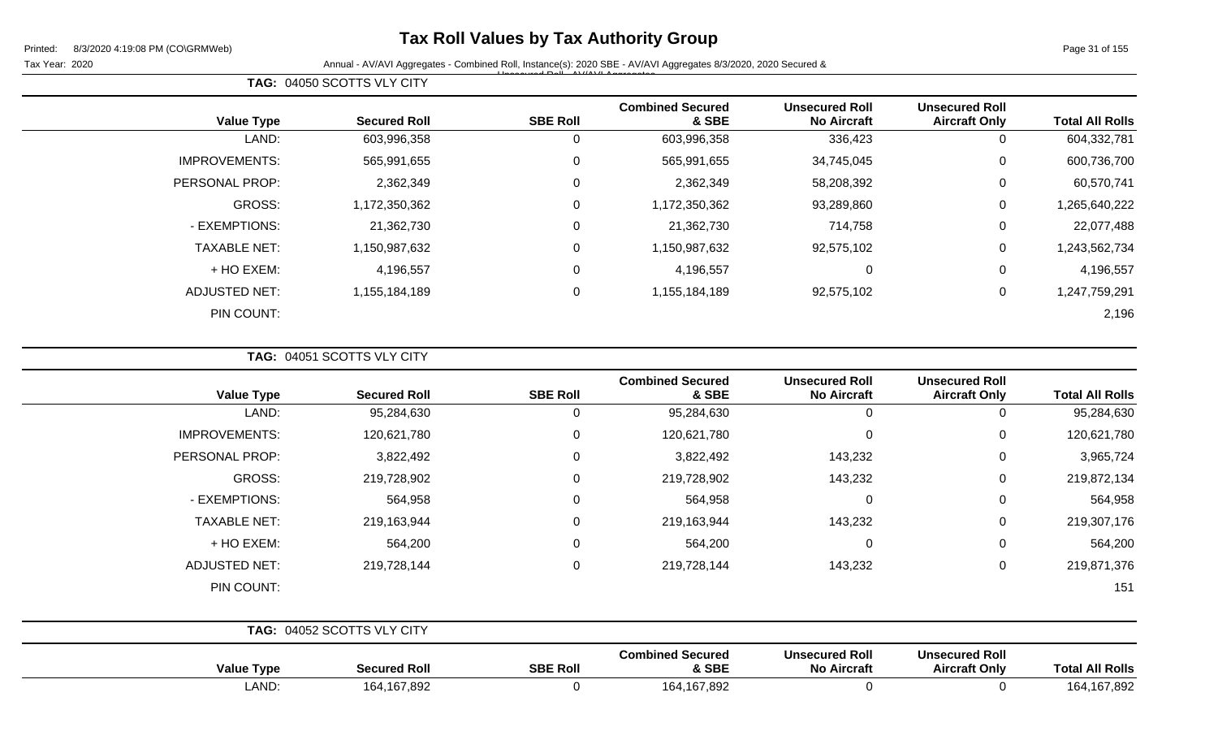# Tax Roll Values by Tax Authority Group

Printed: 8/3/2020 4:19:08 PM (CO\GRMWeb)

Tax Year: 2020

Annual - AV/AVI Aggregates - Combined Roll, Instance(s): 2020 SBE - AV/AVI Aggregates 8/3/2020, 2020 Secured & Unsecured Roll - AV/AVI Aggregates

**TAG: 04050 SCOTTS VLY CITY**

| Value Type | Secured Roll | SBE Roll | Combined Secured & SBE | Unsecured Roll No Aircraft | Unsecured Roll Aircraft Only | Total All Rolls |
|---|---|---|---|---|---|---|
| LAND: | 603,996,358 | 0 | 603,996,358 | 336,423 | 0 | 604,332,781 |
| IMPROVEMENTS: | 565,991,655 | 0 | 565,991,655 | 34,745,045 | 0 | 600,736,700 |
| PERSONAL PROP: | 2,362,349 | 0 | 2,362,349 | 58,208,392 | 0 | 60,570,741 |
| GROSS: | 1,172,350,362 | 0 | 1,172,350,362 | 93,289,860 | 0 | 1,265,640,222 |
| - EXEMPTIONS: | 21,362,730 | 0 | 21,362,730 | 714,758 | 0 | 22,077,488 |
| TAXABLE NET: | 1,150,987,632 | 0 | 1,150,987,632 | 92,575,102 | 0 | 1,243,562,734 |
| + HO EXEM: | 4,196,557 | 0 | 4,196,557 | 0 | 0 | 4,196,557 |
| ADJUSTED NET: | 1,155,184,189 | 0 | 1,155,184,189 | 92,575,102 | 0 | 1,247,759,291 |
| PIN COUNT: | | | | | | 2,196 |

**TAG: 04051 SCOTTS VLY CITY**

| Value Type | Secured Roll | SBE Roll | Combined Secured & SBE | Unsecured Roll No Aircraft | Unsecured Roll Aircraft Only | Total All Rolls |
|---|---|---|---|---|---|---|
| LAND: | 95,284,630 | 0 | 95,284,630 | 0 | 0 | 95,284,630 |
| IMPROVEMENTS: | 120,621,780 | 0 | 120,621,780 | 0 | 0 | 120,621,780 |
| PERSONAL PROP: | 3,822,492 | 0 | 3,822,492 | 143,232 | 0 | 3,965,724 |
| GROSS: | 219,728,902 | 0 | 219,728,902 | 143,232 | 0 | 219,872,134 |
| - EXEMPTIONS: | 564,958 | 0 | 564,958 | 0 | 0 | 564,958 |
| TAXABLE NET: | 219,163,944 | 0 | 219,163,944 | 143,232 | 0 | 219,307,176 |
| + HO EXEM: | 564,200 | 0 | 564,200 | 0 | 0 | 564,200 |
| ADJUSTED NET: | 219,728,144 | 0 | 219,728,144 | 143,232 | 0 | 219,871,376 |
| PIN COUNT: | | | | | | 151 |

**TAG: 04052 SCOTTS VLY CITY**

| Value Type | Secured Roll | SBE Roll | Combined Secured & SBE | Unsecured Roll No Aircraft | Unsecured Roll Aircraft Only | Total All Rolls |
|---|---|---|---|---|---|---|
| LAND: | 164,167,892 | 0 | 164,167,892 | 0 | 0 | 164,167,892 |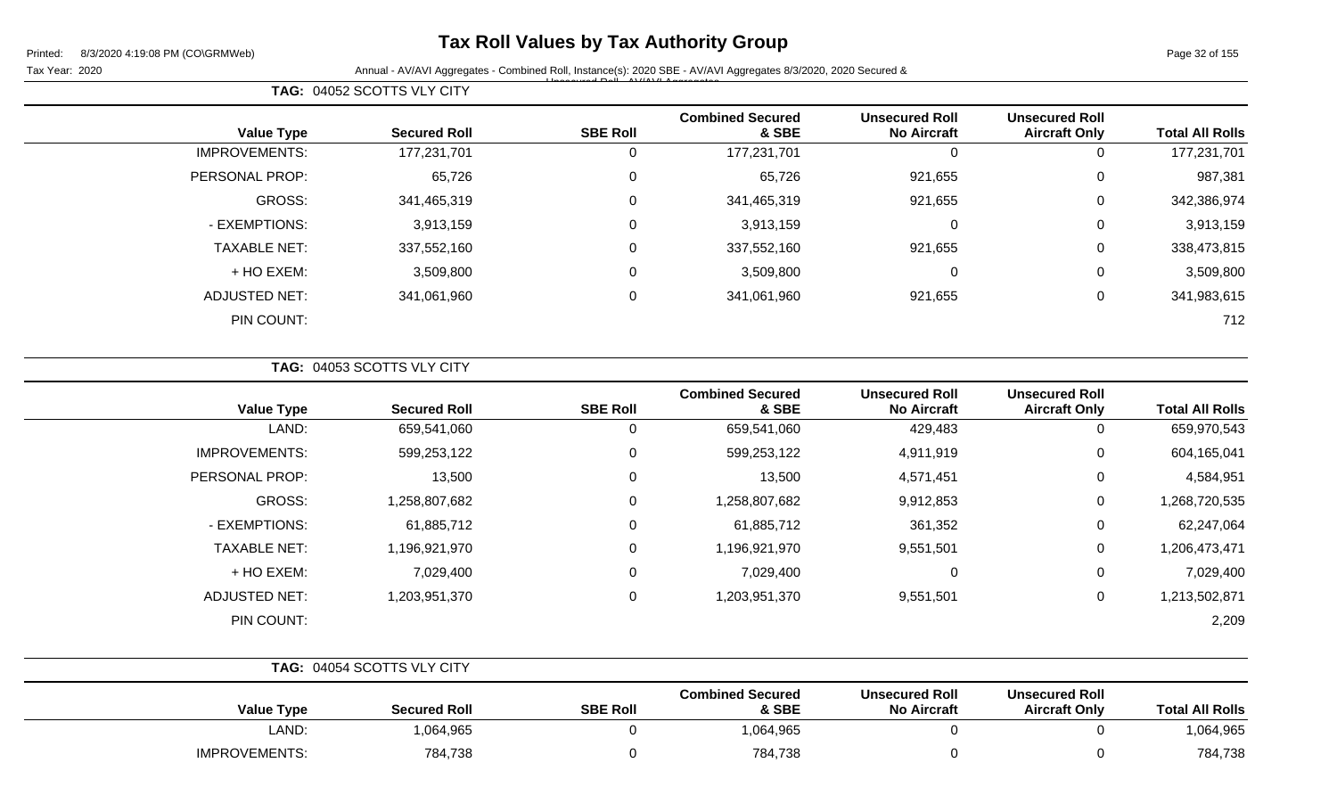# Tax Roll Values by Tax Authority Group

Printed: 8/3/2020 4:19:08 PM (CO\GRMWeb)

Tax Year: 2020

Annual - AV/AVI Aggregates - Combined Roll, Instance(s): 2020 SBE - AV/AVI Aggregates 8/3/2020, 2020 Secured & Unsecured Roll - AV/AVI Aggregates

**TAG: 04052 SCOTTS VLY CITY**

| Value Type | Secured Roll | SBE Roll | Combined Secured & SBE | Unsecured Roll No Aircraft | Unsecured Roll Aircraft Only | Total All Rolls |
|---|---|---|---|---|---|---|
| IMPROVEMENTS: | 177,231,701 | 0 | 177,231,701 | 0 | 0 | 177,231,701 |
| PERSONAL PROP: | 65,726 | 0 | 65,726 | 921,655 | 0 | 987,381 |
| GROSS: | 341,465,319 | 0 | 341,465,319 | 921,655 | 0 | 342,386,974 |
| - EXEMPTIONS: | 3,913,159 | 0 | 3,913,159 | 0 | 0 | 3,913,159 |
| TAXABLE NET: | 337,552,160 | 0 | 337,552,160 | 921,655 | 0 | 338,473,815 |
| + HO EXEM: | 3,509,800 | 0 | 3,509,800 | 0 | 0 | 3,509,800 |
| ADJUSTED NET: | 341,061,960 | 0 | 341,061,960 | 921,655 | 0 | 341,983,615 |
| PIN COUNT: | | | | | | 712 |

**TAG: 04053 SCOTTS VLY CITY**

| Value Type | Secured Roll | SBE Roll | Combined Secured & SBE | Unsecured Roll No Aircraft | Unsecured Roll Aircraft Only | Total All Rolls |
|---|---|---|---|---|---|---|
| LAND: | 659,541,060 | 0 | 659,541,060 | 429,483 | 0 | 659,970,543 |
| IMPROVEMENTS: | 599,253,122 | 0 | 599,253,122 | 4,911,919 | 0 | 604,165,041 |
| PERSONAL PROP: | 13,500 | 0 | 13,500 | 4,571,451 | 0 | 4,584,951 |
| GROSS: | 1,258,807,682 | 0 | 1,258,807,682 | 9,912,853 | 0 | 1,268,720,535 |
| - EXEMPTIONS: | 61,885,712 | 0 | 61,885,712 | 361,352 | 0 | 62,247,064 |
| TAXABLE NET: | 1,196,921,970 | 0 | 1,196,921,970 | 9,551,501 | 0 | 1,206,473,471 |
| + HO EXEM: | 7,029,400 | 0 | 7,029,400 | 0 | 0 | 7,029,400 |
| ADJUSTED NET: | 1,203,951,370 | 0 | 1,203,951,370 | 9,551,501 | 0 | 1,213,502,871 |
| PIN COUNT: | | | | | | 2,209 |

**TAG: 04054 SCOTTS VLY CITY**

| Value Type | Secured Roll | SBE Roll | Combined Secured & SBE | Unsecured Roll No Aircraft | Unsecured Roll Aircraft Only | Total All Rolls |
|---|---|---|---|---|---|---|
| LAND: | 1,064,965 | 0 | 1,064,965 | 0 | 0 | 1,064,965 |
| IMPROVEMENTS: | 784,738 | 0 | 784,738 | 0 | 0 | 784,738 |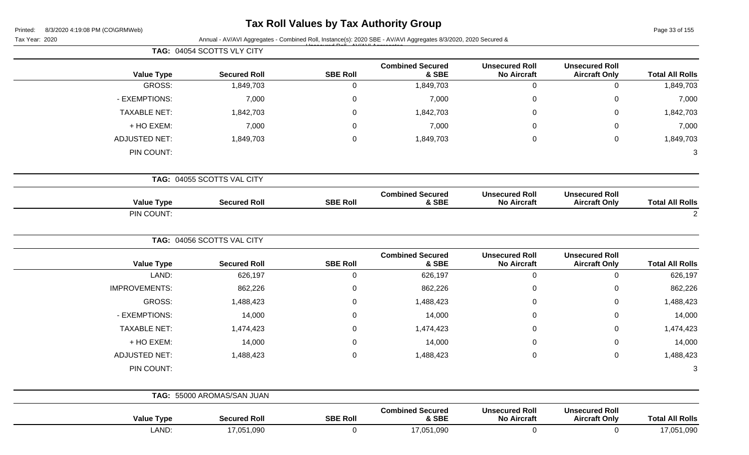# Tax Roll Values by Tax Authority Group

Printed: 8/3/2020 4:19:08 PM (CO\GRMWeb)

Tax Year: 2020

Annual - AV/AVI Aggregates - Combined Roll, Instance(s): 2020 SBE - AV/AVI Aggregates 8/3/2020, 2020 Secured & Unsecured Roll - AV/AVI Aggregates

**TAG: 04054 SCOTTS VLY CITY**

| Value Type | Secured Roll | SBE Roll | Combined Secured & SBE | Unsecured Roll No Aircraft | Unsecured Roll Aircraft Only | Total All Rolls |
|---|---|---|---|---|---|---|
| GROSS: | 1,849,703 | 0 | 1,849,703 | 0 | 0 | 1,849,703 |
| - EXEMPTIONS: | 7,000 | 0 | 7,000 | 0 | 0 | 7,000 |
| TAXABLE NET: | 1,842,703 | 0 | 1,842,703 | 0 | 0 | 1,842,703 |
| + HO EXEM: | 7,000 | 0 | 7,000 | 0 | 0 | 7,000 |
| ADJUSTED NET: | 1,849,703 | 0 | 1,849,703 | 0 | 0 | 1,849,703 |
| PIN COUNT: | | | | | | 3 |

**TAG: 04055 SCOTTS VAL CITY**

| Value Type | Secured Roll | SBE Roll | Combined Secured & SBE | Unsecured Roll No Aircraft | Unsecured Roll Aircraft Only | Total All Rolls |
|---|---|---|---|---|---|---|
| PIN COUNT: | | | | | | 2 |

**TAG: 04056 SCOTTS VAL CITY**

| Value Type | Secured Roll | SBE Roll | Combined Secured & SBE | Unsecured Roll No Aircraft | Unsecured Roll Aircraft Only | Total All Rolls |
|---|---|---|---|---|---|---|
| LAND: | 626,197 | 0 | 626,197 | 0 | 0 | 626,197 |
| IMPROVEMENTS: | 862,226 | 0 | 862,226 | 0 | 0 | 862,226 |
| GROSS: | 1,488,423 | 0 | 1,488,423 | 0 | 0 | 1,488,423 |
| - EXEMPTIONS: | 14,000 | 0 | 14,000 | 0 | 0 | 14,000 |
| TAXABLE NET: | 1,474,423 | 0 | 1,474,423 | 0 | 0 | 1,474,423 |
| + HO EXEM: | 14,000 | 0 | 14,000 | 0 | 0 | 14,000 |
| ADJUSTED NET: | 1,488,423 | 0 | 1,488,423 | 0 | 0 | 1,488,423 |
| PIN COUNT: | | | | | | 3 |

**TAG: 55000 AROMAS/SAN JUAN**

| Value Type | Secured Roll | SBE Roll | Combined Secured & SBE | Unsecured Roll No Aircraft | Unsecured Roll Aircraft Only | Total All Rolls |
|---|---|---|---|---|---|---|
| LAND: | 17,051,090 | 0 | 17,051,090 | 0 | 0 | 17,051,090 |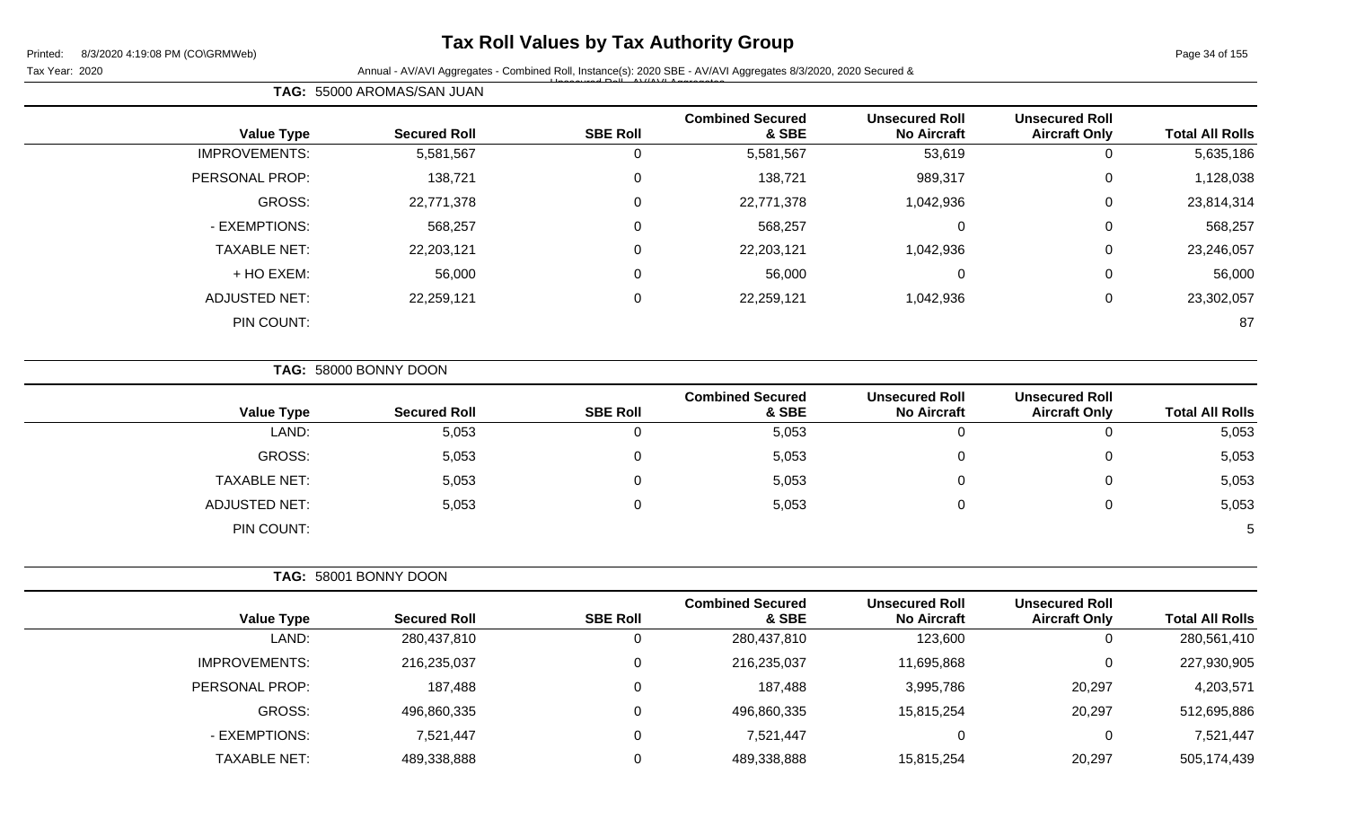# Tax Roll Values by Tax Authority Group

Tax Year: 2020

Annual - AV/AVI Aggregates - Combined Roll, Instance(s): 2020 SBE - AV/AVI Aggregates 8/3/2020, 2020 Secured & Unsecured Roll - AV/AVI Aggregates

**TAG: 55000 AROMAS/SAN JUAN**

| Value Type | Secured Roll | SBE Roll | Combined Secured & SBE | Unsecured Roll No Aircraft | Unsecured Roll Aircraft Only | Total All Rolls |
|---|---|---|---|---|---|---|
| IMPROVEMENTS: | 5,581,567 | 0 | 5,581,567 | 53,619 | 0 | 5,635,186 |
| PERSONAL PROP: | 138,721 | 0 | 138,721 | 989,317 | 0 | 1,128,038 |
| GROSS: | 22,771,378 | 0 | 22,771,378 | 1,042,936 | 0 | 23,814,314 |
| - EXEMPTIONS: | 568,257 | 0 | 568,257 | 0 | 0 | 568,257 |
| TAXABLE NET: | 22,203,121 | 0 | 22,203,121 | 1,042,936 | 0 | 23,246,057 |
| + HO EXEM: | 56,000 | 0 | 56,000 | 0 | 0 | 56,000 |
| ADJUSTED NET: | 22,259,121 | 0 | 22,259,121 | 1,042,936 | 0 | 23,302,057 |
| PIN COUNT: | | | | | | 87 |

**TAG: 58000 BONNY DOON**

| Value Type | Secured Roll | SBE Roll | Combined Secured & SBE | Unsecured Roll No Aircraft | Unsecured Roll Aircraft Only | Total All Rolls |
|---|---|---|---|---|---|---|
| LAND: | 5,053 | 0 | 5,053 | 0 | 0 | 5,053 |
| GROSS: | 5,053 | 0 | 5,053 | 0 | 0 | 5,053 |
| TAXABLE NET: | 5,053 | 0 | 5,053 | 0 | 0 | 5,053 |
| ADJUSTED NET: | 5,053 | 0 | 5,053 | 0 | 0 | 5,053 |
| PIN COUNT: | | | | | | 5 |

**TAG: 58001 BONNY DOON**

| Value Type | Secured Roll | SBE Roll | Combined Secured & SBE | Unsecured Roll No Aircraft | Unsecured Roll Aircraft Only | Total All Rolls |
|---|---|---|---|---|---|---|
| LAND: | 280,437,810 | 0 | 280,437,810 | 123,600 | 0 | 280,561,410 |
| IMPROVEMENTS: | 216,235,037 | 0 | 216,235,037 | 11,695,868 | 0 | 227,930,905 |
| PERSONAL PROP: | 187,488 | 0 | 187,488 | 3,995,786 | 20,297 | 4,203,571 |
| GROSS: | 496,860,335 | 0 | 496,860,335 | 15,815,254 | 20,297 | 512,695,886 |
| - EXEMPTIONS: | 7,521,447 | 0 | 7,521,447 | 0 | 0 | 7,521,447 |
| TAXABLE NET: | 489,338,888 | 0 | 489,338,888 | 15,815,254 | 20,297 | 505,174,439 |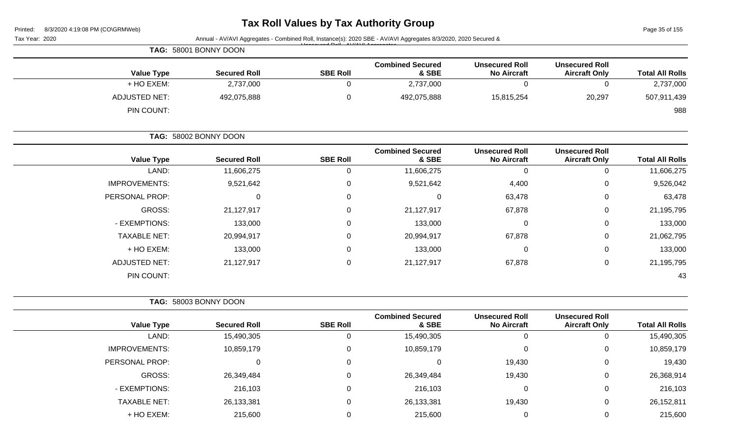# Tax Roll Values by Tax Authority Group

Printed: 8/3/2020 4:19:08 PM (CO\GRMWeb)

Tax Year: 2020

Annual - AV/AVI Aggregates - Combined Roll, Instance(s): 2020 SBE - AV/AVI Aggregates 8/3/2020, 2020 Secured & Unsecured Roll - AV/AVI Aggregates

**TAG: 58001 BONNY DOON**

| Value Type | Secured Roll | SBE Roll | Combined Secured & SBE | Unsecured Roll No Aircraft | Unsecured Roll Aircraft Only | Total All Rolls |
|---|---|---|---|---|---|---|
| + HO EXEM: | 2,737,000 | 0 | 2,737,000 | 0 | 0 | 2,737,000 |
| ADJUSTED NET: | 492,075,888 | 0 | 492,075,888 | 15,815,254 | 20,297 | 507,911,439 |
| PIN COUNT: | | | | | | 988 |

**TAG: 58002 BONNY DOON**

| Value Type | Secured Roll | SBE Roll | Combined Secured & SBE | Unsecured Roll No Aircraft | Unsecured Roll Aircraft Only | Total All Rolls |
|---|---|---|---|---|---|---|
| LAND: | 11,606,275 | 0 | 11,606,275 | 0 | 0 | 11,606,275 |
| IMPROVEMENTS: | 9,521,642 | 0 | 9,521,642 | 4,400 | 0 | 9,526,042 |
| PERSONAL PROP: | 0 | 0 | 0 | 63,478 | 0 | 63,478 |
| GROSS: | 21,127,917 | 0 | 21,127,917 | 67,878 | 0 | 21,195,795 |
| - EXEMPTIONS: | 133,000 | 0 | 133,000 | 0 | 0 | 133,000 |
| TAXABLE NET: | 20,994,917 | 0 | 20,994,917 | 67,878 | 0 | 21,062,795 |
| + HO EXEM: | 133,000 | 0 | 133,000 | 0 | 0 | 133,000 |
| ADJUSTED NET: | 21,127,917 | 0 | 21,127,917 | 67,878 | 0 | 21,195,795 |
| PIN COUNT: | | | | | | 43 |

**TAG: 58003 BONNY DOON**

| Value Type | Secured Roll | SBE Roll | Combined Secured & SBE | Unsecured Roll No Aircraft | Unsecured Roll Aircraft Only | Total All Rolls |
|---|---|---|---|---|---|---|
| LAND: | 15,490,305 | 0 | 15,490,305 | 0 | 0 | 15,490,305 |
| IMPROVEMENTS: | 10,859,179 | 0 | 10,859,179 | 0 | 0 | 10,859,179 |
| PERSONAL PROP: | 0 | 0 | 0 | 19,430 | 0 | 19,430 |
| GROSS: | 26,349,484 | 0 | 26,349,484 | 19,430 | 0 | 26,368,914 |
| - EXEMPTIONS: | 216,103 | 0 | 216,103 | 0 | 0 | 216,103 |
| TAXABLE NET: | 26,133,381 | 0 | 26,133,381 | 19,430 | 0 | 26,152,811 |
| + HO EXEM: | 215,600 | 0 | 215,600 | 0 | 0 | 215,600 |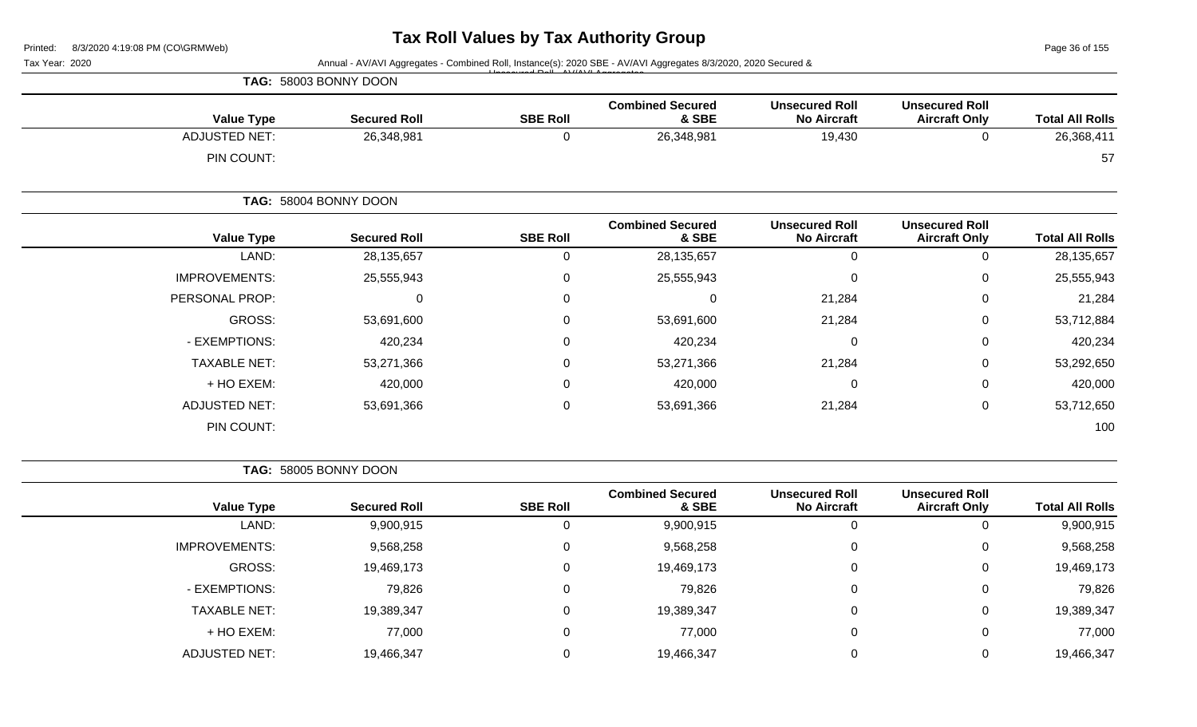# Tax Roll Values by Tax Authority Group

Tax Year: 2020

Annual - AV/AVI Aggregates - Combined Roll, Instance(s): 2020 SBE - AV/AVI Aggregates 8/3/2020, 2020 Secured & Unsecured Roll - AV/AVI Aggregates

**TAG: 58003 BONNY DOON**

| Value Type | Secured Roll | SBE Roll | Combined Secured & SBE | Unsecured Roll No Aircraft | Unsecured Roll Aircraft Only | Total All Rolls |
|---|---|---|---|---|---|---|
| ADJUSTED NET: | 26,348,981 | 0 | 26,348,981 | 19,430 | 0 | 26,368,411 |
| PIN COUNT: | | | | | | 57 |

**TAG: 58004 BONNY DOON**

| Value Type | Secured Roll | SBE Roll | Combined Secured & SBE | Unsecured Roll No Aircraft | Unsecured Roll Aircraft Only | Total All Rolls |
|---|---|---|---|---|---|---|
| LAND: | 28,135,657 | 0 | 28,135,657 | 0 | 0 | 28,135,657 |
| IMPROVEMENTS: | 25,555,943 | 0 | 25,555,943 | 0 | 0 | 25,555,943 |
| PERSONAL PROP: | 0 | 0 | 0 | 21,284 | 0 | 21,284 |
| GROSS: | 53,691,600 | 0 | 53,691,600 | 21,284 | 0 | 53,712,884 |
| - EXEMPTIONS: | 420,234 | 0 | 420,234 | 0 | 0 | 420,234 |
| TAXABLE NET: | 53,271,366 | 0 | 53,271,366 | 21,284 | 0 | 53,292,650 |
| + HO EXEM: | 420,000 | 0 | 420,000 | 0 | 0 | 420,000 |
| ADJUSTED NET: | 53,691,366 | 0 | 53,691,366 | 21,284 | 0 | 53,712,650 |
| PIN COUNT: | | | | | | 100 |

**TAG: 58005 BONNY DOON**

| Value Type | Secured Roll | SBE Roll | Combined Secured & SBE | Unsecured Roll No Aircraft | Unsecured Roll Aircraft Only | Total All Rolls |
|---|---|---|---|---|---|---|
| LAND: | 9,900,915 | 0 | 9,900,915 | 0 | 0 | 9,900,915 |
| IMPROVEMENTS: | 9,568,258 | 0 | 9,568,258 | 0 | 0 | 9,568,258 |
| GROSS: | 19,469,173 | 0 | 19,469,173 | 0 | 0 | 19,469,173 |
| - EXEMPTIONS: | 79,826 | 0 | 79,826 | 0 | 0 | 79,826 |
| TAXABLE NET: | 19,389,347 | 0 | 19,389,347 | 0 | 0 | 19,389,347 |
| + HO EXEM: | 77,000 | 0 | 77,000 | 0 | 0 | 77,000 |
| ADJUSTED NET: | 19,466,347 | 0 | 19,466,347 | 0 | 0 | 19,466,347 |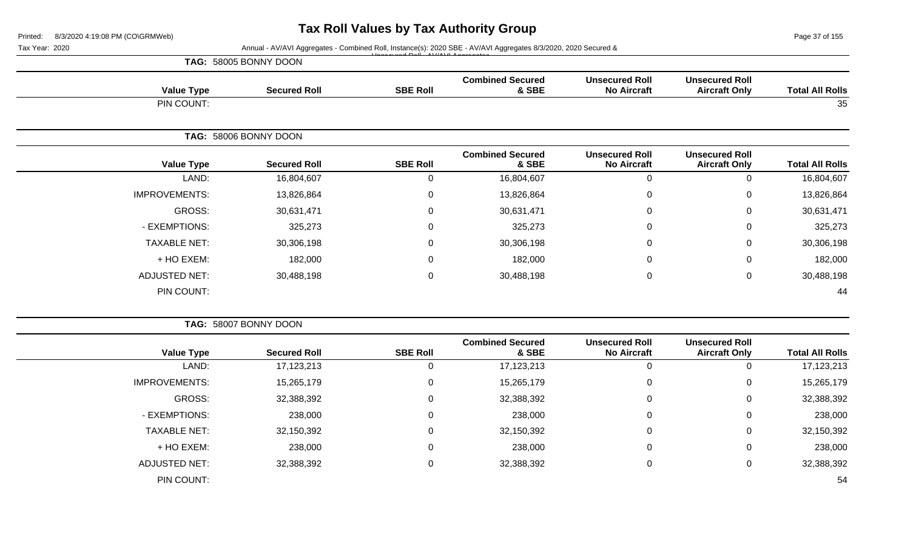# Tax Roll Values by Tax Authority Group

Printed: 8/3/2020 4:19:08 PM (CO\GRMWeb)

Tax Year: 2020

Annual - AV/AVI Aggregates - Combined Roll, Instance(s): 2020 SBE - AV/AVI Aggregates 8/3/2020, 2020 Secured & Unsecured Roll - AV/AVI Aggregates

**TAG: 58005 BONNY DOON**

| Value Type | Secured Roll | SBE Roll | Combined Secured & SBE | Unsecured Roll No Aircraft | Unsecured Roll Aircraft Only | Total All Rolls |
|---|---|---|---|---|---|---|
| PIN COUNT: | | | | | | 35 |

**TAG: 58006 BONNY DOON**

| Value Type | Secured Roll | SBE Roll | Combined Secured & SBE | Unsecured Roll No Aircraft | Unsecured Roll Aircraft Only | Total All Rolls |
|---|---|---|---|---|---|---|
| LAND: | 16,804,607 | 0 | 16,804,607 | 0 | 0 | 16,804,607 |
| IMPROVEMENTS: | 13,826,864 | 0 | 13,826,864 | 0 | 0 | 13,826,864 |
| GROSS: | 30,631,471 | 0 | 30,631,471 | 0 | 0 | 30,631,471 |
| - EXEMPTIONS: | 325,273 | 0 | 325,273 | 0 | 0 | 325,273 |
| TAXABLE NET: | 30,306,198 | 0 | 30,306,198 | 0 | 0 | 30,306,198 |
| + HO EXEM: | 182,000 | 0 | 182,000 | 0 | 0 | 182,000 |
| ADJUSTED NET: | 30,488,198 | 0 | 30,488,198 | 0 | 0 | 30,488,198 |
| PIN COUNT: | | | | | | 44 |

**TAG: 58007 BONNY DOON**

| Value Type | Secured Roll | SBE Roll | Combined Secured & SBE | Unsecured Roll No Aircraft | Unsecured Roll Aircraft Only | Total All Rolls |
|---|---|---|---|---|---|---|
| LAND: | 17,123,213 | 0 | 17,123,213 | 0 | 0 | 17,123,213 |
| IMPROVEMENTS: | 15,265,179 | 0 | 15,265,179 | 0 | 0 | 15,265,179 |
| GROSS: | 32,388,392 | 0 | 32,388,392 | 0 | 0 | 32,388,392 |
| - EXEMPTIONS: | 238,000 | 0 | 238,000 | 0 | 0 | 238,000 |
| TAXABLE NET: | 32,150,392 | 0 | 32,150,392 | 0 | 0 | 32,150,392 |
| + HO EXEM: | 238,000 | 0 | 238,000 | 0 | 0 | 238,000 |
| ADJUSTED NET: | 32,388,392 | 0 | 32,388,392 | 0 | 0 | 32,388,392 |
| PIN COUNT: | | | | | | 54 |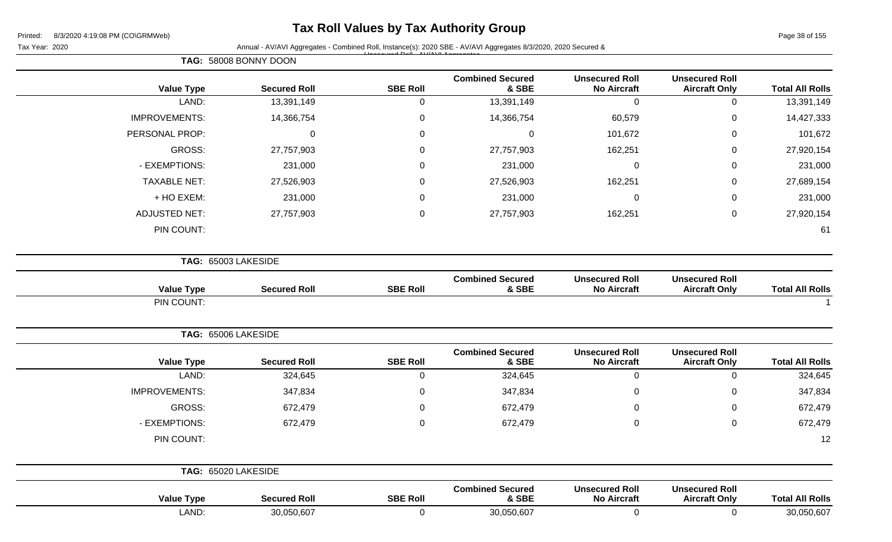# Tax Roll Values by Tax Authority Group

Tax Year: 2020

Annual - AV/AVI Aggregates - Combined Roll, Instance(s): 2020 SBE - AV/AVI Aggregates 8/3/2020, 2020 Secured & Unsecured Roll - AV/AVI Aggregates

**TAG: 58008 BONNY DOON**

| Value Type | Secured Roll | SBE Roll | Combined Secured & SBE | Unsecured Roll No Aircraft | Unsecured Roll Aircraft Only | Total All Rolls |
|---|---|---|---|---|---|---|
| LAND: | 13,391,149 | 0 | 13,391,149 | 0 | 0 | 13,391,149 |
| IMPROVEMENTS: | 14,366,754 | 0 | 14,366,754 | 60,579 | 0 | 14,427,333 |
| PERSONAL PROP: | 0 | 0 | 0 | 101,672 | 0 | 101,672 |
| GROSS: | 27,757,903 | 0 | 27,757,903 | 162,251 | 0 | 27,920,154 |
| - EXEMPTIONS: | 231,000 | 0 | 231,000 | 0 | 0 | 231,000 |
| TAXABLE NET: | 27,526,903 | 0 | 27,526,903 | 162,251 | 0 | 27,689,154 |
| + HO EXEM: | 231,000 | 0 | 231,000 | 0 | 0 | 231,000 |
| ADJUSTED NET: | 27,757,903 | 0 | 27,757,903 | 162,251 | 0 | 27,920,154 |
| PIN COUNT: | | | | | | 61 |

**TAG: 65003 LAKESIDE**

| Value Type | Secured Roll | SBE Roll | Combined Secured & SBE | Unsecured Roll No Aircraft | Unsecured Roll Aircraft Only | Total All Rolls |
|---|---|---|---|---|---|---|
| PIN COUNT: | | | | | | 1 |

**TAG: 65006 LAKESIDE**

| Value Type | Secured Roll | SBE Roll | Combined Secured & SBE | Unsecured Roll No Aircraft | Unsecured Roll Aircraft Only | Total All Rolls |
|---|---|---|---|---|---|---|
| LAND: | 324,645 | 0 | 324,645 | 0 | 0 | 324,645 |
| IMPROVEMENTS: | 347,834 | 0 | 347,834 | 0 | 0 | 347,834 |
| GROSS: | 672,479 | 0 | 672,479 | 0 | 0 | 672,479 |
| - EXEMPTIONS: | 672,479 | 0 | 672,479 | 0 | 0 | 672,479 |
| PIN COUNT: | | | | | | 12 |

**TAG: 65020 LAKESIDE**

| Value Type | Secured Roll | SBE Roll | Combined Secured & SBE | Unsecured Roll No Aircraft | Unsecured Roll Aircraft Only | Total All Rolls |
|---|---|---|---|---|---|---|
| LAND: | 30,050,607 | 0 | 30,050,607 | 0 | 0 | 30,050,607 |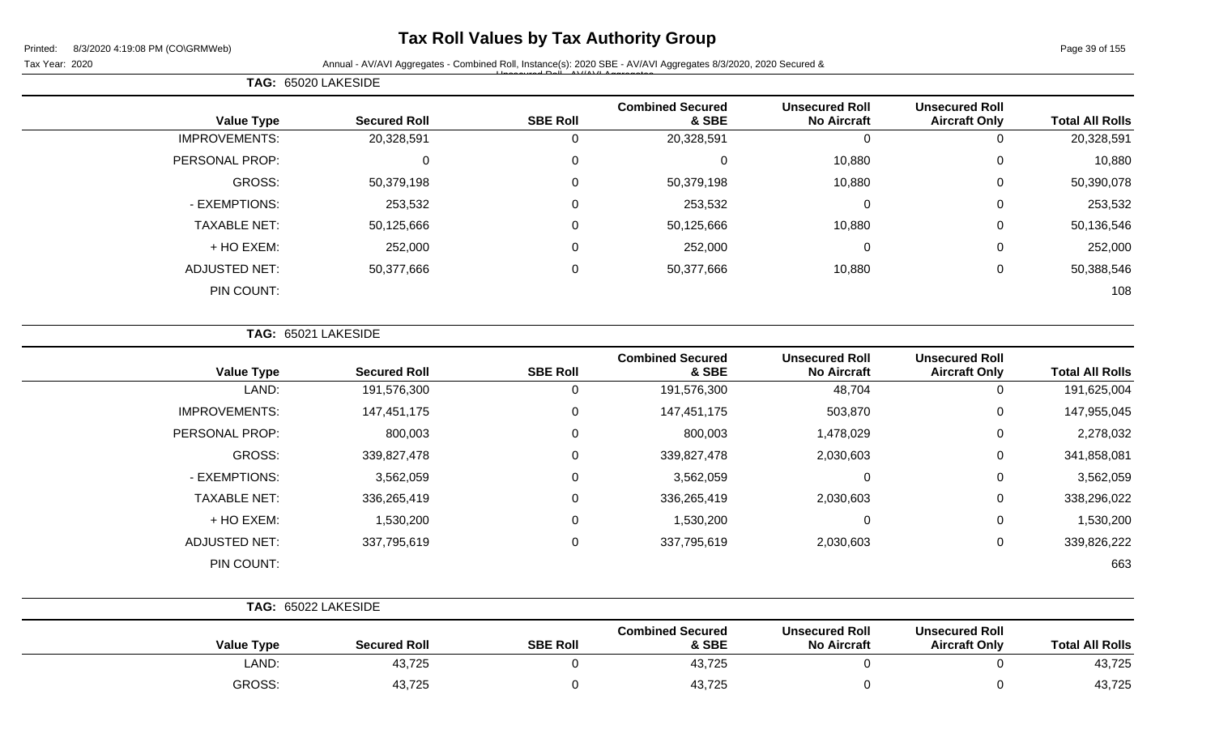# Tax Roll Values by Tax Authority Group

Printed: 8/3/2020 4:19:08 PM (CO\GRMWeb)

Tax Year: 2020

Annual - AV/AVI Aggregates - Combined Roll, Instance(s): 2020 SBE - AV/AVI Aggregates 8/3/2020, 2020 Secured & Unsecured Roll - AV/AVI Aggregates

**TAG: 65020 LAKESIDE**

| Value Type | Secured Roll | SBE Roll | Combined Secured & SBE | Unsecured Roll No Aircraft | Unsecured Roll Aircraft Only | Total All Rolls |
|---|---|---|---|---|---|---|
| IMPROVEMENTS: | 20,328,591 | 0 | 20,328,591 | 0 | 0 | 20,328,591 |
| PERSONAL PROP: | 0 | 0 | 0 | 10,880 | 0 | 10,880 |
| GROSS: | 50,379,198 | 0 | 50,379,198 | 10,880 | 0 | 50,390,078 |
| - EXEMPTIONS: | 253,532 | 0 | 253,532 | 0 | 0 | 253,532 |
| TAXABLE NET: | 50,125,666 | 0 | 50,125,666 | 10,880 | 0 | 50,136,546 |
| + HO EXEM: | 252,000 | 0 | 252,000 | 0 | 0 | 252,000 |
| ADJUSTED NET: | 50,377,666 | 0 | 50,377,666 | 10,880 | 0 | 50,388,546 |
| PIN COUNT: | | | | | | 108 |

**TAG: 65021 LAKESIDE**

| Value Type | Secured Roll | SBE Roll | Combined Secured & SBE | Unsecured Roll No Aircraft | Unsecured Roll Aircraft Only | Total All Rolls |
|---|---|---|---|---|---|---|
| LAND: | 191,576,300 | 0 | 191,576,300 | 48,704 | 0 | 191,625,004 |
| IMPROVEMENTS: | 147,451,175 | 0 | 147,451,175 | 503,870 | 0 | 147,955,045 |
| PERSONAL PROP: | 800,003 | 0 | 800,003 | 1,478,029 | 0 | 2,278,032 |
| GROSS: | 339,827,478 | 0 | 339,827,478 | 2,030,603 | 0 | 341,858,081 |
| - EXEMPTIONS: | 3,562,059 | 0 | 3,562,059 | 0 | 0 | 3,562,059 |
| TAXABLE NET: | 336,265,419 | 0 | 336,265,419 | 2,030,603 | 0 | 338,296,022 |
| + HO EXEM: | 1,530,200 | 0 | 1,530,200 | 0 | 0 | 1,530,200 |
| ADJUSTED NET: | 337,795,619 | 0 | 337,795,619 | 2,030,603 | 0 | 339,826,222 |
| PIN COUNT: | | | | | | 663 |

**TAG: 65022 LAKESIDE**

| Value Type | Secured Roll | SBE Roll | Combined Secured & SBE | Unsecured Roll No Aircraft | Unsecured Roll Aircraft Only | Total All Rolls |
|---|---|---|---|---|---|---|
| LAND: | 43,725 | 0 | 43,725 | 0 | 0 | 43,725 |
| GROSS: | 43,725 | 0 | 43,725 | 0 | 0 | 43,725 |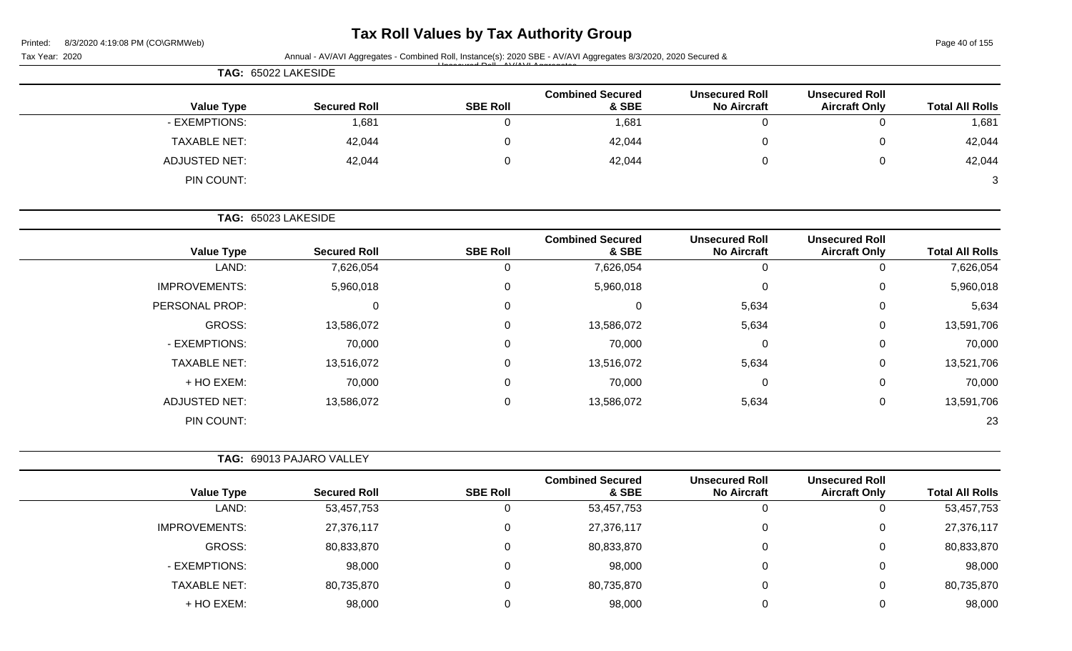# Tax Roll Values by Tax Authority Group

Tax Year: 2020

Annual - AV/AVI Aggregates - Combined Roll, Instance(s): 2020 SBE - AV/AVI Aggregates 8/3/2020, 2020 Secured & Unsecured Roll - AV/AVI Aggregates

**TAG: 65022 LAKESIDE**

| Value Type | Secured Roll | SBE Roll | Combined Secured & SBE | Unsecured Roll No Aircraft | Unsecured Roll Aircraft Only | Total All Rolls |
|---|---|---|---|---|---|---|
| - EXEMPTIONS: | 1,681 | 0 | 1,681 | 0 | 0 | 1,681 |
| TAXABLE NET: | 42,044 | 0 | 42,044 | 0 | 0 | 42,044 |
| ADJUSTED NET: | 42,044 | 0 | 42,044 | 0 | 0 | 42,044 |
| PIN COUNT: | | | | | | 3 |

**TAG: 65023 LAKESIDE**

| Value Type | Secured Roll | SBE Roll | Combined Secured & SBE | Unsecured Roll No Aircraft | Unsecured Roll Aircraft Only | Total All Rolls |
|---|---|---|---|---|---|---|
| LAND: | 7,626,054 | 0 | 7,626,054 | 0 | 0 | 7,626,054 |
| IMPROVEMENTS: | 5,960,018 | 0 | 5,960,018 | 0 | 0 | 5,960,018 |
| PERSONAL PROP: | 0 | 0 | 0 | 5,634 | 0 | 5,634 |
| GROSS: | 13,586,072 | 0 | 13,586,072 | 5,634 | 0 | 13,591,706 |
| - EXEMPTIONS: | 70,000 | 0 | 70,000 | 0 | 0 | 70,000 |
| TAXABLE NET: | 13,516,072 | 0 | 13,516,072 | 5,634 | 0 | 13,521,706 |
| + HO EXEM: | 70,000 | 0 | 70,000 | 0 | 0 | 70,000 |
| ADJUSTED NET: | 13,586,072 | 0 | 13,586,072 | 5,634 | 0 | 13,591,706 |
| PIN COUNT: | | | | | | 23 |

**TAG: 69013 PAJARO VALLEY**

| Value Type | Secured Roll | SBE Roll | Combined Secured & SBE | Unsecured Roll No Aircraft | Unsecured Roll Aircraft Only | Total All Rolls |
|---|---|---|---|---|---|---|
| LAND: | 53,457,753 | 0 | 53,457,753 | 0 | 0 | 53,457,753 |
| IMPROVEMENTS: | 27,376,117 | 0 | 27,376,117 | 0 | 0 | 27,376,117 |
| GROSS: | 80,833,870 | 0 | 80,833,870 | 0 | 0 | 80,833,870 |
| - EXEMPTIONS: | 98,000 | 0 | 98,000 | 0 | 0 | 98,000 |
| TAXABLE NET: | 80,735,870 | 0 | 80,735,870 | 0 | 0 | 80,735,870 |
| + HO EXEM: | 98,000 | 0 | 98,000 | 0 | 0 | 98,000 |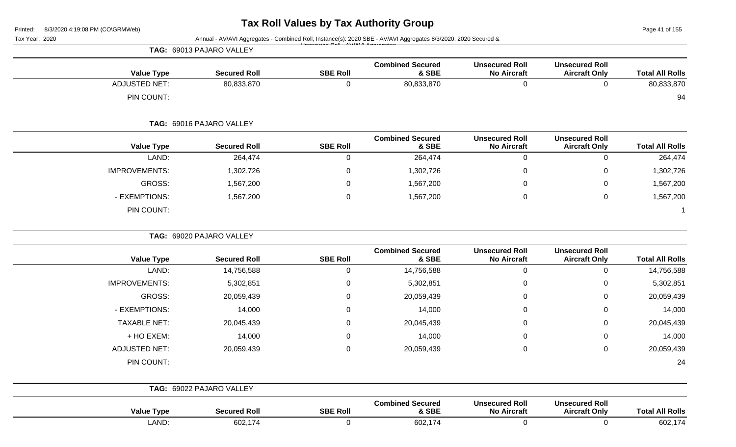# Tax Roll Values by Tax Authority Group

Printed: 8/3/2020 4:19:08 PM (CO\GRMWeb)

Tax Year: 2020

Annual - AV/AVI Aggregates - Combined Roll, Instance(s): 2020 SBE - AV/AVI Aggregates 8/3/2020, 2020 Secured & Unsecured Roll - AV/AVI Aggregates

**TAG: 69013 PAJARO VALLEY**

| Value Type | Secured Roll | SBE Roll | Combined Secured & SBE | Unsecured Roll No Aircraft | Unsecured Roll Aircraft Only | Total All Rolls |
|---|---|---|---|---|---|---|
| ADJUSTED NET: | 80,833,870 | 0 | 80,833,870 | 0 | 0 | 80,833,870 |
| PIN COUNT: | | | | | | 94 |

**TAG: 69016 PAJARO VALLEY**

| Value Type | Secured Roll | SBE Roll | Combined Secured & SBE | Unsecured Roll No Aircraft | Unsecured Roll Aircraft Only | Total All Rolls |
|---|---|---|---|---|---|---|
| LAND: | 264,474 | 0 | 264,474 | 0 | 0 | 264,474 |
| IMPROVEMENTS: | 1,302,726 | 0 | 1,302,726 | 0 | 0 | 1,302,726 |
| GROSS: | 1,567,200 | 0 | 1,567,200 | 0 | 0 | 1,567,200 |
| - EXEMPTIONS: | 1,567,200 | 0 | 1,567,200 | 0 | 0 | 1,567,200 |
| PIN COUNT: | | | | | | 1 |

**TAG: 69020 PAJARO VALLEY**

| Value Type | Secured Roll | SBE Roll | Combined Secured & SBE | Unsecured Roll No Aircraft | Unsecured Roll Aircraft Only | Total All Rolls |
|---|---|---|---|---|---|---|
| LAND: | 14,756,588 | 0 | 14,756,588 | 0 | 0 | 14,756,588 |
| IMPROVEMENTS: | 5,302,851 | 0 | 5,302,851 | 0 | 0 | 5,302,851 |
| GROSS: | 20,059,439 | 0 | 20,059,439 | 0 | 0 | 20,059,439 |
| - EXEMPTIONS: | 14,000 | 0 | 14,000 | 0 | 0 | 14,000 |
| TAXABLE NET: | 20,045,439 | 0 | 20,045,439 | 0 | 0 | 20,045,439 |
| + HO EXEM: | 14,000 | 0 | 14,000 | 0 | 0 | 14,000 |
| ADJUSTED NET: | 20,059,439 | 0 | 20,059,439 | 0 | 0 | 20,059,439 |
| PIN COUNT: | | | | | | 24 |

**TAG: 69022 PAJARO VALLEY**

| Value Type | Secured Roll | SBE Roll | Combined Secured & SBE | Unsecured Roll No Aircraft | Unsecured Roll Aircraft Only | Total All Rolls |
|---|---|---|---|---|---|---|
| LAND: | 602,174 | 0 | 602,174 | 0 | 0 | 602,174 |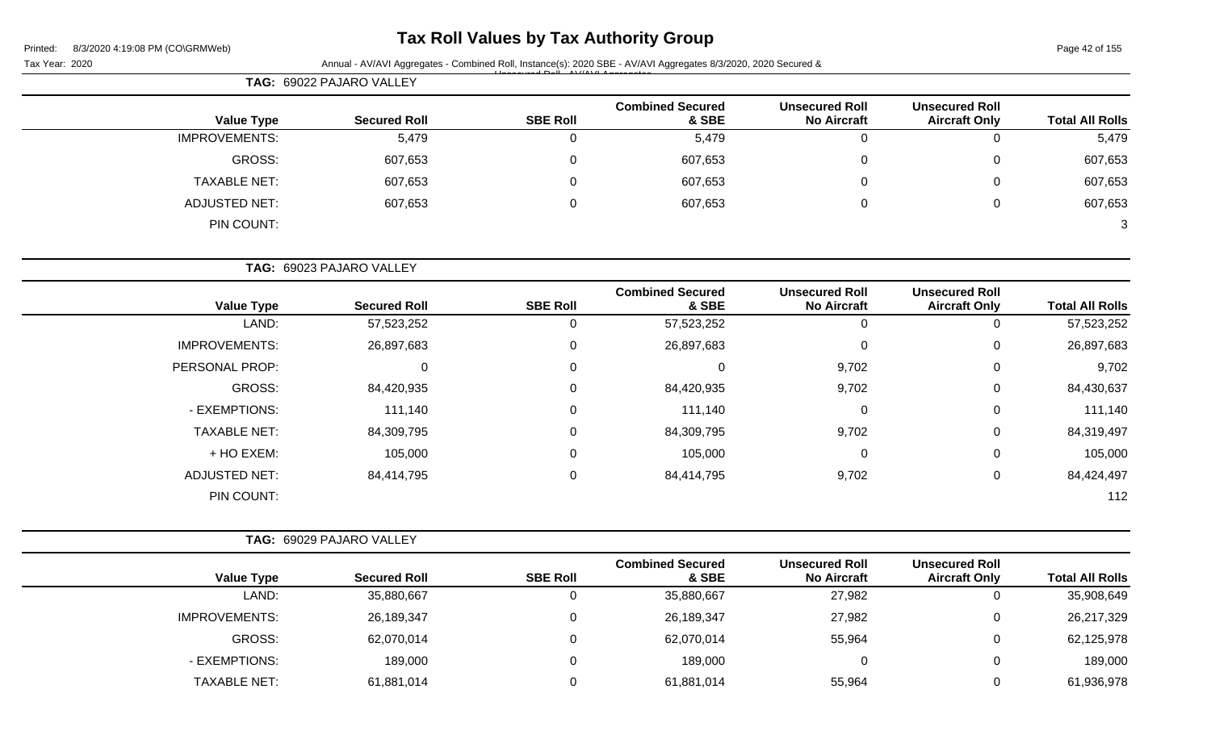# Tax Roll Values by Tax Authority Group

Printed: 8/3/2020 4:19:08 PM (CO\GRMWeb)

Tax Year: 2020

Annual - AV/AVI Aggregates - Combined Roll, Instance(s): 2020 SBE - AV/AVI Aggregates 8/3/2020, 2020 Secured & Unsecured Roll - AV/AVI Aggregates

**TAG: 69022 PAJARO VALLEY**

| Value Type | Secured Roll | SBE Roll | Combined Secured & SBE | Unsecured Roll No Aircraft | Unsecured Roll Aircraft Only | Total All Rolls |
|---|---|---|---|---|---|---|
| IMPROVEMENTS: | 5,479 | 0 | 5,479 | 0 | 0 | 5,479 |
| GROSS: | 607,653 | 0 | 607,653 | 0 | 0 | 607,653 |
| TAXABLE NET: | 607,653 | 0 | 607,653 | 0 | 0 | 607,653 |
| ADJUSTED NET: | 607,653 | 0 | 607,653 | 0 | 0 | 607,653 |
| PIN COUNT: | | | | | | 3 |

**TAG: 69023 PAJARO VALLEY**

| Value Type | Secured Roll | SBE Roll | Combined Secured & SBE | Unsecured Roll No Aircraft | Unsecured Roll Aircraft Only | Total All Rolls |
|---|---|---|---|---|---|---|
| LAND: | 57,523,252 | 0 | 57,523,252 | 0 | 0 | 57,523,252 |
| IMPROVEMENTS: | 26,897,683 | 0 | 26,897,683 | 0 | 0 | 26,897,683 |
| PERSONAL PROP: | 0 | 0 | 0 | 9,702 | 0 | 9,702 |
| GROSS: | 84,420,935 | 0 | 84,420,935 | 9,702 | 0 | 84,430,637 |
| - EXEMPTIONS: | 111,140 | 0 | 111,140 | 0 | 0 | 111,140 |
| TAXABLE NET: | 84,309,795 | 0 | 84,309,795 | 9,702 | 0 | 84,319,497 |
| + HO EXEM: | 105,000 | 0 | 105,000 | 0 | 0 | 105,000 |
| ADJUSTED NET: | 84,414,795 | 0 | 84,414,795 | 9,702 | 0 | 84,424,497 |
| PIN COUNT: | | | | | | 112 |

**TAG: 69029 PAJARO VALLEY**

| Value Type | Secured Roll | SBE Roll | Combined Secured & SBE | Unsecured Roll No Aircraft | Unsecured Roll Aircraft Only | Total All Rolls |
|---|---|---|---|---|---|---|
| LAND: | 35,880,667 | 0 | 35,880,667 | 27,982 | 0 | 35,908,649 |
| IMPROVEMENTS: | 26,189,347 | 0 | 26,189,347 | 27,982 | 0 | 26,217,329 |
| GROSS: | 62,070,014 | 0 | 62,070,014 | 55,964 | 0 | 62,125,978 |
| - EXEMPTIONS: | 189,000 | 0 | 189,000 | 0 | 0 | 189,000 |
| TAXABLE NET: | 61,881,014 | 0 | 61,881,014 | 55,964 | 0 | 61,936,978 |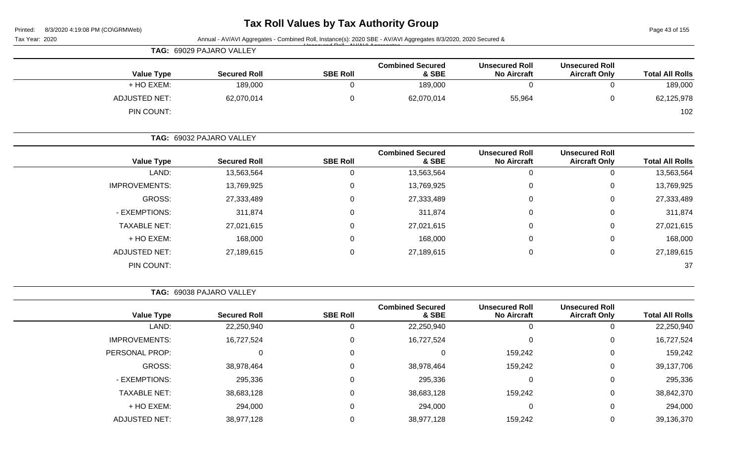# Tax Roll Values by Tax Authority Group

Printed: 8/3/2020 4:19:08 PM (CO\GRMWeb)

Tax Year: 2020

Annual - AV/AVI Aggregates - Combined Roll, Instance(s): 2020 SBE - AV/AVI Aggregates 8/3/2020, 2020 Secured & Unsecured Roll - AV/AVI Aggregates

**TAG: 69029 PAJARO VALLEY**

| Value Type | Secured Roll | SBE Roll | Combined Secured & SBE | Unsecured Roll No Aircraft | Unsecured Roll Aircraft Only | Total All Rolls |
|---|---|---|---|---|---|---|
| + HO EXEM: | 189,000 | 0 | 189,000 | 0 | 0 | 189,000 |
| ADJUSTED NET: | 62,070,014 | 0 | 62,070,014 | 55,964 | 0 | 62,125,978 |
| PIN COUNT: | | | | | | 102 |

**TAG: 69032 PAJARO VALLEY**

| Value Type | Secured Roll | SBE Roll | Combined Secured & SBE | Unsecured Roll No Aircraft | Unsecured Roll Aircraft Only | Total All Rolls |
|---|---|---|---|---|---|---|
| LAND: | 13,563,564 | 0 | 13,563,564 | 0 | 0 | 13,563,564 |
| IMPROVEMENTS: | 13,769,925 | 0 | 13,769,925 | 0 | 0 | 13,769,925 |
| GROSS: | 27,333,489 | 0 | 27,333,489 | 0 | 0 | 27,333,489 |
| - EXEMPTIONS: | 311,874 | 0 | 311,874 | 0 | 0 | 311,874 |
| TAXABLE NET: | 27,021,615 | 0 | 27,021,615 | 0 | 0 | 27,021,615 |
| + HO EXEM: | 168,000 | 0 | 168,000 | 0 | 0 | 168,000 |
| ADJUSTED NET: | 27,189,615 | 0 | 27,189,615 | 0 | 0 | 27,189,615 |
| PIN COUNT: | | | | | | 37 |

**TAG: 69038 PAJARO VALLEY**

| Value Type | Secured Roll | SBE Roll | Combined Secured & SBE | Unsecured Roll No Aircraft | Unsecured Roll Aircraft Only | Total All Rolls |
|---|---|---|---|---|---|---|
| LAND: | 22,250,940 | 0 | 22,250,940 | 0 | 0 | 22,250,940 |
| IMPROVEMENTS: | 16,727,524 | 0 | 16,727,524 | 0 | 0 | 16,727,524 |
| PERSONAL PROP: | 0 | 0 | 0 | 159,242 | 0 | 159,242 |
| GROSS: | 38,978,464 | 0 | 38,978,464 | 159,242 | 0 | 39,137,706 |
| - EXEMPTIONS: | 295,336 | 0 | 295,336 | 0 | 0 | 295,336 |
| TAXABLE NET: | 38,683,128 | 0 | 38,683,128 | 159,242 | 0 | 38,842,370 |
| + HO EXEM: | 294,000 | 0 | 294,000 | 0 | 0 | 294,000 |
| ADJUSTED NET: | 38,977,128 | 0 | 38,977,128 | 159,242 | 0 | 39,136,370 |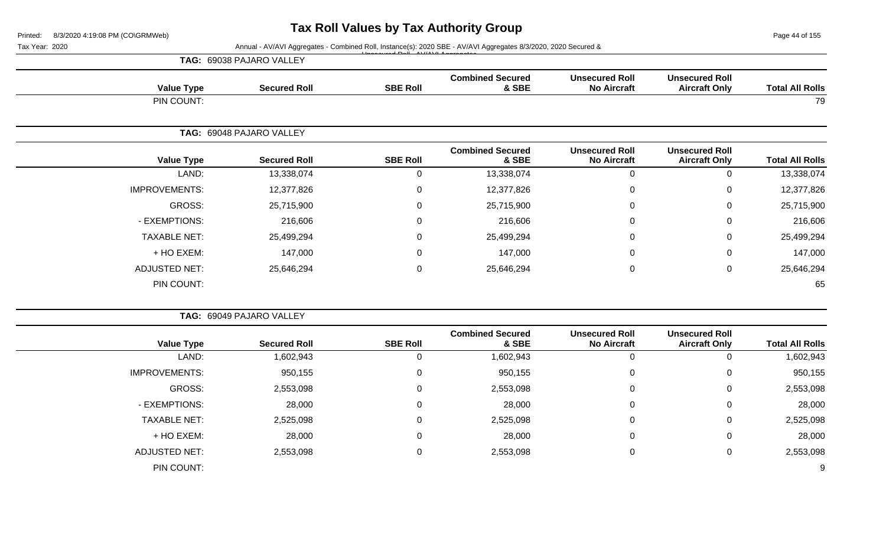# Tax Roll Values by Tax Authority Group

Tax Year: 2020

Annual - AV/AVI Aggregates - Combined Roll, Instance(s): 2020 SBE - AV/AVI Aggregates 8/3/2020, 2020 Secured & Unsecured Roll - AV/AVI Aggregates

**TAG: 69038 PAJARO VALLEY**

| Value Type | Secured Roll | SBE Roll | Combined Secured & SBE | Unsecured Roll No Aircraft | Unsecured Roll Aircraft Only | Total All Rolls |
|---|---|---|---|---|---|---|
| PIN COUNT: | | | | | | 79 |

**TAG: 69048 PAJARO VALLEY**

| Value Type | Secured Roll | SBE Roll | Combined Secured & SBE | Unsecured Roll No Aircraft | Unsecured Roll Aircraft Only | Total All Rolls |
|---|---|---|---|---|---|---|
| LAND: | 13,338,074 | 0 | 13,338,074 | 0 | 0 | 13,338,074 |
| IMPROVEMENTS: | 12,377,826 | 0 | 12,377,826 | 0 | 0 | 12,377,826 |
| GROSS: | 25,715,900 | 0 | 25,715,900 | 0 | 0 | 25,715,900 |
| - EXEMPTIONS: | 216,606 | 0 | 216,606 | 0 | 0 | 216,606 |
| TAXABLE NET: | 25,499,294 | 0 | 25,499,294 | 0 | 0 | 25,499,294 |
| + HO EXEM: | 147,000 | 0 | 147,000 | 0 | 0 | 147,000 |
| ADJUSTED NET: | 25,646,294 | 0 | 25,646,294 | 0 | 0 | 25,646,294 |
| PIN COUNT: | | | | | | 65 |

**TAG: 69049 PAJARO VALLEY**

| Value Type | Secured Roll | SBE Roll | Combined Secured & SBE | Unsecured Roll No Aircraft | Unsecured Roll Aircraft Only | Total All Rolls |
|---|---|---|---|---|---|---|
| LAND: | 1,602,943 | 0 | 1,602,943 | 0 | 0 | 1,602,943 |
| IMPROVEMENTS: | 950,155 | 0 | 950,155 | 0 | 0 | 950,155 |
| GROSS: | 2,553,098 | 0 | 2,553,098 | 0 | 0 | 2,553,098 |
| - EXEMPTIONS: | 28,000 | 0 | 28,000 | 0 | 0 | 28,000 |
| TAXABLE NET: | 2,525,098 | 0 | 2,525,098 | 0 | 0 | 2,525,098 |
| + HO EXEM: | 28,000 | 0 | 28,000 | 0 | 0 | 28,000 |
| ADJUSTED NET: | 2,553,098 | 0 | 2,553,098 | 0 | 0 | 2,553,098 |
| PIN COUNT: | | | | | | 9 |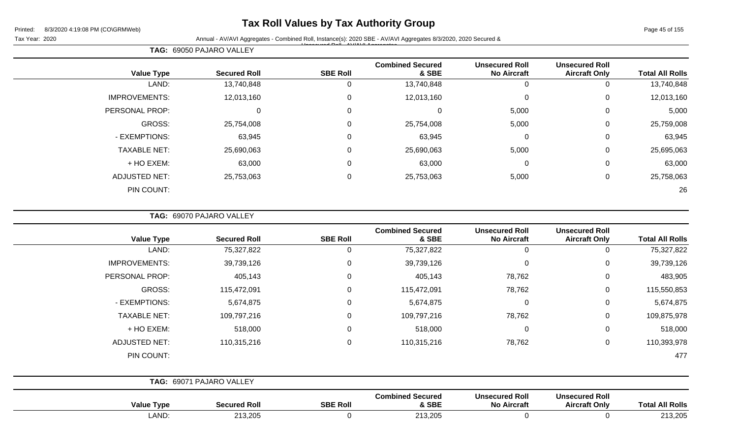# Tax Roll Values by Tax Authority Group

Printed: 8/3/2020 4:19:08 PM (CO\GRMWeb)

Tax Year: 2020    Annual - AV/AVI Aggregates - Combined Roll, Instance(s): 2020 SBE - AV/AVI Aggregates 8/3/2020, 2020 Secured & Unsecured Roll - AV/AVI Aggregates

**TAG: 69050 PAJARO VALLEY**

| Value Type | Secured Roll | SBE Roll | Combined Secured & SBE | Unsecured Roll No Aircraft | Unsecured Roll Aircraft Only | Total All Rolls |
|---|---|---|---|---|---|---|
| LAND: | 13,740,848 | 0 | 13,740,848 | 0 | 0 | 13,740,848 |
| IMPROVEMENTS: | 12,013,160 | 0 | 12,013,160 | 0 | 0 | 12,013,160 |
| PERSONAL PROP: | 0 | 0 | 0 | 5,000 | 0 | 5,000 |
| GROSS: | 25,754,008 | 0 | 25,754,008 | 5,000 | 0 | 25,759,008 |
| - EXEMPTIONS: | 63,945 | 0 | 63,945 | 0 | 0 | 63,945 |
| TAXABLE NET: | 25,690,063 | 0 | 25,690,063 | 5,000 | 0 | 25,695,063 |
| + HO EXEM: | 63,000 | 0 | 63,000 | 0 | 0 | 63,000 |
| ADJUSTED NET: | 25,753,063 | 0 | 25,753,063 | 5,000 | 0 | 25,758,063 |
| PIN COUNT: | | | | | | 26 |

**TAG: 69070 PAJARO VALLEY**

| Value Type | Secured Roll | SBE Roll | Combined Secured & SBE | Unsecured Roll No Aircraft | Unsecured Roll Aircraft Only | Total All Rolls |
|---|---|---|---|---|---|---|
| LAND: | 75,327,822 | 0 | 75,327,822 | 0 | 0 | 75,327,822 |
| IMPROVEMENTS: | 39,739,126 | 0 | 39,739,126 | 0 | 0 | 39,739,126 |
| PERSONAL PROP: | 405,143 | 0 | 405,143 | 78,762 | 0 | 483,905 |
| GROSS: | 115,472,091 | 0 | 115,472,091 | 78,762 | 0 | 115,550,853 |
| - EXEMPTIONS: | 5,674,875 | 0 | 5,674,875 | 0 | 0 | 5,674,875 |
| TAXABLE NET: | 109,797,216 | 0 | 109,797,216 | 78,762 | 0 | 109,875,978 |
| + HO EXEM: | 518,000 | 0 | 518,000 | 0 | 0 | 518,000 |
| ADJUSTED NET: | 110,315,216 | 0 | 110,315,216 | 78,762 | 0 | 110,393,978 |
| PIN COUNT: | | | | | | 477 |

**TAG: 69071 PAJARO VALLEY**

| Value Type | Secured Roll | SBE Roll | Combined Secured & SBE | Unsecured Roll No Aircraft | Unsecured Roll Aircraft Only | Total All Rolls |
|---|---|---|---|---|---|---|
| LAND: | 213,205 | 0 | 213,205 | 0 | 0 | 213,205 |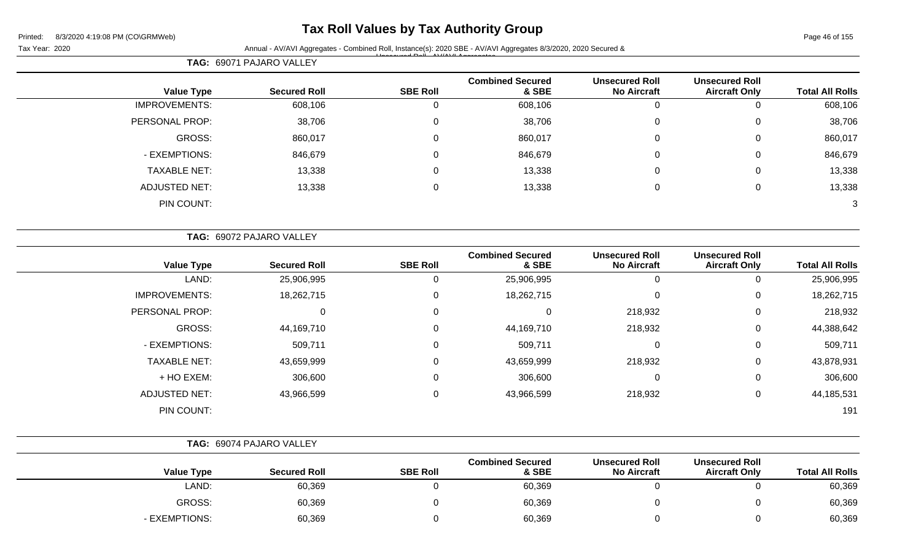# Tax Roll Values by Tax Authority Group

Printed: 8/3/2020 4:19:08 PM (CO\GRMWeb)

Tax Year: 2020

Annual - AV/AVI Aggregates - Combined Roll, Instance(s): 2020 SBE - AV/AVI Aggregates 8/3/2020, 2020 Secured & Unsecured Roll - AV/AVI Aggregates

**TAG: 69071 PAJARO VALLEY**

| Value Type | Secured Roll | SBE Roll | Combined Secured & SBE | Unsecured Roll No Aircraft | Unsecured Roll Aircraft Only | Total All Rolls |
|---|---|---|---|---|---|---|
| IMPROVEMENTS: | 608,106 | 0 | 608,106 | 0 | 0 | 608,106 |
| PERSONAL PROP: | 38,706 | 0 | 38,706 | 0 | 0 | 38,706 |
| GROSS: | 860,017 | 0 | 860,017 | 0 | 0 | 860,017 |
| - EXEMPTIONS: | 846,679 | 0 | 846,679 | 0 | 0 | 846,679 |
| TAXABLE NET: | 13,338 | 0 | 13,338 | 0 | 0 | 13,338 |
| ADJUSTED NET: | 13,338 | 0 | 13,338 | 0 | 0 | 13,338 |
| PIN COUNT: | | | | | | 3 |

**TAG: 69072 PAJARO VALLEY**

| Value Type | Secured Roll | SBE Roll | Combined Secured & SBE | Unsecured Roll No Aircraft | Unsecured Roll Aircraft Only | Total All Rolls |
|---|---|---|---|---|---|---|
| LAND: | 25,906,995 | 0 | 25,906,995 | 0 | 0 | 25,906,995 |
| IMPROVEMENTS: | 18,262,715 | 0 | 18,262,715 | 0 | 0 | 18,262,715 |
| PERSONAL PROP: | 0 | 0 | 0 | 218,932 | 0 | 218,932 |
| GROSS: | 44,169,710 | 0 | 44,169,710 | 218,932 | 0 | 44,388,642 |
| - EXEMPTIONS: | 509,711 | 0 | 509,711 | 0 | 0 | 509,711 |
| TAXABLE NET: | 43,659,999 | 0 | 43,659,999 | 218,932 | 0 | 43,878,931 |
| + HO EXEM: | 306,600 | 0 | 306,600 | 0 | 0 | 306,600 |
| ADJUSTED NET: | 43,966,599 | 0 | 43,966,599 | 218,932 | 0 | 44,185,531 |
| PIN COUNT: | | | | | | 191 |

**TAG: 69074 PAJARO VALLEY**

| Value Type | Secured Roll | SBE Roll | Combined Secured & SBE | Unsecured Roll No Aircraft | Unsecured Roll Aircraft Only | Total All Rolls |
|---|---|---|---|---|---|---|
| LAND: | 60,369 | 0 | 60,369 | 0 | 0 | 60,369 |
| GROSS: | 60,369 | 0 | 60,369 | 0 | 0 | 60,369 |
| - EXEMPTIONS: | 60,369 | 0 | 60,369 | 0 | 0 | 60,369 |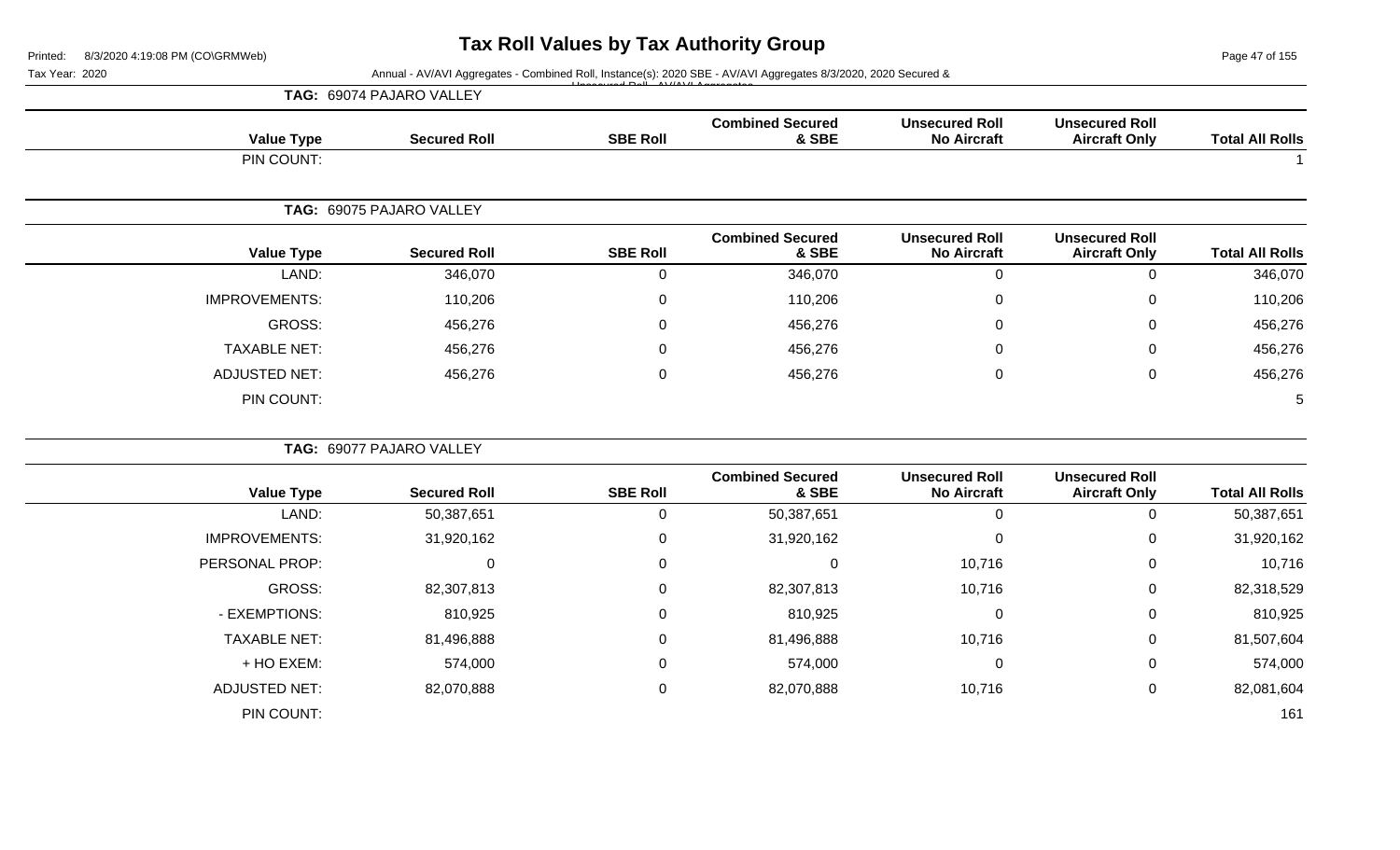# Tax Roll Values by Tax Authority Group

Printed: 8/3/2020 4:19:08 PM (CO\GRMWeb)

Tax Year: 2020

Annual - AV/AVI Aggregates - Combined Roll, Instance(s): 2020 SBE - AV/AVI Aggregates 8/3/2020, 2020 Secured & Unsecured Roll - AV/AVI Aggregates

**TAG: 69074 PAJARO VALLEY**

| Value Type | Secured Roll | SBE Roll | Combined Secured & SBE | Unsecured Roll No Aircraft | Unsecured Roll Aircraft Only | Total All Rolls |
|---|---|---|---|---|---|---|
| PIN COUNT: | | | | | | 1 |

**TAG: 69075 PAJARO VALLEY**

| Value Type | Secured Roll | SBE Roll | Combined Secured & SBE | Unsecured Roll No Aircraft | Unsecured Roll Aircraft Only | Total All Rolls |
|---|---|---|---|---|---|---|
| LAND: | 346,070 | 0 | 346,070 | 0 | 0 | 346,070 |
| IMPROVEMENTS: | 110,206 | 0 | 110,206 | 0 | 0 | 110,206 |
| GROSS: | 456,276 | 0 | 456,276 | 0 | 0 | 456,276 |
| TAXABLE NET: | 456,276 | 0 | 456,276 | 0 | 0 | 456,276 |
| ADJUSTED NET: | 456,276 | 0 | 456,276 | 0 | 0 | 456,276 |
| PIN COUNT: | | | | | | 5 |

**TAG: 69077 PAJARO VALLEY**

| Value Type | Secured Roll | SBE Roll | Combined Secured & SBE | Unsecured Roll No Aircraft | Unsecured Roll Aircraft Only | Total All Rolls |
|---|---|---|---|---|---|---|
| LAND: | 50,387,651 | 0 | 50,387,651 | 0 | 0 | 50,387,651 |
| IMPROVEMENTS: | 31,920,162 | 0 | 31,920,162 | 0 | 0 | 31,920,162 |
| PERSONAL PROP: | 0 | 0 | 0 | 10,716 | 0 | 10,716 |
| GROSS: | 82,307,813 | 0 | 82,307,813 | 10,716 | 0 | 82,318,529 |
| - EXEMPTIONS: | 810,925 | 0 | 810,925 | 0 | 0 | 810,925 |
| TAXABLE NET: | 81,496,888 | 0 | 81,496,888 | 10,716 | 0 | 81,507,604 |
| + HO EXEM: | 574,000 | 0 | 574,000 | 0 | 0 | 574,000 |
| ADJUSTED NET: | 82,070,888 | 0 | 82,070,888 | 10,716 | 0 | 82,081,604 |
| PIN COUNT: | | | | | | 161 |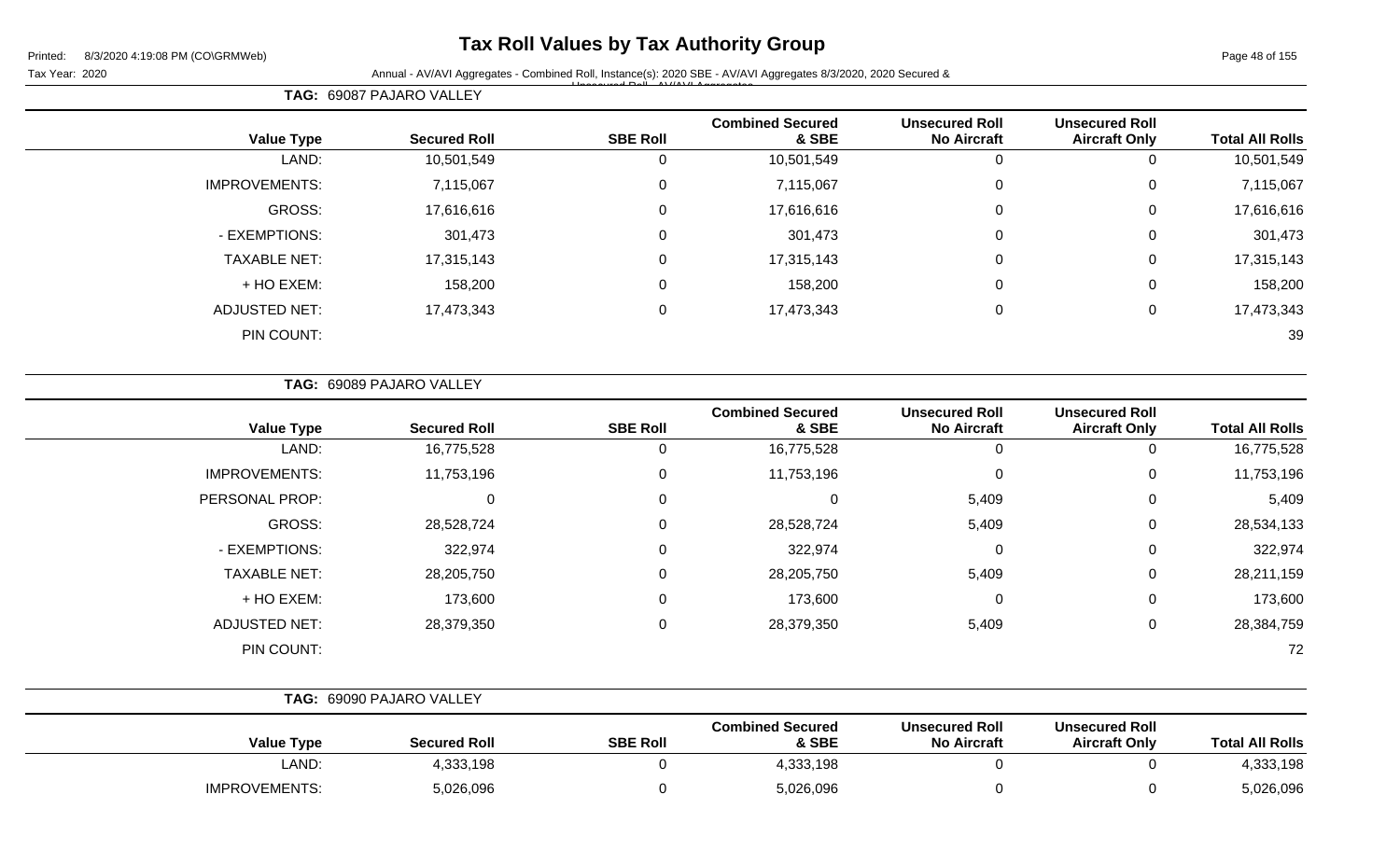# Tax Roll Values by Tax Authority Group

Printed: 8/3/2020 4:19:08 PM (CO\GRMWeb)

Tax Year: 2020

Annual - AV/AVI Aggregates - Combined Roll, Instance(s): 2020 SBE - AV/AVI Aggregates 8/3/2020, 2020 Secured & Unsecured Roll - AV/AVI Aggregates

**TAG: 69087 PAJARO VALLEY**

| Value Type | Secured Roll | SBE Roll | Combined Secured & SBE | Unsecured Roll No Aircraft | Unsecured Roll Aircraft Only | Total All Rolls |
|---|---|---|---|---|---|---|
| LAND: | 10,501,549 | 0 | 10,501,549 | 0 | 0 | 10,501,549 |
| IMPROVEMENTS: | 7,115,067 | 0 | 7,115,067 | 0 | 0 | 7,115,067 |
| GROSS: | 17,616,616 | 0 | 17,616,616 | 0 | 0 | 17,616,616 |
| - EXEMPTIONS: | 301,473 | 0 | 301,473 | 0 | 0 | 301,473 |
| TAXABLE NET: | 17,315,143 | 0 | 17,315,143 | 0 | 0 | 17,315,143 |
| + HO EXEM: | 158,200 | 0 | 158,200 | 0 | 0 | 158,200 |
| ADJUSTED NET: | 17,473,343 | 0 | 17,473,343 | 0 | 0 | 17,473,343 |
| PIN COUNT: | | | | | | 39 |

**TAG: 69089 PAJARO VALLEY**

| Value Type | Secured Roll | SBE Roll | Combined Secured & SBE | Unsecured Roll No Aircraft | Unsecured Roll Aircraft Only | Total All Rolls |
|---|---|---|---|---|---|---|
| LAND: | 16,775,528 | 0 | 16,775,528 | 0 | 0 | 16,775,528 |
| IMPROVEMENTS: | 11,753,196 | 0 | 11,753,196 | 0 | 0 | 11,753,196 |
| PERSONAL PROP: | 0 | 0 | 0 | 5,409 | 0 | 5,409 |
| GROSS: | 28,528,724 | 0 | 28,528,724 | 5,409 | 0 | 28,534,133 |
| - EXEMPTIONS: | 322,974 | 0 | 322,974 | 0 | 0 | 322,974 |
| TAXABLE NET: | 28,205,750 | 0 | 28,205,750 | 5,409 | 0 | 28,211,159 |
| + HO EXEM: | 173,600 | 0 | 173,600 | 0 | 0 | 173,600 |
| ADJUSTED NET: | 28,379,350 | 0 | 28,379,350 | 5,409 | 0 | 28,384,759 |
| PIN COUNT: | | | | | | 72 |

**TAG: 69090 PAJARO VALLEY**

| Value Type | Secured Roll | SBE Roll | Combined Secured & SBE | Unsecured Roll No Aircraft | Unsecured Roll Aircraft Only | Total All Rolls |
|---|---|---|---|---|---|---|
| LAND: | 4,333,198 | 0 | 4,333,198 | 0 | 0 | 4,333,198 |
| IMPROVEMENTS: | 5,026,096 | 0 | 5,026,096 | 0 | 0 | 5,026,096 |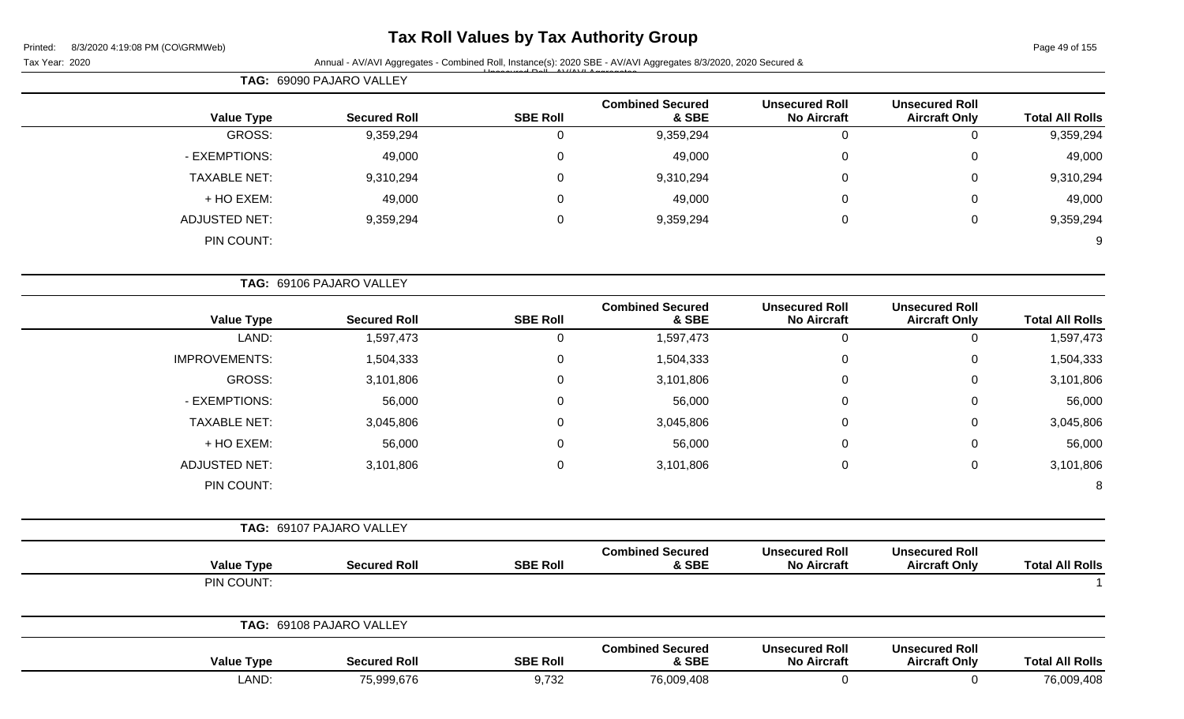# Tax Roll Values by Tax Authority Group

Printed: 8/3/2020 4:19:08 PM (CO\GRMWeb)

Tax Year: 2020

Annual - AV/AVI Aggregates - Combined Roll, Instance(s): 2020 SBE - AV/AVI Aggregates 8/3/2020, 2020 Secured & Unsecured Roll - AV/AVI Aggregates

**TAG: 69090 PAJARO VALLEY**

| Value Type | Secured Roll | SBE Roll | Combined Secured & SBE | Unsecured Roll No Aircraft | Unsecured Roll Aircraft Only | Total All Rolls |
|---|---|---|---|---|---|---|
| GROSS: | 9,359,294 | 0 | 9,359,294 | 0 | 0 | 9,359,294 |
| - EXEMPTIONS: | 49,000 | 0 | 49,000 | 0 | 0 | 49,000 |
| TAXABLE NET: | 9,310,294 | 0 | 9,310,294 | 0 | 0 | 9,310,294 |
| + HO EXEM: | 49,000 | 0 | 49,000 | 0 | 0 | 49,000 |
| ADJUSTED NET: | 9,359,294 | 0 | 9,359,294 | 0 | 0 | 9,359,294 |
| PIN COUNT: | | | | | | 9 |

**TAG: 69106 PAJARO VALLEY**

| Value Type | Secured Roll | SBE Roll | Combined Secured & SBE | Unsecured Roll No Aircraft | Unsecured Roll Aircraft Only | Total All Rolls |
|---|---|---|---|---|---|---|
| LAND: | 1,597,473 | 0 | 1,597,473 | 0 | 0 | 1,597,473 |
| IMPROVEMENTS: | 1,504,333 | 0 | 1,504,333 | 0 | 0 | 1,504,333 |
| GROSS: | 3,101,806 | 0 | 3,101,806 | 0 | 0 | 3,101,806 |
| - EXEMPTIONS: | 56,000 | 0 | 56,000 | 0 | 0 | 56,000 |
| TAXABLE NET: | 3,045,806 | 0 | 3,045,806 | 0 | 0 | 3,045,806 |
| + HO EXEM: | 56,000 | 0 | 56,000 | 0 | 0 | 56,000 |
| ADJUSTED NET: | 3,101,806 | 0 | 3,101,806 | 0 | 0 | 3,101,806 |
| PIN COUNT: | | | | | | 8 |

**TAG: 69107 PAJARO VALLEY**

| Value Type | Secured Roll | SBE Roll | Combined Secured & SBE | Unsecured Roll No Aircraft | Unsecured Roll Aircraft Only | Total All Rolls |
|---|---|---|---|---|---|---|
| PIN COUNT: | | | | | | 1 |

**TAG: 69108 PAJARO VALLEY**

| Value Type | Secured Roll | SBE Roll | Combined Secured & SBE | Unsecured Roll No Aircraft | Unsecured Roll Aircraft Only | Total All Rolls |
|---|---|---|---|---|---|---|
| LAND: | 75,999,676 | 9,732 | 76,009,408 | 0 | 0 | 76,009,408 |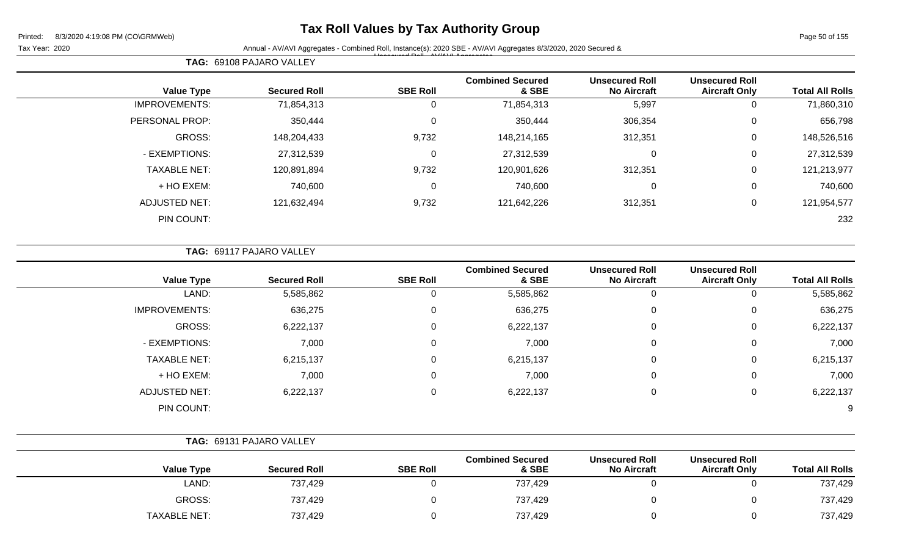# Tax Roll Values by Tax Authority Group

Printed: 8/3/2020 4:19:08 PM (CO\GRMWeb)

Tax Year: 2020 — Annual - AV/AVI Aggregates - Combined Roll, Instance(s): 2020 SBE - AV/AVI Aggregates 8/3/2020, 2020 Secured & Unsecured Roll - AV/AVI Aggregates

**TAG: 69108 PAJARO VALLEY**

| Value Type | Secured Roll | SBE Roll | Combined Secured & SBE | Unsecured Roll No Aircraft | Unsecured Roll Aircraft Only | Total All Rolls |
|---|---|---|---|---|---|---|
| IMPROVEMENTS: | 71,854,313 | 0 | 71,854,313 | 5,997 | 0 | 71,860,310 |
| PERSONAL PROP: | 350,444 | 0 | 350,444 | 306,354 | 0 | 656,798 |
| GROSS: | 148,204,433 | 9,732 | 148,214,165 | 312,351 | 0 | 148,526,516 |
| - EXEMPTIONS: | 27,312,539 | 0 | 27,312,539 | 0 | 0 | 27,312,539 |
| TAXABLE NET: | 120,891,894 | 9,732 | 120,901,626 | 312,351 | 0 | 121,213,977 |
| + HO EXEM: | 740,600 | 0 | 740,600 | 0 | 0 | 740,600 |
| ADJUSTED NET: | 121,632,494 | 9,732 | 121,642,226 | 312,351 | 0 | 121,954,577 |
| PIN COUNT: | | | | | | 232 |

**TAG: 69117 PAJARO VALLEY**

| Value Type | Secured Roll | SBE Roll | Combined Secured & SBE | Unsecured Roll No Aircraft | Unsecured Roll Aircraft Only | Total All Rolls |
|---|---|---|---|---|---|---|
| LAND: | 5,585,862 | 0 | 5,585,862 | 0 | 0 | 5,585,862 |
| IMPROVEMENTS: | 636,275 | 0 | 636,275 | 0 | 0 | 636,275 |
| GROSS: | 6,222,137 | 0 | 6,222,137 | 0 | 0 | 6,222,137 |
| - EXEMPTIONS: | 7,000 | 0 | 7,000 | 0 | 0 | 7,000 |
| TAXABLE NET: | 6,215,137 | 0 | 6,215,137 | 0 | 0 | 6,215,137 |
| + HO EXEM: | 7,000 | 0 | 7,000 | 0 | 0 | 7,000 |
| ADJUSTED NET: | 6,222,137 | 0 | 6,222,137 | 0 | 0 | 6,222,137 |
| PIN COUNT: | | | | | | 9 |

**TAG: 69131 PAJARO VALLEY**

| Value Type | Secured Roll | SBE Roll | Combined Secured & SBE | Unsecured Roll No Aircraft | Unsecured Roll Aircraft Only | Total All Rolls |
|---|---|---|---|---|---|---|
| LAND: | 737,429 | 0 | 737,429 | 0 | 0 | 737,429 |
| GROSS: | 737,429 | 0 | 737,429 | 0 | 0 | 737,429 |
| TAXABLE NET: | 737,429 | 0 | 737,429 | 0 | 0 | 737,429 |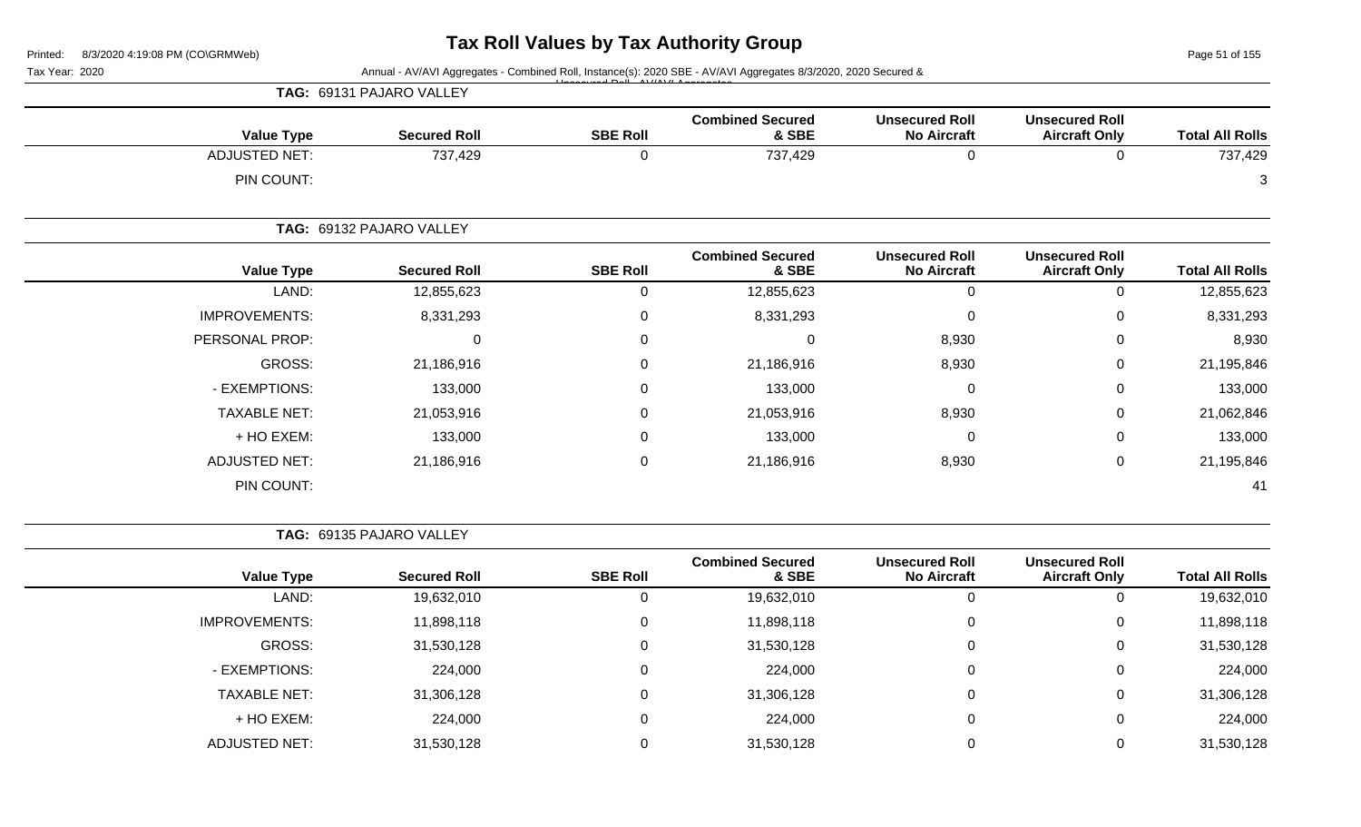# Tax Roll Values by Tax Authority Group

Tax Year: 2020

Annual - AV/AVI Aggregates - Combined Roll, Instance(s): 2020 SBE - AV/AVI Aggregates 8/3/2020, 2020 Secured & Unsecured Roll - AV/AVI Aggregates

**TAG: 69131 PAJARO VALLEY**

| Value Type | Secured Roll | SBE Roll | Combined Secured & SBE | Unsecured Roll No Aircraft | Unsecured Roll Aircraft Only | Total All Rolls |
|---|---|---|---|---|---|---|
| ADJUSTED NET: | 737,429 | 0 | 737,429 | 0 | 0 | 737,429 |
| PIN COUNT: | | | | | | 3 |

**TAG: 69132 PAJARO VALLEY**

| Value Type | Secured Roll | SBE Roll | Combined Secured & SBE | Unsecured Roll No Aircraft | Unsecured Roll Aircraft Only | Total All Rolls |
|---|---|---|---|---|---|---|
| LAND: | 12,855,623 | 0 | 12,855,623 | 0 | 0 | 12,855,623 |
| IMPROVEMENTS: | 8,331,293 | 0 | 8,331,293 | 0 | 0 | 8,331,293 |
| PERSONAL PROP: | 0 | 0 | 0 | 8,930 | 0 | 8,930 |
| GROSS: | 21,186,916 | 0 | 21,186,916 | 8,930 | 0 | 21,195,846 |
| - EXEMPTIONS: | 133,000 | 0 | 133,000 | 0 | 0 | 133,000 |
| TAXABLE NET: | 21,053,916 | 0 | 21,053,916 | 8,930 | 0 | 21,062,846 |
| + HO EXEM: | 133,000 | 0 | 133,000 | 0 | 0 | 133,000 |
| ADJUSTED NET: | 21,186,916 | 0 | 21,186,916 | 8,930 | 0 | 21,195,846 |
| PIN COUNT: | | | | | | 41 |

**TAG: 69135 PAJARO VALLEY**

| Value Type | Secured Roll | SBE Roll | Combined Secured & SBE | Unsecured Roll No Aircraft | Unsecured Roll Aircraft Only | Total All Rolls |
|---|---|---|---|---|---|---|
| LAND: | 19,632,010 | 0 | 19,632,010 | 0 | 0 | 19,632,010 |
| IMPROVEMENTS: | 11,898,118 | 0 | 11,898,118 | 0 | 0 | 11,898,118 |
| GROSS: | 31,530,128 | 0 | 31,530,128 | 0 | 0 | 31,530,128 |
| - EXEMPTIONS: | 224,000 | 0 | 224,000 | 0 | 0 | 224,000 |
| TAXABLE NET: | 31,306,128 | 0 | 31,306,128 | 0 | 0 | 31,306,128 |
| + HO EXEM: | 224,000 | 0 | 224,000 | 0 | 0 | 224,000 |
| ADJUSTED NET: | 31,530,128 | 0 | 31,530,128 | 0 | 0 | 31,530,128 |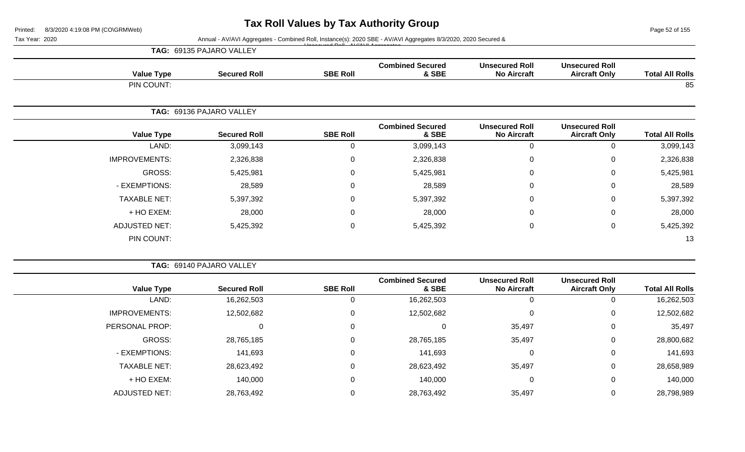# Tax Roll Values by Tax Authority Group

Printed: 8/3/2020 4:19:08 PM (CO\GRMWeb)

Tax Year: 2020

Annual - AV/AVI Aggregates - Combined Roll, Instance(s): 2020 SBE - AV/AVI Aggregates 8/3/2020, 2020 Secured & Unsecured Roll - AV/AVI Aggregates

## TAG: 69135 PAJARO VALLEY

| Value Type | Secured Roll | SBE Roll | Combined Secured & SBE | Unsecured Roll No Aircraft | Unsecured Roll Aircraft Only | Total All Rolls |
|---|---|---|---|---|---|---|
| PIN COUNT: | | | | | | 85 |

## TAG: 69136 PAJARO VALLEY

| Value Type | Secured Roll | SBE Roll | Combined Secured & SBE | Unsecured Roll No Aircraft | Unsecured Roll Aircraft Only | Total All Rolls |
|---|---|---|---|---|---|---|
| LAND: | 3,099,143 | 0 | 3,099,143 | 0 | 0 | 3,099,143 |
| IMPROVEMENTS: | 2,326,838 | 0 | 2,326,838 | 0 | 0 | 2,326,838 |
| GROSS: | 5,425,981 | 0 | 5,425,981 | 0 | 0 | 5,425,981 |
| - EXEMPTIONS: | 28,589 | 0 | 28,589 | 0 | 0 | 28,589 |
| TAXABLE NET: | 5,397,392 | 0 | 5,397,392 | 0 | 0 | 5,397,392 |
| + HO EXEM: | 28,000 | 0 | 28,000 | 0 | 0 | 28,000 |
| ADJUSTED NET: | 5,425,392 | 0 | 5,425,392 | 0 | 0 | 5,425,392 |
| PIN COUNT: | | | | | | 13 |

## TAG: 69140 PAJARO VALLEY

| Value Type | Secured Roll | SBE Roll | Combined Secured & SBE | Unsecured Roll No Aircraft | Unsecured Roll Aircraft Only | Total All Rolls |
|---|---|---|---|---|---|---|
| LAND: | 16,262,503 | 0 | 16,262,503 | 0 | 0 | 16,262,503 |
| IMPROVEMENTS: | 12,502,682 | 0 | 12,502,682 | 0 | 0 | 12,502,682 |
| PERSONAL PROP: | 0 | 0 | 0 | 35,497 | 0 | 35,497 |
| GROSS: | 28,765,185 | 0 | 28,765,185 | 35,497 | 0 | 28,800,682 |
| - EXEMPTIONS: | 141,693 | 0 | 141,693 | 0 | 0 | 141,693 |
| TAXABLE NET: | 28,623,492 | 0 | 28,623,492 | 35,497 | 0 | 28,658,989 |
| + HO EXEM: | 140,000 | 0 | 140,000 | 0 | 0 | 140,000 |
| ADJUSTED NET: | 28,763,492 | 0 | 28,763,492 | 35,497 | 0 | 28,798,989 |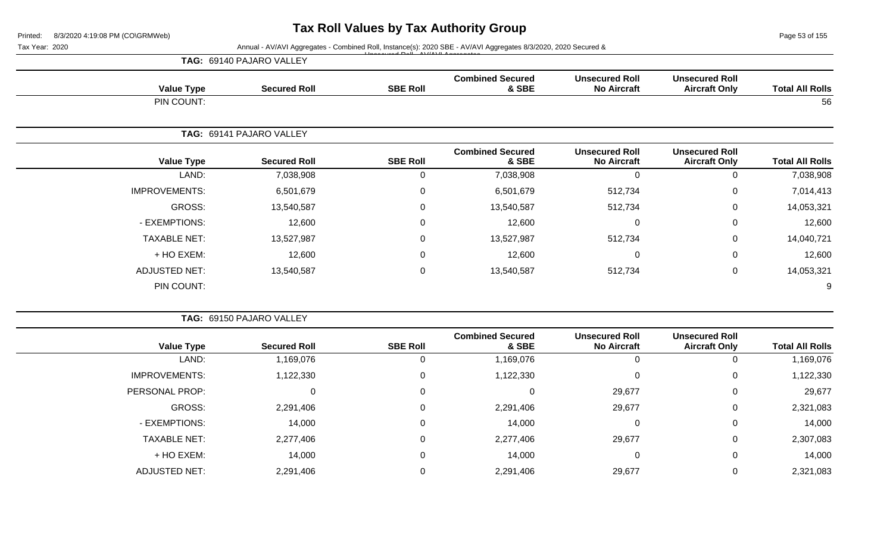# Tax Roll Values by Tax Authority Group

Tax Year: 2020

Annual - AV/AVI Aggregates - Combined Roll, Instance(s): 2020 SBE - AV/AVI Aggregates 8/3/2020, 2020 Secured & Unsecured Roll - AV/AVI Aggregates

**TAG: 69140 PAJARO VALLEY**

| Value Type | Secured Roll | SBE Roll | Combined Secured & SBE | Unsecured Roll No Aircraft | Unsecured Roll Aircraft Only | Total All Rolls |
|---|---|---|---|---|---|---|
| PIN COUNT: | | | | | | 56 |

**TAG: 69141 PAJARO VALLEY**

| Value Type | Secured Roll | SBE Roll | Combined Secured & SBE | Unsecured Roll No Aircraft | Unsecured Roll Aircraft Only | Total All Rolls |
|---|---|---|---|---|---|---|
| LAND: | 7,038,908 | 0 | 7,038,908 | 0 | 0 | 7,038,908 |
| IMPROVEMENTS: | 6,501,679 | 0 | 6,501,679 | 512,734 | 0 | 7,014,413 |
| GROSS: | 13,540,587 | 0 | 13,540,587 | 512,734 | 0 | 14,053,321 |
| - EXEMPTIONS: | 12,600 | 0 | 12,600 | 0 | 0 | 12,600 |
| TAXABLE NET: | 13,527,987 | 0 | 13,527,987 | 512,734 | 0 | 14,040,721 |
| + HO EXEM: | 12,600 | 0 | 12,600 | 0 | 0 | 12,600 |
| ADJUSTED NET: | 13,540,587 | 0 | 13,540,587 | 512,734 | 0 | 14,053,321 |
| PIN COUNT: | | | | | | 9 |

**TAG: 69150 PAJARO VALLEY**

| Value Type | Secured Roll | SBE Roll | Combined Secured & SBE | Unsecured Roll No Aircraft | Unsecured Roll Aircraft Only | Total All Rolls |
|---|---|---|---|---|---|---|
| LAND: | 1,169,076 | 0 | 1,169,076 | 0 | 0 | 1,169,076 |
| IMPROVEMENTS: | 1,122,330 | 0 | 1,122,330 | 0 | 0 | 1,122,330 |
| PERSONAL PROP: | 0 | 0 | 0 | 29,677 | 0 | 29,677 |
| GROSS: | 2,291,406 | 0 | 2,291,406 | 29,677 | 0 | 2,321,083 |
| - EXEMPTIONS: | 14,000 | 0 | 14,000 | 0 | 0 | 14,000 |
| TAXABLE NET: | 2,277,406 | 0 | 2,277,406 | 29,677 | 0 | 2,307,083 |
| + HO EXEM: | 14,000 | 0 | 14,000 | 0 | 0 | 14,000 |
| ADJUSTED NET: | 2,291,406 | 0 | 2,291,406 | 29,677 | 0 | 2,321,083 |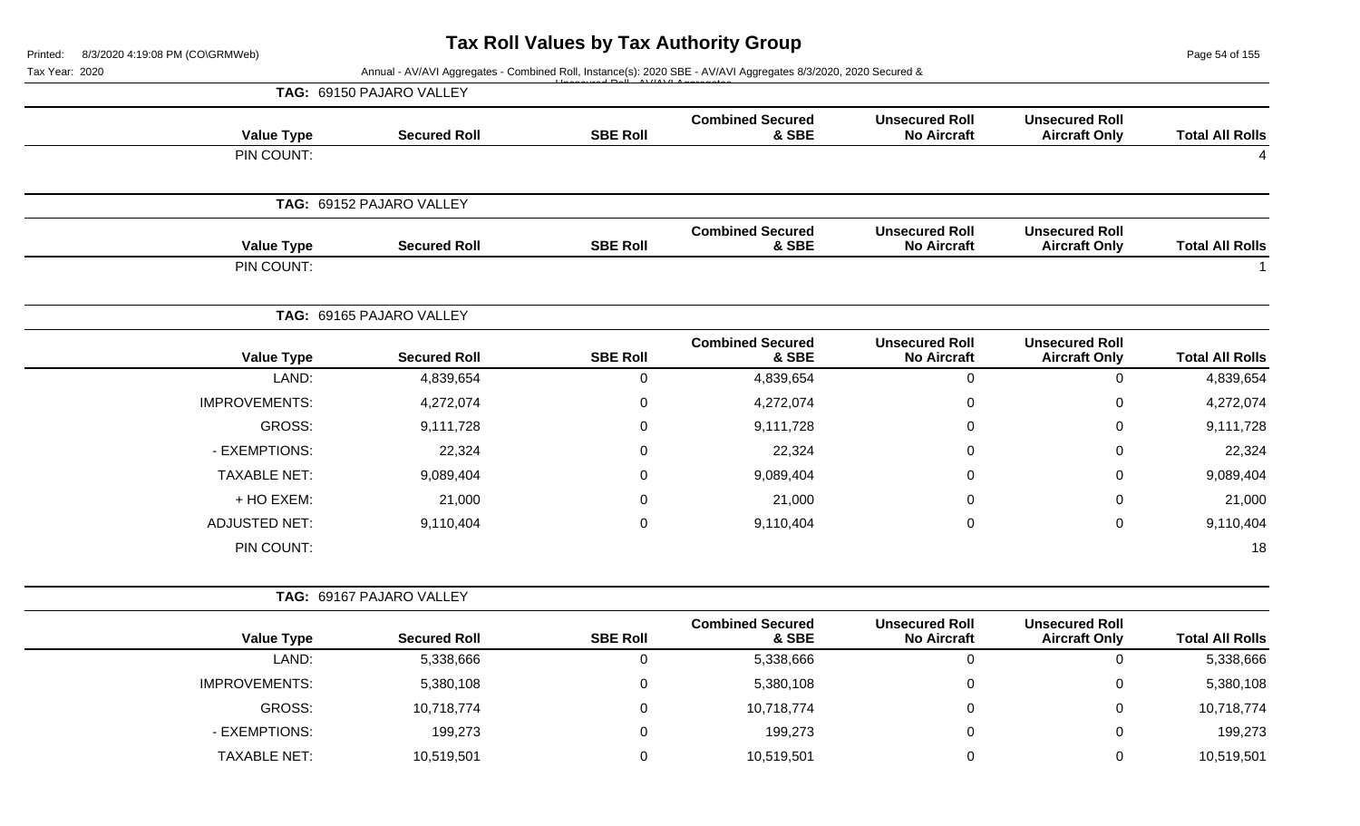# Tax Roll Values by Tax Authority Group

Tax Year: 2020

Annual - AV/AVI Aggregates - Combined Roll, Instance(s): 2020 SBE - AV/AVI Aggregates 8/3/2020, 2020 Secured & Unsecured Roll - AV/AVI Aggregates

**TAG: 69150 PAJARO VALLEY**

| Value Type | Secured Roll | SBE Roll | Combined Secured & SBE | Unsecured Roll No Aircraft | Unsecured Roll Aircraft Only | Total All Rolls |
|---|---|---|---|---|---|---|
| PIN COUNT: | | | | | | 4 |

**TAG: 69152 PAJARO VALLEY**

| Value Type | Secured Roll | SBE Roll | Combined Secured & SBE | Unsecured Roll No Aircraft | Unsecured Roll Aircraft Only | Total All Rolls |
|---|---|---|---|---|---|---|
| PIN COUNT: | | | | | | 1 |

**TAG: 69165 PAJARO VALLEY**

| Value Type | Secured Roll | SBE Roll | Combined Secured & SBE | Unsecured Roll No Aircraft | Unsecured Roll Aircraft Only | Total All Rolls |
|---|---|---|---|---|---|---|
| LAND: | 4,839,654 | 0 | 4,839,654 | 0 | 0 | 4,839,654 |
| IMPROVEMENTS: | 4,272,074 | 0 | 4,272,074 | 0 | 0 | 4,272,074 |
| GROSS: | 9,111,728 | 0 | 9,111,728 | 0 | 0 | 9,111,728 |
| - EXEMPTIONS: | 22,324 | 0 | 22,324 | 0 | 0 | 22,324 |
| TAXABLE NET: | 9,089,404 | 0 | 9,089,404 | 0 | 0 | 9,089,404 |
| + HO EXEM: | 21,000 | 0 | 21,000 | 0 | 0 | 21,000 |
| ADJUSTED NET: | 9,110,404 | 0 | 9,110,404 | 0 | 0 | 9,110,404 |
| PIN COUNT: | | | | | | 18 |

**TAG: 69167 PAJARO VALLEY**

| Value Type | Secured Roll | SBE Roll | Combined Secured & SBE | Unsecured Roll No Aircraft | Unsecured Roll Aircraft Only | Total All Rolls |
|---|---|---|---|---|---|---|
| LAND: | 5,338,666 | 0 | 5,338,666 | 0 | 0 | 5,338,666 |
| IMPROVEMENTS: | 5,380,108 | 0 | 5,380,108 | 0 | 0 | 5,380,108 |
| GROSS: | 10,718,774 | 0 | 10,718,774 | 0 | 0 | 10,718,774 |
| - EXEMPTIONS: | 199,273 | 0 | 199,273 | 0 | 0 | 199,273 |
| TAXABLE NET: | 10,519,501 | 0 | 10,519,501 | 0 | 0 | 10,519,501 |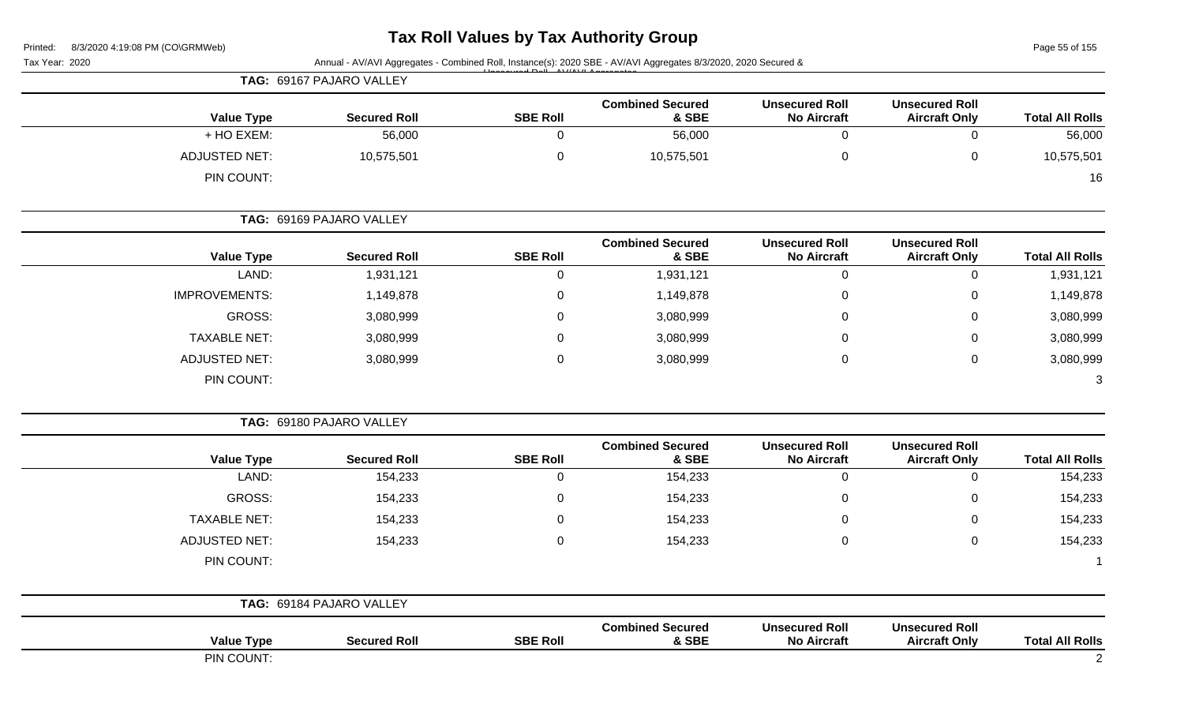# Tax Roll Values by Tax Authority Group

Tax Year: 2020

Annual - AV/AVI Aggregates - Combined Roll, Instance(s): 2020 SBE - AV/AVI Aggregates 8/3/2020, 2020 Secured & Unsecured Roll - AV/AVI Aggregates

**TAG: 69167 PAJARO VALLEY**

| Value Type | Secured Roll | SBE Roll | Combined Secured & SBE | Unsecured Roll No Aircraft | Unsecured Roll Aircraft Only | Total All Rolls |
|---|---|---|---|---|---|---|
| + HO EXEM: | 56,000 | 0 | 56,000 | 0 | 0 | 56,000 |
| ADJUSTED NET: | 10,575,501 | 0 | 10,575,501 | 0 | 0 | 10,575,501 |
| PIN COUNT: | | | | | | 16 |

**TAG: 69169 PAJARO VALLEY**

| Value Type | Secured Roll | SBE Roll | Combined Secured & SBE | Unsecured Roll No Aircraft | Unsecured Roll Aircraft Only | Total All Rolls |
|---|---|---|---|---|---|---|
| LAND: | 1,931,121 | 0 | 1,931,121 | 0 | 0 | 1,931,121 |
| IMPROVEMENTS: | 1,149,878 | 0 | 1,149,878 | 0 | 0 | 1,149,878 |
| GROSS: | 3,080,999 | 0 | 3,080,999 | 0 | 0 | 3,080,999 |
| TAXABLE NET: | 3,080,999 | 0 | 3,080,999 | 0 | 0 | 3,080,999 |
| ADJUSTED NET: | 3,080,999 | 0 | 3,080,999 | 0 | 0 | 3,080,999 |
| PIN COUNT: | | | | | | 3 |

**TAG: 69180 PAJARO VALLEY**

| Value Type | Secured Roll | SBE Roll | Combined Secured & SBE | Unsecured Roll No Aircraft | Unsecured Roll Aircraft Only | Total All Rolls |
|---|---|---|---|---|---|---|
| LAND: | 154,233 | 0 | 154,233 | 0 | 0 | 154,233 |
| GROSS: | 154,233 | 0 | 154,233 | 0 | 0 | 154,233 |
| TAXABLE NET: | 154,233 | 0 | 154,233 | 0 | 0 | 154,233 |
| ADJUSTED NET: | 154,233 | 0 | 154,233 | 0 | 0 | 154,233 |
| PIN COUNT: | | | | | | 1 |

**TAG: 69184 PAJARO VALLEY**

| Value Type | Secured Roll | SBE Roll | Combined Secured & SBE | Unsecured Roll No Aircraft | Unsecured Roll Aircraft Only | Total All Rolls |
|---|---|---|---|---|---|---|
| PIN COUNT: | | | | | | 2 |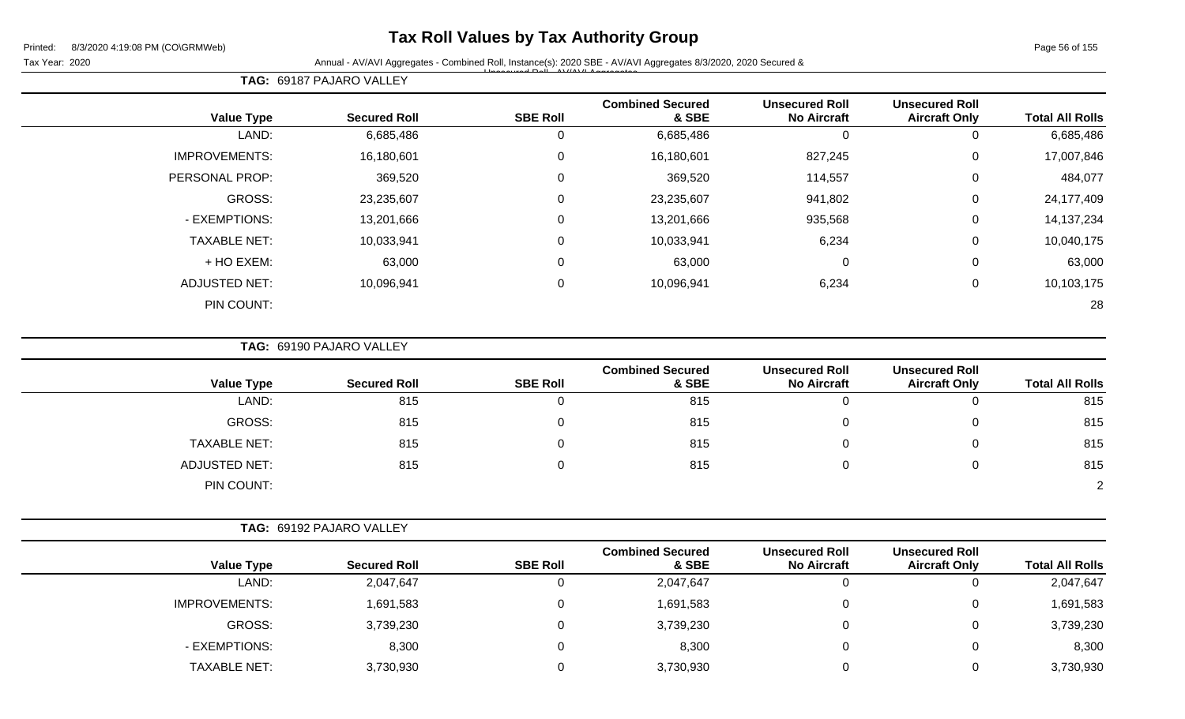# Tax Roll Values by Tax Authority Group

Printed: 8/3/2020 4:19:08 PM (CO\GRMWeb)

Tax Year: 2020

Annual - AV/AVI Aggregates - Combined Roll, Instance(s): 2020 SBE - AV/AVI Aggregates 8/3/2020, 2020 Secured & Unsecured Roll - AV/AVI Aggregates

**TAG: 69187 PAJARO VALLEY**

| Value Type | Secured Roll | SBE Roll | Combined Secured & SBE | Unsecured Roll No Aircraft | Unsecured Roll Aircraft Only | Total All Rolls |
|---|---|---|---|---|---|---|
| LAND: | 6,685,486 | 0 | 6,685,486 | 0 | 0 | 6,685,486 |
| IMPROVEMENTS: | 16,180,601 | 0 | 16,180,601 | 827,245 | 0 | 17,007,846 |
| PERSONAL PROP: | 369,520 | 0 | 369,520 | 114,557 | 0 | 484,077 |
| GROSS: | 23,235,607 | 0 | 23,235,607 | 941,802 | 0 | 24,177,409 |
| - EXEMPTIONS: | 13,201,666 | 0 | 13,201,666 | 935,568 | 0 | 14,137,234 |
| TAXABLE NET: | 10,033,941 | 0 | 10,033,941 | 6,234 | 0 | 10,040,175 |
| + HO EXEM: | 63,000 | 0 | 63,000 | 0 | 0 | 63,000 |
| ADJUSTED NET: | 10,096,941 | 0 | 10,096,941 | 6,234 | 0 | 10,103,175 |
| PIN COUNT: | | | | | | 28 |

**TAG: 69190 PAJARO VALLEY**

| Value Type | Secured Roll | SBE Roll | Combined Secured & SBE | Unsecured Roll No Aircraft | Unsecured Roll Aircraft Only | Total All Rolls |
|---|---|---|---|---|---|---|
| LAND: | 815 | 0 | 815 | 0 | 0 | 815 |
| GROSS: | 815 | 0 | 815 | 0 | 0 | 815 |
| TAXABLE NET: | 815 | 0 | 815 | 0 | 0 | 815 |
| ADJUSTED NET: | 815 | 0 | 815 | 0 | 0 | 815 |
| PIN COUNT: | | | | | | 2 |

**TAG: 69192 PAJARO VALLEY**

| Value Type | Secured Roll | SBE Roll | Combined Secured & SBE | Unsecured Roll No Aircraft | Unsecured Roll Aircraft Only | Total All Rolls |
|---|---|---|---|---|---|---|
| LAND: | 2,047,647 | 0 | 2,047,647 | 0 | 0 | 2,047,647 |
| IMPROVEMENTS: | 1,691,583 | 0 | 1,691,583 | 0 | 0 | 1,691,583 |
| GROSS: | 3,739,230 | 0 | 3,739,230 | 0 | 0 | 3,739,230 |
| - EXEMPTIONS: | 8,300 | 0 | 8,300 | 0 | 0 | 8,300 |
| TAXABLE NET: | 3,730,930 | 0 | 3,730,930 | 0 | 0 | 3,730,930 |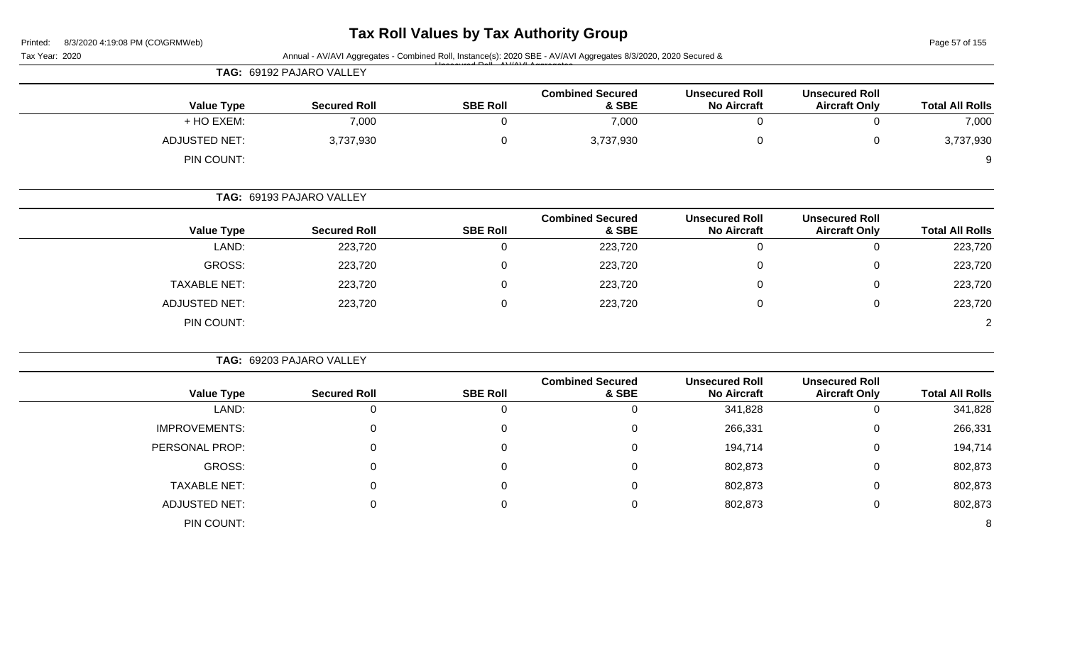# Tax Roll Values by Tax Authority Group

Tax Year: 2020

Annual - AV/AVI Aggregates - Combined Roll, Instance(s): 2020 SBE - AV/AVI Aggregates 8/3/2020, 2020 Secured & Unsecured Roll - AV/AVI Aggregates

**TAG: 69192 PAJARO VALLEY**

| Value Type | Secured Roll | SBE Roll | Combined Secured & SBE | Unsecured Roll No Aircraft | Unsecured Roll Aircraft Only | Total All Rolls |
|---|---|---|---|---|---|---|
| + HO EXEM: | 7,000 | 0 | 7,000 | 0 | 0 | 7,000 |
| ADJUSTED NET: | 3,737,930 | 0 | 3,737,930 | 0 | 0 | 3,737,930 |
| PIN COUNT: | | | | | | 9 |

**TAG: 69193 PAJARO VALLEY**

| Value Type | Secured Roll | SBE Roll | Combined Secured & SBE | Unsecured Roll No Aircraft | Unsecured Roll Aircraft Only | Total All Rolls |
|---|---|---|---|---|---|---|
| LAND: | 223,720 | 0 | 223,720 | 0 | 0 | 223,720 |
| GROSS: | 223,720 | 0 | 223,720 | 0 | 0 | 223,720 |
| TAXABLE NET: | 223,720 | 0 | 223,720 | 0 | 0 | 223,720 |
| ADJUSTED NET: | 223,720 | 0 | 223,720 | 0 | 0 | 223,720 |
| PIN COUNT: | | | | | | 2 |

**TAG: 69203 PAJARO VALLEY**

| Value Type | Secured Roll | SBE Roll | Combined Secured & SBE | Unsecured Roll No Aircraft | Unsecured Roll Aircraft Only | Total All Rolls |
|---|---|---|---|---|---|---|
| LAND: | 0 | 0 | 0 | 341,828 | 0 | 341,828 |
| IMPROVEMENTS: | 0 | 0 | 0 | 266,331 | 0 | 266,331 |
| PERSONAL PROP: | 0 | 0 | 0 | 194,714 | 0 | 194,714 |
| GROSS: | 0 | 0 | 0 | 802,873 | 0 | 802,873 |
| TAXABLE NET: | 0 | 0 | 0 | 802,873 | 0 | 802,873 |
| ADJUSTED NET: | 0 | 0 | 0 | 802,873 | 0 | 802,873 |
| PIN COUNT: | | | | | | 8 |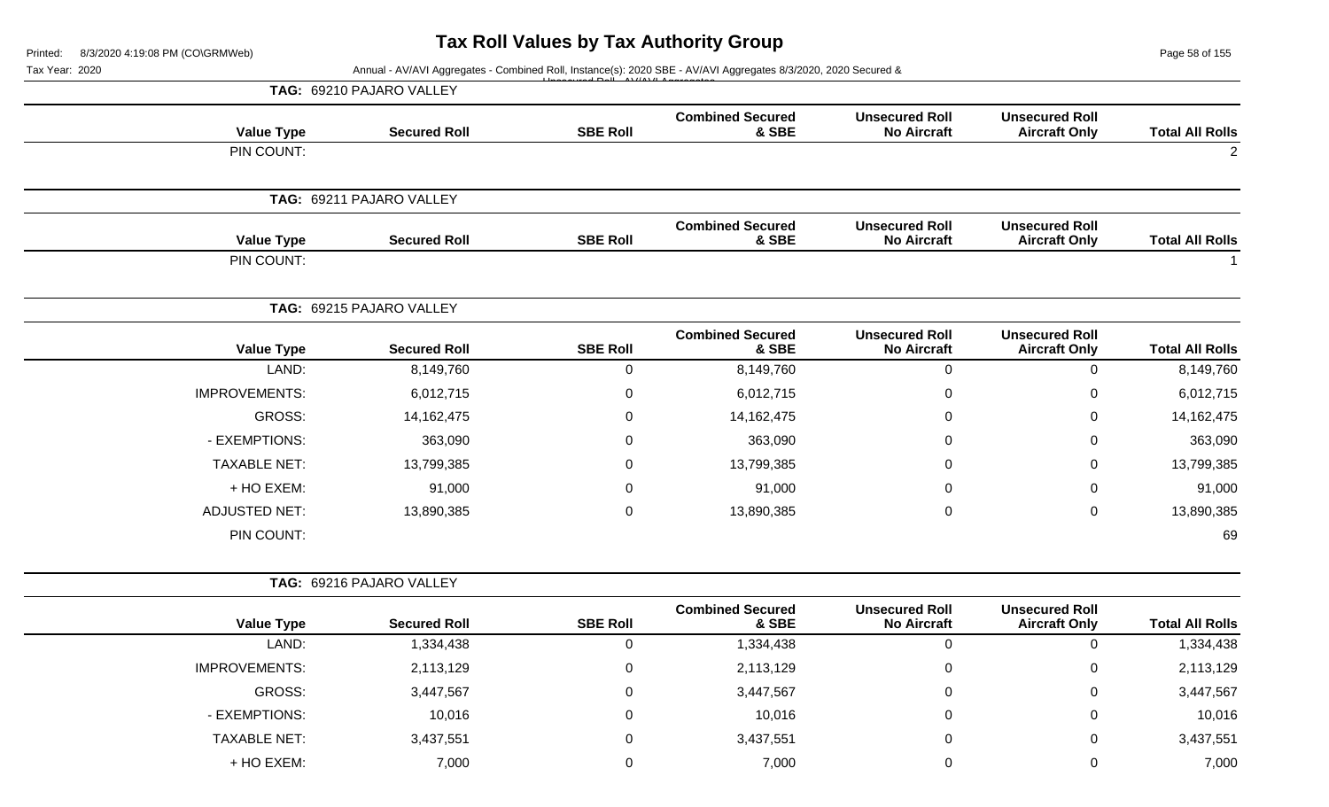# Tax Roll Values by Tax Authority Group

Annual - AV/AVI Aggregates - Combined Roll, Instance(s): 2020 SBE - AV/AVI Aggregates 8/3/2020, 2020 Secured & Unsecured Roll - AV/AVI Aggregates

Tax Year: 2020

**TAG: 69210 PAJARO VALLEY**

| Value Type | Secured Roll | SBE Roll | Combined Secured & SBE | Unsecured Roll No Aircraft | Unsecured Roll Aircraft Only | Total All Rolls |
|---|---|---|---|---|---|---|
| PIN COUNT: | | | | | | 2 |

**TAG: 69211 PAJARO VALLEY**

| Value Type | Secured Roll | SBE Roll | Combined Secured & SBE | Unsecured Roll No Aircraft | Unsecured Roll Aircraft Only | Total All Rolls |
|---|---|---|---|---|---|---|
| PIN COUNT: | | | | | | 1 |

**TAG: 69215 PAJARO VALLEY**

| Value Type | Secured Roll | SBE Roll | Combined Secured & SBE | Unsecured Roll No Aircraft | Unsecured Roll Aircraft Only | Total All Rolls |
|---|---|---|---|---|---|---|
| LAND: | 8,149,760 | 0 | 8,149,760 | 0 | 0 | 8,149,760 |
| IMPROVEMENTS: | 6,012,715 | 0 | 6,012,715 | 0 | 0 | 6,012,715 |
| GROSS: | 14,162,475 | 0 | 14,162,475 | 0 | 0 | 14,162,475 |
| - EXEMPTIONS: | 363,090 | 0 | 363,090 | 0 | 0 | 363,090 |
| TAXABLE NET: | 13,799,385 | 0 | 13,799,385 | 0 | 0 | 13,799,385 |
| + HO EXEM: | 91,000 | 0 | 91,000 | 0 | 0 | 91,000 |
| ADJUSTED NET: | 13,890,385 | 0 | 13,890,385 | 0 | 0 | 13,890,385 |
| PIN COUNT: | | | | | | 69 |

**TAG: 69216 PAJARO VALLEY**

| Value Type | Secured Roll | SBE Roll | Combined Secured & SBE | Unsecured Roll No Aircraft | Unsecured Roll Aircraft Only | Total All Rolls |
|---|---|---|---|---|---|---|
| LAND: | 1,334,438 | 0 | 1,334,438 | 0 | 0 | 1,334,438 |
| IMPROVEMENTS: | 2,113,129 | 0 | 2,113,129 | 0 | 0 | 2,113,129 |
| GROSS: | 3,447,567 | 0 | 3,447,567 | 0 | 0 | 3,447,567 |
| - EXEMPTIONS: | 10,016 | 0 | 10,016 | 0 | 0 | 10,016 |
| TAXABLE NET: | 3,437,551 | 0 | 3,437,551 | 0 | 0 | 3,437,551 |
| + HO EXEM: | 7,000 | 0 | 7,000 | 0 | 0 | 7,000 |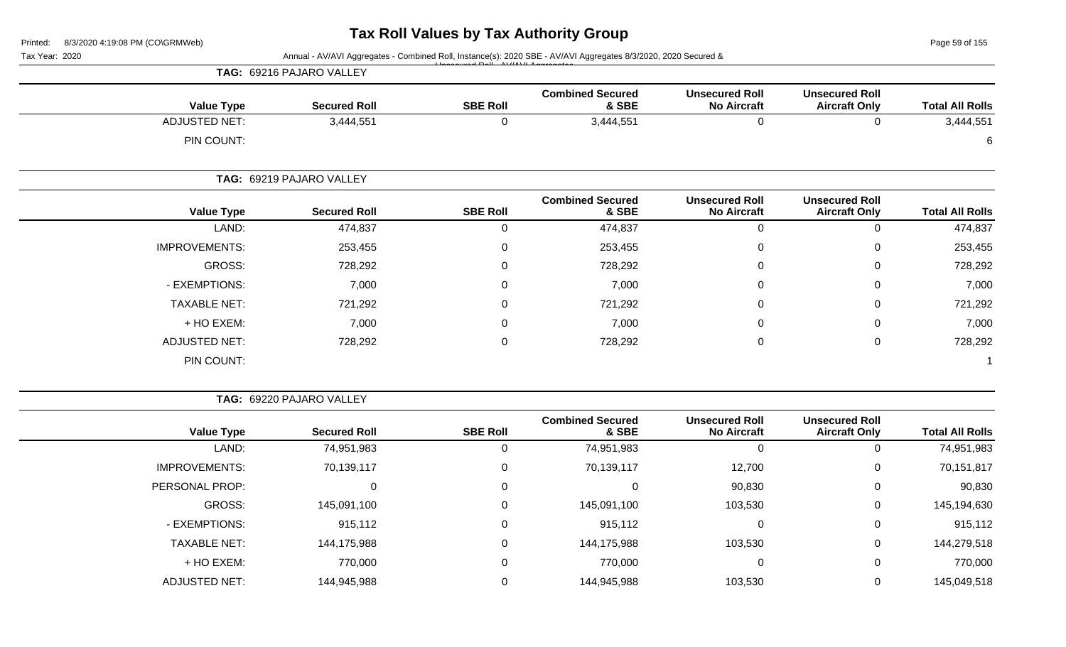# Tax Roll Values by Tax Authority Group

Printed: 8/3/2020 4:19:08 PM (CO\GRMWeb)

Tax Year: 2020

Annual - AV/AVI Aggregates - Combined Roll, Instance(s): 2020 SBE - AV/AVI Aggregates 8/3/2020, 2020 Secured & Unsecured Roll - AV/AVI Aggregates

**TAG: 69216 PAJARO VALLEY**

| Value Type | Secured Roll | SBE Roll | Combined Secured & SBE | Unsecured Roll No Aircraft | Unsecured Roll Aircraft Only | Total All Rolls |
|---|---|---|---|---|---|---|
| ADJUSTED NET: | 3,444,551 | 0 | 3,444,551 | 0 | 0 | 3,444,551 |
| PIN COUNT: | | | | | | 6 |

**TAG: 69219 PAJARO VALLEY**

| Value Type | Secured Roll | SBE Roll | Combined Secured & SBE | Unsecured Roll No Aircraft | Unsecured Roll Aircraft Only | Total All Rolls |
|---|---|---|---|---|---|---|
| LAND: | 474,837 | 0 | 474,837 | 0 | 0 | 474,837 |
| IMPROVEMENTS: | 253,455 | 0 | 253,455 | 0 | 0 | 253,455 |
| GROSS: | 728,292 | 0 | 728,292 | 0 | 0 | 728,292 |
| - EXEMPTIONS: | 7,000 | 0 | 7,000 | 0 | 0 | 7,000 |
| TAXABLE NET: | 721,292 | 0 | 721,292 | 0 | 0 | 721,292 |
| + HO EXEM: | 7,000 | 0 | 7,000 | 0 | 0 | 7,000 |
| ADJUSTED NET: | 728,292 | 0 | 728,292 | 0 | 0 | 728,292 |
| PIN COUNT: | | | | | | 1 |

**TAG: 69220 PAJARO VALLEY**

| Value Type | Secured Roll | SBE Roll | Combined Secured & SBE | Unsecured Roll No Aircraft | Unsecured Roll Aircraft Only | Total All Rolls |
|---|---|---|---|---|---|---|
| LAND: | 74,951,983 | 0 | 74,951,983 | 0 | 0 | 74,951,983 |
| IMPROVEMENTS: | 70,139,117 | 0 | 70,139,117 | 12,700 | 0 | 70,151,817 |
| PERSONAL PROP: | 0 | 0 | 0 | 90,830 | 0 | 90,830 |
| GROSS: | 145,091,100 | 0 | 145,091,100 | 103,530 | 0 | 145,194,630 |
| - EXEMPTIONS: | 915,112 | 0 | 915,112 | 0 | 0 | 915,112 |
| TAXABLE NET: | 144,175,988 | 0 | 144,175,988 | 103,530 | 0 | 144,279,518 |
| + HO EXEM: | 770,000 | 0 | 770,000 | 0 | 0 | 770,000 |
| ADJUSTED NET: | 144,945,988 | 0 | 144,945,988 | 103,530 | 0 | 145,049,518 |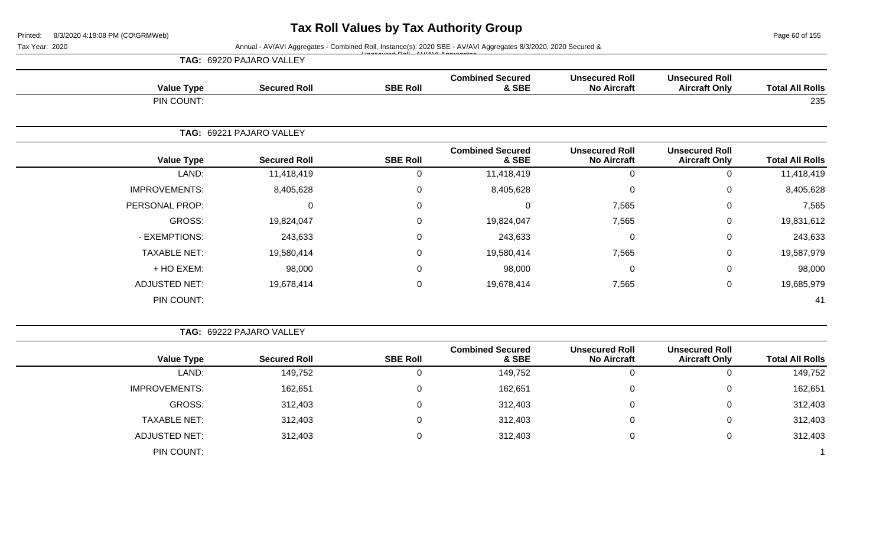# Tax Roll Values by Tax Authority Group

Tax Year: 2020

Annual - AV/AVI Aggregates - Combined Roll, Instance(s): 2020 SBE - AV/AVI Aggregates 8/3/2020, 2020 Secured & Unsecured Roll - AV/AVI Aggregates

**TAG: 69220 PAJARO VALLEY**

| Value Type | Secured Roll | SBE Roll | Combined Secured & SBE | Unsecured Roll No Aircraft | Unsecured Roll Aircraft Only | Total All Rolls |
|---|---|---|---|---|---|---|
| PIN COUNT: | | | | | | 235 |

**TAG: 69221 PAJARO VALLEY**

| Value Type | Secured Roll | SBE Roll | Combined Secured & SBE | Unsecured Roll No Aircraft | Unsecured Roll Aircraft Only | Total All Rolls |
|---|---|---|---|---|---|---|
| LAND: | 11,418,419 | 0 | 11,418,419 | 0 | 0 | 11,418,419 |
| IMPROVEMENTS: | 8,405,628 | 0 | 8,405,628 | 0 | 0 | 8,405,628 |
| PERSONAL PROP: | 0 | 0 | 0 | 7,565 | 0 | 7,565 |
| GROSS: | 19,824,047 | 0 | 19,824,047 | 7,565 | 0 | 19,831,612 |
| - EXEMPTIONS: | 243,633 | 0 | 243,633 | 0 | 0 | 243,633 |
| TAXABLE NET: | 19,580,414 | 0 | 19,580,414 | 7,565 | 0 | 19,587,979 |
| + HO EXEM: | 98,000 | 0 | 98,000 | 0 | 0 | 98,000 |
| ADJUSTED NET: | 19,678,414 | 0 | 19,678,414 | 7,565 | 0 | 19,685,979 |
| PIN COUNT: | | | | | | 41 |

**TAG: 69222 PAJARO VALLEY**

| Value Type | Secured Roll | SBE Roll | Combined Secured & SBE | Unsecured Roll No Aircraft | Unsecured Roll Aircraft Only | Total All Rolls |
|---|---|---|---|---|---|---|
| LAND: | 149,752 | 0 | 149,752 | 0 | 0 | 149,752 |
| IMPROVEMENTS: | 162,651 | 0 | 162,651 | 0 | 0 | 162,651 |
| GROSS: | 312,403 | 0 | 312,403 | 0 | 0 | 312,403 |
| TAXABLE NET: | 312,403 | 0 | 312,403 | 0 | 0 | 312,403 |
| ADJUSTED NET: | 312,403 | 0 | 312,403 | 0 | 0 | 312,403 |
| PIN COUNT: | | | | | | 1 |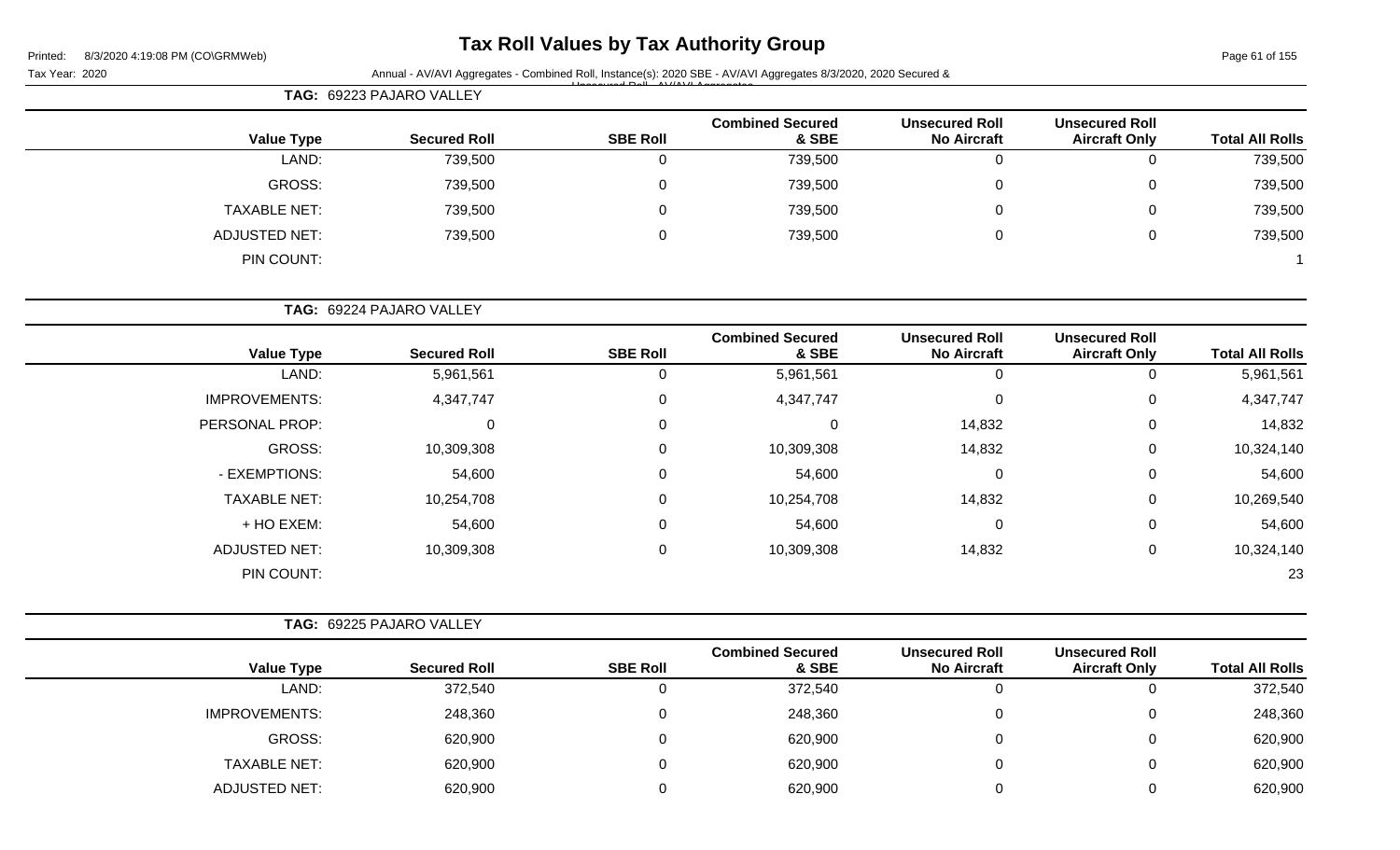# Tax Roll Values by Tax Authority Group

Printed: 8/3/2020 4:19:08 PM (CO\GRMWeb)

Tax Year: 2020

Annual - AV/AVI Aggregates - Combined Roll, Instance(s): 2020 SBE - AV/AVI Aggregates 8/3/2020, 2020 Secured & Unsecured Roll - AV/AVI Aggregates

**TAG: 69223 PAJARO VALLEY**

| Value Type | Secured Roll | SBE Roll | Combined Secured & SBE | Unsecured Roll No Aircraft | Unsecured Roll Aircraft Only | Total All Rolls |
|---|---|---|---|---|---|---|
| LAND: | 739,500 | 0 | 739,500 | 0 | 0 | 739,500 |
| GROSS: | 739,500 | 0 | 739,500 | 0 | 0 | 739,500 |
| TAXABLE NET: | 739,500 | 0 | 739,500 | 0 | 0 | 739,500 |
| ADJUSTED NET: | 739,500 | 0 | 739,500 | 0 | 0 | 739,500 |
| PIN COUNT: | | | | | | 1 |

**TAG: 69224 PAJARO VALLEY**

| Value Type | Secured Roll | SBE Roll | Combined Secured & SBE | Unsecured Roll No Aircraft | Unsecured Roll Aircraft Only | Total All Rolls |
|---|---|---|---|---|---|---|
| LAND: | 5,961,561 | 0 | 5,961,561 | 0 | 0 | 5,961,561 |
| IMPROVEMENTS: | 4,347,747 | 0 | 4,347,747 | 0 | 0 | 4,347,747 |
| PERSONAL PROP: | 0 | 0 | 0 | 14,832 | 0 | 14,832 |
| GROSS: | 10,309,308 | 0 | 10,309,308 | 14,832 | 0 | 10,324,140 |
| - EXEMPTIONS: | 54,600 | 0 | 54,600 | 0 | 0 | 54,600 |
| TAXABLE NET: | 10,254,708 | 0 | 10,254,708 | 14,832 | 0 | 10,269,540 |
| + HO EXEM: | 54,600 | 0 | 54,600 | 0 | 0 | 54,600 |
| ADJUSTED NET: | 10,309,308 | 0 | 10,309,308 | 14,832 | 0 | 10,324,140 |
| PIN COUNT: | | | | | | 23 |

**TAG: 69225 PAJARO VALLEY**

| Value Type | Secured Roll | SBE Roll | Combined Secured & SBE | Unsecured Roll No Aircraft | Unsecured Roll Aircraft Only | Total All Rolls |
|---|---|---|---|---|---|---|
| LAND: | 372,540 | 0 | 372,540 | 0 | 0 | 372,540 |
| IMPROVEMENTS: | 248,360 | 0 | 248,360 | 0 | 0 | 248,360 |
| GROSS: | 620,900 | 0 | 620,900 | 0 | 0 | 620,900 |
| TAXABLE NET: | 620,900 | 0 | 620,900 | 0 | 0 | 620,900 |
| ADJUSTED NET: | 620,900 | 0 | 620,900 | 0 | 0 | 620,900 |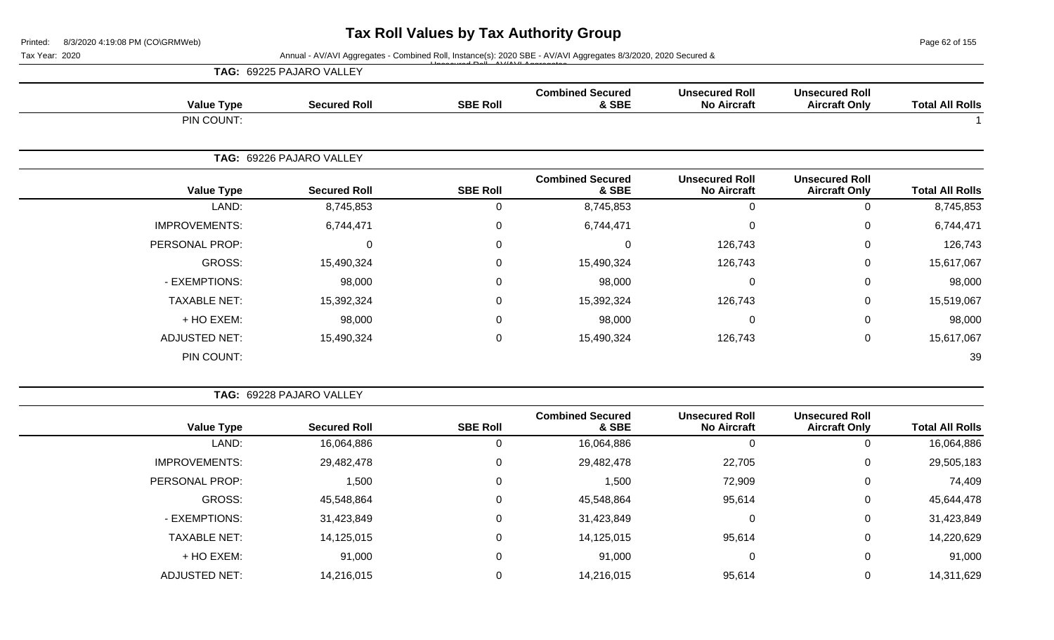# Tax Roll Values by Tax Authority Group

Tax Year: 2020

Annual - AV/AVI Aggregates - Combined Roll, Instance(s): 2020 SBE - AV/AVI Aggregates 8/3/2020, 2020 Secured & Unsecured Roll - AV/AVI Aggregates

**TAG: 69225 PAJARO VALLEY**

| Value Type | Secured Roll | SBE Roll | Combined Secured & SBE | Unsecured Roll No Aircraft | Unsecured Roll Aircraft Only | Total All Rolls |
|---|---|---|---|---|---|---|
| PIN COUNT: | | | | | | 1 |

**TAG: 69226 PAJARO VALLEY**

| Value Type | Secured Roll | SBE Roll | Combined Secured & SBE | Unsecured Roll No Aircraft | Unsecured Roll Aircraft Only | Total All Rolls |
|---|---|---|---|---|---|---|
| LAND: | 8,745,853 | 0 | 8,745,853 | 0 | 0 | 8,745,853 |
| IMPROVEMENTS: | 6,744,471 | 0 | 6,744,471 | 0 | 0 | 6,744,471 |
| PERSONAL PROP: | 0 | 0 | 0 | 126,743 | 0 | 126,743 |
| GROSS: | 15,490,324 | 0 | 15,490,324 | 126,743 | 0 | 15,617,067 |
| - EXEMPTIONS: | 98,000 | 0 | 98,000 | 0 | 0 | 98,000 |
| TAXABLE NET: | 15,392,324 | 0 | 15,392,324 | 126,743 | 0 | 15,519,067 |
| + HO EXEM: | 98,000 | 0 | 98,000 | 0 | 0 | 98,000 |
| ADJUSTED NET: | 15,490,324 | 0 | 15,490,324 | 126,743 | 0 | 15,617,067 |
| PIN COUNT: | | | | | | 39 |

**TAG: 69228 PAJARO VALLEY**

| Value Type | Secured Roll | SBE Roll | Combined Secured & SBE | Unsecured Roll No Aircraft | Unsecured Roll Aircraft Only | Total All Rolls |
|---|---|---|---|---|---|---|
| LAND: | 16,064,886 | 0 | 16,064,886 | 0 | 0 | 16,064,886 |
| IMPROVEMENTS: | 29,482,478 | 0 | 29,482,478 | 22,705 | 0 | 29,505,183 |
| PERSONAL PROP: | 1,500 | 0 | 1,500 | 72,909 | 0 | 74,409 |
| GROSS: | 45,548,864 | 0 | 45,548,864 | 95,614 | 0 | 45,644,478 |
| - EXEMPTIONS: | 31,423,849 | 0 | 31,423,849 | 0 | 0 | 31,423,849 |
| TAXABLE NET: | 14,125,015 | 0 | 14,125,015 | 95,614 | 0 | 14,220,629 |
| + HO EXEM: | 91,000 | 0 | 91,000 | 0 | 0 | 91,000 |
| ADJUSTED NET: | 14,216,015 | 0 | 14,216,015 | 95,614 | 0 | 14,311,629 |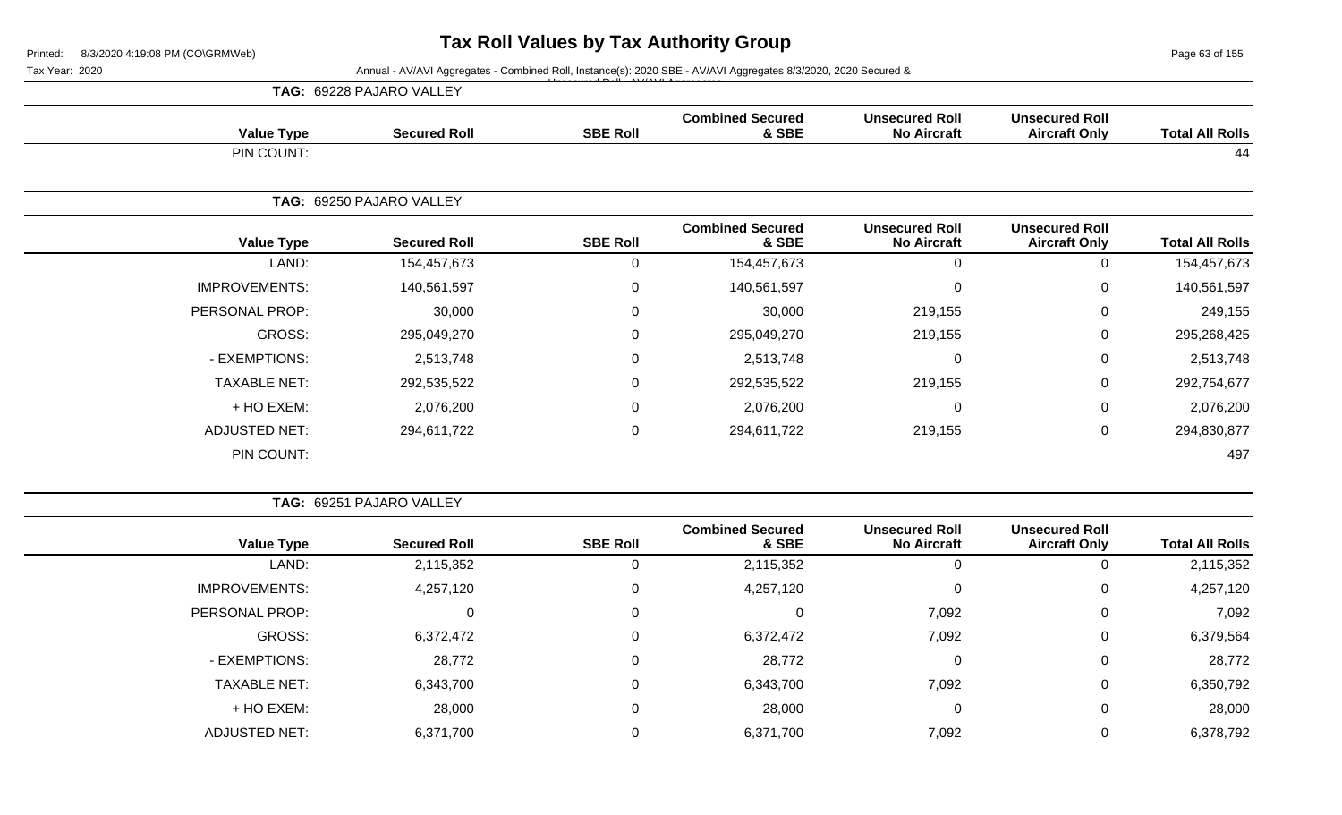# Tax Roll Values by Tax Authority Group

Printed: 8/3/2020 4:19:08 PM (CO\GRMWeb)

Tax Year: 2020

Annual - AV/AVI Aggregates - Combined Roll, Instance(s): 2020 SBE - AV/AVI Aggregates 8/3/2020, 2020 Secured & Unsecured Roll - AV/AVI Aggregates

**TAG: 69228 PAJARO VALLEY**

| Value Type | Secured Roll | SBE Roll | Combined Secured & SBE | Unsecured Roll No Aircraft | Unsecured Roll Aircraft Only | Total All Rolls |
|---|---|---|---|---|---|---|
| PIN COUNT: | | | | | | 44 |

**TAG: 69250 PAJARO VALLEY**

| Value Type | Secured Roll | SBE Roll | Combined Secured & SBE | Unsecured Roll No Aircraft | Unsecured Roll Aircraft Only | Total All Rolls |
|---|---|---|---|---|---|---|
| LAND: | 154,457,673 | 0 | 154,457,673 | 0 | 0 | 154,457,673 |
| IMPROVEMENTS: | 140,561,597 | 0 | 140,561,597 | 0 | 0 | 140,561,597 |
| PERSONAL PROP: | 30,000 | 0 | 30,000 | 219,155 | 0 | 249,155 |
| GROSS: | 295,049,270 | 0 | 295,049,270 | 219,155 | 0 | 295,268,425 |
| - EXEMPTIONS: | 2,513,748 | 0 | 2,513,748 | 0 | 0 | 2,513,748 |
| TAXABLE NET: | 292,535,522 | 0 | 292,535,522 | 219,155 | 0 | 292,754,677 |
| + HO EXEM: | 2,076,200 | 0 | 2,076,200 | 0 | 0 | 2,076,200 |
| ADJUSTED NET: | 294,611,722 | 0 | 294,611,722 | 219,155 | 0 | 294,830,877 |
| PIN COUNT: | | | | | | 497 |

**TAG: 69251 PAJARO VALLEY**

| Value Type | Secured Roll | SBE Roll | Combined Secured & SBE | Unsecured Roll No Aircraft | Unsecured Roll Aircraft Only | Total All Rolls |
|---|---|---|---|---|---|---|
| LAND: | 2,115,352 | 0 | 2,115,352 | 0 | 0 | 2,115,352 |
| IMPROVEMENTS: | 4,257,120 | 0 | 4,257,120 | 0 | 0 | 4,257,120 |
| PERSONAL PROP: | 0 | 0 | 0 | 7,092 | 0 | 7,092 |
| GROSS: | 6,372,472 | 0 | 6,372,472 | 7,092 | 0 | 6,379,564 |
| - EXEMPTIONS: | 28,772 | 0 | 28,772 | 0 | 0 | 28,772 |
| TAXABLE NET: | 6,343,700 | 0 | 6,343,700 | 7,092 | 0 | 6,350,792 |
| + HO EXEM: | 28,000 | 0 | 28,000 | 0 | 0 | 28,000 |
| ADJUSTED NET: | 6,371,700 | 0 | 6,371,700 | 7,092 | 0 | 6,378,792 |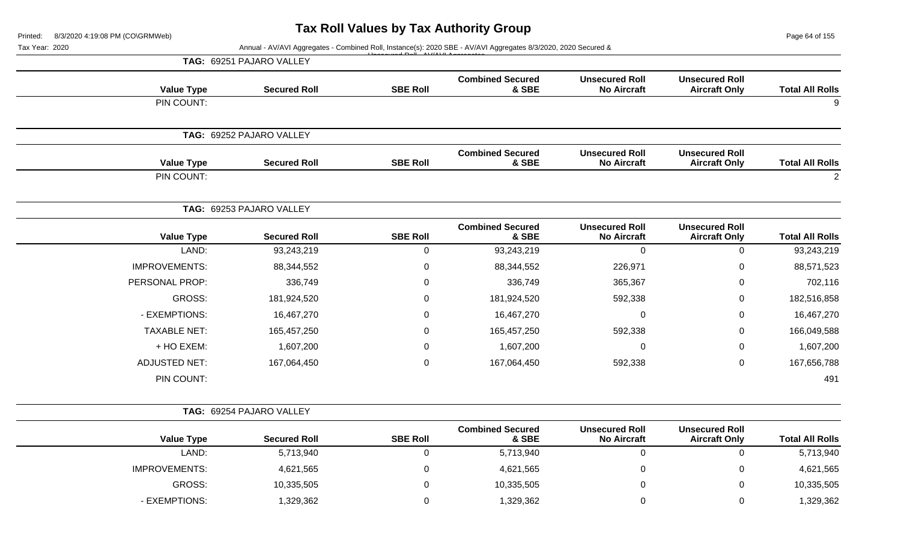# Tax Roll Values by Tax Authority Group

Printed: 8/3/2020 4:19:08 PM (CO\GRMWeb)

Tax Year: 2020

Annual - AV/AVI Aggregates - Combined Roll, Instance(s): 2020 SBE - AV/AVI Aggregates 8/3/2020, 2020 Secured & Unsecured Roll - AV/AVI Aggregates

**TAG: 69251 PAJARO VALLEY**

| Value Type | Secured Roll | SBE Roll | Combined Secured & SBE | Unsecured Roll No Aircraft | Unsecured Roll Aircraft Only | Total All Rolls |
|---|---|---|---|---|---|---|
| PIN COUNT: | | | | | | 9 |

**TAG: 69252 PAJARO VALLEY**

| Value Type | Secured Roll | SBE Roll | Combined Secured & SBE | Unsecured Roll No Aircraft | Unsecured Roll Aircraft Only | Total All Rolls |
|---|---|---|---|---|---|---|
| PIN COUNT: | | | | | | 2 |

**TAG: 69253 PAJARO VALLEY**

| Value Type | Secured Roll | SBE Roll | Combined Secured & SBE | Unsecured Roll No Aircraft | Unsecured Roll Aircraft Only | Total All Rolls |
|---|---|---|---|---|---|---|
| LAND: | 93,243,219 | 0 | 93,243,219 | 0 | 0 | 93,243,219 |
| IMPROVEMENTS: | 88,344,552 | 0 | 88,344,552 | 226,971 | 0 | 88,571,523 |
| PERSONAL PROP: | 336,749 | 0 | 336,749 | 365,367 | 0 | 702,116 |
| GROSS: | 181,924,520 | 0 | 181,924,520 | 592,338 | 0 | 182,516,858 |
| - EXEMPTIONS: | 16,467,270 | 0 | 16,467,270 | 0 | 0 | 16,467,270 |
| TAXABLE NET: | 165,457,250 | 0 | 165,457,250 | 592,338 | 0 | 166,049,588 |
| + HO EXEM: | 1,607,200 | 0 | 1,607,200 | 0 | 0 | 1,607,200 |
| ADJUSTED NET: | 167,064,450 | 0 | 167,064,450 | 592,338 | 0 | 167,656,788 |
| PIN COUNT: | | | | | | 491 |

**TAG: 69254 PAJARO VALLEY**

| Value Type | Secured Roll | SBE Roll | Combined Secured & SBE | Unsecured Roll No Aircraft | Unsecured Roll Aircraft Only | Total All Rolls |
|---|---|---|---|---|---|---|
| LAND: | 5,713,940 | 0 | 5,713,940 | 0 | 0 | 5,713,940 |
| IMPROVEMENTS: | 4,621,565 | 0 | 4,621,565 | 0 | 0 | 4,621,565 |
| GROSS: | 10,335,505 | 0 | 10,335,505 | 0 | 0 | 10,335,505 |
| - EXEMPTIONS: | 1,329,362 | 0 | 1,329,362 | 0 | 0 | 1,329,362 |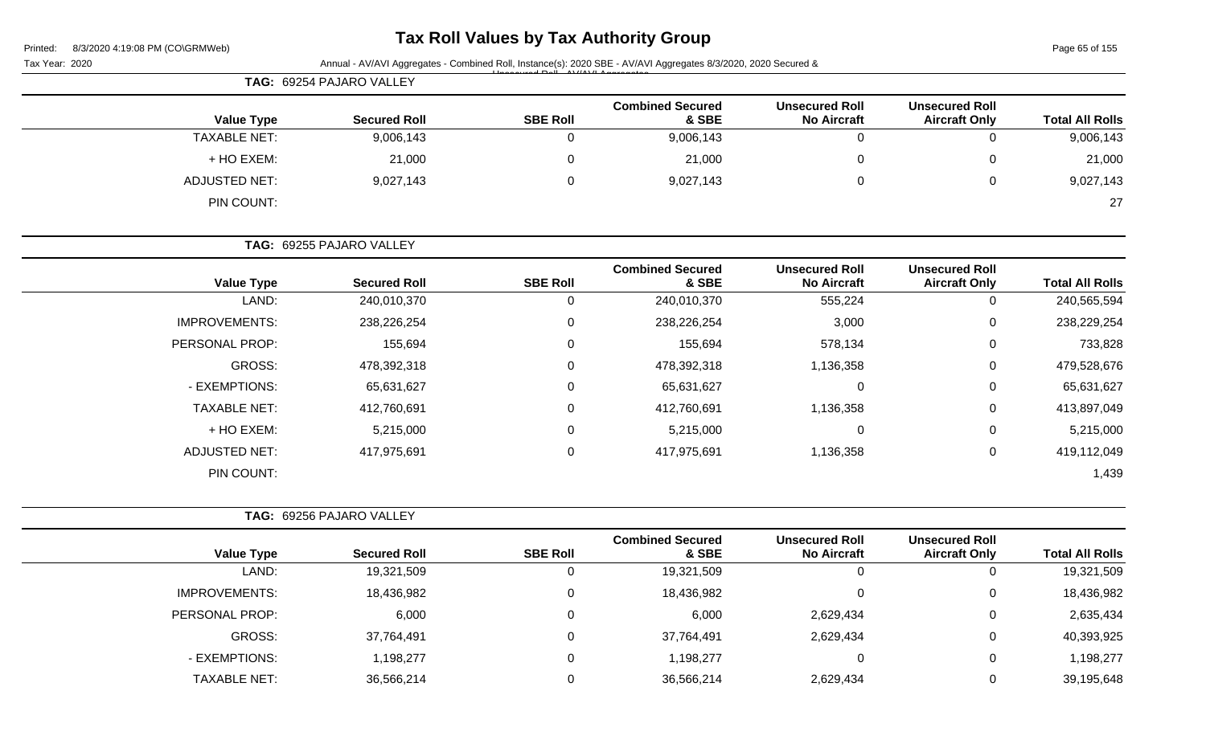# Tax Roll Values by Tax Authority Group

Tax Year: 2020

Annual - AV/AVI Aggregates - Combined Roll, Instance(s): 2020 SBE - AV/AVI Aggregates 8/3/2020, 2020 Secured & Unsecured Roll - AV/AVI Aggregates

**TAG: 69254 PAJARO VALLEY**

| Value Type | Secured Roll | SBE Roll | Combined Secured & SBE | Unsecured Roll No Aircraft | Unsecured Roll Aircraft Only | Total All Rolls |
|---|---|---|---|---|---|---|
| TAXABLE NET: | 9,006,143 | 0 | 9,006,143 | 0 | 0 | 9,006,143 |
| + HO EXEM: | 21,000 | 0 | 21,000 | 0 | 0 | 21,000 |
| ADJUSTED NET: | 9,027,143 | 0 | 9,027,143 | 0 | 0 | 9,027,143 |
| PIN COUNT: | | | | | | 27 |

**TAG: 69255 PAJARO VALLEY**

| Value Type | Secured Roll | SBE Roll | Combined Secured & SBE | Unsecured Roll No Aircraft | Unsecured Roll Aircraft Only | Total All Rolls |
|---|---|---|---|---|---|---|
| LAND: | 240,010,370 | 0 | 240,010,370 | 555,224 | 0 | 240,565,594 |
| IMPROVEMENTS: | 238,226,254 | 0 | 238,226,254 | 3,000 | 0 | 238,229,254 |
| PERSONAL PROP: | 155,694 | 0 | 155,694 | 578,134 | 0 | 733,828 |
| GROSS: | 478,392,318 | 0 | 478,392,318 | 1,136,358 | 0 | 479,528,676 |
| - EXEMPTIONS: | 65,631,627 | 0 | 65,631,627 | 0 | 0 | 65,631,627 |
| TAXABLE NET: | 412,760,691 | 0 | 412,760,691 | 1,136,358 | 0 | 413,897,049 |
| + HO EXEM: | 5,215,000 | 0 | 5,215,000 | 0 | 0 | 5,215,000 |
| ADJUSTED NET: | 417,975,691 | 0 | 417,975,691 | 1,136,358 | 0 | 419,112,049 |
| PIN COUNT: | | | | | | 1,439 |

**TAG: 69256 PAJARO VALLEY**

| Value Type | Secured Roll | SBE Roll | Combined Secured & SBE | Unsecured Roll No Aircraft | Unsecured Roll Aircraft Only | Total All Rolls |
|---|---|---|---|---|---|---|
| LAND: | 19,321,509 | 0 | 19,321,509 | 0 | 0 | 19,321,509 |
| IMPROVEMENTS: | 18,436,982 | 0 | 18,436,982 | 0 | 0 | 18,436,982 |
| PERSONAL PROP: | 6,000 | 0 | 6,000 | 2,629,434 | 0 | 2,635,434 |
| GROSS: | 37,764,491 | 0 | 37,764,491 | 2,629,434 | 0 | 40,393,925 |
| - EXEMPTIONS: | 1,198,277 | 0 | 1,198,277 | 0 | 0 | 1,198,277 |
| TAXABLE NET: | 36,566,214 | 0 | 36,566,214 | 2,629,434 | 0 | 39,195,648 |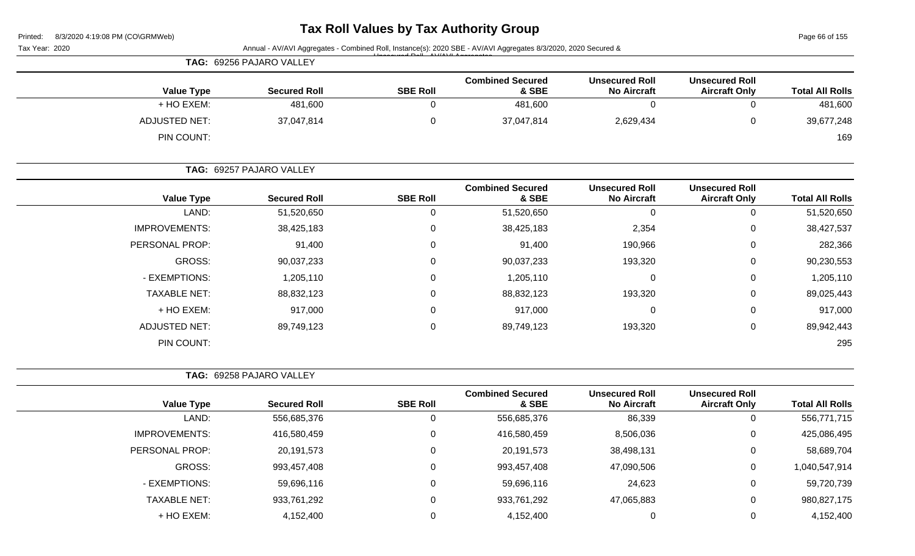# Tax Roll Values by Tax Authority Group

Tax Year: 2020

Annual - AV/AVI Aggregates - Combined Roll, Instance(s): 2020 SBE - AV/AVI Aggregates 8/3/2020, 2020 Secured & Unsecured Roll - AV/AVI Aggregates

**TAG: 69256 PAJARO VALLEY**

| Value Type | Secured Roll | SBE Roll | Combined Secured & SBE | Unsecured Roll No Aircraft | Unsecured Roll Aircraft Only | Total All Rolls |
|---|---|---|---|---|---|---|
| + HO EXEM: | 481,600 | 0 | 481,600 | 0 | 0 | 481,600 |
| ADJUSTED NET: | 37,047,814 | 0 | 37,047,814 | 2,629,434 | 0 | 39,677,248 |
| PIN COUNT: | | | | | | 169 |

**TAG: 69257 PAJARO VALLEY**

| Value Type | Secured Roll | SBE Roll | Combined Secured & SBE | Unsecured Roll No Aircraft | Unsecured Roll Aircraft Only | Total All Rolls |
|---|---|---|---|---|---|---|
| LAND: | 51,520,650 | 0 | 51,520,650 | 0 | 0 | 51,520,650 |
| IMPROVEMENTS: | 38,425,183 | 0 | 38,425,183 | 2,354 | 0 | 38,427,537 |
| PERSONAL PROP: | 91,400 | 0 | 91,400 | 190,966 | 0 | 282,366 |
| GROSS: | 90,037,233 | 0 | 90,037,233 | 193,320 | 0 | 90,230,553 |
| - EXEMPTIONS: | 1,205,110 | 0 | 1,205,110 | 0 | 0 | 1,205,110 |
| TAXABLE NET: | 88,832,123 | 0 | 88,832,123 | 193,320 | 0 | 89,025,443 |
| + HO EXEM: | 917,000 | 0 | 917,000 | 0 | 0 | 917,000 |
| ADJUSTED NET: | 89,749,123 | 0 | 89,749,123 | 193,320 | 0 | 89,942,443 |
| PIN COUNT: | | | | | | 295 |

**TAG: 69258 PAJARO VALLEY**

| Value Type | Secured Roll | SBE Roll | Combined Secured & SBE | Unsecured Roll No Aircraft | Unsecured Roll Aircraft Only | Total All Rolls |
|---|---|---|---|---|---|---|
| LAND: | 556,685,376 | 0 | 556,685,376 | 86,339 | 0 | 556,771,715 |
| IMPROVEMENTS: | 416,580,459 | 0 | 416,580,459 | 8,506,036 | 0 | 425,086,495 |
| PERSONAL PROP: | 20,191,573 | 0 | 20,191,573 | 38,498,131 | 0 | 58,689,704 |
| GROSS: | 993,457,408 | 0 | 993,457,408 | 47,090,506 | 0 | 1,040,547,914 |
| - EXEMPTIONS: | 59,696,116 | 0 | 59,696,116 | 24,623 | 0 | 59,720,739 |
| TAXABLE NET: | 933,761,292 | 0 | 933,761,292 | 47,065,883 | 0 | 980,827,175 |
| + HO EXEM: | 4,152,400 | 0 | 4,152,400 | 0 | 0 | 4,152,400 |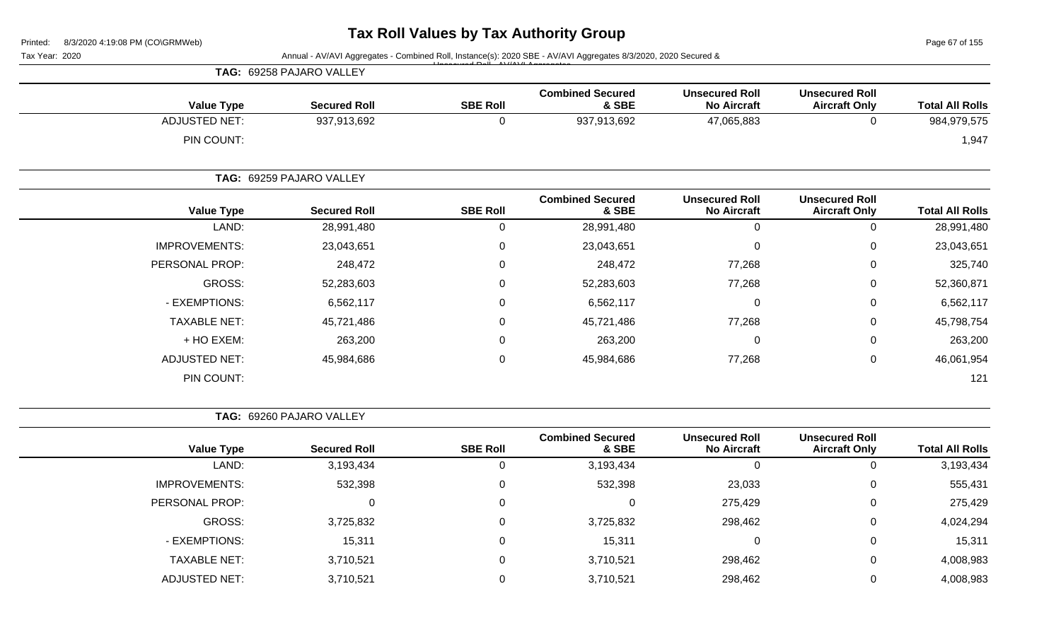# Tax Roll Values by Tax Authority Group

Tax Year: 2020

Annual - AV/AVI Aggregates - Combined Roll, Instance(s): 2020 SBE - AV/AVI Aggregates 8/3/2020, 2020 Secured & Unsecured Roll - AV/AVI Aggregates

**TAG: 69258 PAJARO VALLEY**

| Value Type | Secured Roll | SBE Roll | Combined Secured & SBE | Unsecured Roll No Aircraft | Unsecured Roll Aircraft Only | Total All Rolls |
|---|---|---|---|---|---|---|
| ADJUSTED NET: | 937,913,692 | 0 | 937,913,692 | 47,065,883 | 0 | 984,979,575 |
| PIN COUNT: | | | | | | 1,947 |

**TAG: 69259 PAJARO VALLEY**

| Value Type | Secured Roll | SBE Roll | Combined Secured & SBE | Unsecured Roll No Aircraft | Unsecured Roll Aircraft Only | Total All Rolls |
|---|---|---|---|---|---|---|
| LAND: | 28,991,480 | 0 | 28,991,480 | 0 | 0 | 28,991,480 |
| IMPROVEMENTS: | 23,043,651 | 0 | 23,043,651 | 0 | 0 | 23,043,651 |
| PERSONAL PROP: | 248,472 | 0 | 248,472 | 77,268 | 0 | 325,740 |
| GROSS: | 52,283,603 | 0 | 52,283,603 | 77,268 | 0 | 52,360,871 |
| - EXEMPTIONS: | 6,562,117 | 0 | 6,562,117 | 0 | 0 | 6,562,117 |
| TAXABLE NET: | 45,721,486 | 0 | 45,721,486 | 77,268 | 0 | 45,798,754 |
| + HO EXEM: | 263,200 | 0 | 263,200 | 0 | 0 | 263,200 |
| ADJUSTED NET: | 45,984,686 | 0 | 45,984,686 | 77,268 | 0 | 46,061,954 |
| PIN COUNT: | | | | | | 121 |

**TAG: 69260 PAJARO VALLEY**

| Value Type | Secured Roll | SBE Roll | Combined Secured & SBE | Unsecured Roll No Aircraft | Unsecured Roll Aircraft Only | Total All Rolls |
|---|---|---|---|---|---|---|
| LAND: | 3,193,434 | 0 | 3,193,434 | 0 | 0 | 3,193,434 |
| IMPROVEMENTS: | 532,398 | 0 | 532,398 | 23,033 | 0 | 555,431 |
| PERSONAL PROP: | 0 | 0 | 0 | 275,429 | 0 | 275,429 |
| GROSS: | 3,725,832 | 0 | 3,725,832 | 298,462 | 0 | 4,024,294 |
| - EXEMPTIONS: | 15,311 | 0 | 15,311 | 0 | 0 | 15,311 |
| TAXABLE NET: | 3,710,521 | 0 | 3,710,521 | 298,462 | 0 | 4,008,983 |
| ADJUSTED NET: | 3,710,521 | 0 | 3,710,521 | 298,462 | 0 | 4,008,983 |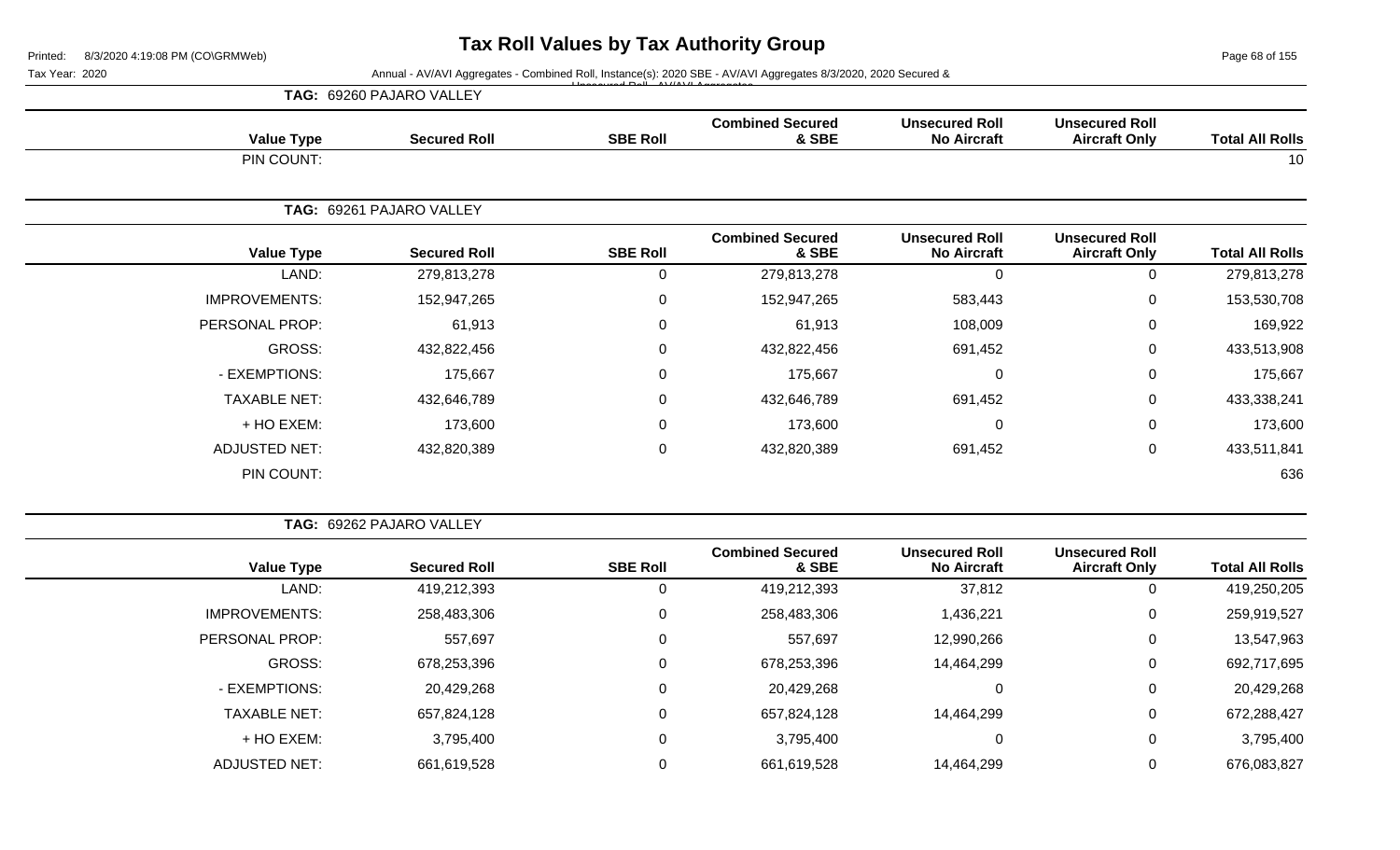# Tax Roll Values by Tax Authority Group

Printed: 8/3/2020 4:19:08 PM (CO\GRMWeb)

Tax Year: 2020

Annual - AV/AVI Aggregates - Combined Roll, Instance(s): 2020 SBE - AV/AVI Aggregates 8/3/2020, 2020 Secured & Unsecured Roll - AV/AVI Aggregates

**TAG: 69260 PAJARO VALLEY**

| Value Type | Secured Roll | SBE Roll | Combined Secured & SBE | Unsecured Roll No Aircraft | Unsecured Roll Aircraft Only | Total All Rolls |
|---|---|---|---|---|---|---|
| PIN COUNT: | | | | | | 10 |

**TAG: 69261 PAJARO VALLEY**

| Value Type | Secured Roll | SBE Roll | Combined Secured & SBE | Unsecured Roll No Aircraft | Unsecured Roll Aircraft Only | Total All Rolls |
|---|---|---|---|---|---|---|
| LAND: | 279,813,278 | 0 | 279,813,278 | 0 | 0 | 279,813,278 |
| IMPROVEMENTS: | 152,947,265 | 0 | 152,947,265 | 583,443 | 0 | 153,530,708 |
| PERSONAL PROP: | 61,913 | 0 | 61,913 | 108,009 | 0 | 169,922 |
| GROSS: | 432,822,456 | 0 | 432,822,456 | 691,452 | 0 | 433,513,908 |
| - EXEMPTIONS: | 175,667 | 0 | 175,667 | 0 | 0 | 175,667 |
| TAXABLE NET: | 432,646,789 | 0 | 432,646,789 | 691,452 | 0 | 433,338,241 |
| + HO EXEM: | 173,600 | 0 | 173,600 | 0 | 0 | 173,600 |
| ADJUSTED NET: | 432,820,389 | 0 | 432,820,389 | 691,452 | 0 | 433,511,841 |
| PIN COUNT: | | | | | | 636 |

**TAG: 69262 PAJARO VALLEY**

| Value Type | Secured Roll | SBE Roll | Combined Secured & SBE | Unsecured Roll No Aircraft | Unsecured Roll Aircraft Only | Total All Rolls |
|---|---|---|---|---|---|---|
| LAND: | 419,212,393 | 0 | 419,212,393 | 37,812 | 0 | 419,250,205 |
| IMPROVEMENTS: | 258,483,306 | 0 | 258,483,306 | 1,436,221 | 0 | 259,919,527 |
| PERSONAL PROP: | 557,697 | 0 | 557,697 | 12,990,266 | 0 | 13,547,963 |
| GROSS: | 678,253,396 | 0 | 678,253,396 | 14,464,299 | 0 | 692,717,695 |
| - EXEMPTIONS: | 20,429,268 | 0 | 20,429,268 | 0 | 0 | 20,429,268 |
| TAXABLE NET: | 657,824,128 | 0 | 657,824,128 | 14,464,299 | 0 | 672,288,427 |
| + HO EXEM: | 3,795,400 | 0 | 3,795,400 | 0 | 0 | 3,795,400 |
| ADJUSTED NET: | 661,619,528 | 0 | 661,619,528 | 14,464,299 | 0 | 676,083,827 |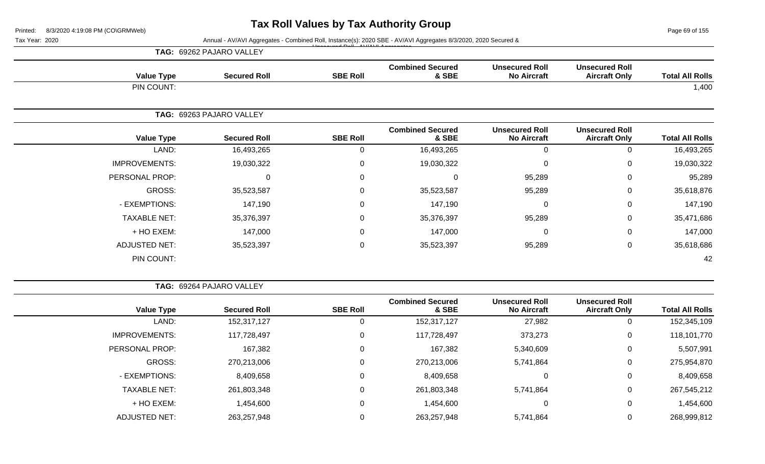# Tax Roll Values by Tax Authority Group

Tax Year: 2020

Annual - AV/AVI Aggregates - Combined Roll, Instance(s): 2020 SBE - AV/AVI Aggregates 8/3/2020, 2020 Secured & Unsecured Roll - AV/AVI Aggregates

**TAG: 69262 PAJARO VALLEY**

| Value Type | Secured Roll | SBE Roll | Combined Secured & SBE | Unsecured Roll No Aircraft | Unsecured Roll Aircraft Only | Total All Rolls |
|---|---|---|---|---|---|---|
| PIN COUNT: | | | | | | 1,400 |

**TAG: 69263 PAJARO VALLEY**

| Value Type | Secured Roll | SBE Roll | Combined Secured & SBE | Unsecured Roll No Aircraft | Unsecured Roll Aircraft Only | Total All Rolls |
|---|---|---|---|---|---|---|
| LAND: | 16,493,265 | 0 | 16,493,265 | 0 | 0 | 16,493,265 |
| IMPROVEMENTS: | 19,030,322 | 0 | 19,030,322 | 0 | 0 | 19,030,322 |
| PERSONAL PROP: | 0 | 0 | 0 | 95,289 | 0 | 95,289 |
| GROSS: | 35,523,587 | 0 | 35,523,587 | 95,289 | 0 | 35,618,876 |
| - EXEMPTIONS: | 147,190 | 0 | 147,190 | 0 | 0 | 147,190 |
| TAXABLE NET: | 35,376,397 | 0 | 35,376,397 | 95,289 | 0 | 35,471,686 |
| + HO EXEM: | 147,000 | 0 | 147,000 | 0 | 0 | 147,000 |
| ADJUSTED NET: | 35,523,397 | 0 | 35,523,397 | 95,289 | 0 | 35,618,686 |
| PIN COUNT: | | | | | | 42 |

**TAG: 69264 PAJARO VALLEY**

| Value Type | Secured Roll | SBE Roll | Combined Secured & SBE | Unsecured Roll No Aircraft | Unsecured Roll Aircraft Only | Total All Rolls |
|---|---|---|---|---|---|---|
| LAND: | 152,317,127 | 0 | 152,317,127 | 27,982 | 0 | 152,345,109 |
| IMPROVEMENTS: | 117,728,497 | 0 | 117,728,497 | 373,273 | 0 | 118,101,770 |
| PERSONAL PROP: | 167,382 | 0 | 167,382 | 5,340,609 | 0 | 5,507,991 |
| GROSS: | 270,213,006 | 0 | 270,213,006 | 5,741,864 | 0 | 275,954,870 |
| - EXEMPTIONS: | 8,409,658 | 0 | 8,409,658 | 0 | 0 | 8,409,658 |
| TAXABLE NET: | 261,803,348 | 0 | 261,803,348 | 5,741,864 | 0 | 267,545,212 |
| + HO EXEM: | 1,454,600 | 0 | 1,454,600 | 0 | 0 | 1,454,600 |
| ADJUSTED NET: | 263,257,948 | 0 | 263,257,948 | 5,741,864 | 0 | 268,999,812 |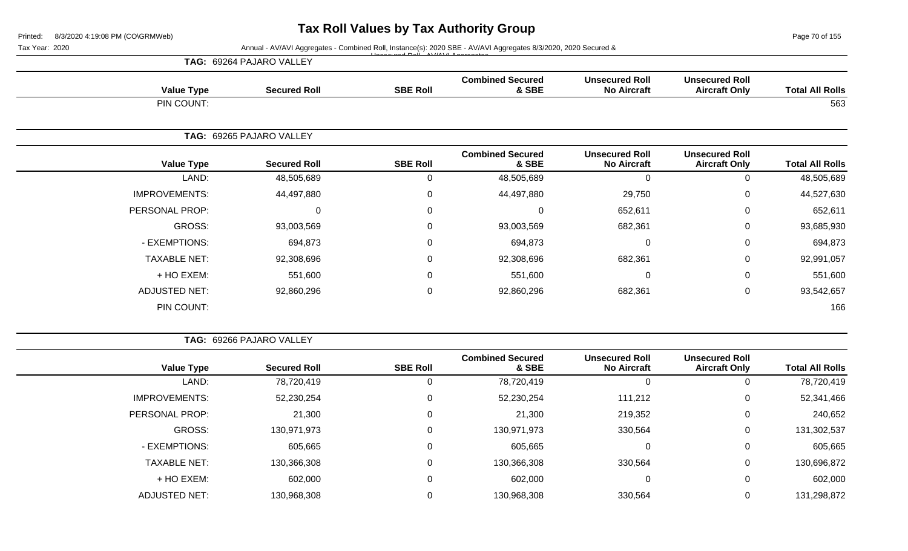# Tax Roll Values by Tax Authority Group

Printed: 8/3/2020 4:19:08 PM (CO\GRMWeb)

Tax Year: 2020

Annual - AV/AVI Aggregates - Combined Roll, Instance(s): 2020 SBE - AV/AVI Aggregates 8/3/2020, 2020 Secured & Unsecured Roll - AV/AVI Aggregates

**TAG: 69264 PAJARO VALLEY**

| Value Type | Secured Roll | SBE Roll | Combined Secured & SBE | Unsecured Roll No Aircraft | Unsecured Roll Aircraft Only | Total All Rolls |
|---|---|---|---|---|---|---|
| PIN COUNT: | | | | | | 563 |

**TAG: 69265 PAJARO VALLEY**

| Value Type | Secured Roll | SBE Roll | Combined Secured & SBE | Unsecured Roll No Aircraft | Unsecured Roll Aircraft Only | Total All Rolls |
|---|---|---|---|---|---|---|
| LAND: | 48,505,689 | 0 | 48,505,689 | 0 | 0 | 48,505,689 |
| IMPROVEMENTS: | 44,497,880 | 0 | 44,497,880 | 29,750 | 0 | 44,527,630 |
| PERSONAL PROP: | 0 | 0 | 0 | 652,611 | 0 | 652,611 |
| GROSS: | 93,003,569 | 0 | 93,003,569 | 682,361 | 0 | 93,685,930 |
| - EXEMPTIONS: | 694,873 | 0 | 694,873 | 0 | 0 | 694,873 |
| TAXABLE NET: | 92,308,696 | 0 | 92,308,696 | 682,361 | 0 | 92,991,057 |
| + HO EXEM: | 551,600 | 0 | 551,600 | 0 | 0 | 551,600 |
| ADJUSTED NET: | 92,860,296 | 0 | 92,860,296 | 682,361 | 0 | 93,542,657 |
| PIN COUNT: | | | | | | 166 |

**TAG: 69266 PAJARO VALLEY**

| Value Type | Secured Roll | SBE Roll | Combined Secured & SBE | Unsecured Roll No Aircraft | Unsecured Roll Aircraft Only | Total All Rolls |
|---|---|---|---|---|---|---|
| LAND: | 78,720,419 | 0 | 78,720,419 | 0 | 0 | 78,720,419 |
| IMPROVEMENTS: | 52,230,254 | 0 | 52,230,254 | 111,212 | 0 | 52,341,466 |
| PERSONAL PROP: | 21,300 | 0 | 21,300 | 219,352 | 0 | 240,652 |
| GROSS: | 130,971,973 | 0 | 130,971,973 | 330,564 | 0 | 131,302,537 |
| - EXEMPTIONS: | 605,665 | 0 | 605,665 | 0 | 0 | 605,665 |
| TAXABLE NET: | 130,366,308 | 0 | 130,366,308 | 330,564 | 0 | 130,696,872 |
| + HO EXEM: | 602,000 | 0 | 602,000 | 0 | 0 | 602,000 |
| ADJUSTED NET: | 130,968,308 | 0 | 130,968,308 | 330,564 | 0 | 131,298,872 |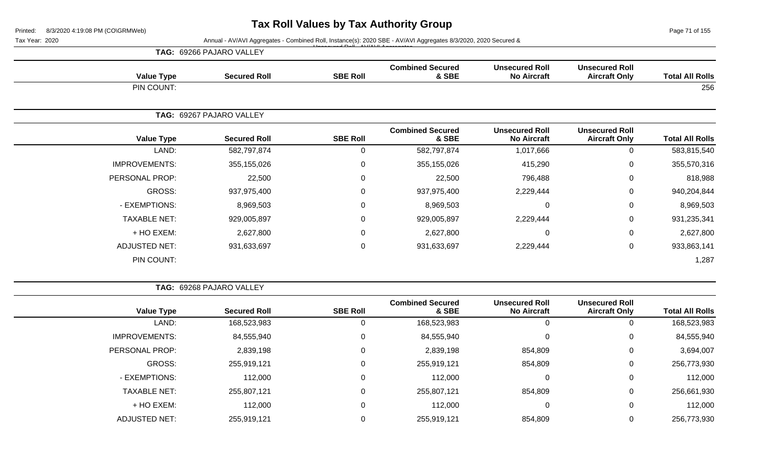# Tax Roll Values by Tax Authority Group

Printed: 8/3/2020 4:19:08 PM (CO\GRMWeb)

Tax Year: 2020

Annual - AV/AVI Aggregates - Combined Roll, Instance(s): 2020 SBE - AV/AVI Aggregates 8/3/2020, 2020 Secured & Unsecured Roll - AV/AVI Aggregates

**TAG: 69266 PAJARO VALLEY**

| Value Type | Secured Roll | SBE Roll | Combined Secured & SBE | Unsecured Roll No Aircraft | Unsecured Roll Aircraft Only | Total All Rolls |
|---|---|---|---|---|---|---|
| PIN COUNT: | | | | | | 256 |

**TAG: 69267 PAJARO VALLEY**

| Value Type | Secured Roll | SBE Roll | Combined Secured & SBE | Unsecured Roll No Aircraft | Unsecured Roll Aircraft Only | Total All Rolls |
|---|---|---|---|---|---|---|
| LAND: | 582,797,874 | 0 | 582,797,874 | 1,017,666 | 0 | 583,815,540 |
| IMPROVEMENTS: | 355,155,026 | 0 | 355,155,026 | 415,290 | 0 | 355,570,316 |
| PERSONAL PROP: | 22,500 | 0 | 22,500 | 796,488 | 0 | 818,988 |
| GROSS: | 937,975,400 | 0 | 937,975,400 | 2,229,444 | 0 | 940,204,844 |
| - EXEMPTIONS: | 8,969,503 | 0 | 8,969,503 | 0 | 0 | 8,969,503 |
| TAXABLE NET: | 929,005,897 | 0 | 929,005,897 | 2,229,444 | 0 | 931,235,341 |
| + HO EXEM: | 2,627,800 | 0 | 2,627,800 | 0 | 0 | 2,627,800 |
| ADJUSTED NET: | 931,633,697 | 0 | 931,633,697 | 2,229,444 | 0 | 933,863,141 |
| PIN COUNT: | | | | | | 1,287 |

**TAG: 69268 PAJARO VALLEY**

| Value Type | Secured Roll | SBE Roll | Combined Secured & SBE | Unsecured Roll No Aircraft | Unsecured Roll Aircraft Only | Total All Rolls |
|---|---|---|---|---|---|---|
| LAND: | 168,523,983 | 0 | 168,523,983 | 0 | 0 | 168,523,983 |
| IMPROVEMENTS: | 84,555,940 | 0 | 84,555,940 | 0 | 0 | 84,555,940 |
| PERSONAL PROP: | 2,839,198 | 0 | 2,839,198 | 854,809 | 0 | 3,694,007 |
| GROSS: | 255,919,121 | 0 | 255,919,121 | 854,809 | 0 | 256,773,930 |
| - EXEMPTIONS: | 112,000 | 0 | 112,000 | 0 | 0 | 112,000 |
| TAXABLE NET: | 255,807,121 | 0 | 255,807,121 | 854,809 | 0 | 256,661,930 |
| + HO EXEM: | 112,000 | 0 | 112,000 | 0 | 0 | 112,000 |
| ADJUSTED NET: | 255,919,121 | 0 | 255,919,121 | 854,809 | 0 | 256,773,930 |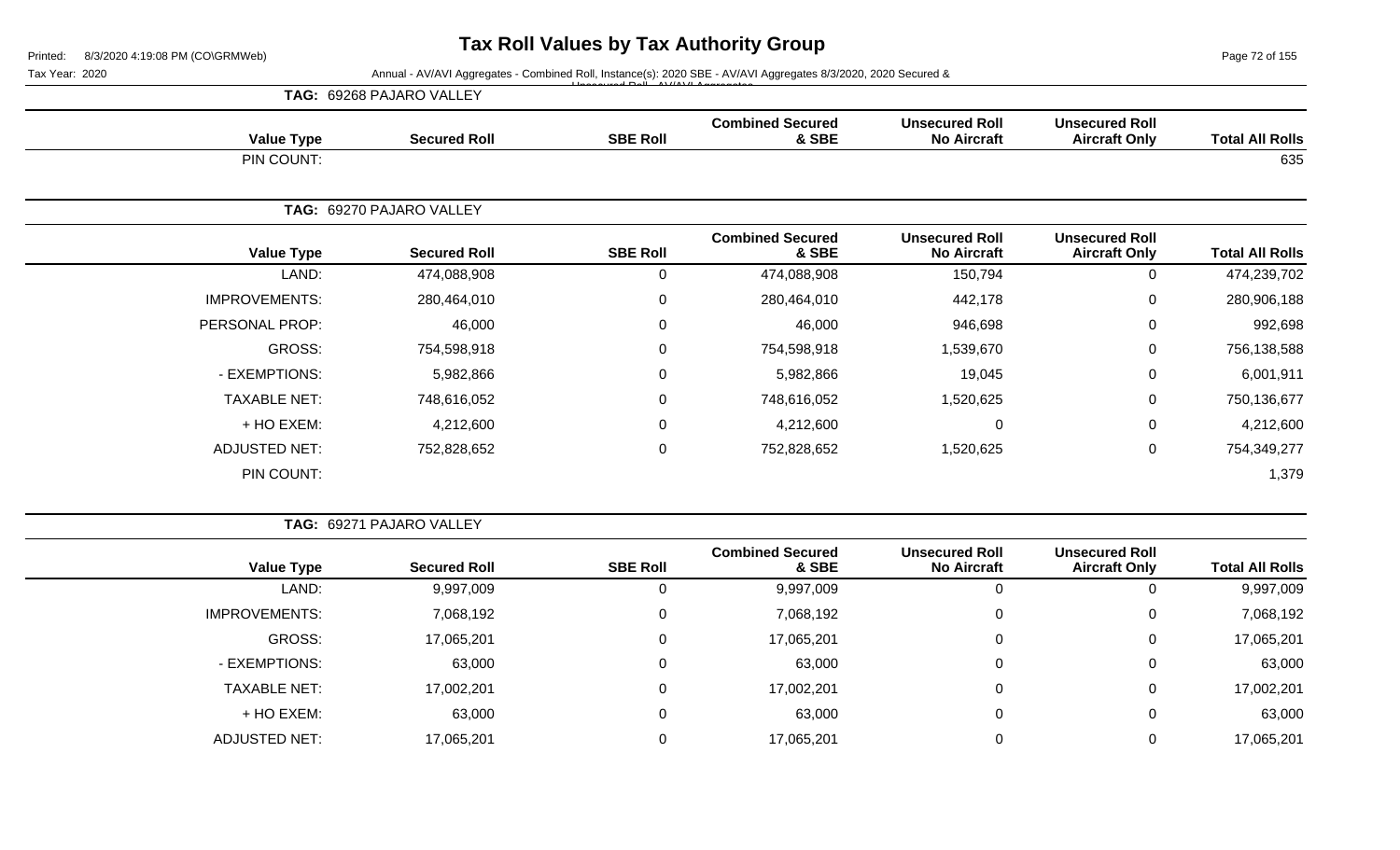# Tax Roll Values by Tax Authority Group

Printed: 8/3/2020 4:19:08 PM (CO\GRMWeb)

Tax Year: 2020 — Annual - AV/AVI Aggregates - Combined Roll, Instance(s): 2020 SBE - AV/AVI Aggregates 8/3/2020, 2020 Secured & Unsecured Roll - AV/AVI Aggregates

## TAG: 69268 PAJARO VALLEY

| Value Type | Secured Roll | SBE Roll | Combined Secured & SBE | Unsecured Roll No Aircraft | Unsecured Roll Aircraft Only | Total All Rolls |
|---|---|---|---|---|---|---|
| PIN COUNT: | | | | | | 635 |

## TAG: 69270 PAJARO VALLEY

| Value Type | Secured Roll | SBE Roll | Combined Secured & SBE | Unsecured Roll No Aircraft | Unsecured Roll Aircraft Only | Total All Rolls |
|---|---|---|---|---|---|---|
| LAND: | 474,088,908 | 0 | 474,088,908 | 150,794 | 0 | 474,239,702 |
| IMPROVEMENTS: | 280,464,010 | 0 | 280,464,010 | 442,178 | 0 | 280,906,188 |
| PERSONAL PROP: | 46,000 | 0 | 46,000 | 946,698 | 0 | 992,698 |
| GROSS: | 754,598,918 | 0 | 754,598,918 | 1,539,670 | 0 | 756,138,588 |
| - EXEMPTIONS: | 5,982,866 | 0 | 5,982,866 | 19,045 | 0 | 6,001,911 |
| TAXABLE NET: | 748,616,052 | 0 | 748,616,052 | 1,520,625 | 0 | 750,136,677 |
| + HO EXEM: | 4,212,600 | 0 | 4,212,600 | 0 | 0 | 4,212,600 |
| ADJUSTED NET: | 752,828,652 | 0 | 752,828,652 | 1,520,625 | 0 | 754,349,277 |
| PIN COUNT: | | | | | | 1,379 |

## TAG: 69271 PAJARO VALLEY

| Value Type | Secured Roll | SBE Roll | Combined Secured & SBE | Unsecured Roll No Aircraft | Unsecured Roll Aircraft Only | Total All Rolls |
|---|---|---|---|---|---|---|
| LAND: | 9,997,009 | 0 | 9,997,009 | 0 | 0 | 9,997,009 |
| IMPROVEMENTS: | 7,068,192 | 0 | 7,068,192 | 0 | 0 | 7,068,192 |
| GROSS: | 17,065,201 | 0 | 17,065,201 | 0 | 0 | 17,065,201 |
| - EXEMPTIONS: | 63,000 | 0 | 63,000 | 0 | 0 | 63,000 |
| TAXABLE NET: | 17,002,201 | 0 | 17,002,201 | 0 | 0 | 17,002,201 |
| + HO EXEM: | 63,000 | 0 | 63,000 | 0 | 0 | 63,000 |
| ADJUSTED NET: | 17,065,201 | 0 | 17,065,201 | 0 | 0 | 17,065,201 |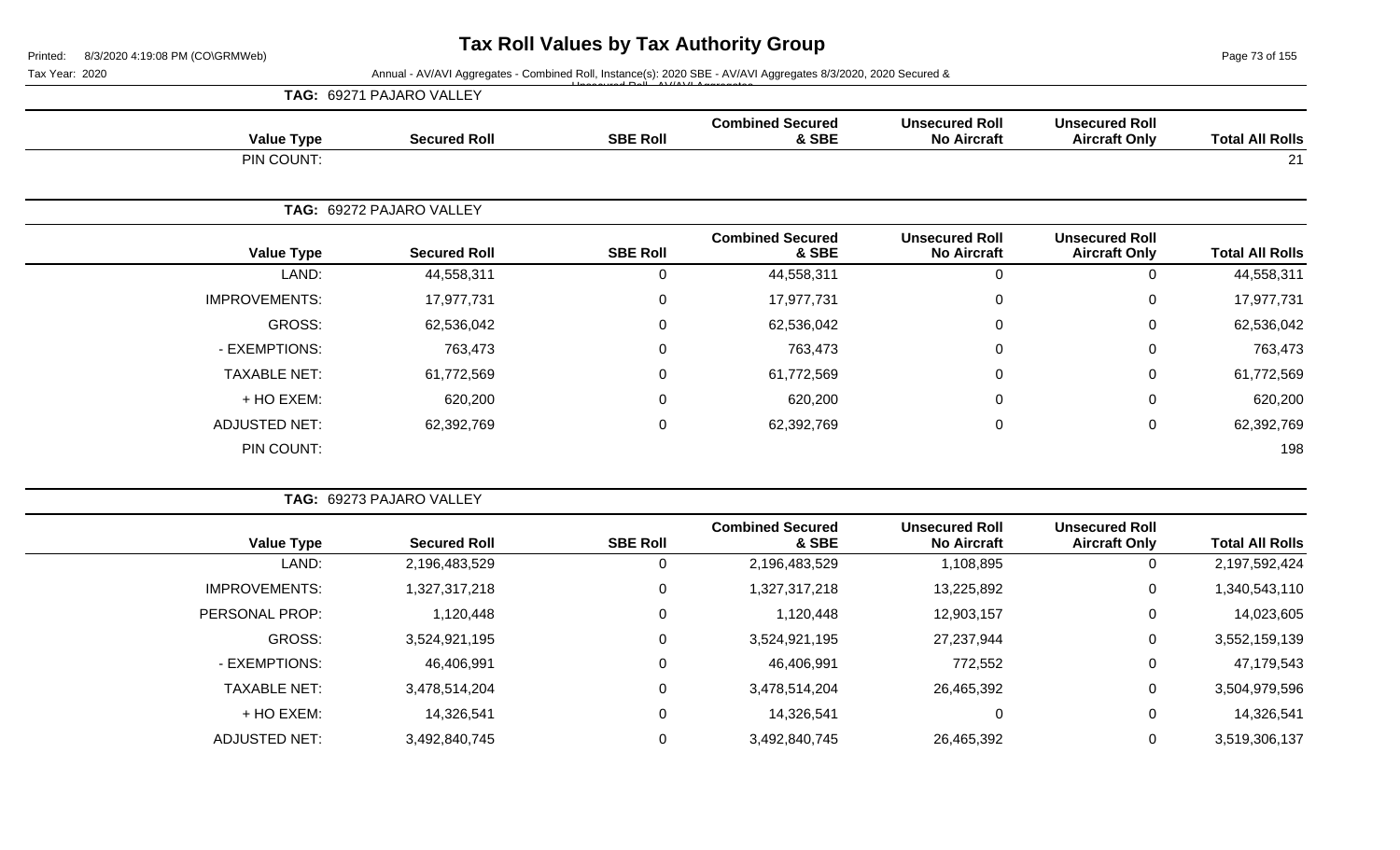# Tax Roll Values by Tax Authority Group

Printed: 8/3/2020 4:19:08 PM (CO\GRMWeb)

Tax Year: 2020

Annual - AV/AVI Aggregates - Combined Roll, Instance(s): 2020 SBE - AV/AVI Aggregates 8/3/2020, 2020 Secured & Unsecured Roll - AV/AVI Aggregates

## TAG: 69271 PAJARO VALLEY

| Value Type | Secured Roll | SBE Roll | Combined Secured & SBE | Unsecured Roll No Aircraft | Unsecured Roll Aircraft Only | Total All Rolls |
|---|---|---|---|---|---|---|
| PIN COUNT: | | | | | | 21 |

## TAG: 69272 PAJARO VALLEY

| Value Type | Secured Roll | SBE Roll | Combined Secured & SBE | Unsecured Roll No Aircraft | Unsecured Roll Aircraft Only | Total All Rolls |
|---|---|---|---|---|---|---|
| LAND: | 44,558,311 | 0 | 44,558,311 | 0 | 0 | 44,558,311 |
| IMPROVEMENTS: | 17,977,731 | 0 | 17,977,731 | 0 | 0 | 17,977,731 |
| GROSS: | 62,536,042 | 0 | 62,536,042 | 0 | 0 | 62,536,042 |
| - EXEMPTIONS: | 763,473 | 0 | 763,473 | 0 | 0 | 763,473 |
| TAXABLE NET: | 61,772,569 | 0 | 61,772,569 | 0 | 0 | 61,772,569 |
| + HO EXEM: | 620,200 | 0 | 620,200 | 0 | 0 | 620,200 |
| ADJUSTED NET: | 62,392,769 | 0 | 62,392,769 | 0 | 0 | 62,392,769 |
| PIN COUNT: | | | | | | 198 |

## TAG: 69273 PAJARO VALLEY

| Value Type | Secured Roll | SBE Roll | Combined Secured & SBE | Unsecured Roll No Aircraft | Unsecured Roll Aircraft Only | Total All Rolls |
|---|---|---|---|---|---|---|
| LAND: | 2,196,483,529 | 0 | 2,196,483,529 | 1,108,895 | 0 | 2,197,592,424 |
| IMPROVEMENTS: | 1,327,317,218 | 0 | 1,327,317,218 | 13,225,892 | 0 | 1,340,543,110 |
| PERSONAL PROP: | 1,120,448 | 0 | 1,120,448 | 12,903,157 | 0 | 14,023,605 |
| GROSS: | 3,524,921,195 | 0 | 3,524,921,195 | 27,237,944 | 0 | 3,552,159,139 |
| - EXEMPTIONS: | 46,406,991 | 0 | 46,406,991 | 772,552 | 0 | 47,179,543 |
| TAXABLE NET: | 3,478,514,204 | 0 | 3,478,514,204 | 26,465,392 | 0 | 3,504,979,596 |
| + HO EXEM: | 14,326,541 | 0 | 14,326,541 | 0 | 0 | 14,326,541 |
| ADJUSTED NET: | 3,492,840,745 | 0 | 3,492,840,745 | 26,465,392 | 0 | 3,519,306,137 |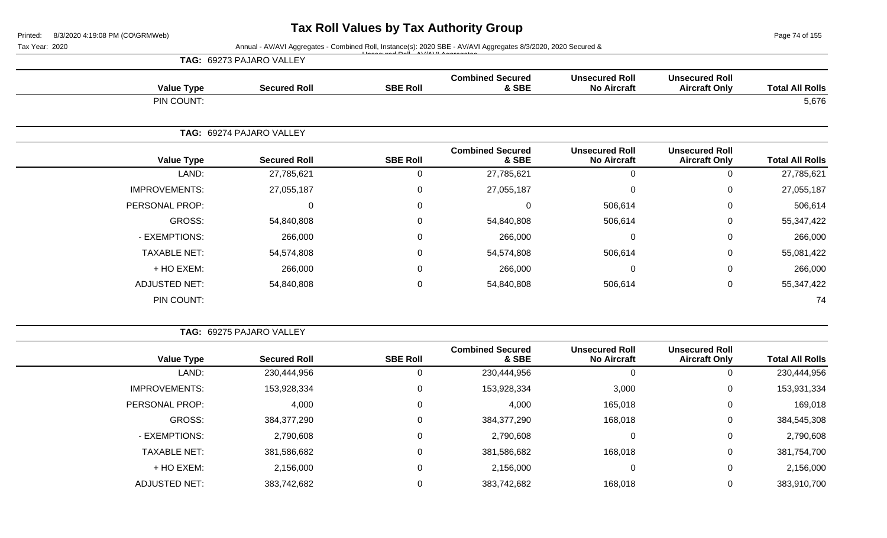# Tax Roll Values by Tax Authority Group

Printed: 8/3/2020 4:19:08 PM (CO\GRMWeb)

Tax Year: 2020

Annual - AV/AVI Aggregates - Combined Roll, Instance(s): 2020 SBE - AV/AVI Aggregates 8/3/2020, 2020 Secured & Unsecured Roll - AV/AVI Aggregates

**TAG: 69273 PAJARO VALLEY**

| Value Type | Secured Roll | SBE Roll | Combined Secured & SBE | Unsecured Roll No Aircraft | Unsecured Roll Aircraft Only | Total All Rolls |
|---|---|---|---|---|---|---|
| PIN COUNT: | | | | | | 5,676 |

**TAG: 69274 PAJARO VALLEY**

| Value Type | Secured Roll | SBE Roll | Combined Secured & SBE | Unsecured Roll No Aircraft | Unsecured Roll Aircraft Only | Total All Rolls |
|---|---|---|---|---|---|---|
| LAND: | 27,785,621 | 0 | 27,785,621 | 0 | 0 | 27,785,621 |
| IMPROVEMENTS: | 27,055,187 | 0 | 27,055,187 | 0 | 0 | 27,055,187 |
| PERSONAL PROP: | 0 | 0 | 0 | 506,614 | 0 | 506,614 |
| GROSS: | 54,840,808 | 0 | 54,840,808 | 506,614 | 0 | 55,347,422 |
| - EXEMPTIONS: | 266,000 | 0 | 266,000 | 0 | 0 | 266,000 |
| TAXABLE NET: | 54,574,808 | 0 | 54,574,808 | 506,614 | 0 | 55,081,422 |
| + HO EXEM: | 266,000 | 0 | 266,000 | 0 | 0 | 266,000 |
| ADJUSTED NET: | 54,840,808 | 0 | 54,840,808 | 506,614 | 0 | 55,347,422 |
| PIN COUNT: | | | | | | 74 |

**TAG: 69275 PAJARO VALLEY**

| Value Type | Secured Roll | SBE Roll | Combined Secured & SBE | Unsecured Roll No Aircraft | Unsecured Roll Aircraft Only | Total All Rolls |
|---|---|---|---|---|---|---|
| LAND: | 230,444,956 | 0 | 230,444,956 | 0 | 0 | 230,444,956 |
| IMPROVEMENTS: | 153,928,334 | 0 | 153,928,334 | 3,000 | 0 | 153,931,334 |
| PERSONAL PROP: | 4,000 | 0 | 4,000 | 165,018 | 0 | 169,018 |
| GROSS: | 384,377,290 | 0 | 384,377,290 | 168,018 | 0 | 384,545,308 |
| - EXEMPTIONS: | 2,790,608 | 0 | 2,790,608 | 0 | 0 | 2,790,608 |
| TAXABLE NET: | 381,586,682 | 0 | 381,586,682 | 168,018 | 0 | 381,754,700 |
| + HO EXEM: | 2,156,000 | 0 | 2,156,000 | 0 | 0 | 2,156,000 |
| ADJUSTED NET: | 383,742,682 | 0 | 383,742,682 | 168,018 | 0 | 383,910,700 |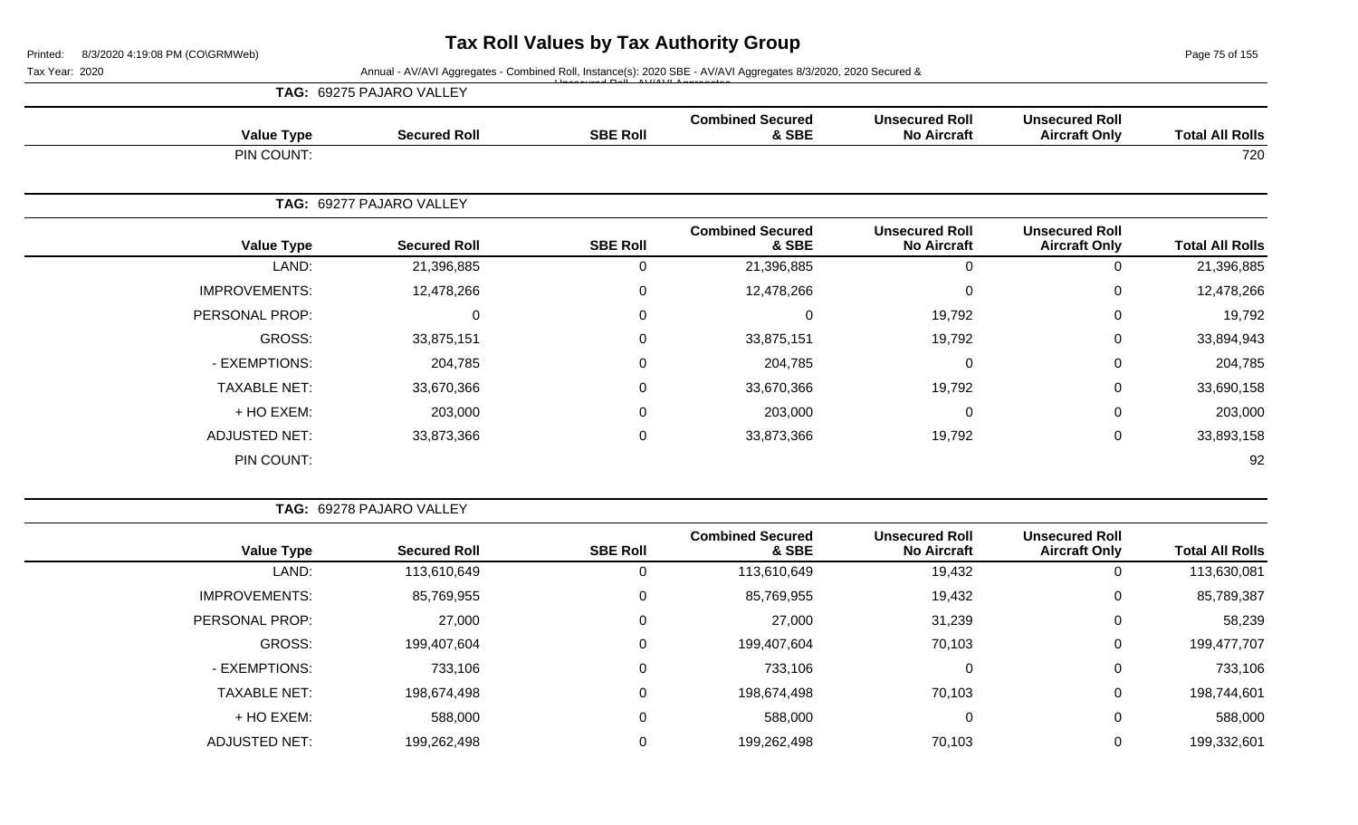# Tax Roll Values by Tax Authority Group

Tax Year: 2020

Annual - AV/AVI Aggregates - Combined Roll, Instance(s): 2020 SBE - AV/AVI Aggregates 8/3/2020, 2020 Secured & Unsecured Roll - AV/AVI Aggregates

**TAG: 69275 PAJARO VALLEY**

| Value Type | Secured Roll | SBE Roll | Combined Secured & SBE | Unsecured Roll No Aircraft | Unsecured Roll Aircraft Only | Total All Rolls |
|---|---|---|---|---|---|---|
| PIN COUNT: | | | | | | 720 |

**TAG: 69277 PAJARO VALLEY**

| Value Type | Secured Roll | SBE Roll | Combined Secured & SBE | Unsecured Roll No Aircraft | Unsecured Roll Aircraft Only | Total All Rolls |
|---|---|---|---|---|---|---|
| LAND: | 21,396,885 | 0 | 21,396,885 | 0 | 0 | 21,396,885 |
| IMPROVEMENTS: | 12,478,266 | 0 | 12,478,266 | 0 | 0 | 12,478,266 |
| PERSONAL PROP: | 0 | 0 | 0 | 19,792 | 0 | 19,792 |
| GROSS: | 33,875,151 | 0 | 33,875,151 | 19,792 | 0 | 33,894,943 |
| - EXEMPTIONS: | 204,785 | 0 | 204,785 | 0 | 0 | 204,785 |
| TAXABLE NET: | 33,670,366 | 0 | 33,670,366 | 19,792 | 0 | 33,690,158 |
| + HO EXEM: | 203,000 | 0 | 203,000 | 0 | 0 | 203,000 |
| ADJUSTED NET: | 33,873,366 | 0 | 33,873,366 | 19,792 | 0 | 33,893,158 |
| PIN COUNT: | | | | | | 92 |

**TAG: 69278 PAJARO VALLEY**

| Value Type | Secured Roll | SBE Roll | Combined Secured & SBE | Unsecured Roll No Aircraft | Unsecured Roll Aircraft Only | Total All Rolls |
|---|---|---|---|---|---|---|
| LAND: | 113,610,649 | 0 | 113,610,649 | 19,432 | 0 | 113,630,081 |
| IMPROVEMENTS: | 85,769,955 | 0 | 85,769,955 | 19,432 | 0 | 85,789,387 |
| PERSONAL PROP: | 27,000 | 0 | 27,000 | 31,239 | 0 | 58,239 |
| GROSS: | 199,407,604 | 0 | 199,407,604 | 70,103 | 0 | 199,477,707 |
| - EXEMPTIONS: | 733,106 | 0 | 733,106 | 0 | 0 | 733,106 |
| TAXABLE NET: | 198,674,498 | 0 | 198,674,498 | 70,103 | 0 | 198,744,601 |
| + HO EXEM: | 588,000 | 0 | 588,000 | 0 | 0 | 588,000 |
| ADJUSTED NET: | 199,262,498 | 0 | 199,262,498 | 70,103 | 0 | 199,332,601 |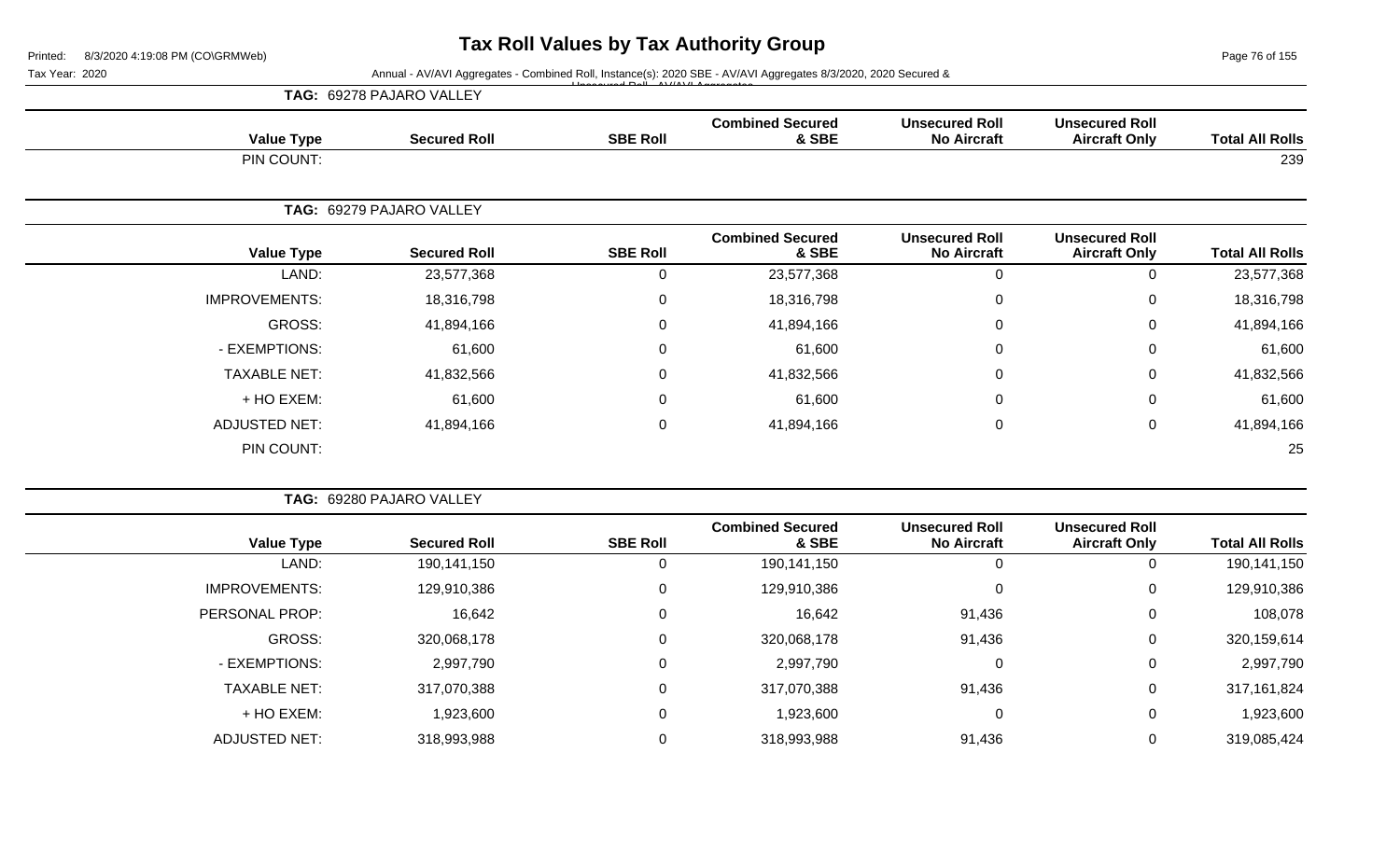# Tax Roll Values by Tax Authority Group

Printed: 8/3/2020 4:19:08 PM (CO\GRMWeb)

Tax Year: 2020 — Annual - AV/AVI Aggregates - Combined Roll, Instance(s): 2020 SBE - AV/AVI Aggregates 8/3/2020, 2020 Secured & Unsecured Roll - AV/AVI Aggregates

**TAG: 69278 PAJARO VALLEY**

| Value Type | Secured Roll | SBE Roll | Combined Secured & SBE | Unsecured Roll No Aircraft | Unsecured Roll Aircraft Only | Total All Rolls |
|---|---|---|---|---|---|---|
| PIN COUNT: | | | | | | 239 |

**TAG: 69279 PAJARO VALLEY**

| Value Type | Secured Roll | SBE Roll | Combined Secured & SBE | Unsecured Roll No Aircraft | Unsecured Roll Aircraft Only | Total All Rolls |
|---|---|---|---|---|---|---|
| LAND: | 23,577,368 | 0 | 23,577,368 | 0 | 0 | 23,577,368 |
| IMPROVEMENTS: | 18,316,798 | 0 | 18,316,798 | 0 | 0 | 18,316,798 |
| GROSS: | 41,894,166 | 0 | 41,894,166 | 0 | 0 | 41,894,166 |
| - EXEMPTIONS: | 61,600 | 0 | 61,600 | 0 | 0 | 61,600 |
| TAXABLE NET: | 41,832,566 | 0 | 41,832,566 | 0 | 0 | 41,832,566 |
| + HO EXEM: | 61,600 | 0 | 61,600 | 0 | 0 | 61,600 |
| ADJUSTED NET: | 41,894,166 | 0 | 41,894,166 | 0 | 0 | 41,894,166 |
| PIN COUNT: | | | | | | 25 |

**TAG: 69280 PAJARO VALLEY**

| Value Type | Secured Roll | SBE Roll | Combined Secured & SBE | Unsecured Roll No Aircraft | Unsecured Roll Aircraft Only | Total All Rolls |
|---|---|---|---|---|---|---|
| LAND: | 190,141,150 | 0 | 190,141,150 | 0 | 0 | 190,141,150 |
| IMPROVEMENTS: | 129,910,386 | 0 | 129,910,386 | 0 | 0 | 129,910,386 |
| PERSONAL PROP: | 16,642 | 0 | 16,642 | 91,436 | 0 | 108,078 |
| GROSS: | 320,068,178 | 0 | 320,068,178 | 91,436 | 0 | 320,159,614 |
| - EXEMPTIONS: | 2,997,790 | 0 | 2,997,790 | 0 | 0 | 2,997,790 |
| TAXABLE NET: | 317,070,388 | 0 | 317,070,388 | 91,436 | 0 | 317,161,824 |
| + HO EXEM: | 1,923,600 | 0 | 1,923,600 | 0 | 0 | 1,923,600 |
| ADJUSTED NET: | 318,993,988 | 0 | 318,993,988 | 91,436 | 0 | 319,085,424 |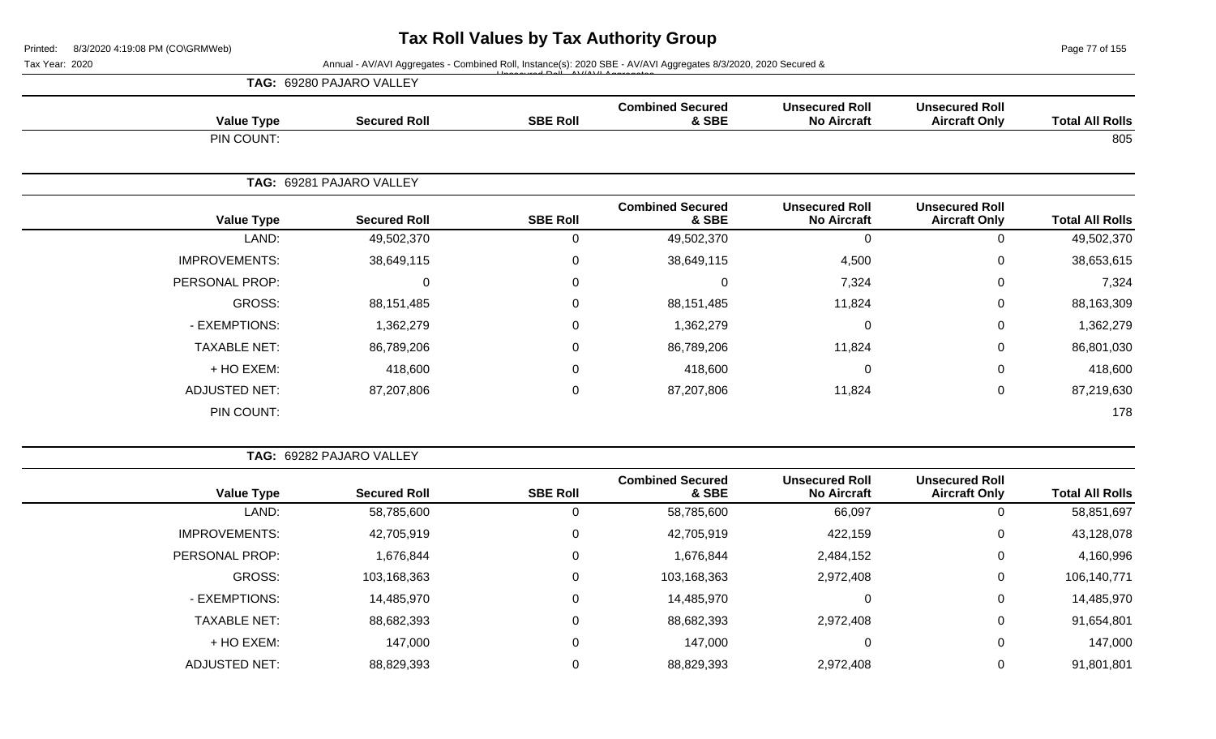# Tax Roll Values by Tax Authority Group

Tax Year: 2020

Annual - AV/AVI Aggregates - Combined Roll, Instance(s): 2020 SBE - AV/AVI Aggregates 8/3/2020, 2020 Secured & Unsecured Roll - AV/AVI Aggregates

**TAG: 69280 PAJARO VALLEY**

| Value Type | Secured Roll | SBE Roll | Combined Secured & SBE | Unsecured Roll No Aircraft | Unsecured Roll Aircraft Only | Total All Rolls |
|---|---|---|---|---|---|---|
| PIN COUNT: | | | | | | 805 |

**TAG: 69281 PAJARO VALLEY**

| Value Type | Secured Roll | SBE Roll | Combined Secured & SBE | Unsecured Roll No Aircraft | Unsecured Roll Aircraft Only | Total All Rolls |
|---|---|---|---|---|---|---|
| LAND: | 49,502,370 | 0 | 49,502,370 | 0 | 0 | 49,502,370 |
| IMPROVEMENTS: | 38,649,115 | 0 | 38,649,115 | 4,500 | 0 | 38,653,615 |
| PERSONAL PROP: | 0 | 0 | 0 | 7,324 | 0 | 7,324 |
| GROSS: | 88,151,485 | 0 | 88,151,485 | 11,824 | 0 | 88,163,309 |
| - EXEMPTIONS: | 1,362,279 | 0 | 1,362,279 | 0 | 0 | 1,362,279 |
| TAXABLE NET: | 86,789,206 | 0 | 86,789,206 | 11,824 | 0 | 86,801,030 |
| + HO EXEM: | 418,600 | 0 | 418,600 | 0 | 0 | 418,600 |
| ADJUSTED NET: | 87,207,806 | 0 | 87,207,806 | 11,824 | 0 | 87,219,630 |
| PIN COUNT: | | | | | | 178 |

**TAG: 69282 PAJARO VALLEY**

| Value Type | Secured Roll | SBE Roll | Combined Secured & SBE | Unsecured Roll No Aircraft | Unsecured Roll Aircraft Only | Total All Rolls |
|---|---|---|---|---|---|---|
| LAND: | 58,785,600 | 0 | 58,785,600 | 66,097 | 0 | 58,851,697 |
| IMPROVEMENTS: | 42,705,919 | 0 | 42,705,919 | 422,159 | 0 | 43,128,078 |
| PERSONAL PROP: | 1,676,844 | 0 | 1,676,844 | 2,484,152 | 0 | 4,160,996 |
| GROSS: | 103,168,363 | 0 | 103,168,363 | 2,972,408 | 0 | 106,140,771 |
| - EXEMPTIONS: | 14,485,970 | 0 | 14,485,970 | 0 | 0 | 14,485,970 |
| TAXABLE NET: | 88,682,393 | 0 | 88,682,393 | 2,972,408 | 0 | 91,654,801 |
| + HO EXEM: | 147,000 | 0 | 147,000 | 0 | 0 | 147,000 |
| ADJUSTED NET: | 88,829,393 | 0 | 88,829,393 | 2,972,408 | 0 | 91,801,801 |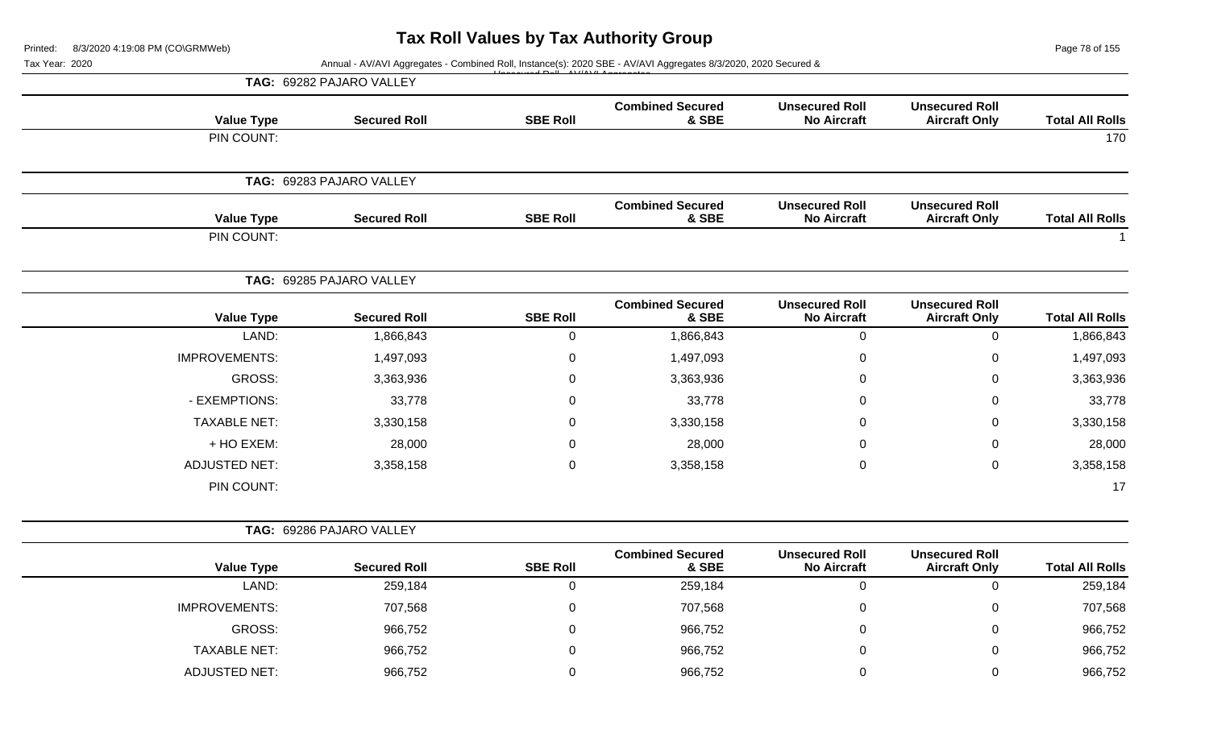# Tax Roll Values by Tax Authority Group

Printed: 8/3/2020 4:19:08 PM (CO\GRMWeb)

Tax Year: 2020

Annual - AV/AVI Aggregates - Combined Roll, Instance(s): 2020 SBE - AV/AVI Aggregates 8/3/2020, 2020 Secured & Unsecured Roll - AV/AVI Aggregates

**TAG: 69282 PAJARO VALLEY**

| Value Type | Secured Roll | SBE Roll | Combined Secured & SBE | Unsecured Roll No Aircraft | Unsecured Roll Aircraft Only | Total All Rolls |
|---|---|---|---|---|---|---|
| PIN COUNT: | | | | | | 170 |

**TAG: 69283 PAJARO VALLEY**

| Value Type | Secured Roll | SBE Roll | Combined Secured & SBE | Unsecured Roll No Aircraft | Unsecured Roll Aircraft Only | Total All Rolls |
|---|---|---|---|---|---|---|
| PIN COUNT: | | | | | | 1 |

**TAG: 69285 PAJARO VALLEY**

| Value Type | Secured Roll | SBE Roll | Combined Secured & SBE | Unsecured Roll No Aircraft | Unsecured Roll Aircraft Only | Total All Rolls |
|---|---|---|---|---|---|---|
| LAND: | 1,866,843 | 0 | 1,866,843 | 0 | 0 | 1,866,843 |
| IMPROVEMENTS: | 1,497,093 | 0 | 1,497,093 | 0 | 0 | 1,497,093 |
| GROSS: | 3,363,936 | 0 | 3,363,936 | 0 | 0 | 3,363,936 |
| - EXEMPTIONS: | 33,778 | 0 | 33,778 | 0 | 0 | 33,778 |
| TAXABLE NET: | 3,330,158 | 0 | 3,330,158 | 0 | 0 | 3,330,158 |
| + HO EXEM: | 28,000 | 0 | 28,000 | 0 | 0 | 28,000 |
| ADJUSTED NET: | 3,358,158 | 0 | 3,358,158 | 0 | 0 | 3,358,158 |
| PIN COUNT: | | | | | | 17 |

**TAG: 69286 PAJARO VALLEY**

| Value Type | Secured Roll | SBE Roll | Combined Secured & SBE | Unsecured Roll No Aircraft | Unsecured Roll Aircraft Only | Total All Rolls |
|---|---|---|---|---|---|---|
| LAND: | 259,184 | 0 | 259,184 | 0 | 0 | 259,184 |
| IMPROVEMENTS: | 707,568 | 0 | 707,568 | 0 | 0 | 707,568 |
| GROSS: | 966,752 | 0 | 966,752 | 0 | 0 | 966,752 |
| TAXABLE NET: | 966,752 | 0 | 966,752 | 0 | 0 | 966,752 |
| ADJUSTED NET: | 966,752 | 0 | 966,752 | 0 | 0 | 966,752 |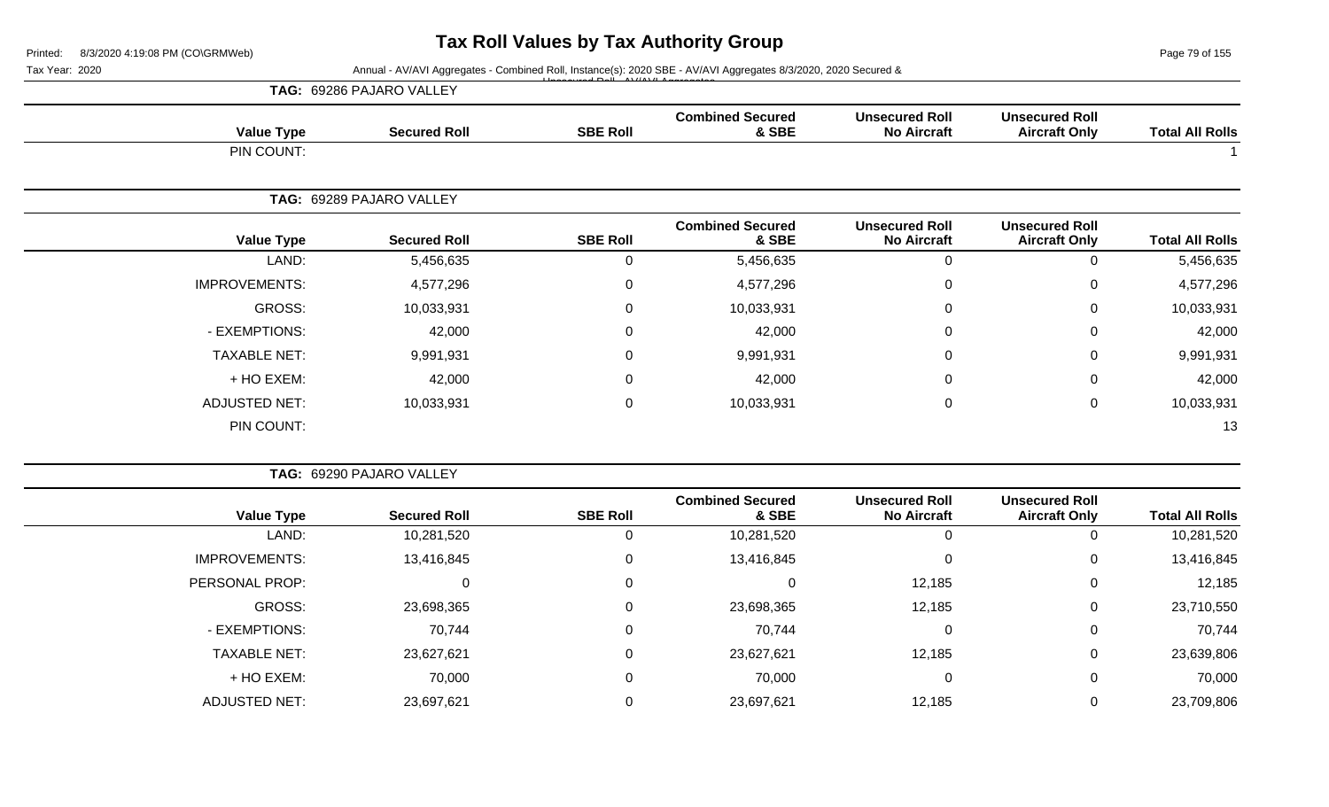# Tax Roll Values by Tax Authority Group

Printed: 8/3/2020 4:19:08 PM (CO\GRMWeb)

Tax Year: 2020

Annual - AV/AVI Aggregates - Combined Roll, Instance(s): 2020 SBE - AV/AVI Aggregates 8/3/2020, 2020 Secured & Unsecured Roll - AV/AVI Aggregates

**TAG: 69286 PAJARO VALLEY**

| Value Type | Secured Roll | SBE Roll | Combined Secured & SBE | Unsecured Roll No Aircraft | Unsecured Roll Aircraft Only | Total All Rolls |
|---|---|---|---|---|---|---|
| PIN COUNT: | | | | | | 1 |

**TAG: 69289 PAJARO VALLEY**

| Value Type | Secured Roll | SBE Roll | Combined Secured & SBE | Unsecured Roll No Aircraft | Unsecured Roll Aircraft Only | Total All Rolls |
|---|---|---|---|---|---|---|
| LAND: | 5,456,635 | 0 | 5,456,635 | 0 | 0 | 5,456,635 |
| IMPROVEMENTS: | 4,577,296 | 0 | 4,577,296 | 0 | 0 | 4,577,296 |
| GROSS: | 10,033,931 | 0 | 10,033,931 | 0 | 0 | 10,033,931 |
| - EXEMPTIONS: | 42,000 | 0 | 42,000 | 0 | 0 | 42,000 |
| TAXABLE NET: | 9,991,931 | 0 | 9,991,931 | 0 | 0 | 9,991,931 |
| + HO EXEM: | 42,000 | 0 | 42,000 | 0 | 0 | 42,000 |
| ADJUSTED NET: | 10,033,931 | 0 | 10,033,931 | 0 | 0 | 10,033,931 |
| PIN COUNT: | | | | | | 13 |

**TAG: 69290 PAJARO VALLEY**

| Value Type | Secured Roll | SBE Roll | Combined Secured & SBE | Unsecured Roll No Aircraft | Unsecured Roll Aircraft Only | Total All Rolls |
|---|---|---|---|---|---|---|
| LAND: | 10,281,520 | 0 | 10,281,520 | 0 | 0 | 10,281,520 |
| IMPROVEMENTS: | 13,416,845 | 0 | 13,416,845 | 0 | 0 | 13,416,845 |
| PERSONAL PROP: | 0 | 0 | 0 | 12,185 | 0 | 12,185 |
| GROSS: | 23,698,365 | 0 | 23,698,365 | 12,185 | 0 | 23,710,550 |
| - EXEMPTIONS: | 70,744 | 0 | 70,744 | 0 | 0 | 70,744 |
| TAXABLE NET: | 23,627,621 | 0 | 23,627,621 | 12,185 | 0 | 23,639,806 |
| + HO EXEM: | 70,000 | 0 | 70,000 | 0 | 0 | 70,000 |
| ADJUSTED NET: | 23,697,621 | 0 | 23,697,621 | 12,185 | 0 | 23,709,806 |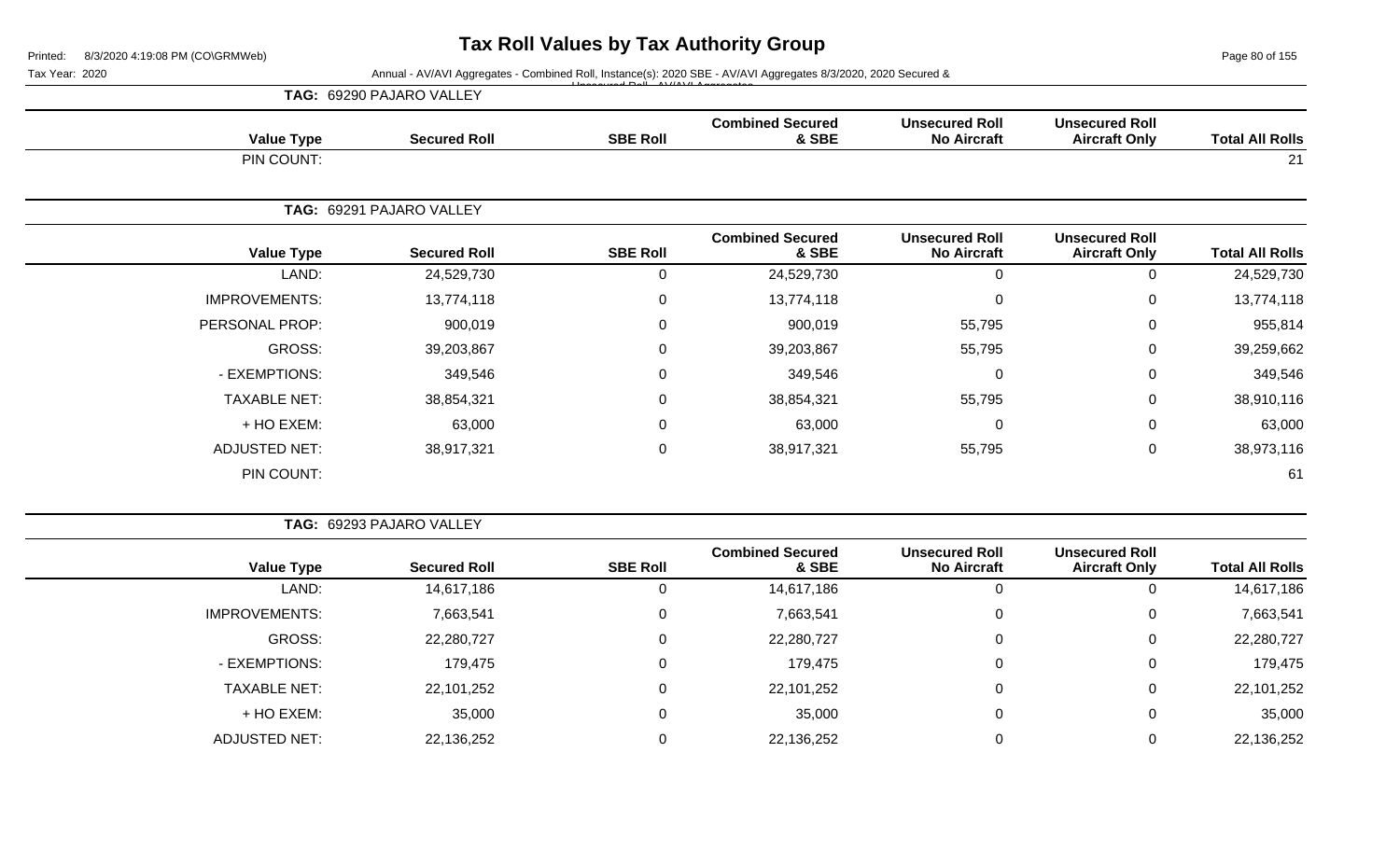# Tax Roll Values by Tax Authority Group

Printed: 8/3/2020 4:19:08 PM (CO\GRMWeb)

Tax Year: 2020

Annual - AV/AVI Aggregates - Combined Roll, Instance(s): 2020 SBE - AV/AVI Aggregates 8/3/2020, 2020 Secured & Unsecured Roll - AV/AVI Aggregates

## TAG: 69290 PAJARO VALLEY

| Value Type | Secured Roll | SBE Roll | Combined Secured & SBE | Unsecured Roll No Aircraft | Unsecured Roll Aircraft Only | Total All Rolls |
|---|---|---|---|---|---|---|
| PIN COUNT: | | | | | | 21 |

## TAG: 69291 PAJARO VALLEY

| Value Type | Secured Roll | SBE Roll | Combined Secured & SBE | Unsecured Roll No Aircraft | Unsecured Roll Aircraft Only | Total All Rolls |
|---|---|---|---|---|---|---|
| LAND: | 24,529,730 | 0 | 24,529,730 | 0 | 0 | 24,529,730 |
| IMPROVEMENTS: | 13,774,118 | 0 | 13,774,118 | 0 | 0 | 13,774,118 |
| PERSONAL PROP: | 900,019 | 0 | 900,019 | 55,795 | 0 | 955,814 |
| GROSS: | 39,203,867 | 0 | 39,203,867 | 55,795 | 0 | 39,259,662 |
| - EXEMPTIONS: | 349,546 | 0 | 349,546 | 0 | 0 | 349,546 |
| TAXABLE NET: | 38,854,321 | 0 | 38,854,321 | 55,795 | 0 | 38,910,116 |
| + HO EXEM: | 63,000 | 0 | 63,000 | 0 | 0 | 63,000 |
| ADJUSTED NET: | 38,917,321 | 0 | 38,917,321 | 55,795 | 0 | 38,973,116 |
| PIN COUNT: | | | | | | 61 |

## TAG: 69293 PAJARO VALLEY

| Value Type | Secured Roll | SBE Roll | Combined Secured & SBE | Unsecured Roll No Aircraft | Unsecured Roll Aircraft Only | Total All Rolls |
|---|---|---|---|---|---|---|
| LAND: | 14,617,186 | 0 | 14,617,186 | 0 | 0 | 14,617,186 |
| IMPROVEMENTS: | 7,663,541 | 0 | 7,663,541 | 0 | 0 | 7,663,541 |
| GROSS: | 22,280,727 | 0 | 22,280,727 | 0 | 0 | 22,280,727 |
| - EXEMPTIONS: | 179,475 | 0 | 179,475 | 0 | 0 | 179,475 |
| TAXABLE NET: | 22,101,252 | 0 | 22,101,252 | 0 | 0 | 22,101,252 |
| + HO EXEM: | 35,000 | 0 | 35,000 | 0 | 0 | 35,000 |
| ADJUSTED NET: | 22,136,252 | 0 | 22,136,252 | 0 | 0 | 22,136,252 |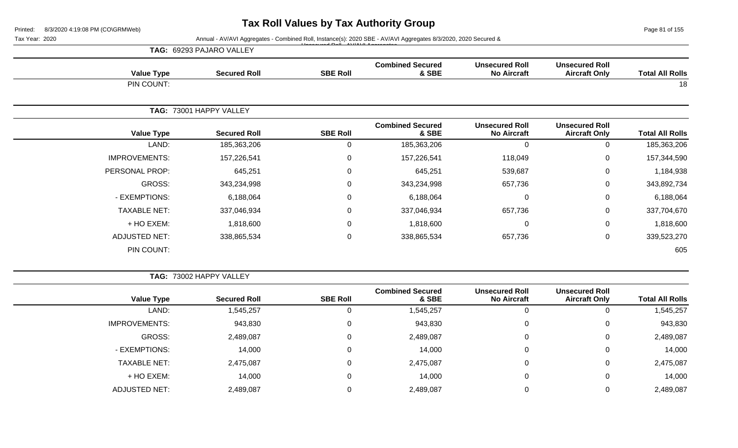# Tax Roll Values by Tax Authority Group

Tax Year: 2020

Annual - AV/AVI Aggregates - Combined Roll, Instance(s): 2020 SBE - AV/AVI Aggregates 8/3/2020, 2020 Secured & Unsecured Roll - AV/AVI Aggregates

**TAG: 69293 PAJARO VALLEY**

| Value Type | Secured Roll | SBE Roll | Combined Secured & SBE | Unsecured Roll No Aircraft | Unsecured Roll Aircraft Only | Total All Rolls |
|---|---|---|---|---|---|---|
| PIN COUNT: | | | | | | 18 |

**TAG: 73001 HAPPY VALLEY**

| Value Type | Secured Roll | SBE Roll | Combined Secured & SBE | Unsecured Roll No Aircraft | Unsecured Roll Aircraft Only | Total All Rolls |
|---|---|---|---|---|---|---|
| LAND: | 185,363,206 | 0 | 185,363,206 | 0 | 0 | 185,363,206 |
| IMPROVEMENTS: | 157,226,541 | 0 | 157,226,541 | 118,049 | 0 | 157,344,590 |
| PERSONAL PROP: | 645,251 | 0 | 645,251 | 539,687 | 0 | 1,184,938 |
| GROSS: | 343,234,998 | 0 | 343,234,998 | 657,736 | 0 | 343,892,734 |
| - EXEMPTIONS: | 6,188,064 | 0 | 6,188,064 | 0 | 0 | 6,188,064 |
| TAXABLE NET: | 337,046,934 | 0 | 337,046,934 | 657,736 | 0 | 337,704,670 |
| + HO EXEM: | 1,818,600 | 0 | 1,818,600 | 0 | 0 | 1,818,600 |
| ADJUSTED NET: | 338,865,534 | 0 | 338,865,534 | 657,736 | 0 | 339,523,270 |
| PIN COUNT: | | | | | | 605 |

**TAG: 73002 HAPPY VALLEY**

| Value Type | Secured Roll | SBE Roll | Combined Secured & SBE | Unsecured Roll No Aircraft | Unsecured Roll Aircraft Only | Total All Rolls |
|---|---|---|---|---|---|---|
| LAND: | 1,545,257 | 0 | 1,545,257 | 0 | 0 | 1,545,257 |
| IMPROVEMENTS: | 943,830 | 0 | 943,830 | 0 | 0 | 943,830 |
| GROSS: | 2,489,087 | 0 | 2,489,087 | 0 | 0 | 2,489,087 |
| - EXEMPTIONS: | 14,000 | 0 | 14,000 | 0 | 0 | 14,000 |
| TAXABLE NET: | 2,475,087 | 0 | 2,475,087 | 0 | 0 | 2,475,087 |
| + HO EXEM: | 14,000 | 0 | 14,000 | 0 | 0 | 14,000 |
| ADJUSTED NET: | 2,489,087 | 0 | 2,489,087 | 0 | 0 | 2,489,087 |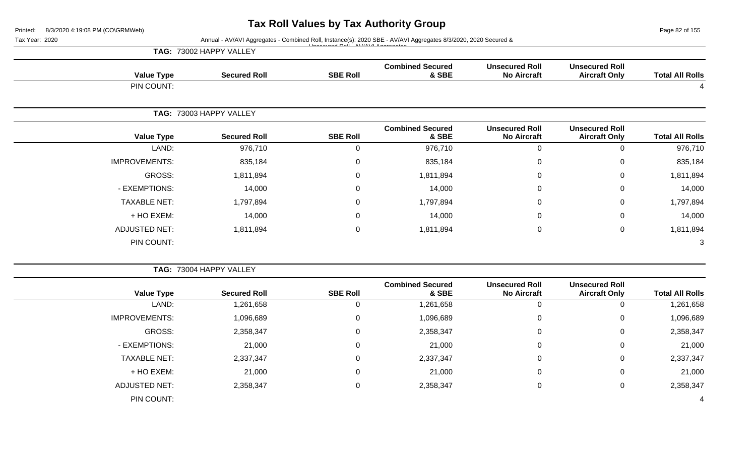# Tax Roll Values by Tax Authority Group

Printed: 8/3/2020 4:19:08 PM (CO\GRMWeb)

Tax Year: 2020

Annual - AV/AVI Aggregates - Combined Roll, Instance(s): 2020 SBE - AV/AVI Aggregates 8/3/2020, 2020 Secured & Unsecured Roll - AV/AVI Aggregates

## TAG: 73002 HAPPY VALLEY

| Value Type | Secured Roll | SBE Roll | Combined Secured & SBE | Unsecured Roll No Aircraft | Unsecured Roll Aircraft Only | Total All Rolls |
|---|---|---|---|---|---|---|
| PIN COUNT: | | | | | | 4 |

## TAG: 73003 HAPPY VALLEY

| Value Type | Secured Roll | SBE Roll | Combined Secured & SBE | Unsecured Roll No Aircraft | Unsecured Roll Aircraft Only | Total All Rolls |
|---|---|---|---|---|---|---|
| LAND: | 976,710 | 0 | 976,710 | 0 | 0 | 976,710 |
| IMPROVEMENTS: | 835,184 | 0 | 835,184 | 0 | 0 | 835,184 |
| GROSS: | 1,811,894 | 0 | 1,811,894 | 0 | 0 | 1,811,894 |
| - EXEMPTIONS: | 14,000 | 0 | 14,000 | 0 | 0 | 14,000 |
| TAXABLE NET: | 1,797,894 | 0 | 1,797,894 | 0 | 0 | 1,797,894 |
| + HO EXEM: | 14,000 | 0 | 14,000 | 0 | 0 | 14,000 |
| ADJUSTED NET: | 1,811,894 | 0 | 1,811,894 | 0 | 0 | 1,811,894 |
| PIN COUNT: | | | | | | 3 |

## TAG: 73004 HAPPY VALLEY

| Value Type | Secured Roll | SBE Roll | Combined Secured & SBE | Unsecured Roll No Aircraft | Unsecured Roll Aircraft Only | Total All Rolls |
|---|---|---|---|---|---|---|
| LAND: | 1,261,658 | 0 | 1,261,658 | 0 | 0 | 1,261,658 |
| IMPROVEMENTS: | 1,096,689 | 0 | 1,096,689 | 0 | 0 | 1,096,689 |
| GROSS: | 2,358,347 | 0 | 2,358,347 | 0 | 0 | 2,358,347 |
| - EXEMPTIONS: | 21,000 | 0 | 21,000 | 0 | 0 | 21,000 |
| TAXABLE NET: | 2,337,347 | 0 | 2,337,347 | 0 | 0 | 2,337,347 |
| + HO EXEM: | 21,000 | 0 | 21,000 | 0 | 0 | 21,000 |
| ADJUSTED NET: | 2,358,347 | 0 | 2,358,347 | 0 | 0 | 2,358,347 |
| PIN COUNT: | | | | | | 4 |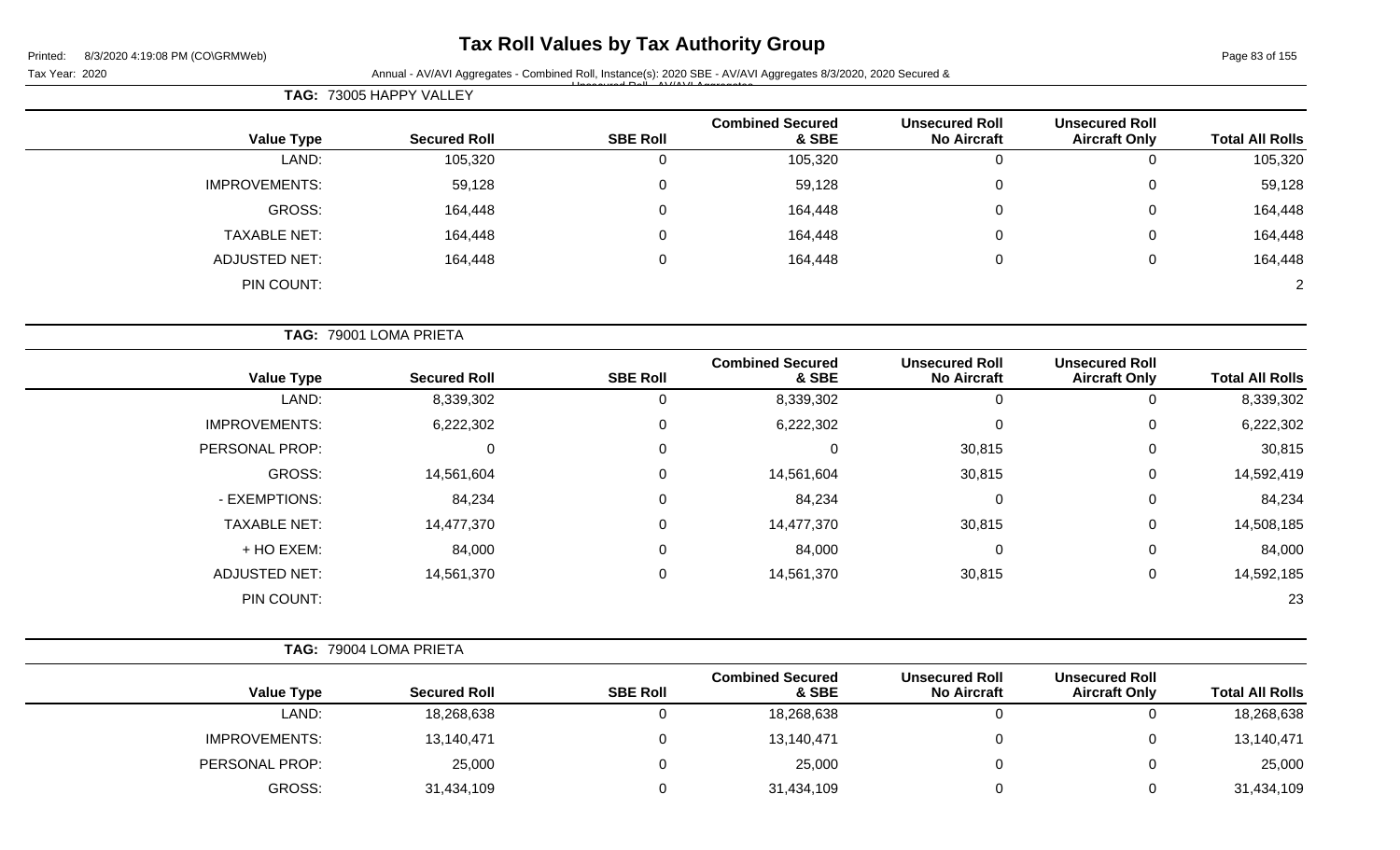# Tax Roll Values by Tax Authority Group

Printed: 8/3/2020 4:19:08 PM (CO\GRMWeb)

Tax Year: 2020

Annual - AV/AVI Aggregates - Combined Roll, Instance(s): 2020 SBE - AV/AVI Aggregates 8/3/2020, 2020 Secured & Unsecured Roll - AV/AVI Aggregates

**TAG: 73005 HAPPY VALLEY**

| Value Type | Secured Roll | SBE Roll | Combined Secured & SBE | Unsecured Roll No Aircraft | Unsecured Roll Aircraft Only | Total All Rolls |
|---|---|---|---|---|---|---|
| LAND: | 105,320 | 0 | 105,320 | 0 | 0 | 105,320 |
| IMPROVEMENTS: | 59,128 | 0 | 59,128 | 0 | 0 | 59,128 |
| GROSS: | 164,448 | 0 | 164,448 | 0 | 0 | 164,448 |
| TAXABLE NET: | 164,448 | 0 | 164,448 | 0 | 0 | 164,448 |
| ADJUSTED NET: | 164,448 | 0 | 164,448 | 0 | 0 | 164,448 |
| PIN COUNT: | | | | | | 2 |

**TAG: 79001 LOMA PRIETA**

| Value Type | Secured Roll | SBE Roll | Combined Secured & SBE | Unsecured Roll No Aircraft | Unsecured Roll Aircraft Only | Total All Rolls |
|---|---|---|---|---|---|---|
| LAND: | 8,339,302 | 0 | 8,339,302 | 0 | 0 | 8,339,302 |
| IMPROVEMENTS: | 6,222,302 | 0 | 6,222,302 | 0 | 0 | 6,222,302 |
| PERSONAL PROP: | 0 | 0 | 0 | 30,815 | 0 | 30,815 |
| GROSS: | 14,561,604 | 0 | 14,561,604 | 30,815 | 0 | 14,592,419 |
| - EXEMPTIONS: | 84,234 | 0 | 84,234 | 0 | 0 | 84,234 |
| TAXABLE NET: | 14,477,370 | 0 | 14,477,370 | 30,815 | 0 | 14,508,185 |
| + HO EXEM: | 84,000 | 0 | 84,000 | 0 | 0 | 84,000 |
| ADJUSTED NET: | 14,561,370 | 0 | 14,561,370 | 30,815 | 0 | 14,592,185 |
| PIN COUNT: | | | | | | 23 |

**TAG: 79004 LOMA PRIETA**

| Value Type | Secured Roll | SBE Roll | Combined Secured & SBE | Unsecured Roll No Aircraft | Unsecured Roll Aircraft Only | Total All Rolls |
|---|---|---|---|---|---|---|
| LAND: | 18,268,638 | 0 | 18,268,638 | 0 | 0 | 18,268,638 |
| IMPROVEMENTS: | 13,140,471 | 0 | 13,140,471 | 0 | 0 | 13,140,471 |
| PERSONAL PROP: | 25,000 | 0 | 25,000 | 0 | 0 | 25,000 |
| GROSS: | 31,434,109 | 0 | 31,434,109 | 0 | 0 | 31,434,109 |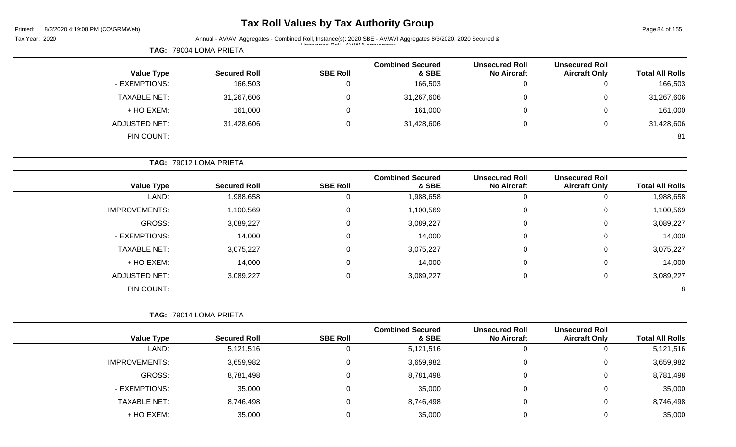**TAG:** 79004 LOMA PRIETA

| Value Type | Secured Roll | SBE Roll | Combined Secured & SBE | Unsecured Roll No Aircraft | Unsecured Roll Aircraft Only | Total All Rolls |
|---|---|---|---|---|---|---|
| - EXEMPTIONS: | 166,503 | 0 | 166,503 | 0 | 0 | 166,503 |
| TAXABLE NET: | 31,267,606 | 0 | 31,267,606 | 0 | 0 | 31,267,606 |
| + HO EXEM: | 161,000 | 0 | 161,000 | 0 | 0 | 161,000 |
| ADJUSTED NET: | 31,428,606 | 0 | 31,428,606 | 0 | 0 | 31,428,606 |
| PIN COUNT: | | | | | | 81 |

**TAG:** 79012 LOMA PRIETA

| Value Type | Secured Roll | SBE Roll | Combined Secured & SBE | Unsecured Roll No Aircraft | Unsecured Roll Aircraft Only | Total All Rolls |
|---|---|---|---|---|---|---|
| LAND: | 1,988,658 | 0 | 1,988,658 | 0 | 0 | 1,988,658 |
| IMPROVEMENTS: | 1,100,569 | 0 | 1,100,569 | 0 | 0 | 1,100,569 |
| GROSS: | 3,089,227 | 0 | 3,089,227 | 0 | 0 | 3,089,227 |
| - EXEMPTIONS: | 14,000 | 0 | 14,000 | 0 | 0 | 14,000 |
| TAXABLE NET: | 3,075,227 | 0 | 3,075,227 | 0 | 0 | 3,075,227 |
| + HO EXEM: | 14,000 | 0 | 14,000 | 0 | 0 | 14,000 |
| ADJUSTED NET: | 3,089,227 | 0 | 3,089,227 | 0 | 0 | 3,089,227 |
| PIN COUNT: | | | | | | 8 |

**TAG:** 79014 LOMA PRIETA

| Value Type | Secured Roll | SBE Roll | Combined Secured & SBE | Unsecured Roll No Aircraft | Unsecured Roll Aircraft Only | Total All Rolls |
|---|---|---|---|---|---|---|
| LAND: | 5,121,516 | 0 | 5,121,516 | 0 | 0 | 5,121,516 |
| IMPROVEMENTS: | 3,659,982 | 0 | 3,659,982 | 0 | 0 | 3,659,982 |
| GROSS: | 8,781,498 | 0 | 8,781,498 | 0 | 0 | 8,781,498 |
| - EXEMPTIONS: | 35,000 | 0 | 35,000 | 0 | 0 | 35,000 |
| TAXABLE NET: | 8,746,498 | 0 | 8,746,498 | 0 | 0 | 8,746,498 |
| + HO EXEM: | 35,000 | 0 | 35,000 | 0 | 0 | 35,000 |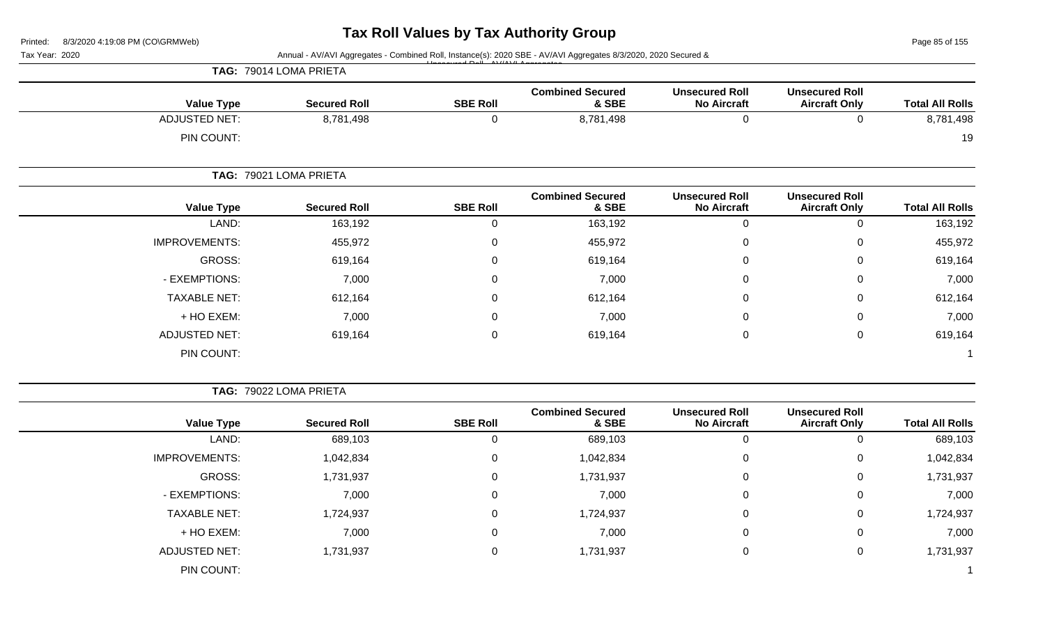# Tax Roll Values by Tax Authority Group

Printed: 8/3/2020 4:19:08 PM (CO\GRMWeb)

Tax Year: 2020 Annual - AV/AVI Aggregates - Combined Roll, Instance(s): 2020 SBE - AV/AVI Aggregates 8/3/2020, 2020 Secured & Unsecured Roll - AV/AVI Aggregates

**TAG: 79014 LOMA PRIETA**

| Value Type | Secured Roll | SBE Roll | Combined Secured & SBE | Unsecured Roll No Aircraft | Unsecured Roll Aircraft Only | Total All Rolls |
|---|---|---|---|---|---|---|
| ADJUSTED NET: | 8,781,498 | 0 | 8,781,498 | 0 | 0 | 8,781,498 |
| PIN COUNT: | | | | | | 19 |

**TAG: 79021 LOMA PRIETA**

| Value Type | Secured Roll | SBE Roll | Combined Secured & SBE | Unsecured Roll No Aircraft | Unsecured Roll Aircraft Only | Total All Rolls |
|---|---|---|---|---|---|---|
| LAND: | 163,192 | 0 | 163,192 | 0 | 0 | 163,192 |
| IMPROVEMENTS: | 455,972 | 0 | 455,972 | 0 | 0 | 455,972 |
| GROSS: | 619,164 | 0 | 619,164 | 0 | 0 | 619,164 |
| - EXEMPTIONS: | 7,000 | 0 | 7,000 | 0 | 0 | 7,000 |
| TAXABLE NET: | 612,164 | 0 | 612,164 | 0 | 0 | 612,164 |
| + HO EXEM: | 7,000 | 0 | 7,000 | 0 | 0 | 7,000 |
| ADJUSTED NET: | 619,164 | 0 | 619,164 | 0 | 0 | 619,164 |
| PIN COUNT: | | | | | | 1 |

**TAG: 79022 LOMA PRIETA**

| Value Type | Secured Roll | SBE Roll | Combined Secured & SBE | Unsecured Roll No Aircraft | Unsecured Roll Aircraft Only | Total All Rolls |
|---|---|---|---|---|---|---|
| LAND: | 689,103 | 0 | 689,103 | 0 | 0 | 689,103 |
| IMPROVEMENTS: | 1,042,834 | 0 | 1,042,834 | 0 | 0 | 1,042,834 |
| GROSS: | 1,731,937 | 0 | 1,731,937 | 0 | 0 | 1,731,937 |
| - EXEMPTIONS: | 7,000 | 0 | 7,000 | 0 | 0 | 7,000 |
| TAXABLE NET: | 1,724,937 | 0 | 1,724,937 | 0 | 0 | 1,724,937 |
| + HO EXEM: | 7,000 | 0 | 7,000 | 0 | 0 | 7,000 |
| ADJUSTED NET: | 1,731,937 | 0 | 1,731,937 | 0 | 0 | 1,731,937 |
| PIN COUNT: | | | | | | 1 |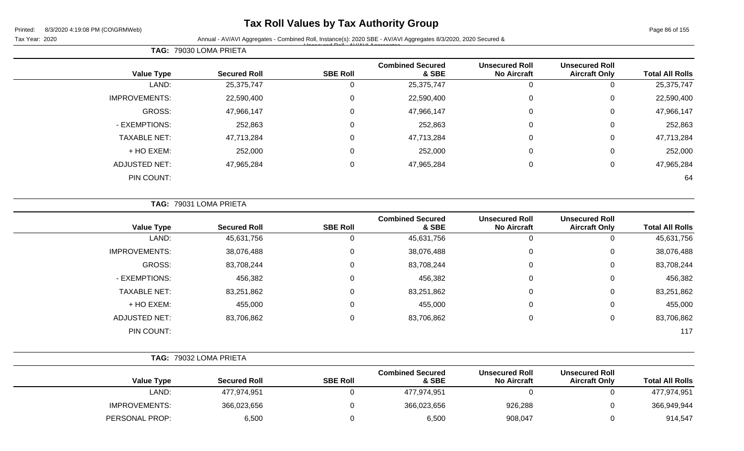# Tax Roll Values by Tax Authority Group

Printed: 8/3/2020 4:19:08 PM (CO\GRMWeb)

Tax Year: 2020

Annual - AV/AVI Aggregates - Combined Roll, Instance(s): 2020 SBE - AV/AVI Aggregates 8/3/2020, 2020 Secured & Unsecured Roll - AV/AVI Aggregates

**TAG: 79030 LOMA PRIETA**

| Value Type | Secured Roll | SBE Roll | Combined Secured & SBE | Unsecured Roll No Aircraft | Unsecured Roll Aircraft Only | Total All Rolls |
|---|---|---|---|---|---|---|
| LAND: | 25,375,747 | 0 | 25,375,747 | 0 | 0 | 25,375,747 |
| IMPROVEMENTS: | 22,590,400 | 0 | 22,590,400 | 0 | 0 | 22,590,400 |
| GROSS: | 47,966,147 | 0 | 47,966,147 | 0 | 0 | 47,966,147 |
| - EXEMPTIONS: | 252,863 | 0 | 252,863 | 0 | 0 | 252,863 |
| TAXABLE NET: | 47,713,284 | 0 | 47,713,284 | 0 | 0 | 47,713,284 |
| + HO EXEM: | 252,000 | 0 | 252,000 | 0 | 0 | 252,000 |
| ADJUSTED NET: | 47,965,284 | 0 | 47,965,284 | 0 | 0 | 47,965,284 |
| PIN COUNT: | | | | | | 64 |

**TAG: 79031 LOMA PRIETA**

| Value Type | Secured Roll | SBE Roll | Combined Secured & SBE | Unsecured Roll No Aircraft | Unsecured Roll Aircraft Only | Total All Rolls |
|---|---|---|---|---|---|---|
| LAND: | 45,631,756 | 0 | 45,631,756 | 0 | 0 | 45,631,756 |
| IMPROVEMENTS: | 38,076,488 | 0 | 38,076,488 | 0 | 0 | 38,076,488 |
| GROSS: | 83,708,244 | 0 | 83,708,244 | 0 | 0 | 83,708,244 |
| - EXEMPTIONS: | 456,382 | 0 | 456,382 | 0 | 0 | 456,382 |
| TAXABLE NET: | 83,251,862 | 0 | 83,251,862 | 0 | 0 | 83,251,862 |
| + HO EXEM: | 455,000 | 0 | 455,000 | 0 | 0 | 455,000 |
| ADJUSTED NET: | 83,706,862 | 0 | 83,706,862 | 0 | 0 | 83,706,862 |
| PIN COUNT: | | | | | | 117 |

**TAG: 79032 LOMA PRIETA**

| Value Type | Secured Roll | SBE Roll | Combined Secured & SBE | Unsecured Roll No Aircraft | Unsecured Roll Aircraft Only | Total All Rolls |
|---|---|---|---|---|---|---|
| LAND: | 477,974,951 | 0 | 477,974,951 | 0 | 0 | 477,974,951 |
| IMPROVEMENTS: | 366,023,656 | 0 | 366,023,656 | 926,288 | 0 | 366,949,944 |
| PERSONAL PROP: | 6,500 | 0 | 6,500 | 908,047 | 0 | 914,547 |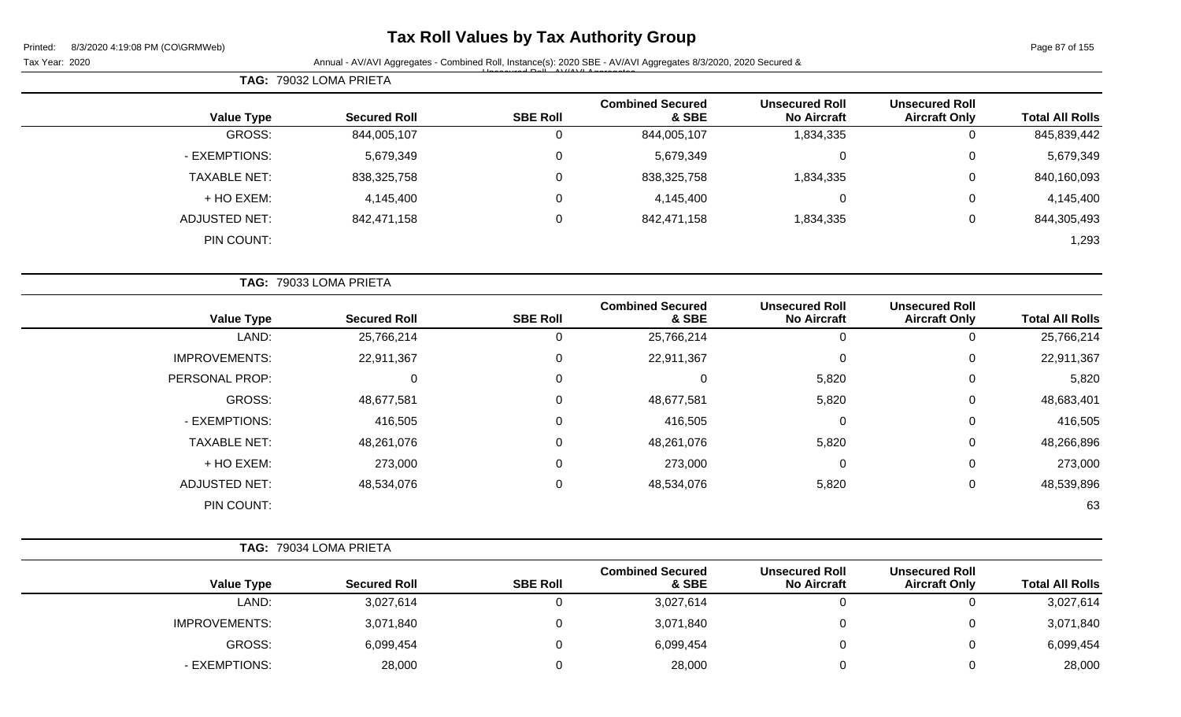# Tax Roll Values by Tax Authority Group

Printed: 8/3/2020 4:19:08 PM (CO\GRMWeb)

Tax Year: 2020

Annual - AV/AVI Aggregates - Combined Roll, Instance(s): 2020 SBE - AV/AVI Aggregates 8/3/2020, 2020 Secured & Unsecured Roll - AV/AVI Aggregates

**TAG: 79032 LOMA PRIETA**

| Value Type | Secured Roll | SBE Roll | Combined Secured & SBE | Unsecured Roll No Aircraft | Unsecured Roll Aircraft Only | Total All Rolls |
|---|---|---|---|---|---|---|
| GROSS: | 844,005,107 | 0 | 844,005,107 | 1,834,335 | 0 | 845,839,442 |
| - EXEMPTIONS: | 5,679,349 | 0 | 5,679,349 | 0 | 0 | 5,679,349 |
| TAXABLE NET: | 838,325,758 | 0 | 838,325,758 | 1,834,335 | 0 | 840,160,093 |
| + HO EXEM: | 4,145,400 | 0 | 4,145,400 | 0 | 0 | 4,145,400 |
| ADJUSTED NET: | 842,471,158 | 0 | 842,471,158 | 1,834,335 | 0 | 844,305,493 |
| PIN COUNT: | | | | | | 1,293 |

**TAG: 79033 LOMA PRIETA**

| Value Type | Secured Roll | SBE Roll | Combined Secured & SBE | Unsecured Roll No Aircraft | Unsecured Roll Aircraft Only | Total All Rolls |
|---|---|---|---|---|---|---|
| LAND: | 25,766,214 | 0 | 25,766,214 | 0 | 0 | 25,766,214 |
| IMPROVEMENTS: | 22,911,367 | 0 | 22,911,367 | 0 | 0 | 22,911,367 |
| PERSONAL PROP: | 0 | 0 | 0 | 5,820 | 0 | 5,820 |
| GROSS: | 48,677,581 | 0 | 48,677,581 | 5,820 | 0 | 48,683,401 |
| - EXEMPTIONS: | 416,505 | 0 | 416,505 | 0 | 0 | 416,505 |
| TAXABLE NET: | 48,261,076 | 0 | 48,261,076 | 5,820 | 0 | 48,266,896 |
| + HO EXEM: | 273,000 | 0 | 273,000 | 0 | 0 | 273,000 |
| ADJUSTED NET: | 48,534,076 | 0 | 48,534,076 | 5,820 | 0 | 48,539,896 |
| PIN COUNT: | | | | | | 63 |

**TAG: 79034 LOMA PRIETA**

| Value Type | Secured Roll | SBE Roll | Combined Secured & SBE | Unsecured Roll No Aircraft | Unsecured Roll Aircraft Only | Total All Rolls |
|---|---|---|---|---|---|---|
| LAND: | 3,027,614 | 0 | 3,027,614 | 0 | 0 | 3,027,614 |
| IMPROVEMENTS: | 3,071,840 | 0 | 3,071,840 | 0 | 0 | 3,071,840 |
| GROSS: | 6,099,454 | 0 | 6,099,454 | 0 | 0 | 6,099,454 |
| - EXEMPTIONS: | 28,000 | 0 | 28,000 | 0 | 0 | 28,000 |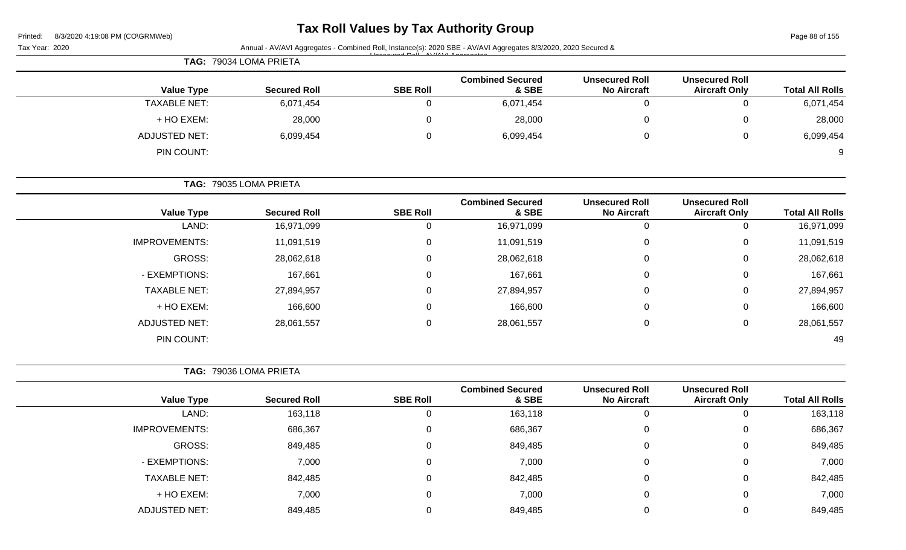# Tax Roll Values by Tax Authority Group

Printed: 8/3/2020 4:19:08 PM (CO\GRMWeb)

Tax Year: 2020

Annual - AV/AVI Aggregates - Combined Roll, Instance(s): 2020 SBE - AV/AVI Aggregates 8/3/2020, 2020 Secured & Unsecured Roll - AV/AVI Aggregates

**TAG: 79034 LOMA PRIETA**

| Value Type | Secured Roll | SBE Roll | Combined Secured & SBE | Unsecured Roll No Aircraft | Unsecured Roll Aircraft Only | Total All Rolls |
|---|---|---|---|---|---|---|
| TAXABLE NET: | 6,071,454 | 0 | 6,071,454 | 0 | 0 | 6,071,454 |
| + HO EXEM: | 28,000 | 0 | 28,000 | 0 | 0 | 28,000 |
| ADJUSTED NET: | 6,099,454 | 0 | 6,099,454 | 0 | 0 | 6,099,454 |
| PIN COUNT: | | | | | | 9 |

**TAG: 79035 LOMA PRIETA**

| Value Type | Secured Roll | SBE Roll | Combined Secured & SBE | Unsecured Roll No Aircraft | Unsecured Roll Aircraft Only | Total All Rolls |
|---|---|---|---|---|---|---|
| LAND: | 16,971,099 | 0 | 16,971,099 | 0 | 0 | 16,971,099 |
| IMPROVEMENTS: | 11,091,519 | 0 | 11,091,519 | 0 | 0 | 11,091,519 |
| GROSS: | 28,062,618 | 0 | 28,062,618 | 0 | 0 | 28,062,618 |
| - EXEMPTIONS: | 167,661 | 0 | 167,661 | 0 | 0 | 167,661 |
| TAXABLE NET: | 27,894,957 | 0 | 27,894,957 | 0 | 0 | 27,894,957 |
| + HO EXEM: | 166,600 | 0 | 166,600 | 0 | 0 | 166,600 |
| ADJUSTED NET: | 28,061,557 | 0 | 28,061,557 | 0 | 0 | 28,061,557 |
| PIN COUNT: | | | | | | 49 |

**TAG: 79036 LOMA PRIETA**

| Value Type | Secured Roll | SBE Roll | Combined Secured & SBE | Unsecured Roll No Aircraft | Unsecured Roll Aircraft Only | Total All Rolls |
|---|---|---|---|---|---|---|
| LAND: | 163,118 | 0 | 163,118 | 0 | 0 | 163,118 |
| IMPROVEMENTS: | 686,367 | 0 | 686,367 | 0 | 0 | 686,367 |
| GROSS: | 849,485 | 0 | 849,485 | 0 | 0 | 849,485 |
| - EXEMPTIONS: | 7,000 | 0 | 7,000 | 0 | 0 | 7,000 |
| TAXABLE NET: | 842,485 | 0 | 842,485 | 0 | 0 | 842,485 |
| + HO EXEM: | 7,000 | 0 | 7,000 | 0 | 0 | 7,000 |
| ADJUSTED NET: | 849,485 | 0 | 849,485 | 0 | 0 | 849,485 |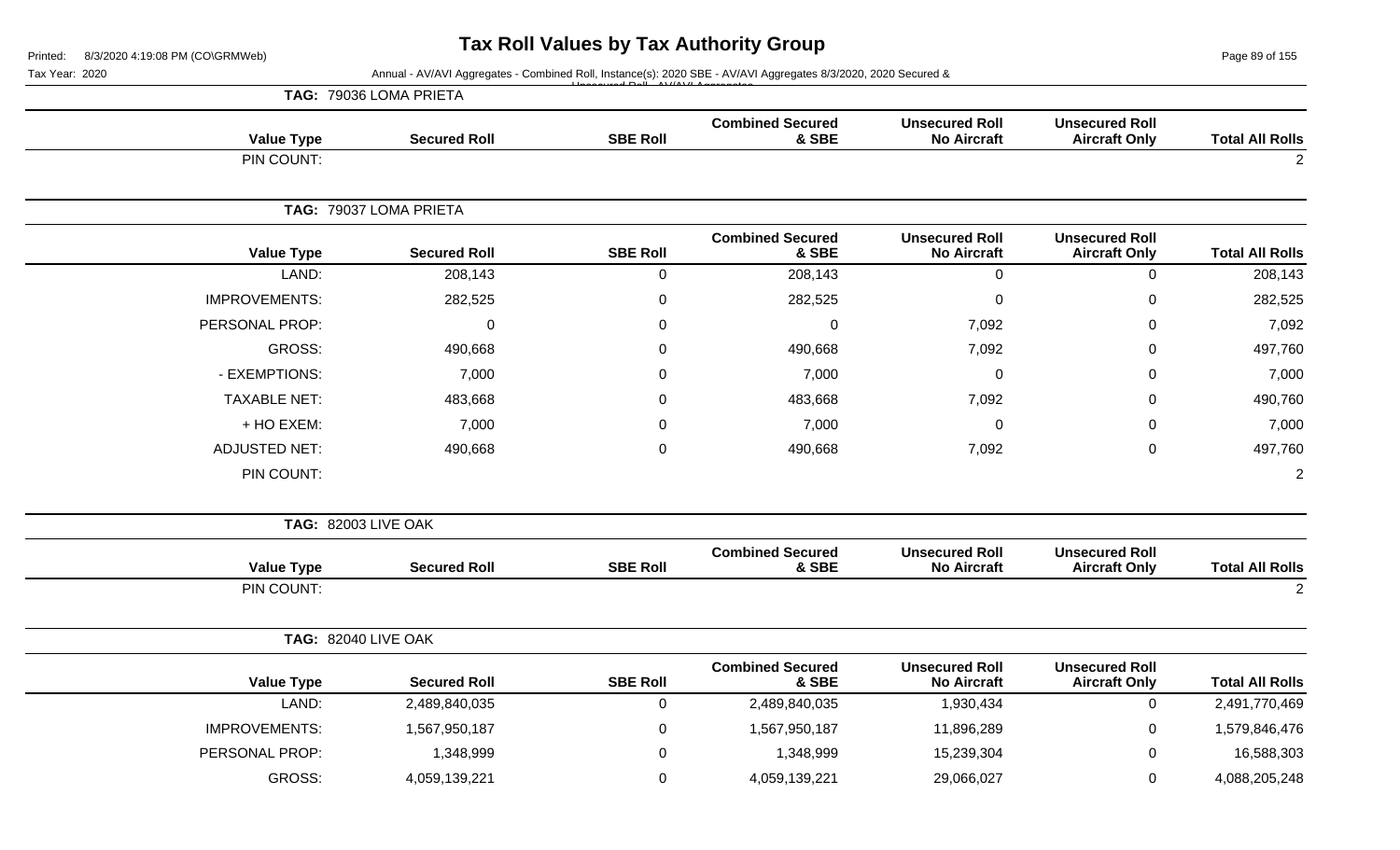# Tax Roll Values by Tax Authority Group

Tax Year: 2020

Annual - AV/AVI Aggregates - Combined Roll, Instance(s): 2020 SBE - AV/AVI Aggregates 8/3/2020, 2020 Secured & Unsecured Roll - AV/AVI Aggregates

**TAG: 79036 LOMA PRIETA**

| Value Type | Secured Roll | SBE Roll | Combined Secured & SBE | Unsecured Roll No Aircraft | Unsecured Roll Aircraft Only | Total All Rolls |
|---|---|---|---|---|---|---|
| PIN COUNT: | | | | | | 2 |

**TAG: 79037 LOMA PRIETA**

| Value Type | Secured Roll | SBE Roll | Combined Secured & SBE | Unsecured Roll No Aircraft | Unsecured Roll Aircraft Only | Total All Rolls |
|---|---|---|---|---|---|---|
| LAND: | 208,143 | 0 | 208,143 | 0 | 0 | 208,143 |
| IMPROVEMENTS: | 282,525 | 0 | 282,525 | 0 | 0 | 282,525 |
| PERSONAL PROP: | 0 | 0 | 0 | 7,092 | 0 | 7,092 |
| GROSS: | 490,668 | 0 | 490,668 | 7,092 | 0 | 497,760 |
| - EXEMPTIONS: | 7,000 | 0 | 7,000 | 0 | 0 | 7,000 |
| TAXABLE NET: | 483,668 | 0 | 483,668 | 7,092 | 0 | 490,760 |
| + HO EXEM: | 7,000 | 0 | 7,000 | 0 | 0 | 7,000 |
| ADJUSTED NET: | 490,668 | 0 | 490,668 | 7,092 | 0 | 497,760 |
| PIN COUNT: | | | | | | 2 |

**TAG: 82003 LIVE OAK**

| Value Type | Secured Roll | SBE Roll | Combined Secured & SBE | Unsecured Roll No Aircraft | Unsecured Roll Aircraft Only | Total All Rolls |
|---|---|---|---|---|---|---|
| PIN COUNT: | | | | | | 2 |

**TAG: 82040 LIVE OAK**

| Value Type | Secured Roll | SBE Roll | Combined Secured & SBE | Unsecured Roll No Aircraft | Unsecured Roll Aircraft Only | Total All Rolls |
|---|---|---|---|---|---|---|
| LAND: | 2,489,840,035 | 0 | 2,489,840,035 | 1,930,434 | 0 | 2,491,770,469 |
| IMPROVEMENTS: | 1,567,950,187 | 0 | 1,567,950,187 | 11,896,289 | 0 | 1,579,846,476 |
| PERSONAL PROP: | 1,348,999 | 0 | 1,348,999 | 15,239,304 | 0 | 16,588,303 |
| GROSS: | 4,059,139,221 | 0 | 4,059,139,221 | 29,066,027 | 0 | 4,088,205,248 |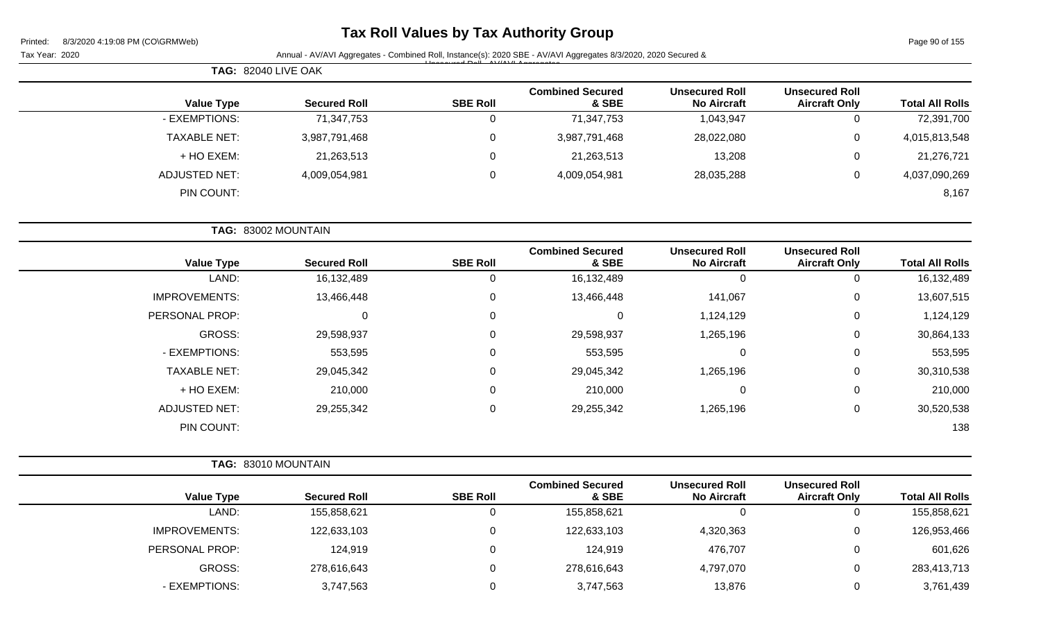# Tax Roll Values by Tax Authority Group

Tax Year: 2020

Annual - AV/AVI Aggregates - Combined Roll, Instance(s): 2020 SBE - AV/AVI Aggregates 8/3/2020, 2020 Secured & Unsecured Roll - AV/AVI Aggregates

**TAG:** 82040 LIVE OAK

| Value Type | Secured Roll | SBE Roll | Combined Secured & SBE | Unsecured Roll No Aircraft | Unsecured Roll Aircraft Only | Total All Rolls |
|---|---|---|---|---|---|---|
| - EXEMPTIONS: | 71,347,753 | 0 | 71,347,753 | 1,043,947 | 0 | 72,391,700 |
| TAXABLE NET: | 3,987,791,468 | 0 | 3,987,791,468 | 28,022,080 | 0 | 4,015,813,548 |
| + HO EXEM: | 21,263,513 | 0 | 21,263,513 | 13,208 | 0 | 21,276,721 |
| ADJUSTED NET: | 4,009,054,981 | 0 | 4,009,054,981 | 28,035,288 | 0 | 4,037,090,269 |
| PIN COUNT: | | | | | | 8,167 |

**TAG:** 83002 MOUNTAIN

| Value Type | Secured Roll | SBE Roll | Combined Secured & SBE | Unsecured Roll No Aircraft | Unsecured Roll Aircraft Only | Total All Rolls |
|---|---|---|---|---|---|---|
| LAND: | 16,132,489 | 0 | 16,132,489 | 0 | 0 | 16,132,489 |
| IMPROVEMENTS: | 13,466,448 | 0 | 13,466,448 | 141,067 | 0 | 13,607,515 |
| PERSONAL PROP: | 0 | 0 | 0 | 1,124,129 | 0 | 1,124,129 |
| GROSS: | 29,598,937 | 0 | 29,598,937 | 1,265,196 | 0 | 30,864,133 |
| - EXEMPTIONS: | 553,595 | 0 | 553,595 | 0 | 0 | 553,595 |
| TAXABLE NET: | 29,045,342 | 0 | 29,045,342 | 1,265,196 | 0 | 30,310,538 |
| + HO EXEM: | 210,000 | 0 | 210,000 | 0 | 0 | 210,000 |
| ADJUSTED NET: | 29,255,342 | 0 | 29,255,342 | 1,265,196 | 0 | 30,520,538 |
| PIN COUNT: | | | | | | 138 |

**TAG:** 83010 MOUNTAIN

| Value Type | Secured Roll | SBE Roll | Combined Secured & SBE | Unsecured Roll No Aircraft | Unsecured Roll Aircraft Only | Total All Rolls |
|---|---|---|---|---|---|---|
| LAND: | 155,858,621 | 0 | 155,858,621 | 0 | 0 | 155,858,621 |
| IMPROVEMENTS: | 122,633,103 | 0 | 122,633,103 | 4,320,363 | 0 | 126,953,466 |
| PERSONAL PROP: | 124,919 | 0 | 124,919 | 476,707 | 0 | 601,626 |
| GROSS: | 278,616,643 | 0 | 278,616,643 | 4,797,070 | 0 | 283,413,713 |
| - EXEMPTIONS: | 3,747,563 | 0 | 3,747,563 | 13,876 | 0 | 3,761,439 |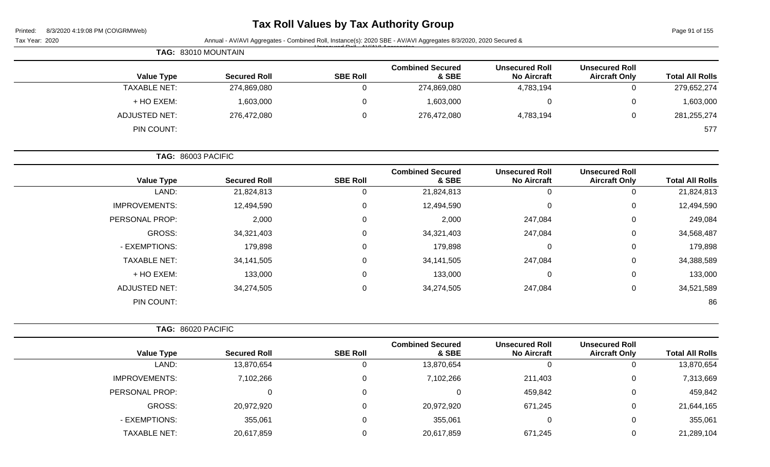# Tax Roll Values by Tax Authority Group

Printed: 8/3/2020 4:19:08 PM (CO\GRMWeb)

Tax Year: 2020

Annual - AV/AVI Aggregates - Combined Roll, Instance(s): 2020 SBE - AV/AVI Aggregates 8/3/2020, 2020 Secured & Unsecured Roll - AV/AVI Aggregates

**TAG: 83010 MOUNTAIN**

| Value Type | Secured Roll | SBE Roll | Combined Secured & SBE | Unsecured Roll No Aircraft | Unsecured Roll Aircraft Only | Total All Rolls |
|---|---|---|---|---|---|---|
| TAXABLE NET: | 274,869,080 | 0 | 274,869,080 | 4,783,194 | 0 | 279,652,274 |
| + HO EXEM: | 1,603,000 | 0 | 1,603,000 | 0 | 0 | 1,603,000 |
| ADJUSTED NET: | 276,472,080 | 0 | 276,472,080 | 4,783,194 | 0 | 281,255,274 |
| PIN COUNT: | | | | | | 577 |

**TAG: 86003 PACIFIC**

| Value Type | Secured Roll | SBE Roll | Combined Secured & SBE | Unsecured Roll No Aircraft | Unsecured Roll Aircraft Only | Total All Rolls |
|---|---|---|---|---|---|---|
| LAND: | 21,824,813 | 0 | 21,824,813 | 0 | 0 | 21,824,813 |
| IMPROVEMENTS: | 12,494,590 | 0 | 12,494,590 | 0 | 0 | 12,494,590 |
| PERSONAL PROP: | 2,000 | 0 | 2,000 | 247,084 | 0 | 249,084 |
| GROSS: | 34,321,403 | 0 | 34,321,403 | 247,084 | 0 | 34,568,487 |
| - EXEMPTIONS: | 179,898 | 0 | 179,898 | 0 | 0 | 179,898 |
| TAXABLE NET: | 34,141,505 | 0 | 34,141,505 | 247,084 | 0 | 34,388,589 |
| + HO EXEM: | 133,000 | 0 | 133,000 | 0 | 0 | 133,000 |
| ADJUSTED NET: | 34,274,505 | 0 | 34,274,505 | 247,084 | 0 | 34,521,589 |
| PIN COUNT: | | | | | | 86 |

**TAG: 86020 PACIFIC**

| Value Type | Secured Roll | SBE Roll | Combined Secured & SBE | Unsecured Roll No Aircraft | Unsecured Roll Aircraft Only | Total All Rolls |
|---|---|---|---|---|---|---|
| LAND: | 13,870,654 | 0 | 13,870,654 | 0 | 0 | 13,870,654 |
| IMPROVEMENTS: | 7,102,266 | 0 | 7,102,266 | 211,403 | 0 | 7,313,669 |
| PERSONAL PROP: | 0 | 0 | 0 | 459,842 | 0 | 459,842 |
| GROSS: | 20,972,920 | 0 | 20,972,920 | 671,245 | 0 | 21,644,165 |
| - EXEMPTIONS: | 355,061 | 0 | 355,061 | 0 | 0 | 355,061 |
| TAXABLE NET: | 20,617,859 | 0 | 20,617,859 | 671,245 | 0 | 21,289,104 |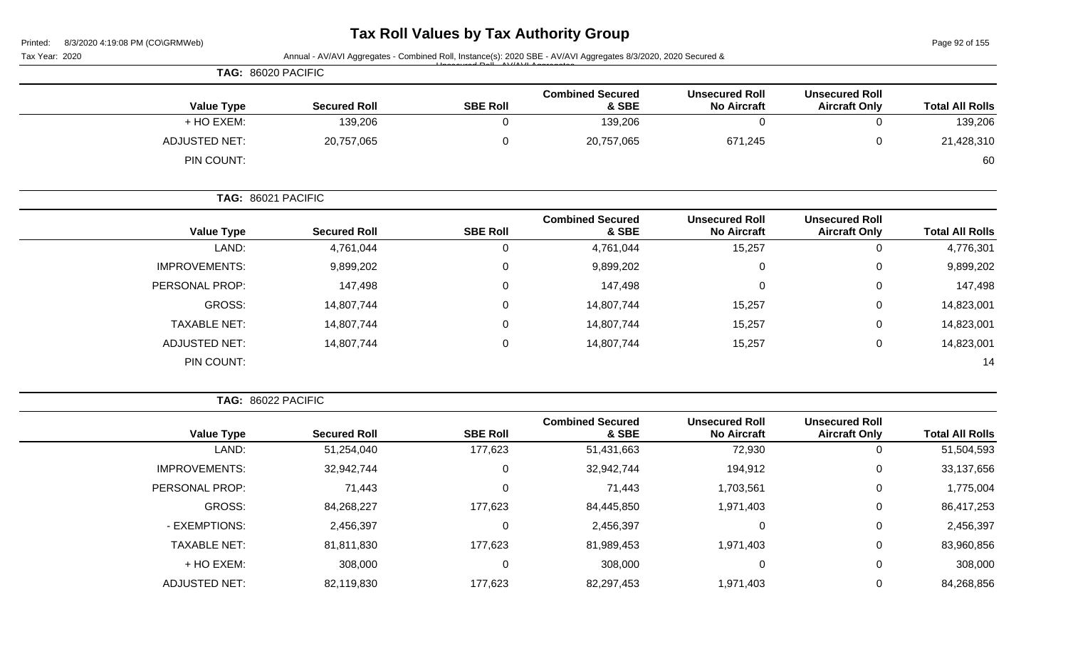# Tax Roll Values by Tax Authority Group

Tax Year: 2020

Annual - AV/AVI Aggregates - Combined Roll, Instance(s): 2020 SBE - AV/AVI Aggregates 8/3/2020, 2020 Secured & Unsecured Roll - AV/AVI Aggregates

**TAG: 86020 PACIFIC**

| Value Type | Secured Roll | SBE Roll | Combined Secured & SBE | Unsecured Roll No Aircraft | Unsecured Roll Aircraft Only | Total All Rolls |
|---|---|---|---|---|---|---|
| + HO EXEM: | 139,206 | 0 | 139,206 | 0 | 0 | 139,206 |
| ADJUSTED NET: | 20,757,065 | 0 | 20,757,065 | 671,245 | 0 | 21,428,310 |
| PIN COUNT: | | | | | | 60 |

**TAG: 86021 PACIFIC**

| Value Type | Secured Roll | SBE Roll | Combined Secured & SBE | Unsecured Roll No Aircraft | Unsecured Roll Aircraft Only | Total All Rolls |
|---|---|---|---|---|---|---|
| LAND: | 4,761,044 | 0 | 4,761,044 | 15,257 | 0 | 4,776,301 |
| IMPROVEMENTS: | 9,899,202 | 0 | 9,899,202 | 0 | 0 | 9,899,202 |
| PERSONAL PROP: | 147,498 | 0 | 147,498 | 0 | 0 | 147,498 |
| GROSS: | 14,807,744 | 0 | 14,807,744 | 15,257 | 0 | 14,823,001 |
| TAXABLE NET: | 14,807,744 | 0 | 14,807,744 | 15,257 | 0 | 14,823,001 |
| ADJUSTED NET: | 14,807,744 | 0 | 14,807,744 | 15,257 | 0 | 14,823,001 |
| PIN COUNT: | | | | | | 14 |

**TAG: 86022 PACIFIC**

| Value Type | Secured Roll | SBE Roll | Combined Secured & SBE | Unsecured Roll No Aircraft | Unsecured Roll Aircraft Only | Total All Rolls |
|---|---|---|---|---|---|---|
| LAND: | 51,254,040 | 177,623 | 51,431,663 | 72,930 | 0 | 51,504,593 |
| IMPROVEMENTS: | 32,942,744 | 0 | 32,942,744 | 194,912 | 0 | 33,137,656 |
| PERSONAL PROP: | 71,443 | 0 | 71,443 | 1,703,561 | 0 | 1,775,004 |
| GROSS: | 84,268,227 | 177,623 | 84,445,850 | 1,971,403 | 0 | 86,417,253 |
| - EXEMPTIONS: | 2,456,397 | 0 | 2,456,397 | 0 | 0 | 2,456,397 |
| TAXABLE NET: | 81,811,830 | 177,623 | 81,989,453 | 1,971,403 | 0 | 83,960,856 |
| + HO EXEM: | 308,000 | 0 | 308,000 | 0 | 0 | 308,000 |
| ADJUSTED NET: | 82,119,830 | 177,623 | 82,297,453 | 1,971,403 | 0 | 84,268,856 |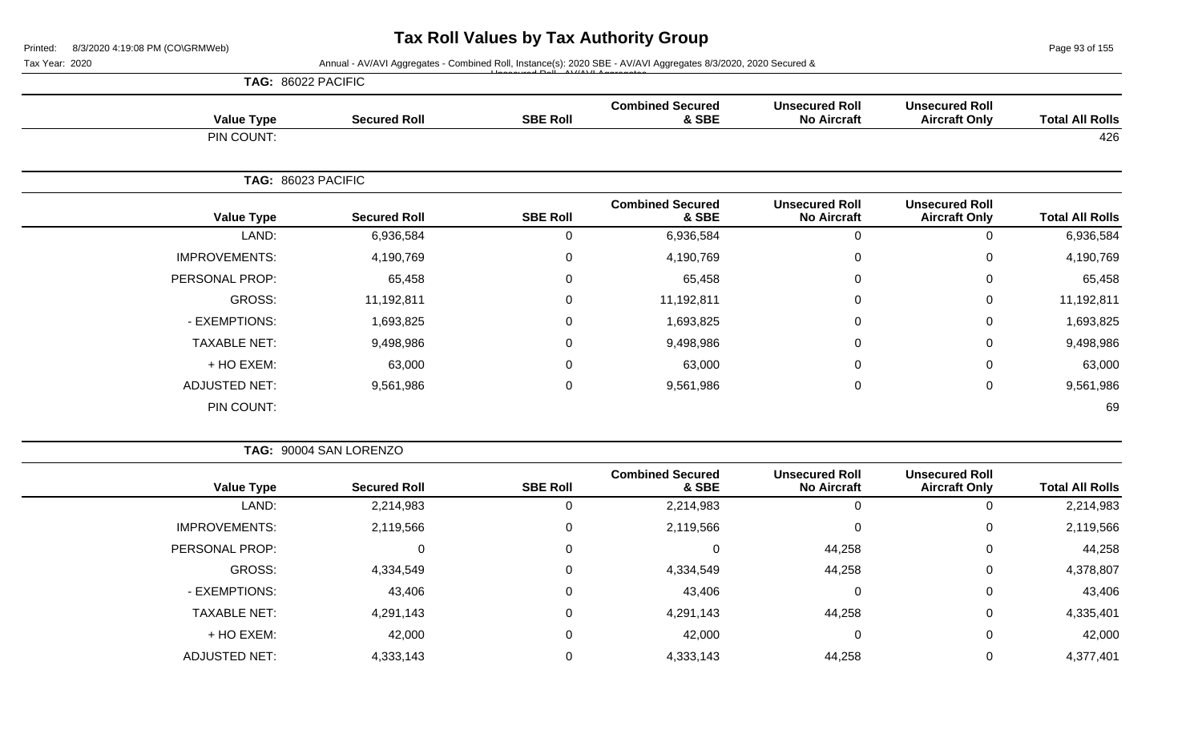# Tax Roll Values by Tax Authority Group

Printed: 8/3/2020 4:19:08 PM (CO\GRMWeb)

Tax Year: 2020

Annual - AV/AVI Aggregates - Combined Roll, Instance(s): 2020 SBE - AV/AVI Aggregates 8/3/2020, 2020 Secured & Unsecured Roll - AV/AVI Aggregates

**TAG: 86022 PACIFIC**

| Value Type | Secured Roll | SBE Roll | Combined Secured & SBE | Unsecured Roll No Aircraft | Unsecured Roll Aircraft Only | Total All Rolls |
|---|---|---|---|---|---|---|
| PIN COUNT: | | | | | | 426 |

**TAG: 86023 PACIFIC**

| Value Type | Secured Roll | SBE Roll | Combined Secured & SBE | Unsecured Roll No Aircraft | Unsecured Roll Aircraft Only | Total All Rolls |
|---|---|---|---|---|---|---|
| LAND: | 6,936,584 | 0 | 6,936,584 | 0 | 0 | 6,936,584 |
| IMPROVEMENTS: | 4,190,769 | 0 | 4,190,769 | 0 | 0 | 4,190,769 |
| PERSONAL PROP: | 65,458 | 0 | 65,458 | 0 | 0 | 65,458 |
| GROSS: | 11,192,811 | 0 | 11,192,811 | 0 | 0 | 11,192,811 |
| - EXEMPTIONS: | 1,693,825 | 0 | 1,693,825 | 0 | 0 | 1,693,825 |
| TAXABLE NET: | 9,498,986 | 0 | 9,498,986 | 0 | 0 | 9,498,986 |
| + HO EXEM: | 63,000 | 0 | 63,000 | 0 | 0 | 63,000 |
| ADJUSTED NET: | 9,561,986 | 0 | 9,561,986 | 0 | 0 | 9,561,986 |
| PIN COUNT: | | | | | | 69 |

**TAG: 90004 SAN LORENZO**

| Value Type | Secured Roll | SBE Roll | Combined Secured & SBE | Unsecured Roll No Aircraft | Unsecured Roll Aircraft Only | Total All Rolls |
|---|---|---|---|---|---|---|
| LAND: | 2,214,983 | 0 | 2,214,983 | 0 | 0 | 2,214,983 |
| IMPROVEMENTS: | 2,119,566 | 0 | 2,119,566 | 0 | 0 | 2,119,566 |
| PERSONAL PROP: | 0 | 0 | 0 | 44,258 | 0 | 44,258 |
| GROSS: | 4,334,549 | 0 | 4,334,549 | 44,258 | 0 | 4,378,807 |
| - EXEMPTIONS: | 43,406 | 0 | 43,406 | 0 | 0 | 43,406 |
| TAXABLE NET: | 4,291,143 | 0 | 4,291,143 | 44,258 | 0 | 4,335,401 |
| + HO EXEM: | 42,000 | 0 | 42,000 | 0 | 0 | 42,000 |
| ADJUSTED NET: | 4,333,143 | 0 | 4,333,143 | 44,258 | 0 | 4,377,401 |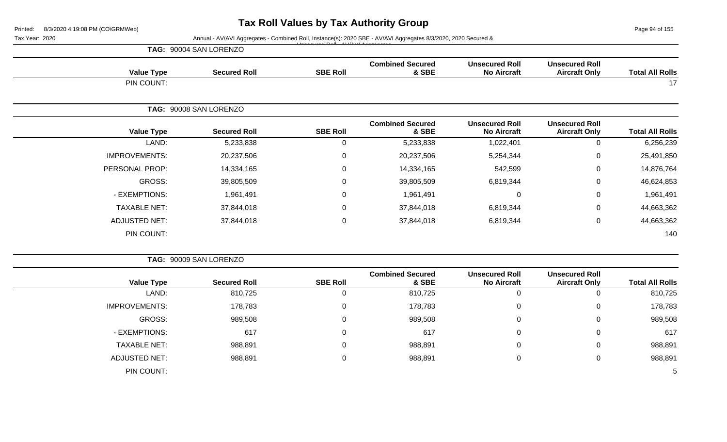# Tax Roll Values by Tax Authority Group

Tax Year: 2020

Annual - AV/AVI Aggregates - Combined Roll, Instance(s): 2020 SBE - AV/AVI Aggregates 8/3/2020, 2020 Secured & Unsecured Roll - AV/AVI Aggregates

**TAG: 90004 SAN LORENZO**

| Value Type | Secured Roll | SBE Roll | Combined Secured & SBE | Unsecured Roll No Aircraft | Unsecured Roll Aircraft Only | Total All Rolls |
|---|---|---|---|---|---|---|
| PIN COUNT: | | | | | | 17 |

**TAG: 90008 SAN LORENZO**

| Value Type | Secured Roll | SBE Roll | Combined Secured & SBE | Unsecured Roll No Aircraft | Unsecured Roll Aircraft Only | Total All Rolls |
|---|---|---|---|---|---|---|
| LAND: | 5,233,838 | 0 | 5,233,838 | 1,022,401 | 0 | 6,256,239 |
| IMPROVEMENTS: | 20,237,506 | 0 | 20,237,506 | 5,254,344 | 0 | 25,491,850 |
| PERSONAL PROP: | 14,334,165 | 0 | 14,334,165 | 542,599 | 0 | 14,876,764 |
| GROSS: | 39,805,509 | 0 | 39,805,509 | 6,819,344 | 0 | 46,624,853 |
| - EXEMPTIONS: | 1,961,491 | 0 | 1,961,491 | 0 | 0 | 1,961,491 |
| TAXABLE NET: | 37,844,018 | 0 | 37,844,018 | 6,819,344 | 0 | 44,663,362 |
| ADJUSTED NET: | 37,844,018 | 0 | 37,844,018 | 6,819,344 | 0 | 44,663,362 |
| PIN COUNT: | | | | | | 140 |

**TAG: 90009 SAN LORENZO**

| Value Type | Secured Roll | SBE Roll | Combined Secured & SBE | Unsecured Roll No Aircraft | Unsecured Roll Aircraft Only | Total All Rolls |
|---|---|---|---|---|---|---|
| LAND: | 810,725 | 0 | 810,725 | 0 | 0 | 810,725 |
| IMPROVEMENTS: | 178,783 | 0 | 178,783 | 0 | 0 | 178,783 |
| GROSS: | 989,508 | 0 | 989,508 | 0 | 0 | 989,508 |
| - EXEMPTIONS: | 617 | 0 | 617 | 0 | 0 | 617 |
| TAXABLE NET: | 988,891 | 0 | 988,891 | 0 | 0 | 988,891 |
| ADJUSTED NET: | 988,891 | 0 | 988,891 | 0 | 0 | 988,891 |
| PIN COUNT: | | | | | | 5 |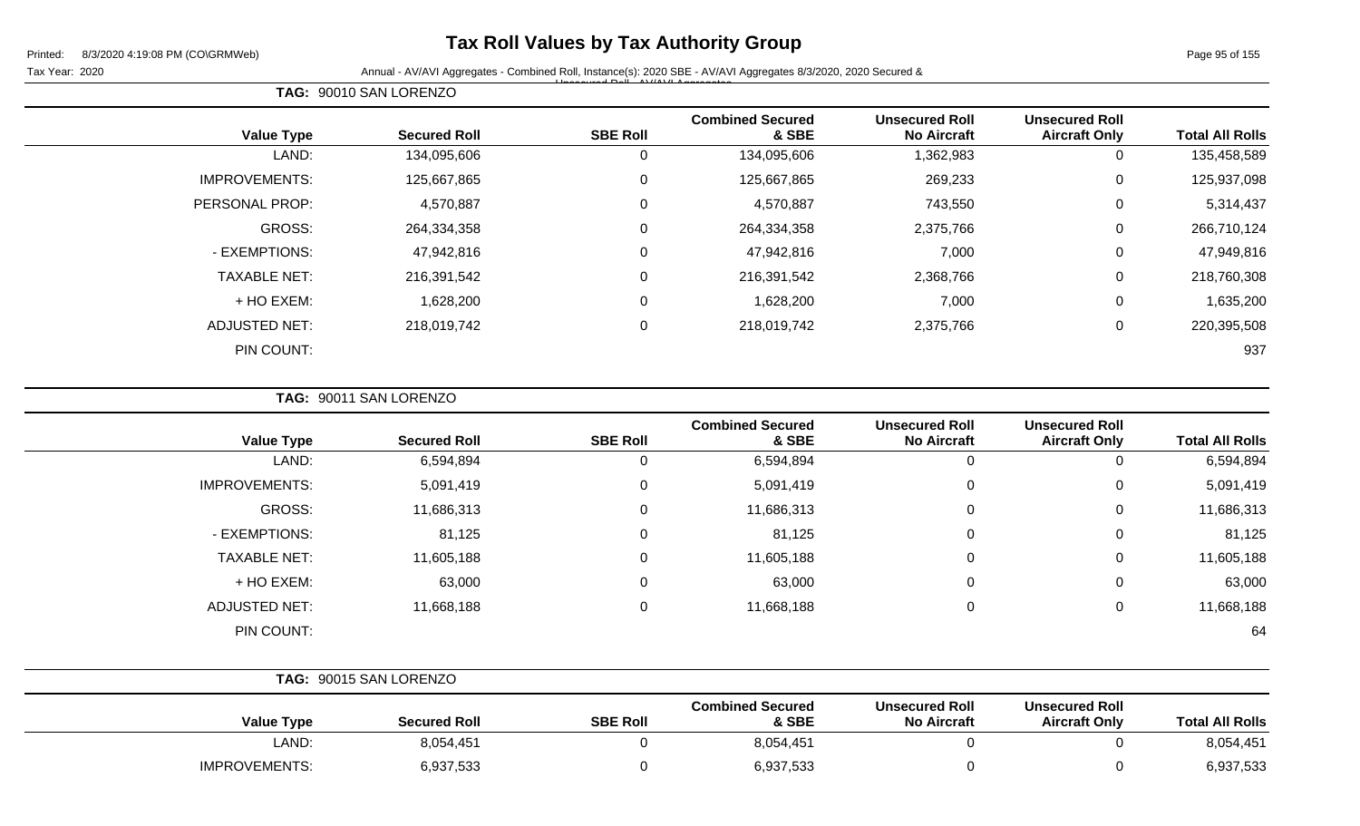# Tax Roll Values by Tax Authority Group

Printed: 8/3/2020 4:19:08 PM (CO\GRMWeb)

Tax Year: 2020

Annual - AV/AVI Aggregates - Combined Roll, Instance(s): 2020 SBE - AV/AVI Aggregates 8/3/2020, 2020 Secured & Unsecured Roll - AV/AVI Aggregates

**TAG: 90010 SAN LORENZO**

| Value Type | Secured Roll | SBE Roll | Combined Secured & SBE | Unsecured Roll No Aircraft | Unsecured Roll Aircraft Only | Total All Rolls |
|---|---|---|---|---|---|---|
| LAND: | 134,095,606 | 0 | 134,095,606 | 1,362,983 | 0 | 135,458,589 |
| IMPROVEMENTS: | 125,667,865 | 0 | 125,667,865 | 269,233 | 0 | 125,937,098 |
| PERSONAL PROP: | 4,570,887 | 0 | 4,570,887 | 743,550 | 0 | 5,314,437 |
| GROSS: | 264,334,358 | 0 | 264,334,358 | 2,375,766 | 0 | 266,710,124 |
| - EXEMPTIONS: | 47,942,816 | 0 | 47,942,816 | 7,000 | 0 | 47,949,816 |
| TAXABLE NET: | 216,391,542 | 0 | 216,391,542 | 2,368,766 | 0 | 218,760,308 |
| + HO EXEM: | 1,628,200 | 0 | 1,628,200 | 7,000 | 0 | 1,635,200 |
| ADJUSTED NET: | 218,019,742 | 0 | 218,019,742 | 2,375,766 | 0 | 220,395,508 |
| PIN COUNT: | | | | | | 937 |

**TAG: 90011 SAN LORENZO**

| Value Type | Secured Roll | SBE Roll | Combined Secured & SBE | Unsecured Roll No Aircraft | Unsecured Roll Aircraft Only | Total All Rolls |
|---|---|---|---|---|---|---|
| LAND: | 6,594,894 | 0 | 6,594,894 | 0 | 0 | 6,594,894 |
| IMPROVEMENTS: | 5,091,419 | 0 | 5,091,419 | 0 | 0 | 5,091,419 |
| GROSS: | 11,686,313 | 0 | 11,686,313 | 0 | 0 | 11,686,313 |
| - EXEMPTIONS: | 81,125 | 0 | 81,125 | 0 | 0 | 81,125 |
| TAXABLE NET: | 11,605,188 | 0 | 11,605,188 | 0 | 0 | 11,605,188 |
| + HO EXEM: | 63,000 | 0 | 63,000 | 0 | 0 | 63,000 |
| ADJUSTED NET: | 11,668,188 | 0 | 11,668,188 | 0 | 0 | 11,668,188 |
| PIN COUNT: | | | | | | 64 |

**TAG: 90015 SAN LORENZO**

| Value Type | Secured Roll | SBE Roll | Combined Secured & SBE | Unsecured Roll No Aircraft | Unsecured Roll Aircraft Only | Total All Rolls |
|---|---|---|---|---|---|---|
| LAND: | 8,054,451 | 0 | 8,054,451 | 0 | 0 | 8,054,451 |
| IMPROVEMENTS: | 6,937,533 | 0 | 6,937,533 | 0 | 0 | 6,937,533 |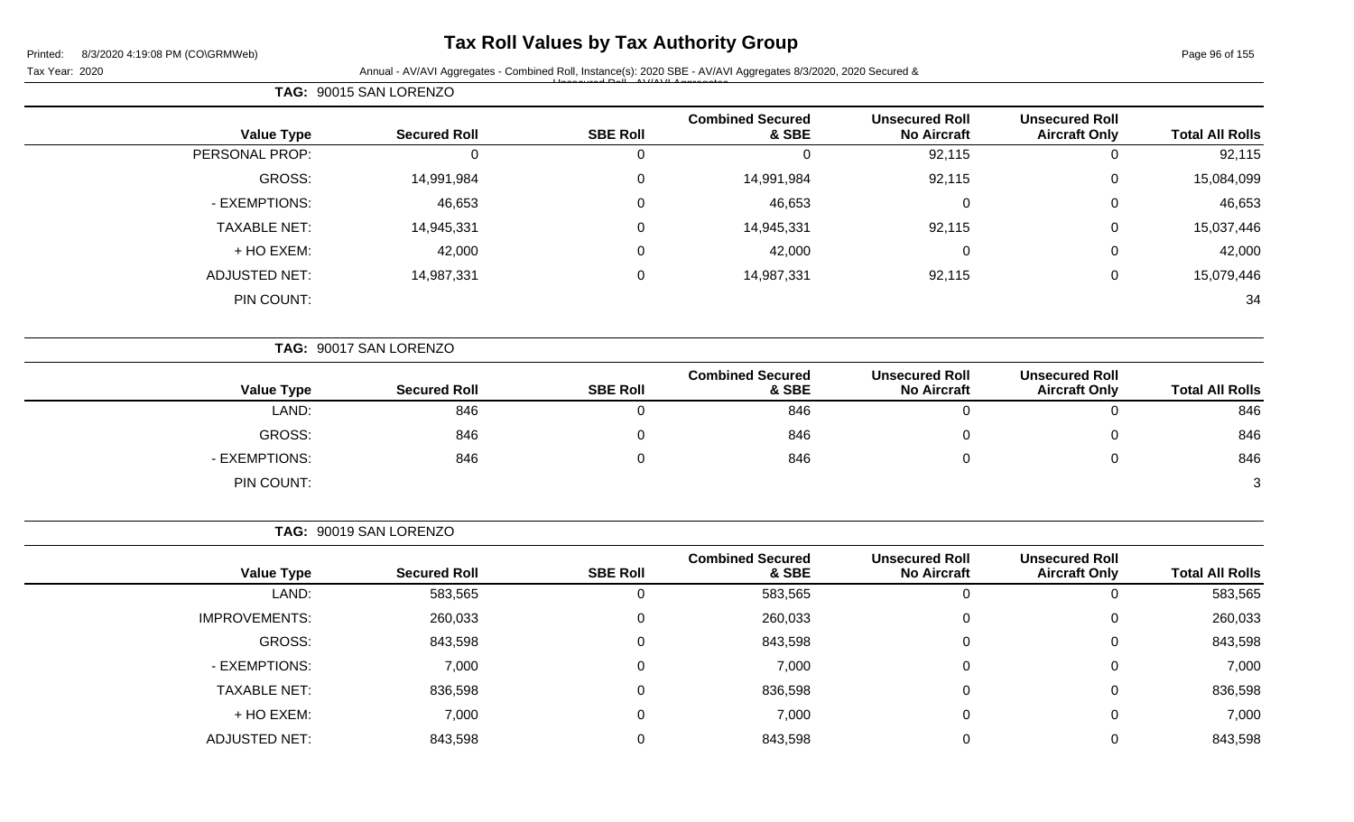# Tax Roll Values by Tax Authority Group

Tax Year: 2020

Annual - AV/AVI Aggregates - Combined Roll, Instance(s): 2020 SBE - AV/AVI Aggregates 8/3/2020, 2020 Secured & Unsecured Roll - AV/AVI Aggregates

**TAG: 90015 SAN LORENZO**

| Value Type | Secured Roll | SBE Roll | Combined Secured & SBE | Unsecured Roll No Aircraft | Unsecured Roll Aircraft Only | Total All Rolls |
|---|---|---|---|---|---|---|
| PERSONAL PROP: | 0 | 0 | 0 | 92,115 | 0 | 92,115 |
| GROSS: | 14,991,984 | 0 | 14,991,984 | 92,115 | 0 | 15,084,099 |
| - EXEMPTIONS: | 46,653 | 0 | 46,653 | 0 | 0 | 46,653 |
| TAXABLE NET: | 14,945,331 | 0 | 14,945,331 | 92,115 | 0 | 15,037,446 |
| + HO EXEM: | 42,000 | 0 | 42,000 | 0 | 0 | 42,000 |
| ADJUSTED NET: | 14,987,331 | 0 | 14,987,331 | 92,115 | 0 | 15,079,446 |
| PIN COUNT: | | | | | | 34 |

**TAG: 90017 SAN LORENZO**

| Value Type | Secured Roll | SBE Roll | Combined Secured & SBE | Unsecured Roll No Aircraft | Unsecured Roll Aircraft Only | Total All Rolls |
|---|---|---|---|---|---|---|
| LAND: | 846 | 0 | 846 | 0 | 0 | 846 |
| GROSS: | 846 | 0 | 846 | 0 | 0 | 846 |
| - EXEMPTIONS: | 846 | 0 | 846 | 0 | 0 | 846 |
| PIN COUNT: | | | | | | 3 |

**TAG: 90019 SAN LORENZO**

| Value Type | Secured Roll | SBE Roll | Combined Secured & SBE | Unsecured Roll No Aircraft | Unsecured Roll Aircraft Only | Total All Rolls |
|---|---|---|---|---|---|---|
| LAND: | 583,565 | 0 | 583,565 | 0 | 0 | 583,565 |
| IMPROVEMENTS: | 260,033 | 0 | 260,033 | 0 | 0 | 260,033 |
| GROSS: | 843,598 | 0 | 843,598 | 0 | 0 | 843,598 |
| - EXEMPTIONS: | 7,000 | 0 | 7,000 | 0 | 0 | 7,000 |
| TAXABLE NET: | 836,598 | 0 | 836,598 | 0 | 0 | 836,598 |
| + HO EXEM: | 7,000 | 0 | 7,000 | 0 | 0 | 7,000 |
| ADJUSTED NET: | 843,598 | 0 | 843,598 | 0 | 0 | 843,598 |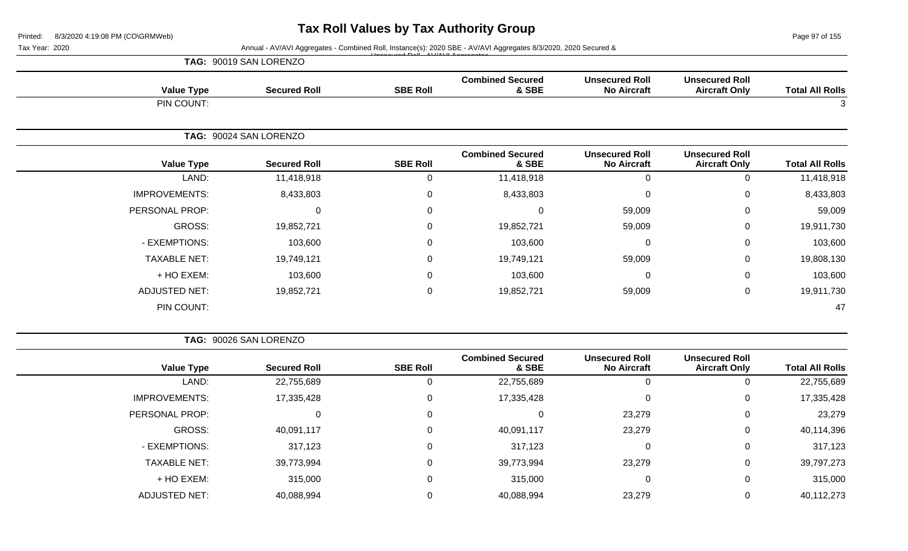# Tax Roll Values by Tax Authority Group

Tax Year: 2020

Annual - AV/AVI Aggregates - Combined Roll, Instance(s): 2020 SBE - AV/AVI Aggregates 8/3/2020, 2020 Secured & Unsecured Roll - AV/AVI Aggregates

**TAG: 90019 SAN LORENZO**

| Value Type | Secured Roll | SBE Roll | Combined Secured & SBE | Unsecured Roll No Aircraft | Unsecured Roll Aircraft Only | Total All Rolls |
|---|---|---|---|---|---|---|
| PIN COUNT: | | | | | | 3 |

**TAG: 90024 SAN LORENZO**

| Value Type | Secured Roll | SBE Roll | Combined Secured & SBE | Unsecured Roll No Aircraft | Unsecured Roll Aircraft Only | Total All Rolls |
|---|---|---|---|---|---|---|
| LAND: | 11,418,918 | 0 | 11,418,918 | 0 | 0 | 11,418,918 |
| IMPROVEMENTS: | 8,433,803 | 0 | 8,433,803 | 0 | 0 | 8,433,803 |
| PERSONAL PROP: | 0 | 0 | 0 | 59,009 | 0 | 59,009 |
| GROSS: | 19,852,721 | 0 | 19,852,721 | 59,009 | 0 | 19,911,730 |
| - EXEMPTIONS: | 103,600 | 0 | 103,600 | 0 | 0 | 103,600 |
| TAXABLE NET: | 19,749,121 | 0 | 19,749,121 | 59,009 | 0 | 19,808,130 |
| + HO EXEM: | 103,600 | 0 | 103,600 | 0 | 0 | 103,600 |
| ADJUSTED NET: | 19,852,721 | 0 | 19,852,721 | 59,009 | 0 | 19,911,730 |
| PIN COUNT: | | | | | | 47 |

**TAG: 90026 SAN LORENZO**

| Value Type | Secured Roll | SBE Roll | Combined Secured & SBE | Unsecured Roll No Aircraft | Unsecured Roll Aircraft Only | Total All Rolls |
|---|---|---|---|---|---|---|
| LAND: | 22,755,689 | 0 | 22,755,689 | 0 | 0 | 22,755,689 |
| IMPROVEMENTS: | 17,335,428 | 0 | 17,335,428 | 0 | 0 | 17,335,428 |
| PERSONAL PROP: | 0 | 0 | 0 | 23,279 | 0 | 23,279 |
| GROSS: | 40,091,117 | 0 | 40,091,117 | 23,279 | 0 | 40,114,396 |
| - EXEMPTIONS: | 317,123 | 0 | 317,123 | 0 | 0 | 317,123 |
| TAXABLE NET: | 39,773,994 | 0 | 39,773,994 | 23,279 | 0 | 39,797,273 |
| + HO EXEM: | 315,000 | 0 | 315,000 | 0 | 0 | 315,000 |
| ADJUSTED NET: | 40,088,994 | 0 | 40,088,994 | 23,279 | 0 | 40,112,273 |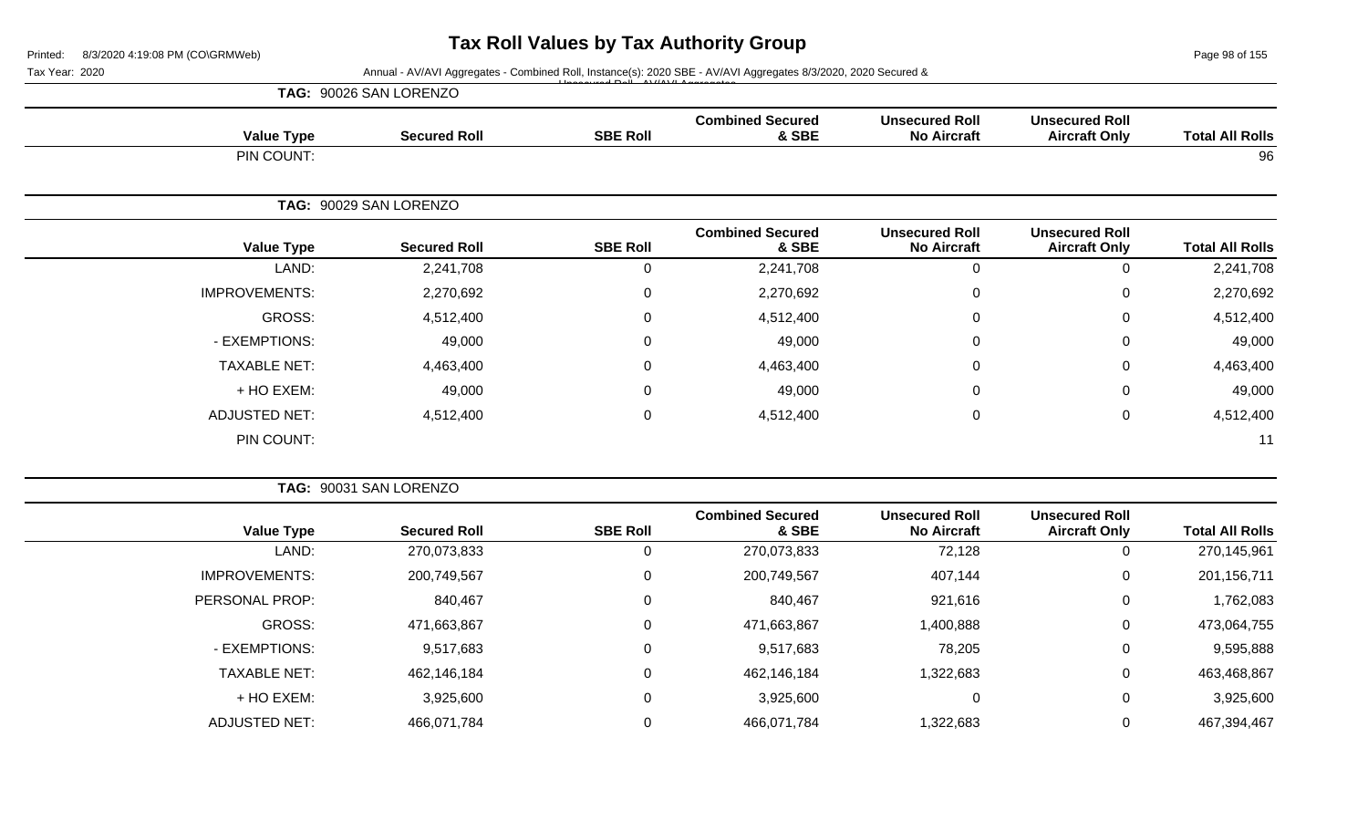# Tax Roll Values by Tax Authority Group

Printed: 8/3/2020 4:19:08 PM (CO\GRMWeb)

Tax Year: 2020

Annual - AV/AVI Aggregates - Combined Roll, Instance(s): 2020 SBE - AV/AVI Aggregates 8/3/2020, 2020 Secured & Unsecured Roll - AV/AVI Aggregates

**TAG: 90026 SAN LORENZO**

| Value Type | Secured Roll | SBE Roll | Combined Secured & SBE | Unsecured Roll No Aircraft | Unsecured Roll Aircraft Only | Total All Rolls |
|---|---|---|---|---|---|---|
| PIN COUNT: | | | | | | 96 |

**TAG: 90029 SAN LORENZO**

| Value Type | Secured Roll | SBE Roll | Combined Secured & SBE | Unsecured Roll No Aircraft | Unsecured Roll Aircraft Only | Total All Rolls |
|---|---|---|---|---|---|---|
| LAND: | 2,241,708 | 0 | 2,241,708 | 0 | 0 | 2,241,708 |
| IMPROVEMENTS: | 2,270,692 | 0 | 2,270,692 | 0 | 0 | 2,270,692 |
| GROSS: | 4,512,400 | 0 | 4,512,400 | 0 | 0 | 4,512,400 |
| - EXEMPTIONS: | 49,000 | 0 | 49,000 | 0 | 0 | 49,000 |
| TAXABLE NET: | 4,463,400 | 0 | 4,463,400 | 0 | 0 | 4,463,400 |
| + HO EXEM: | 49,000 | 0 | 49,000 | 0 | 0 | 49,000 |
| ADJUSTED NET: | 4,512,400 | 0 | 4,512,400 | 0 | 0 | 4,512,400 |
| PIN COUNT: | | | | | | 11 |

**TAG: 90031 SAN LORENZO**

| Value Type | Secured Roll | SBE Roll | Combined Secured & SBE | Unsecured Roll No Aircraft | Unsecured Roll Aircraft Only | Total All Rolls |
|---|---|---|---|---|---|---|
| LAND: | 270,073,833 | 0 | 270,073,833 | 72,128 | 0 | 270,145,961 |
| IMPROVEMENTS: | 200,749,567 | 0 | 200,749,567 | 407,144 | 0 | 201,156,711 |
| PERSONAL PROP: | 840,467 | 0 | 840,467 | 921,616 | 0 | 1,762,083 |
| GROSS: | 471,663,867 | 0 | 471,663,867 | 1,400,888 | 0 | 473,064,755 |
| - EXEMPTIONS: | 9,517,683 | 0 | 9,517,683 | 78,205 | 0 | 9,595,888 |
| TAXABLE NET: | 462,146,184 | 0 | 462,146,184 | 1,322,683 | 0 | 463,468,867 |
| + HO EXEM: | 3,925,600 | 0 | 3,925,600 | 0 | 0 | 3,925,600 |
| ADJUSTED NET: | 466,071,784 | 0 | 466,071,784 | 1,322,683 | 0 | 467,394,467 |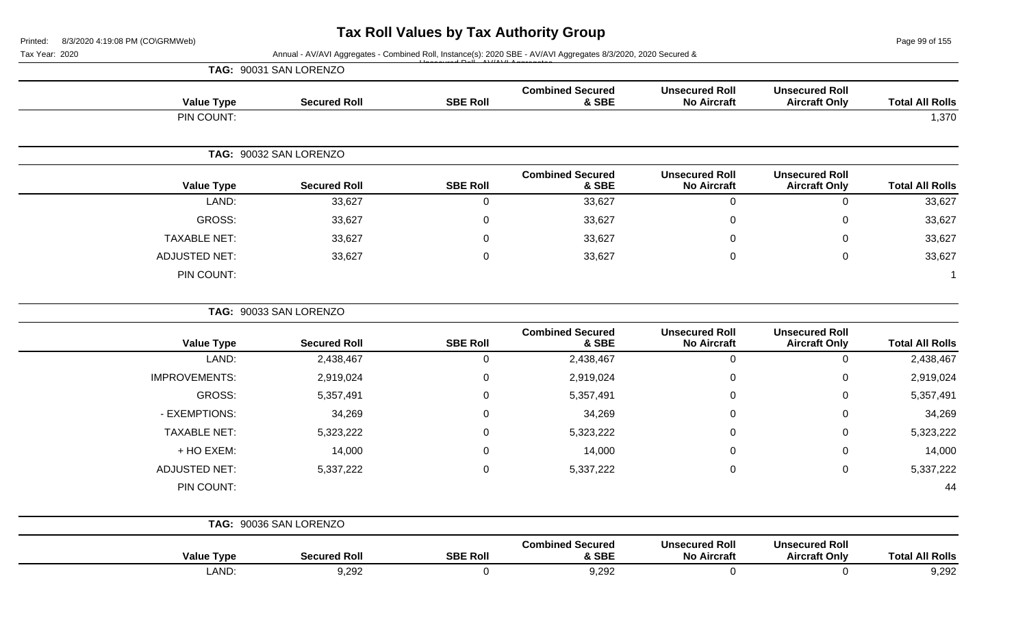# Tax Roll Values by Tax Authority Group

Printed: 8/3/2020 4:19:08 PM (CO\GRMWeb)

Tax Year: 2020

Annual - AV/AVI Aggregates - Combined Roll, Instance(s): 2020 SBE - AV/AVI Aggregates 8/3/2020, 2020 Secured & Unsecured Roll - AV/AVI Aggregates

**TAG: 90031 SAN LORENZO**

| Value Type | Secured Roll | SBE Roll | Combined Secured & SBE | Unsecured Roll No Aircraft | Unsecured Roll Aircraft Only | Total All Rolls |
|---|---|---|---|---|---|---|
| PIN COUNT: | | | | | | 1,370 |

**TAG: 90032 SAN LORENZO**

| Value Type | Secured Roll | SBE Roll | Combined Secured & SBE | Unsecured Roll No Aircraft | Unsecured Roll Aircraft Only | Total All Rolls |
|---|---|---|---|---|---|---|
| LAND: | 33,627 | 0 | 33,627 | 0 | 0 | 33,627 |
| GROSS: | 33,627 | 0 | 33,627 | 0 | 0 | 33,627 |
| TAXABLE NET: | 33,627 | 0 | 33,627 | 0 | 0 | 33,627 |
| ADJUSTED NET: | 33,627 | 0 | 33,627 | 0 | 0 | 33,627 |
| PIN COUNT: | | | | | | 1 |

**TAG: 90033 SAN LORENZO**

| Value Type | Secured Roll | SBE Roll | Combined Secured & SBE | Unsecured Roll No Aircraft | Unsecured Roll Aircraft Only | Total All Rolls |
|---|---|---|---|---|---|---|
| LAND: | 2,438,467 | 0 | 2,438,467 | 0 | 0 | 2,438,467 |
| IMPROVEMENTS: | 2,919,024 | 0 | 2,919,024 | 0 | 0 | 2,919,024 |
| GROSS: | 5,357,491 | 0 | 5,357,491 | 0 | 0 | 5,357,491 |
| - EXEMPTIONS: | 34,269 | 0 | 34,269 | 0 | 0 | 34,269 |
| TAXABLE NET: | 5,323,222 | 0 | 5,323,222 | 0 | 0 | 5,323,222 |
| + HO EXEM: | 14,000 | 0 | 14,000 | 0 | 0 | 14,000 |
| ADJUSTED NET: | 5,337,222 | 0 | 5,337,222 | 0 | 0 | 5,337,222 |
| PIN COUNT: | | | | | | 44 |

**TAG: 90036 SAN LORENZO**

| Value Type | Secured Roll | SBE Roll | Combined Secured & SBE | Unsecured Roll No Aircraft | Unsecured Roll Aircraft Only | Total All Rolls |
|---|---|---|---|---|---|---|
| LAND: | 9,292 | 0 | 9,292 | 0 | 0 | 9,292 |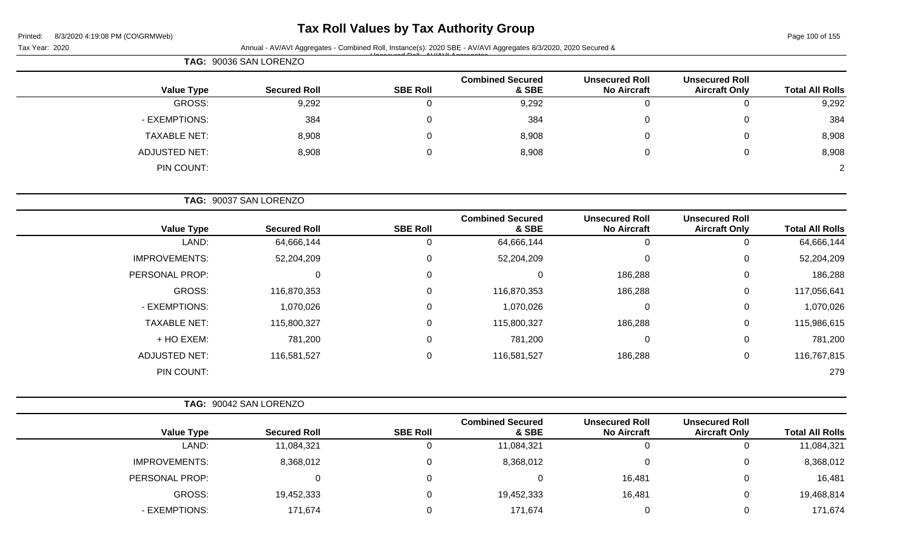## TAG: 90036 SAN LORENZO

| Value Type | Secured Roll | SBE Roll | Combined Secured & SBE | Unsecured Roll No Aircraft | Unsecured Roll Aircraft Only | Total All Rolls |
|---|---|---|---|---|---|---|
| GROSS: | 9,292 | 0 | 9,292 | 0 | 0 | 9,292 |
| - EXEMPTIONS: | 384 | 0 | 384 | 0 | 0 | 384 |
| TAXABLE NET: | 8,908 | 0 | 8,908 | 0 | 0 | 8,908 |
| ADJUSTED NET: | 8,908 | 0 | 8,908 | 0 | 0 | 8,908 |
| PIN COUNT: | | | | | | 2 |

## TAG: 90037 SAN LORENZO

| Value Type | Secured Roll | SBE Roll | Combined Secured & SBE | Unsecured Roll No Aircraft | Unsecured Roll Aircraft Only | Total All Rolls |
|---|---|---|---|---|---|---|
| LAND: | 64,666,144 | 0 | 64,666,144 | 0 | 0 | 64,666,144 |
| IMPROVEMENTS: | 52,204,209 | 0 | 52,204,209 | 0 | 0 | 52,204,209 |
| PERSONAL PROP: | 0 | 0 | 0 | 186,288 | 0 | 186,288 |
| GROSS: | 116,870,353 | 0 | 116,870,353 | 186,288 | 0 | 117,056,641 |
| - EXEMPTIONS: | 1,070,026 | 0 | 1,070,026 | 0 | 0 | 1,070,026 |
| TAXABLE NET: | 115,800,327 | 0 | 115,800,327 | 186,288 | 0 | 115,986,615 |
| + HO EXEM: | 781,200 | 0 | 781,200 | 0 | 0 | 781,200 |
| ADJUSTED NET: | 116,581,527 | 0 | 116,581,527 | 186,288 | 0 | 116,767,815 |
| PIN COUNT: | | | | | | 279 |

## TAG: 90042 SAN LORENZO

| Value Type | Secured Roll | SBE Roll | Combined Secured & SBE | Unsecured Roll No Aircraft | Unsecured Roll Aircraft Only | Total All Rolls |
|---|---|---|---|---|---|---|
| LAND: | 11,084,321 | 0 | 11,084,321 | 0 | 0 | 11,084,321 |
| IMPROVEMENTS: | 8,368,012 | 0 | 8,368,012 | 0 | 0 | 8,368,012 |
| PERSONAL PROP: | 0 | 0 | 0 | 16,481 | 0 | 16,481 |
| GROSS: | 19,452,333 | 0 | 19,452,333 | 16,481 | 0 | 19,468,814 |
| - EXEMPTIONS: | 171,674 | 0 | 171,674 | 0 | 0 | 171,674 |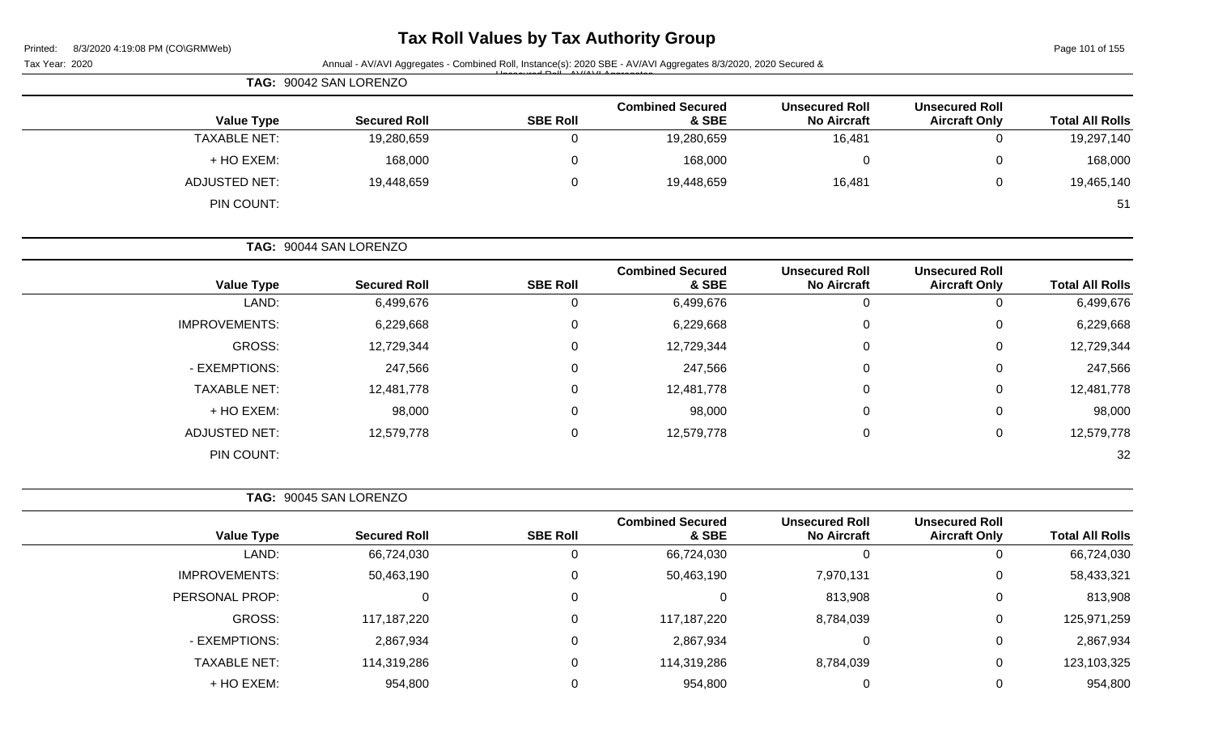# Tax Roll Values by Tax Authority Group

Printed: 8/3/2020 4:19:08 PM (CO\GRMWeb)

Tax Year: 2020

Annual - AV/AVI Aggregates - Combined Roll, Instance(s): 2020 SBE - AV/AVI Aggregates 8/3/2020, 2020 Secured & Unsecured Roll - AV/AVI Aggregates

**TAG: 90042 SAN LORENZO**

| Value Type | Secured Roll | SBE Roll | Combined Secured & SBE | Unsecured Roll No Aircraft | Unsecured Roll Aircraft Only | Total All Rolls |
|---|---|---|---|---|---|---|
| TAXABLE NET: | 19,280,659 | 0 | 19,280,659 | 16,481 | 0 | 19,297,140 |
| + HO EXEM: | 168,000 | 0 | 168,000 | 0 | 0 | 168,000 |
| ADJUSTED NET: | 19,448,659 | 0 | 19,448,659 | 16,481 | 0 | 19,465,140 |
| PIN COUNT: | | | | | | 51 |

**TAG: 90044 SAN LORENZO**

| Value Type | Secured Roll | SBE Roll | Combined Secured & SBE | Unsecured Roll No Aircraft | Unsecured Roll Aircraft Only | Total All Rolls |
|---|---|---|---|---|---|---|
| LAND: | 6,499,676 | 0 | 6,499,676 | 0 | 0 | 6,499,676 |
| IMPROVEMENTS: | 6,229,668 | 0 | 6,229,668 | 0 | 0 | 6,229,668 |
| GROSS: | 12,729,344 | 0 | 12,729,344 | 0 | 0 | 12,729,344 |
| - EXEMPTIONS: | 247,566 | 0 | 247,566 | 0 | 0 | 247,566 |
| TAXABLE NET: | 12,481,778 | 0 | 12,481,778 | 0 | 0 | 12,481,778 |
| + HO EXEM: | 98,000 | 0 | 98,000 | 0 | 0 | 98,000 |
| ADJUSTED NET: | 12,579,778 | 0 | 12,579,778 | 0 | 0 | 12,579,778 |
| PIN COUNT: | | | | | | 32 |

**TAG: 90045 SAN LORENZO**

| Value Type | Secured Roll | SBE Roll | Combined Secured & SBE | Unsecured Roll No Aircraft | Unsecured Roll Aircraft Only | Total All Rolls |
|---|---|---|---|---|---|---|
| LAND: | 66,724,030 | 0 | 66,724,030 | 0 | 0 | 66,724,030 |
| IMPROVEMENTS: | 50,463,190 | 0 | 50,463,190 | 7,970,131 | 0 | 58,433,321 |
| PERSONAL PROP: | 0 | 0 | 0 | 813,908 | 0 | 813,908 |
| GROSS: | 117,187,220 | 0 | 117,187,220 | 8,784,039 | 0 | 125,971,259 |
| - EXEMPTIONS: | 2,867,934 | 0 | 2,867,934 | 0 | 0 | 2,867,934 |
| TAXABLE NET: | 114,319,286 | 0 | 114,319,286 | 8,784,039 | 0 | 123,103,325 |
| + HO EXEM: | 954,800 | 0 | 954,800 | 0 | 0 | 954,800 |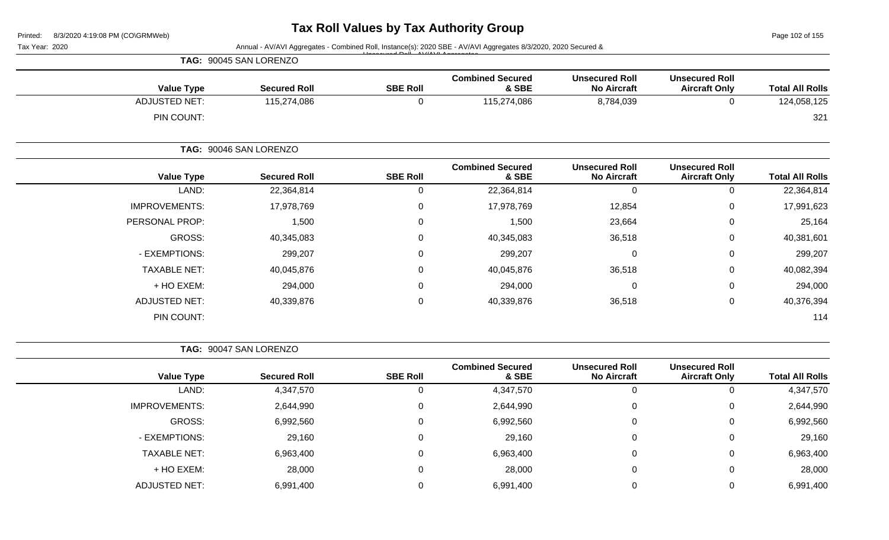# Tax Roll Values by Tax Authority Group

Printed: 8/3/2020 4:19:08 PM (CO\GRMWeb)

Tax Year: 2020

Annual - AV/AVI Aggregates - Combined Roll, Instance(s): 2020 SBE - AV/AVI Aggregates 8/3/2020, 2020 Secured & Unsecured Roll - AV/AVI Aggregates

**TAG: 90045 SAN LORENZO**

| Value Type | Secured Roll | SBE Roll | Combined Secured & SBE | Unsecured Roll No Aircraft | Unsecured Roll Aircraft Only | Total All Rolls |
|---|---|---|---|---|---|---|
| ADJUSTED NET: | 115,274,086 | 0 | 115,274,086 | 8,784,039 | 0 | 124,058,125 |
| PIN COUNT: | | | | | | 321 |

**TAG: 90046 SAN LORENZO**

| Value Type | Secured Roll | SBE Roll | Combined Secured & SBE | Unsecured Roll No Aircraft | Unsecured Roll Aircraft Only | Total All Rolls |
|---|---|---|---|---|---|---|
| LAND: | 22,364,814 | 0 | 22,364,814 | 0 | 0 | 22,364,814 |
| IMPROVEMENTS: | 17,978,769 | 0 | 17,978,769 | 12,854 | 0 | 17,991,623 |
| PERSONAL PROP: | 1,500 | 0 | 1,500 | 23,664 | 0 | 25,164 |
| GROSS: | 40,345,083 | 0 | 40,345,083 | 36,518 | 0 | 40,381,601 |
| - EXEMPTIONS: | 299,207 | 0 | 299,207 | 0 | 0 | 299,207 |
| TAXABLE NET: | 40,045,876 | 0 | 40,045,876 | 36,518 | 0 | 40,082,394 |
| + HO EXEM: | 294,000 | 0 | 294,000 | 0 | 0 | 294,000 |
| ADJUSTED NET: | 40,339,876 | 0 | 40,339,876 | 36,518 | 0 | 40,376,394 |
| PIN COUNT: | | | | | | 114 |

**TAG: 90047 SAN LORENZO**

| Value Type | Secured Roll | SBE Roll | Combined Secured & SBE | Unsecured Roll No Aircraft | Unsecured Roll Aircraft Only | Total All Rolls |
|---|---|---|---|---|---|---|
| LAND: | 4,347,570 | 0 | 4,347,570 | 0 | 0 | 4,347,570 |
| IMPROVEMENTS: | 2,644,990 | 0 | 2,644,990 | 0 | 0 | 2,644,990 |
| GROSS: | 6,992,560 | 0 | 6,992,560 | 0 | 0 | 6,992,560 |
| - EXEMPTIONS: | 29,160 | 0 | 29,160 | 0 | 0 | 29,160 |
| TAXABLE NET: | 6,963,400 | 0 | 6,963,400 | 0 | 0 | 6,963,400 |
| + HO EXEM: | 28,000 | 0 | 28,000 | 0 | 0 | 28,000 |
| ADJUSTED NET: | 6,991,400 | 0 | 6,991,400 | 0 | 0 | 6,991,400 |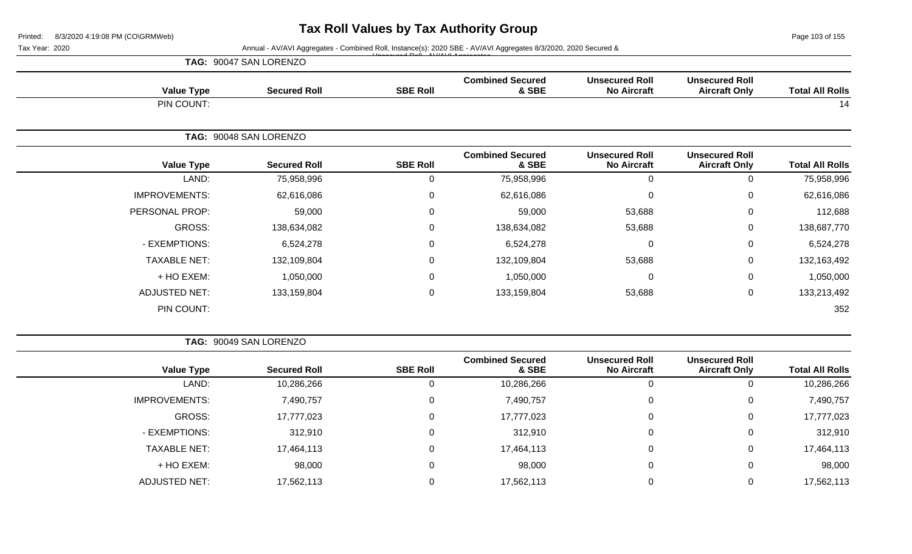# Tax Roll Values by Tax Authority Group

Tax Year: 2020

Annual - AV/AVI Aggregates - Combined Roll, Instance(s): 2020 SBE - AV/AVI Aggregates 8/3/2020, 2020 Secured & Unsecured Roll - AV/AVI Aggregates

**TAG: 90047 SAN LORENZO**

| Value Type | Secured Roll | SBE Roll | Combined Secured & SBE | Unsecured Roll No Aircraft | Unsecured Roll Aircraft Only | Total All Rolls |
|---|---|---|---|---|---|---|
| PIN COUNT: | | | | | | 14 |

**TAG: 90048 SAN LORENZO**

| Value Type | Secured Roll | SBE Roll | Combined Secured & SBE | Unsecured Roll No Aircraft | Unsecured Roll Aircraft Only | Total All Rolls |
|---|---|---|---|---|---|---|
| LAND: | 75,958,996 | 0 | 75,958,996 | 0 | 0 | 75,958,996 |
| IMPROVEMENTS: | 62,616,086 | 0 | 62,616,086 | 0 | 0 | 62,616,086 |
| PERSONAL PROP: | 59,000 | 0 | 59,000 | 53,688 | 0 | 112,688 |
| GROSS: | 138,634,082 | 0 | 138,634,082 | 53,688 | 0 | 138,687,770 |
| - EXEMPTIONS: | 6,524,278 | 0 | 6,524,278 | 0 | 0 | 6,524,278 |
| TAXABLE NET: | 132,109,804 | 0 | 132,109,804 | 53,688 | 0 | 132,163,492 |
| + HO EXEM: | 1,050,000 | 0 | 1,050,000 | 0 | 0 | 1,050,000 |
| ADJUSTED NET: | 133,159,804 | 0 | 133,159,804 | 53,688 | 0 | 133,213,492 |
| PIN COUNT: | | | | | | 352 |

**TAG: 90049 SAN LORENZO**

| Value Type | Secured Roll | SBE Roll | Combined Secured & SBE | Unsecured Roll No Aircraft | Unsecured Roll Aircraft Only | Total All Rolls |
|---|---|---|---|---|---|---|
| LAND: | 10,286,266 | 0 | 10,286,266 | 0 | 0 | 10,286,266 |
| IMPROVEMENTS: | 7,490,757 | 0 | 7,490,757 | 0 | 0 | 7,490,757 |
| GROSS: | 17,777,023 | 0 | 17,777,023 | 0 | 0 | 17,777,023 |
| - EXEMPTIONS: | 312,910 | 0 | 312,910 | 0 | 0 | 312,910 |
| TAXABLE NET: | 17,464,113 | 0 | 17,464,113 | 0 | 0 | 17,464,113 |
| + HO EXEM: | 98,000 | 0 | 98,000 | 0 | 0 | 98,000 |
| ADJUSTED NET: | 17,562,113 | 0 | 17,562,113 | 0 | 0 | 17,562,113 |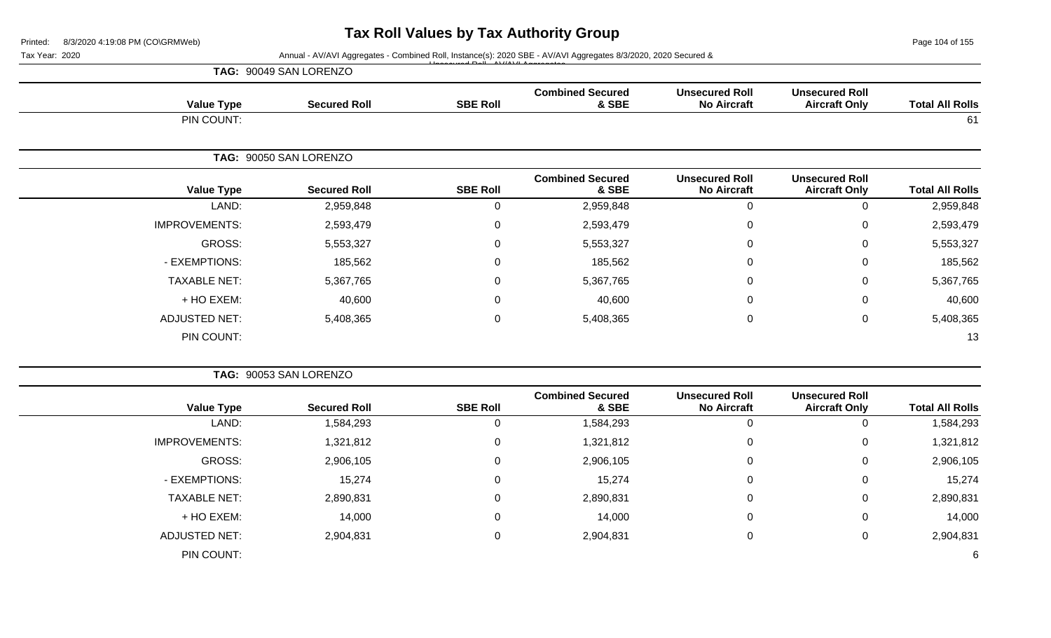# Tax Roll Values by Tax Authority Group

Tax Year: 2020

Annual - AV/AVI Aggregates - Combined Roll, Instance(s): 2020 SBE - AV/AVI Aggregates 8/3/2020, 2020 Secured & Unsecured Roll - AV/AVI Aggregates

**TAG: 90049 SAN LORENZO**

| Value Type | Secured Roll | SBE Roll | Combined Secured & SBE | Unsecured Roll No Aircraft | Unsecured Roll Aircraft Only | Total All Rolls |
|---|---|---|---|---|---|---|
| PIN COUNT: | | | | | | 61 |

**TAG: 90050 SAN LORENZO**

| Value Type | Secured Roll | SBE Roll | Combined Secured & SBE | Unsecured Roll No Aircraft | Unsecured Roll Aircraft Only | Total All Rolls |
|---|---|---|---|---|---|---|
| LAND: | 2,959,848 | 0 | 2,959,848 | 0 | 0 | 2,959,848 |
| IMPROVEMENTS: | 2,593,479 | 0 | 2,593,479 | 0 | 0 | 2,593,479 |
| GROSS: | 5,553,327 | 0 | 5,553,327 | 0 | 0 | 5,553,327 |
| - EXEMPTIONS: | 185,562 | 0 | 185,562 | 0 | 0 | 185,562 |
| TAXABLE NET: | 5,367,765 | 0 | 5,367,765 | 0 | 0 | 5,367,765 |
| + HO EXEM: | 40,600 | 0 | 40,600 | 0 | 0 | 40,600 |
| ADJUSTED NET: | 5,408,365 | 0 | 5,408,365 | 0 | 0 | 5,408,365 |
| PIN COUNT: | | | | | | 13 |

**TAG: 90053 SAN LORENZO**

| Value Type | Secured Roll | SBE Roll | Combined Secured & SBE | Unsecured Roll No Aircraft | Unsecured Roll Aircraft Only | Total All Rolls |
|---|---|---|---|---|---|---|
| LAND: | 1,584,293 | 0 | 1,584,293 | 0 | 0 | 1,584,293 |
| IMPROVEMENTS: | 1,321,812 | 0 | 1,321,812 | 0 | 0 | 1,321,812 |
| GROSS: | 2,906,105 | 0 | 2,906,105 | 0 | 0 | 2,906,105 |
| - EXEMPTIONS: | 15,274 | 0 | 15,274 | 0 | 0 | 15,274 |
| TAXABLE NET: | 2,890,831 | 0 | 2,890,831 | 0 | 0 | 2,890,831 |
| + HO EXEM: | 14,000 | 0 | 14,000 | 0 | 0 | 14,000 |
| ADJUSTED NET: | 2,904,831 | 0 | 2,904,831 | 0 | 0 | 2,904,831 |
| PIN COUNT: | | | | | | 6 |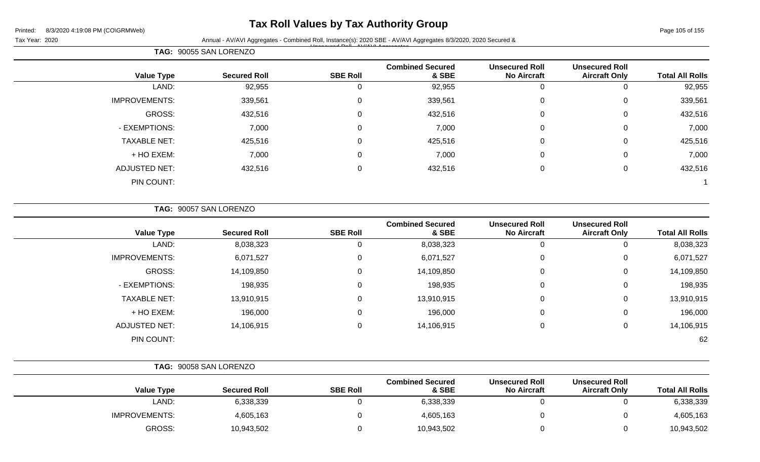# Tax Roll Values by Tax Authority Group

Tax Year: 2020

Annual - AV/AVI Aggregates - Combined Roll, Instance(s): 2020 SBE - AV/AVI Aggregates 8/3/2020, 2020 Secured & Unsecured Roll - AV/AVI Aggregates

**TAG: 90055 SAN LORENZO**

| Value Type | Secured Roll | SBE Roll | Combined Secured & SBE | Unsecured Roll No Aircraft | Unsecured Roll Aircraft Only | Total All Rolls |
|---|---|---|---|---|---|---|
| LAND: | 92,955 | 0 | 92,955 | 0 | 0 | 92,955 |
| IMPROVEMENTS: | 339,561 | 0 | 339,561 | 0 | 0 | 339,561 |
| GROSS: | 432,516 | 0 | 432,516 | 0 | 0 | 432,516 |
| - EXEMPTIONS: | 7,000 | 0 | 7,000 | 0 | 0 | 7,000 |
| TAXABLE NET: | 425,516 | 0 | 425,516 | 0 | 0 | 425,516 |
| + HO EXEM: | 7,000 | 0 | 7,000 | 0 | 0 | 7,000 |
| ADJUSTED NET: | 432,516 | 0 | 432,516 | 0 | 0 | 432,516 |
| PIN COUNT: | | | | | | 1 |

**TAG: 90057 SAN LORENZO**

| Value Type | Secured Roll | SBE Roll | Combined Secured & SBE | Unsecured Roll No Aircraft | Unsecured Roll Aircraft Only | Total All Rolls |
|---|---|---|---|---|---|---|
| LAND: | 8,038,323 | 0 | 8,038,323 | 0 | 0 | 8,038,323 |
| IMPROVEMENTS: | 6,071,527 | 0 | 6,071,527 | 0 | 0 | 6,071,527 |
| GROSS: | 14,109,850 | 0 | 14,109,850 | 0 | 0 | 14,109,850 |
| - EXEMPTIONS: | 198,935 | 0 | 198,935 | 0 | 0 | 198,935 |
| TAXABLE NET: | 13,910,915 | 0 | 13,910,915 | 0 | 0 | 13,910,915 |
| + HO EXEM: | 196,000 | 0 | 196,000 | 0 | 0 | 196,000 |
| ADJUSTED NET: | 14,106,915 | 0 | 14,106,915 | 0 | 0 | 14,106,915 |
| PIN COUNT: | | | | | | 62 |

**TAG: 90058 SAN LORENZO**

| Value Type | Secured Roll | SBE Roll | Combined Secured & SBE | Unsecured Roll No Aircraft | Unsecured Roll Aircraft Only | Total All Rolls |
|---|---|---|---|---|---|---|
| LAND: | 6,338,339 | 0 | 6,338,339 | 0 | 0 | 6,338,339 |
| IMPROVEMENTS: | 4,605,163 | 0 | 4,605,163 | 0 | 0 | 4,605,163 |
| GROSS: | 10,943,502 | 0 | 10,943,502 | 0 | 0 | 10,943,502 |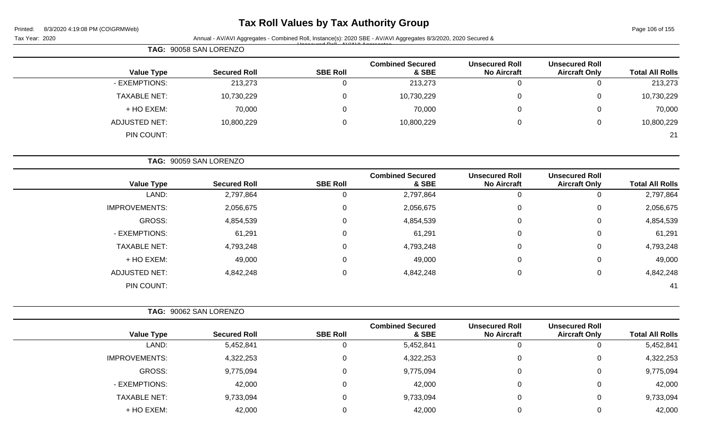# Tax Roll Values by Tax Authority Group

Printed: 8/3/2020 4:19:08 PM (CO\GRMWeb)

Tax Year: 2020 Annual - AV/AVI Aggregates - Combined Roll, Instance(s): 2020 SBE - AV/AVI Aggregates 8/3/2020, 2020 Secured & Unsecured Roll - AV/AVI Aggregates

**TAG: 90058 SAN LORENZO**

| Value Type | Secured Roll | SBE Roll | Combined Secured & SBE | Unsecured Roll No Aircraft | Unsecured Roll Aircraft Only | Total All Rolls |
|---|---|---|---|---|---|---|
| - EXEMPTIONS: | 213,273 | 0 | 213,273 | 0 | 0 | 213,273 |
| TAXABLE NET: | 10,730,229 | 0 | 10,730,229 | 0 | 0 | 10,730,229 |
| + HO EXEM: | 70,000 | 0 | 70,000 | 0 | 0 | 70,000 |
| ADJUSTED NET: | 10,800,229 | 0 | 10,800,229 | 0 | 0 | 10,800,229 |
| PIN COUNT: | | | | | | 21 |

**TAG: 90059 SAN LORENZO**

| Value Type | Secured Roll | SBE Roll | Combined Secured & SBE | Unsecured Roll No Aircraft | Unsecured Roll Aircraft Only | Total All Rolls |
|---|---|---|---|---|---|---|
| LAND: | 2,797,864 | 0 | 2,797,864 | 0 | 0 | 2,797,864 |
| IMPROVEMENTS: | 2,056,675 | 0 | 2,056,675 | 0 | 0 | 2,056,675 |
| GROSS: | 4,854,539 | 0 | 4,854,539 | 0 | 0 | 4,854,539 |
| - EXEMPTIONS: | 61,291 | 0 | 61,291 | 0 | 0 | 61,291 |
| TAXABLE NET: | 4,793,248 | 0 | 4,793,248 | 0 | 0 | 4,793,248 |
| + HO EXEM: | 49,000 | 0 | 49,000 | 0 | 0 | 49,000 |
| ADJUSTED NET: | 4,842,248 | 0 | 4,842,248 | 0 | 0 | 4,842,248 |
| PIN COUNT: | | | | | | 41 |

**TAG: 90062 SAN LORENZO**

| Value Type | Secured Roll | SBE Roll | Combined Secured & SBE | Unsecured Roll No Aircraft | Unsecured Roll Aircraft Only | Total All Rolls |
|---|---|---|---|---|---|---|
| LAND: | 5,452,841 | 0 | 5,452,841 | 0 | 0 | 5,452,841 |
| IMPROVEMENTS: | 4,322,253 | 0 | 4,322,253 | 0 | 0 | 4,322,253 |
| GROSS: | 9,775,094 | 0 | 9,775,094 | 0 | 0 | 9,775,094 |
| - EXEMPTIONS: | 42,000 | 0 | 42,000 | 0 | 0 | 42,000 |
| TAXABLE NET: | 9,733,094 | 0 | 9,733,094 | 0 | 0 | 9,733,094 |
| + HO EXEM: | 42,000 | 0 | 42,000 | 0 | 0 | 42,000 |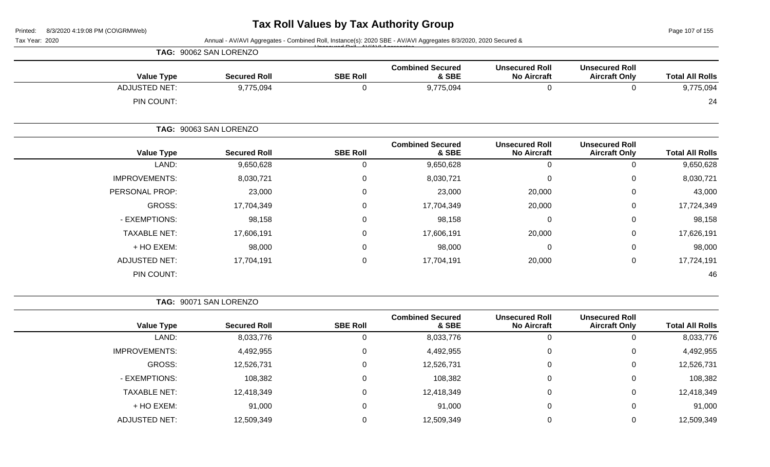# Tax Roll Values by Tax Authority Group

Printed: 8/3/2020 4:19:08 PM (CO\GRMWeb)

Tax Year: 2020

Annual - AV/AVI Aggregates - Combined Roll, Instance(s): 2020 SBE - AV/AVI Aggregates 8/3/2020, 2020 Secured & Unsecured Roll - AV/AVI Aggregates

**TAG: 90062 SAN LORENZO**

| Value Type | Secured Roll | SBE Roll | Combined Secured & SBE | Unsecured Roll No Aircraft | Unsecured Roll Aircraft Only | Total All Rolls |
|---|---|---|---|---|---|---|
| ADJUSTED NET: | 9,775,094 | 0 | 9,775,094 | 0 | 0 | 9,775,094 |
| PIN COUNT: | | | | | | 24 |

**TAG: 90063 SAN LORENZO**

| Value Type | Secured Roll | SBE Roll | Combined Secured & SBE | Unsecured Roll No Aircraft | Unsecured Roll Aircraft Only | Total All Rolls |
|---|---|---|---|---|---|---|
| LAND: | 9,650,628 | 0 | 9,650,628 | 0 | 0 | 9,650,628 |
| IMPROVEMENTS: | 8,030,721 | 0 | 8,030,721 | 0 | 0 | 8,030,721 |
| PERSONAL PROP: | 23,000 | 0 | 23,000 | 20,000 | 0 | 43,000 |
| GROSS: | 17,704,349 | 0 | 17,704,349 | 20,000 | 0 | 17,724,349 |
| - EXEMPTIONS: | 98,158 | 0 | 98,158 | 0 | 0 | 98,158 |
| TAXABLE NET: | 17,606,191 | 0 | 17,606,191 | 20,000 | 0 | 17,626,191 |
| + HO EXEM: | 98,000 | 0 | 98,000 | 0 | 0 | 98,000 |
| ADJUSTED NET: | 17,704,191 | 0 | 17,704,191 | 20,000 | 0 | 17,724,191 |
| PIN COUNT: | | | | | | 46 |

**TAG: 90071 SAN LORENZO**

| Value Type | Secured Roll | SBE Roll | Combined Secured & SBE | Unsecured Roll No Aircraft | Unsecured Roll Aircraft Only | Total All Rolls |
|---|---|---|---|---|---|---|
| LAND: | 8,033,776 | 0 | 8,033,776 | 0 | 0 | 8,033,776 |
| IMPROVEMENTS: | 4,492,955 | 0 | 4,492,955 | 0 | 0 | 4,492,955 |
| GROSS: | 12,526,731 | 0 | 12,526,731 | 0 | 0 | 12,526,731 |
| - EXEMPTIONS: | 108,382 | 0 | 108,382 | 0 | 0 | 108,382 |
| TAXABLE NET: | 12,418,349 | 0 | 12,418,349 | 0 | 0 | 12,418,349 |
| + HO EXEM: | 91,000 | 0 | 91,000 | 0 | 0 | 91,000 |
| ADJUSTED NET: | 12,509,349 | 0 | 12,509,349 | 0 | 0 | 12,509,349 |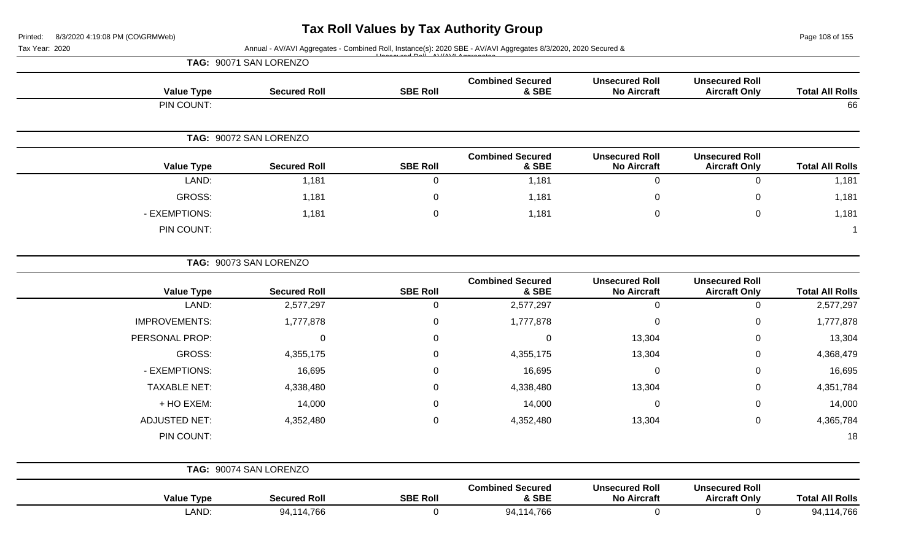# Tax Roll Values by Tax Authority Group

Printed: 8/3/2020 4:19:08 PM (CO\GRMWeb)

Tax Year: 2020

Annual - AV/AVI Aggregates - Combined Roll, Instance(s): 2020 SBE - AV/AVI Aggregates 8/3/2020, 2020 Secured & Unsecured Roll - AV/AVI Aggregates

**TAG: 90071 SAN LORENZO**

| Value Type | Secured Roll | SBE Roll | Combined Secured & SBE | Unsecured Roll No Aircraft | Unsecured Roll Aircraft Only | Total All Rolls |
|---|---|---|---|---|---|---|
| PIN COUNT: | | | | | | 66 |

**TAG: 90072 SAN LORENZO**

| Value Type | Secured Roll | SBE Roll | Combined Secured & SBE | Unsecured Roll No Aircraft | Unsecured Roll Aircraft Only | Total All Rolls |
|---|---|---|---|---|---|---|
| LAND: | 1,181 | 0 | 1,181 | 0 | 0 | 1,181 |
| GROSS: | 1,181 | 0 | 1,181 | 0 | 0 | 1,181 |
| - EXEMPTIONS: | 1,181 | 0 | 1,181 | 0 | 0 | 1,181 |
| PIN COUNT: | | | | | | 1 |

**TAG: 90073 SAN LORENZO**

| Value Type | Secured Roll | SBE Roll | Combined Secured & SBE | Unsecured Roll No Aircraft | Unsecured Roll Aircraft Only | Total All Rolls |
|---|---|---|---|---|---|---|
| LAND: | 2,577,297 | 0 | 2,577,297 | 0 | 0 | 2,577,297 |
| IMPROVEMENTS: | 1,777,878 | 0 | 1,777,878 | 0 | 0 | 1,777,878 |
| PERSONAL PROP: | 0 | 0 | 0 | 13,304 | 0 | 13,304 |
| GROSS: | 4,355,175 | 0 | 4,355,175 | 13,304 | 0 | 4,368,479 |
| - EXEMPTIONS: | 16,695 | 0 | 16,695 | 0 | 0 | 16,695 |
| TAXABLE NET: | 4,338,480 | 0 | 4,338,480 | 13,304 | 0 | 4,351,784 |
| + HO EXEM: | 14,000 | 0 | 14,000 | 0 | 0 | 14,000 |
| ADJUSTED NET: | 4,352,480 | 0 | 4,352,480 | 13,304 | 0 | 4,365,784 |
| PIN COUNT: | | | | | | 18 |

**TAG: 90074 SAN LORENZO**

| Value Type | Secured Roll | SBE Roll | Combined Secured & SBE | Unsecured Roll No Aircraft | Unsecured Roll Aircraft Only | Total All Rolls |
|---|---|---|---|---|---|---|
| LAND: | 94,114,766 | 0 | 94,114,766 | 0 | 0 | 94,114,766 |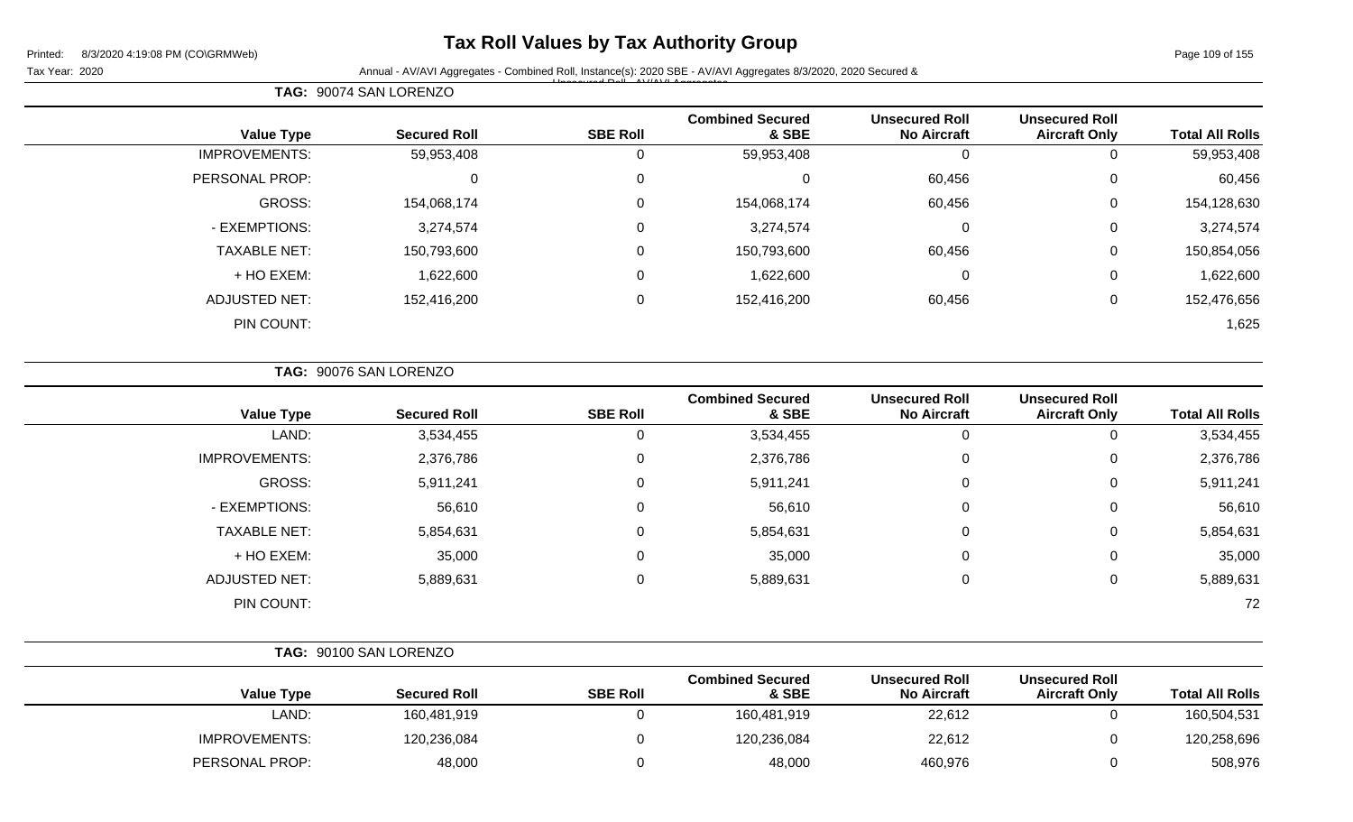# Tax Roll Values by Tax Authority Group

Tax Year: 2020

Annual - AV/AVI Aggregates - Combined Roll, Instance(s): 2020 SBE - AV/AVI Aggregates 8/3/2020, 2020 Secured & Unsecured Roll - AV/AVI Aggregates

**TAG: 90074 SAN LORENZO**

| Value Type | Secured Roll | SBE Roll | Combined Secured & SBE | Unsecured Roll No Aircraft | Unsecured Roll Aircraft Only | Total All Rolls |
|---|---|---|---|---|---|---|
| IMPROVEMENTS: | 59,953,408 | 0 | 59,953,408 | 0 | 0 | 59,953,408 |
| PERSONAL PROP: | 0 | 0 | 0 | 60,456 | 0 | 60,456 |
| GROSS: | 154,068,174 | 0 | 154,068,174 | 60,456 | 0 | 154,128,630 |
| - EXEMPTIONS: | 3,274,574 | 0 | 3,274,574 | 0 | 0 | 3,274,574 |
| TAXABLE NET: | 150,793,600 | 0 | 150,793,600 | 60,456 | 0 | 150,854,056 |
| + HO EXEM: | 1,622,600 | 0 | 1,622,600 | 0 | 0 | 1,622,600 |
| ADJUSTED NET: | 152,416,200 | 0 | 152,416,200 | 60,456 | 0 | 152,476,656 |
| PIN COUNT: | | | | | | 1,625 |

**TAG: 90076 SAN LORENZO**

| Value Type | Secured Roll | SBE Roll | Combined Secured & SBE | Unsecured Roll No Aircraft | Unsecured Roll Aircraft Only | Total All Rolls |
|---|---|---|---|---|---|---|
| LAND: | 3,534,455 | 0 | 3,534,455 | 0 | 0 | 3,534,455 |
| IMPROVEMENTS: | 2,376,786 | 0 | 2,376,786 | 0 | 0 | 2,376,786 |
| GROSS: | 5,911,241 | 0 | 5,911,241 | 0 | 0 | 5,911,241 |
| - EXEMPTIONS: | 56,610 | 0 | 56,610 | 0 | 0 | 56,610 |
| TAXABLE NET: | 5,854,631 | 0 | 5,854,631 | 0 | 0 | 5,854,631 |
| + HO EXEM: | 35,000 | 0 | 35,000 | 0 | 0 | 35,000 |
| ADJUSTED NET: | 5,889,631 | 0 | 5,889,631 | 0 | 0 | 5,889,631 |
| PIN COUNT: | | | | | | 72 |

**TAG: 90100 SAN LORENZO**

| Value Type | Secured Roll | SBE Roll | Combined Secured & SBE | Unsecured Roll No Aircraft | Unsecured Roll Aircraft Only | Total All Rolls |
|---|---|---|---|---|---|---|
| LAND: | 160,481,919 | 0 | 160,481,919 | 22,612 | 0 | 160,504,531 |
| IMPROVEMENTS: | 120,236,084 | 0 | 120,236,084 | 22,612 | 0 | 120,258,696 |
| PERSONAL PROP: | 48,000 | 0 | 48,000 | 460,976 | 0 | 508,976 |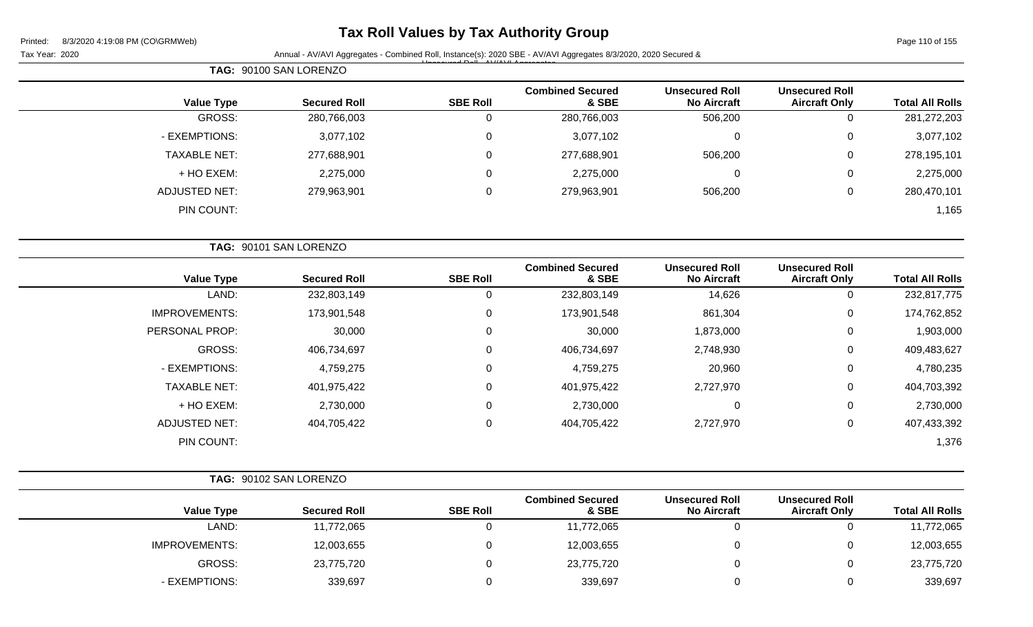# Tax Roll Values by Tax Authority Group

Printed: 8/3/2020 4:19:08 PM (CO\GRMWeb)

Tax Year: 2020

Annual - AV/AVI Aggregates - Combined Roll, Instance(s): 2020 SBE - AV/AVI Aggregates 8/3/2020, 2020 Secured & Unsecured Roll - AV/AVI Aggregates

**TAG: 90100 SAN LORENZO**

| Value Type | Secured Roll | SBE Roll | Combined Secured & SBE | Unsecured Roll No Aircraft | Unsecured Roll Aircraft Only | Total All Rolls |
|---|---|---|---|---|---|---|
| GROSS: | 280,766,003 | 0 | 280,766,003 | 506,200 | 0 | 281,272,203 |
| - EXEMPTIONS: | 3,077,102 | 0 | 3,077,102 | 0 | 0 | 3,077,102 |
| TAXABLE NET: | 277,688,901 | 0 | 277,688,901 | 506,200 | 0 | 278,195,101 |
| + HO EXEM: | 2,275,000 | 0 | 2,275,000 | 0 | 0 | 2,275,000 |
| ADJUSTED NET: | 279,963,901 | 0 | 279,963,901 | 506,200 | 0 | 280,470,101 |
| PIN COUNT: | | | | | | 1,165 |

**TAG: 90101 SAN LORENZO**

| Value Type | Secured Roll | SBE Roll | Combined Secured & SBE | Unsecured Roll No Aircraft | Unsecured Roll Aircraft Only | Total All Rolls |
|---|---|---|---|---|---|---|
| LAND: | 232,803,149 | 0 | 232,803,149 | 14,626 | 0 | 232,817,775 |
| IMPROVEMENTS: | 173,901,548 | 0 | 173,901,548 | 861,304 | 0 | 174,762,852 |
| PERSONAL PROP: | 30,000 | 0 | 30,000 | 1,873,000 | 0 | 1,903,000 |
| GROSS: | 406,734,697 | 0 | 406,734,697 | 2,748,930 | 0 | 409,483,627 |
| - EXEMPTIONS: | 4,759,275 | 0 | 4,759,275 | 20,960 | 0 | 4,780,235 |
| TAXABLE NET: | 401,975,422 | 0 | 401,975,422 | 2,727,970 | 0 | 404,703,392 |
| + HO EXEM: | 2,730,000 | 0 | 2,730,000 | 0 | 0 | 2,730,000 |
| ADJUSTED NET: | 404,705,422 | 0 | 404,705,422 | 2,727,970 | 0 | 407,433,392 |
| PIN COUNT: | | | | | | 1,376 |

**TAG: 90102 SAN LORENZO**

| Value Type | Secured Roll | SBE Roll | Combined Secured & SBE | Unsecured Roll No Aircraft | Unsecured Roll Aircraft Only | Total All Rolls |
|---|---|---|---|---|---|---|
| LAND: | 11,772,065 | 0 | 11,772,065 | 0 | 0 | 11,772,065 |
| IMPROVEMENTS: | 12,003,655 | 0 | 12,003,655 | 0 | 0 | 12,003,655 |
| GROSS: | 23,775,720 | 0 | 23,775,720 | 0 | 0 | 23,775,720 |
| - EXEMPTIONS: | 339,697 | 0 | 339,697 | 0 | 0 | 339,697 |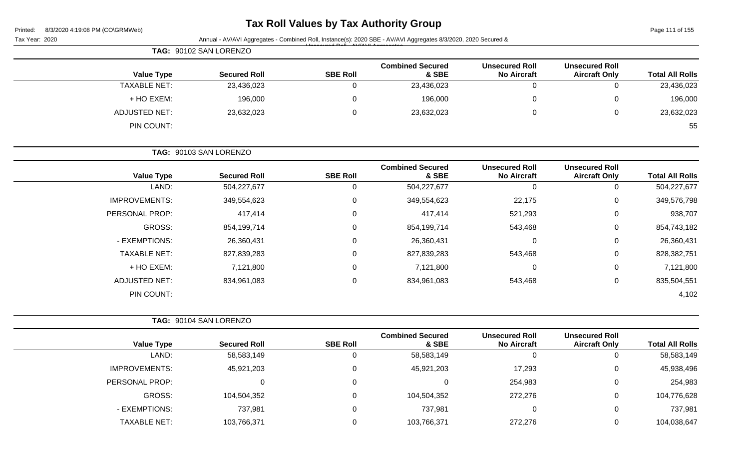# Tax Roll Values by Tax Authority Group

Printed: 8/3/2020 4:19:08 PM (CO\GRMWeb)

Tax Year: 2020 Annual - AV/AVI Aggregates - Combined Roll, Instance(s): 2020 SBE - AV/AVI Aggregates 8/3/2020, 2020 Secured & Unsecured Roll - AV/AVI Aggregates

**TAG: 90102 SAN LORENZO**

| Value Type | Secured Roll | SBE Roll | Combined Secured & SBE | Unsecured Roll No Aircraft | Unsecured Roll Aircraft Only | Total All Rolls |
|---|---|---|---|---|---|---|
| TAXABLE NET: | 23,436,023 | 0 | 23,436,023 | 0 | 0 | 23,436,023 |
| + HO EXEM: | 196,000 | 0 | 196,000 | 0 | 0 | 196,000 |
| ADJUSTED NET: | 23,632,023 | 0 | 23,632,023 | 0 | 0 | 23,632,023 |
| PIN COUNT: | | | | | | 55 |

**TAG: 90103 SAN LORENZO**

| Value Type | Secured Roll | SBE Roll | Combined Secured & SBE | Unsecured Roll No Aircraft | Unsecured Roll Aircraft Only | Total All Rolls |
|---|---|---|---|---|---|---|
| LAND: | 504,227,677 | 0 | 504,227,677 | 0 | 0 | 504,227,677 |
| IMPROVEMENTS: | 349,554,623 | 0 | 349,554,623 | 22,175 | 0 | 349,576,798 |
| PERSONAL PROP: | 417,414 | 0 | 417,414 | 521,293 | 0 | 938,707 |
| GROSS: | 854,199,714 | 0 | 854,199,714 | 543,468 | 0 | 854,743,182 |
| - EXEMPTIONS: | 26,360,431 | 0 | 26,360,431 | 0 | 0 | 26,360,431 |
| TAXABLE NET: | 827,839,283 | 0 | 827,839,283 | 543,468 | 0 | 828,382,751 |
| + HO EXEM: | 7,121,800 | 0 | 7,121,800 | 0 | 0 | 7,121,800 |
| ADJUSTED NET: | 834,961,083 | 0 | 834,961,083 | 543,468 | 0 | 835,504,551 |
| PIN COUNT: | | | | | | 4,102 |

**TAG: 90104 SAN LORENZO**

| Value Type | Secured Roll | SBE Roll | Combined Secured & SBE | Unsecured Roll No Aircraft | Unsecured Roll Aircraft Only | Total All Rolls |
|---|---|---|---|---|---|---|
| LAND: | 58,583,149 | 0 | 58,583,149 | 0 | 0 | 58,583,149 |
| IMPROVEMENTS: | 45,921,203 | 0 | 45,921,203 | 17,293 | 0 | 45,938,496 |
| PERSONAL PROP: | 0 | 0 | 0 | 254,983 | 0 | 254,983 |
| GROSS: | 104,504,352 | 0 | 104,504,352 | 272,276 | 0 | 104,776,628 |
| - EXEMPTIONS: | 737,981 | 0 | 737,981 | 0 | 0 | 737,981 |
| TAXABLE NET: | 103,766,371 | 0 | 103,766,371 | 272,276 | 0 | 104,038,647 |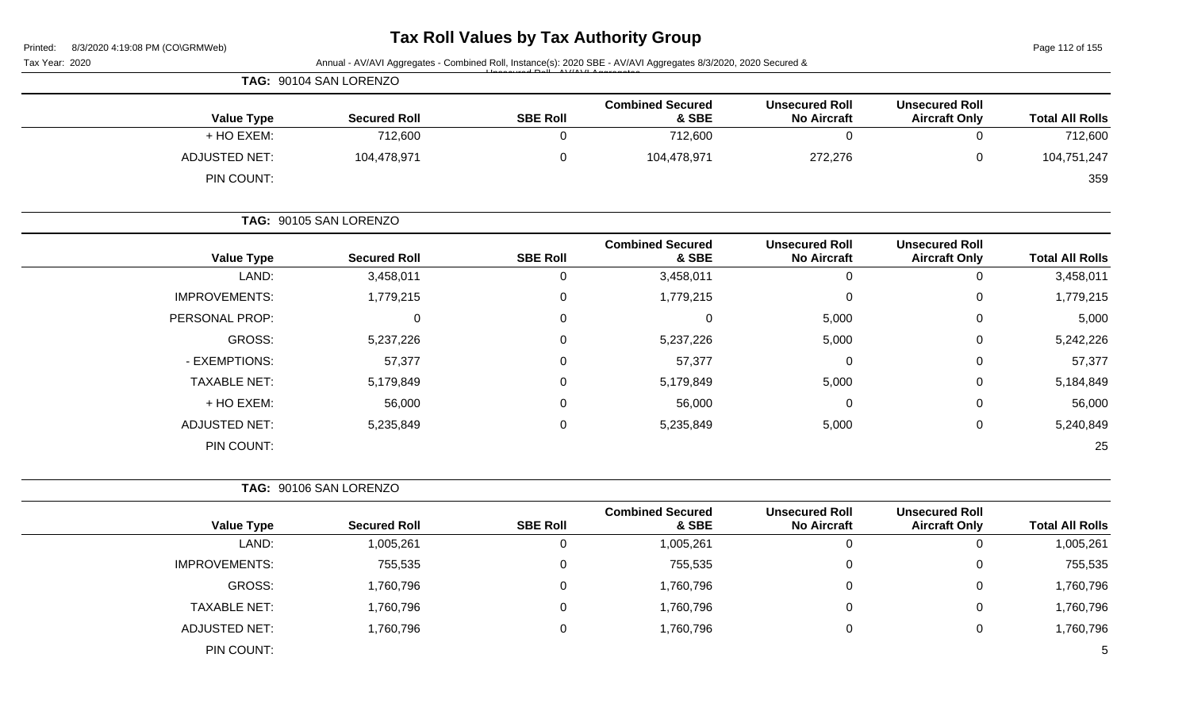**TAG:** 90104 SAN LORENZO

| Value Type | Secured Roll | SBE Roll | Combined Secured & SBE | Unsecured Roll No Aircraft | Unsecured Roll Aircraft Only | Total All Rolls |
|---|---|---|---|---|---|---|
| + HO EXEM: | 712,600 | 0 | 712,600 | 0 | 0 | 712,600 |
| ADJUSTED NET: | 104,478,971 | 0 | 104,478,971 | 272,276 | 0 | 104,751,247 |
| PIN COUNT: | | | | | | 359 |

**TAG:** 90105 SAN LORENZO

| Value Type | Secured Roll | SBE Roll | Combined Secured & SBE | Unsecured Roll No Aircraft | Unsecured Roll Aircraft Only | Total All Rolls |
|---|---|---|---|---|---|---|
| LAND: | 3,458,011 | 0 | 3,458,011 | 0 | 0 | 3,458,011 |
| IMPROVEMENTS: | 1,779,215 | 0 | 1,779,215 | 0 | 0 | 1,779,215 |
| PERSONAL PROP: | 0 | 0 | 0 | 5,000 | 0 | 5,000 |
| GROSS: | 5,237,226 | 0 | 5,237,226 | 5,000 | 0 | 5,242,226 |
| - EXEMPTIONS: | 57,377 | 0 | 57,377 | 0 | 0 | 57,377 |
| TAXABLE NET: | 5,179,849 | 0 | 5,179,849 | 5,000 | 0 | 5,184,849 |
| + HO EXEM: | 56,000 | 0 | 56,000 | 0 | 0 | 56,000 |
| ADJUSTED NET: | 5,235,849 | 0 | 5,235,849 | 5,000 | 0 | 5,240,849 |
| PIN COUNT: | | | | | | 25 |

**TAG:** 90106 SAN LORENZO

| Value Type | Secured Roll | SBE Roll | Combined Secured & SBE | Unsecured Roll No Aircraft | Unsecured Roll Aircraft Only | Total All Rolls |
|---|---|---|---|---|---|---|
| LAND: | 1,005,261 | 0 | 1,005,261 | 0 | 0 | 1,005,261 |
| IMPROVEMENTS: | 755,535 | 0 | 755,535 | 0 | 0 | 755,535 |
| GROSS: | 1,760,796 | 0 | 1,760,796 | 0 | 0 | 1,760,796 |
| TAXABLE NET: | 1,760,796 | 0 | 1,760,796 | 0 | 0 | 1,760,796 |
| ADJUSTED NET: | 1,760,796 | 0 | 1,760,796 | 0 | 0 | 1,760,796 |
| PIN COUNT: | | | | | | 5 |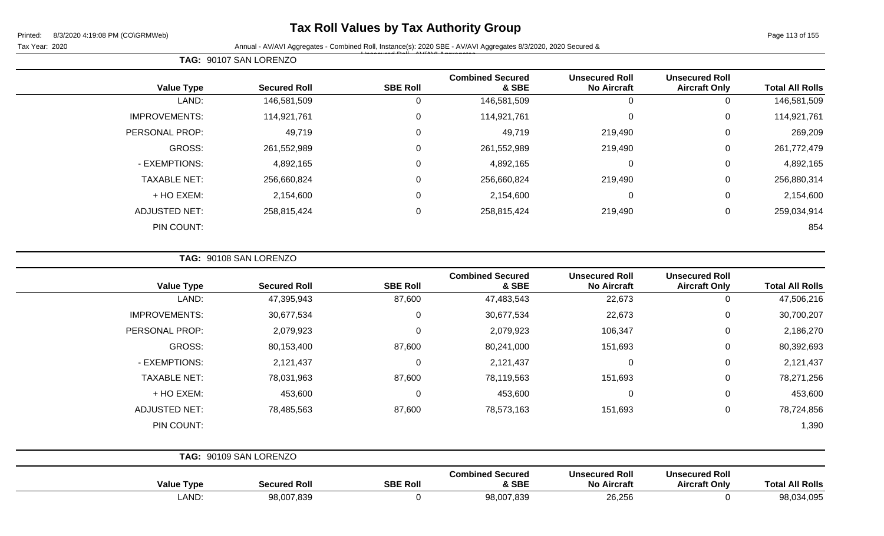# Tax Roll Values by Tax Authority Group

Printed: 8/3/2020 4:19:08 PM (CO\GRMWeb)

Tax Year: 2020

Annual - AV/AVI Aggregates - Combined Roll, Instance(s): 2020 SBE - AV/AVI Aggregates 8/3/2020, 2020 Secured & Unsecured Roll - AV/AVI Aggregates

**TAG: 90107 SAN LORENZO**

| Value Type | Secured Roll | SBE Roll | Combined Secured & SBE | Unsecured Roll No Aircraft | Unsecured Roll Aircraft Only | Total All Rolls |
|---|---|---|---|---|---|---|
| LAND: | 146,581,509 | 0 | 146,581,509 | 0 | 0 | 146,581,509 |
| IMPROVEMENTS: | 114,921,761 | 0 | 114,921,761 | 0 | 0 | 114,921,761 |
| PERSONAL PROP: | 49,719 | 0 | 49,719 | 219,490 | 0 | 269,209 |
| GROSS: | 261,552,989 | 0 | 261,552,989 | 219,490 | 0 | 261,772,479 |
| - EXEMPTIONS: | 4,892,165 | 0 | 4,892,165 | 0 | 0 | 4,892,165 |
| TAXABLE NET: | 256,660,824 | 0 | 256,660,824 | 219,490 | 0 | 256,880,314 |
| + HO EXEM: | 2,154,600 | 0 | 2,154,600 | 0 | 0 | 2,154,600 |
| ADJUSTED NET: | 258,815,424 | 0 | 258,815,424 | 219,490 | 0 | 259,034,914 |
| PIN COUNT: | | | | | | 854 |

**TAG: 90108 SAN LORENZO**

| Value Type | Secured Roll | SBE Roll | Combined Secured & SBE | Unsecured Roll No Aircraft | Unsecured Roll Aircraft Only | Total All Rolls |
|---|---|---|---|---|---|---|
| LAND: | 47,395,943 | 87,600 | 47,483,543 | 22,673 | 0 | 47,506,216 |
| IMPROVEMENTS: | 30,677,534 | 0 | 30,677,534 | 22,673 | 0 | 30,700,207 |
| PERSONAL PROP: | 2,079,923 | 0 | 2,079,923 | 106,347 | 0 | 2,186,270 |
| GROSS: | 80,153,400 | 87,600 | 80,241,000 | 151,693 | 0 | 80,392,693 |
| - EXEMPTIONS: | 2,121,437 | 0 | 2,121,437 | 0 | 0 | 2,121,437 |
| TAXABLE NET: | 78,031,963 | 87,600 | 78,119,563 | 151,693 | 0 | 78,271,256 |
| + HO EXEM: | 453,600 | 0 | 453,600 | 0 | 0 | 453,600 |
| ADJUSTED NET: | 78,485,563 | 87,600 | 78,573,163 | 151,693 | 0 | 78,724,856 |
| PIN COUNT: | | | | | | 1,390 |

**TAG: 90109 SAN LORENZO**

| Value Type | Secured Roll | SBE Roll | Combined Secured & SBE | Unsecured Roll No Aircraft | Unsecured Roll Aircraft Only | Total All Rolls |
|---|---|---|---|---|---|---|
| LAND: | 98,007,839 | 0 | 98,007,839 | 26,256 | 0 | 98,034,095 |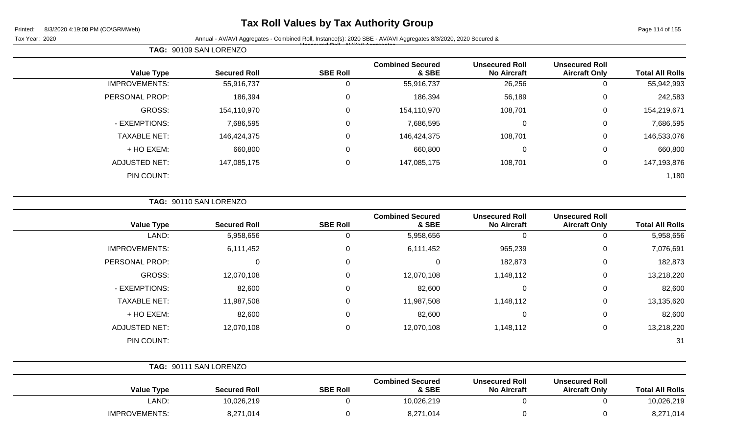# Tax Roll Values by Tax Authority Group

Printed: 8/3/2020 4:19:08 PM (CO\GRMWeb)

Tax Year: 2020 Annual - AV/AVI Aggregates - Combined Roll, Instance(s): 2020 SBE - AV/AVI Aggregates 8/3/2020, 2020 Secured & Unsecured Roll - AV/AVI Aggregates

**TAG: 90109 SAN LORENZO**

| Value Type | Secured Roll | SBE Roll | Combined Secured & SBE | Unsecured Roll No Aircraft | Unsecured Roll Aircraft Only | Total All Rolls |
|---|---|---|---|---|---|---|
| IMPROVEMENTS: | 55,916,737 | 0 | 55,916,737 | 26,256 | 0 | 55,942,993 |
| PERSONAL PROP: | 186,394 | 0 | 186,394 | 56,189 | 0 | 242,583 |
| GROSS: | 154,110,970 | 0 | 154,110,970 | 108,701 | 0 | 154,219,671 |
| - EXEMPTIONS: | 7,686,595 | 0 | 7,686,595 | 0 | 0 | 7,686,595 |
| TAXABLE NET: | 146,424,375 | 0 | 146,424,375 | 108,701 | 0 | 146,533,076 |
| + HO EXEM: | 660,800 | 0 | 660,800 | 0 | 0 | 660,800 |
| ADJUSTED NET: | 147,085,175 | 0 | 147,085,175 | 108,701 | 0 | 147,193,876 |
| PIN COUNT: | | | | | | 1,180 |

**TAG: 90110 SAN LORENZO**

| Value Type | Secured Roll | SBE Roll | Combined Secured & SBE | Unsecured Roll No Aircraft | Unsecured Roll Aircraft Only | Total All Rolls |
|---|---|---|---|---|---|---|
| LAND: | 5,958,656 | 0 | 5,958,656 | 0 | 0 | 5,958,656 |
| IMPROVEMENTS: | 6,111,452 | 0 | 6,111,452 | 965,239 | 0 | 7,076,691 |
| PERSONAL PROP: | 0 | 0 | 0 | 182,873 | 0 | 182,873 |
| GROSS: | 12,070,108 | 0 | 12,070,108 | 1,148,112 | 0 | 13,218,220 |
| - EXEMPTIONS: | 82,600 | 0 | 82,600 | 0 | 0 | 82,600 |
| TAXABLE NET: | 11,987,508 | 0 | 11,987,508 | 1,148,112 | 0 | 13,135,620 |
| + HO EXEM: | 82,600 | 0 | 82,600 | 0 | 0 | 82,600 |
| ADJUSTED NET: | 12,070,108 | 0 | 12,070,108 | 1,148,112 | 0 | 13,218,220 |
| PIN COUNT: | | | | | | 31 |

**TAG: 90111 SAN LORENZO**

| Value Type | Secured Roll | SBE Roll | Combined Secured & SBE | Unsecured Roll No Aircraft | Unsecured Roll Aircraft Only | Total All Rolls |
|---|---|---|---|---|---|---|
| LAND: | 10,026,219 | 0 | 10,026,219 | 0 | 0 | 10,026,219 |
| IMPROVEMENTS: | 8,271,014 | 0 | 8,271,014 | 0 | 0 | 8,271,014 |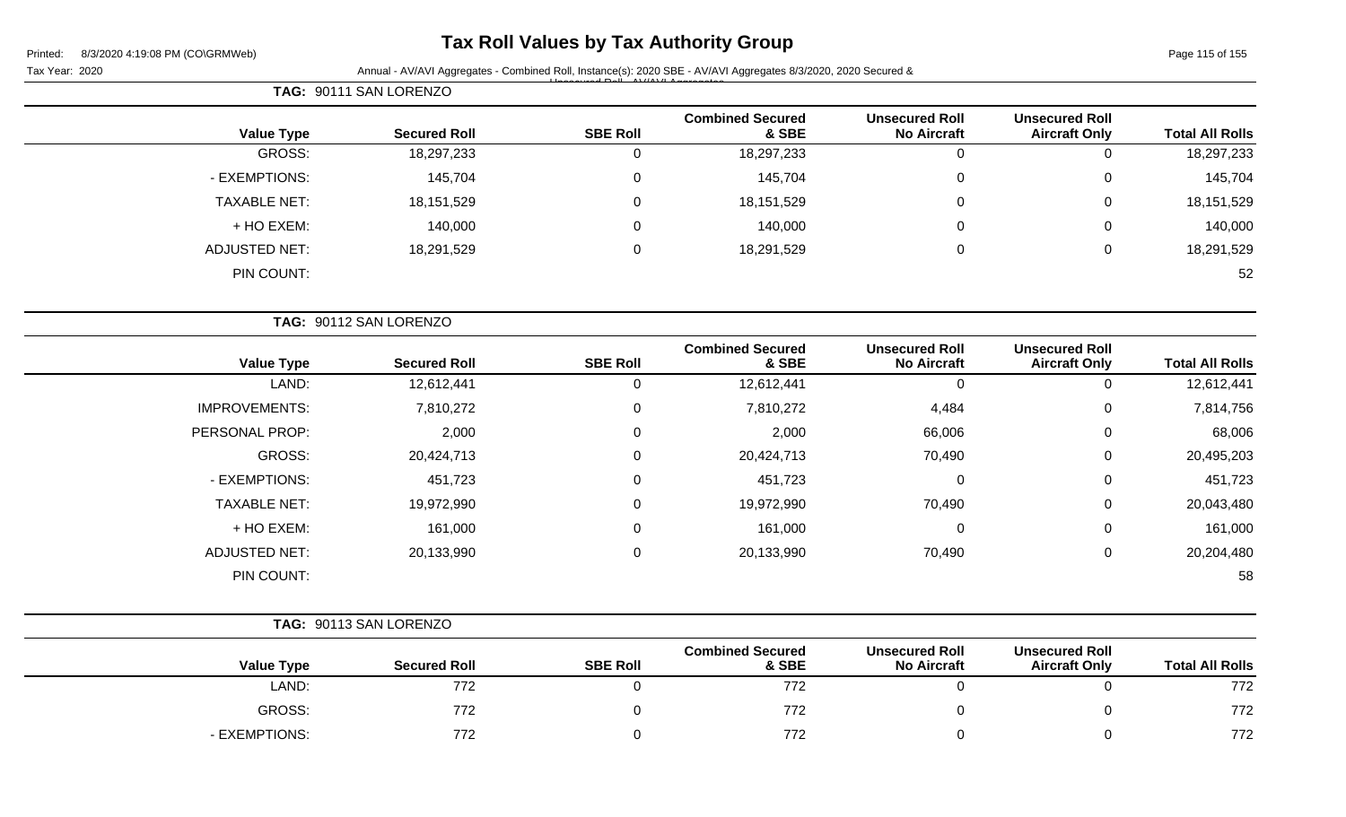# Tax Roll Values by Tax Authority Group

Tax Year: 2020

Annual - AV/AVI Aggregates - Combined Roll, Instance(s): 2020 SBE - AV/AVI Aggregates 8/3/2020, 2020 Secured & Unsecured Roll - AV/AVI Aggregates

**TAG: 90111 SAN LORENZO**

| Value Type | Secured Roll | SBE Roll | Combined Secured & SBE | Unsecured Roll No Aircraft | Unsecured Roll Aircraft Only | Total All Rolls |
|---|---|---|---|---|---|---|
| GROSS: | 18,297,233 | 0 | 18,297,233 | 0 | 0 | 18,297,233 |
| - EXEMPTIONS: | 145,704 | 0 | 145,704 | 0 | 0 | 145,704 |
| TAXABLE NET: | 18,151,529 | 0 | 18,151,529 | 0 | 0 | 18,151,529 |
| + HO EXEM: | 140,000 | 0 | 140,000 | 0 | 0 | 140,000 |
| ADJUSTED NET: | 18,291,529 | 0 | 18,291,529 | 0 | 0 | 18,291,529 |
| PIN COUNT: | | | | | | 52 |

**TAG: 90112 SAN LORENZO**

| Value Type | Secured Roll | SBE Roll | Combined Secured & SBE | Unsecured Roll No Aircraft | Unsecured Roll Aircraft Only | Total All Rolls |
|---|---|---|---|---|---|---|
| LAND: | 12,612,441 | 0 | 12,612,441 | 0 | 0 | 12,612,441 |
| IMPROVEMENTS: | 7,810,272 | 0 | 7,810,272 | 4,484 | 0 | 7,814,756 |
| PERSONAL PROP: | 2,000 | 0 | 2,000 | 66,006 | 0 | 68,006 |
| GROSS: | 20,424,713 | 0 | 20,424,713 | 70,490 | 0 | 20,495,203 |
| - EXEMPTIONS: | 451,723 | 0 | 451,723 | 0 | 0 | 451,723 |
| TAXABLE NET: | 19,972,990 | 0 | 19,972,990 | 70,490 | 0 | 20,043,480 |
| + HO EXEM: | 161,000 | 0 | 161,000 | 0 | 0 | 161,000 |
| ADJUSTED NET: | 20,133,990 | 0 | 20,133,990 | 70,490 | 0 | 20,204,480 |
| PIN COUNT: | | | | | | 58 |

**TAG: 90113 SAN LORENZO**

| Value Type | Secured Roll | SBE Roll | Combined Secured & SBE | Unsecured Roll No Aircraft | Unsecured Roll Aircraft Only | Total All Rolls |
|---|---|---|---|---|---|---|
| LAND: | 772 | 0 | 772 | 0 | 0 | 772 |
| GROSS: | 772 | 0 | 772 | 0 | 0 | 772 |
| - EXEMPTIONS: | 772 | 0 | 772 | 0 | 0 | 772 |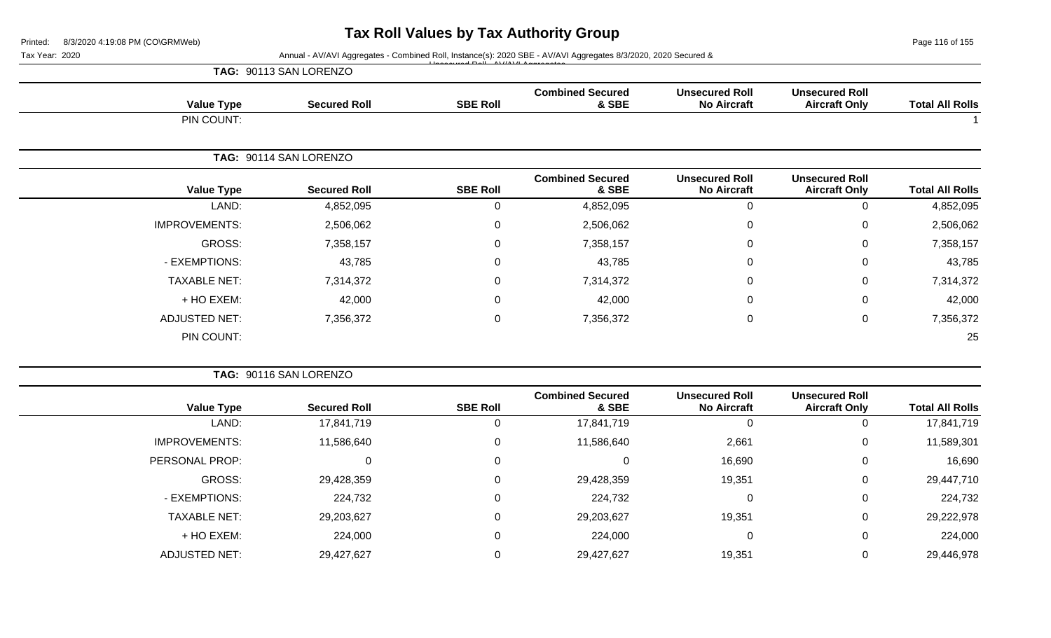# Tax Roll Values by Tax Authority Group

Tax Year: 2020

Annual - AV/AVI Aggregates - Combined Roll, Instance(s): 2020 SBE - AV/AVI Aggregates 8/3/2020, 2020 Secured & Unsecured Roll - AV/AVI Aggregates

**TAG: 90113 SAN LORENZO**

| Value Type | Secured Roll | SBE Roll | Combined Secured & SBE | Unsecured Roll No Aircraft | Unsecured Roll Aircraft Only | Total All Rolls |
|---|---|---|---|---|---|---|
| PIN COUNT: | | | | | | 1 |

**TAG: 90114 SAN LORENZO**

| Value Type | Secured Roll | SBE Roll | Combined Secured & SBE | Unsecured Roll No Aircraft | Unsecured Roll Aircraft Only | Total All Rolls |
|---|---|---|---|---|---|---|
| LAND: | 4,852,095 | 0 | 4,852,095 | 0 | 0 | 4,852,095 |
| IMPROVEMENTS: | 2,506,062 | 0 | 2,506,062 | 0 | 0 | 2,506,062 |
| GROSS: | 7,358,157 | 0 | 7,358,157 | 0 | 0 | 7,358,157 |
| - EXEMPTIONS: | 43,785 | 0 | 43,785 | 0 | 0 | 43,785 |
| TAXABLE NET: | 7,314,372 | 0 | 7,314,372 | 0 | 0 | 7,314,372 |
| + HO EXEM: | 42,000 | 0 | 42,000 | 0 | 0 | 42,000 |
| ADJUSTED NET: | 7,356,372 | 0 | 7,356,372 | 0 | 0 | 7,356,372 |
| PIN COUNT: | | | | | | 25 |

**TAG: 90116 SAN LORENZO**

| Value Type | Secured Roll | SBE Roll | Combined Secured & SBE | Unsecured Roll No Aircraft | Unsecured Roll Aircraft Only | Total All Rolls |
|---|---|---|---|---|---|---|
| LAND: | 17,841,719 | 0 | 17,841,719 | 0 | 0 | 17,841,719 |
| IMPROVEMENTS: | 11,586,640 | 0 | 11,586,640 | 2,661 | 0 | 11,589,301 |
| PERSONAL PROP: | 0 | 0 | 0 | 16,690 | 0 | 16,690 |
| GROSS: | 29,428,359 | 0 | 29,428,359 | 19,351 | 0 | 29,447,710 |
| - EXEMPTIONS: | 224,732 | 0 | 224,732 | 0 | 0 | 224,732 |
| TAXABLE NET: | 29,203,627 | 0 | 29,203,627 | 19,351 | 0 | 29,222,978 |
| + HO EXEM: | 224,000 | 0 | 224,000 | 0 | 0 | 224,000 |
| ADJUSTED NET: | 29,427,627 | 0 | 29,427,627 | 19,351 | 0 | 29,446,978 |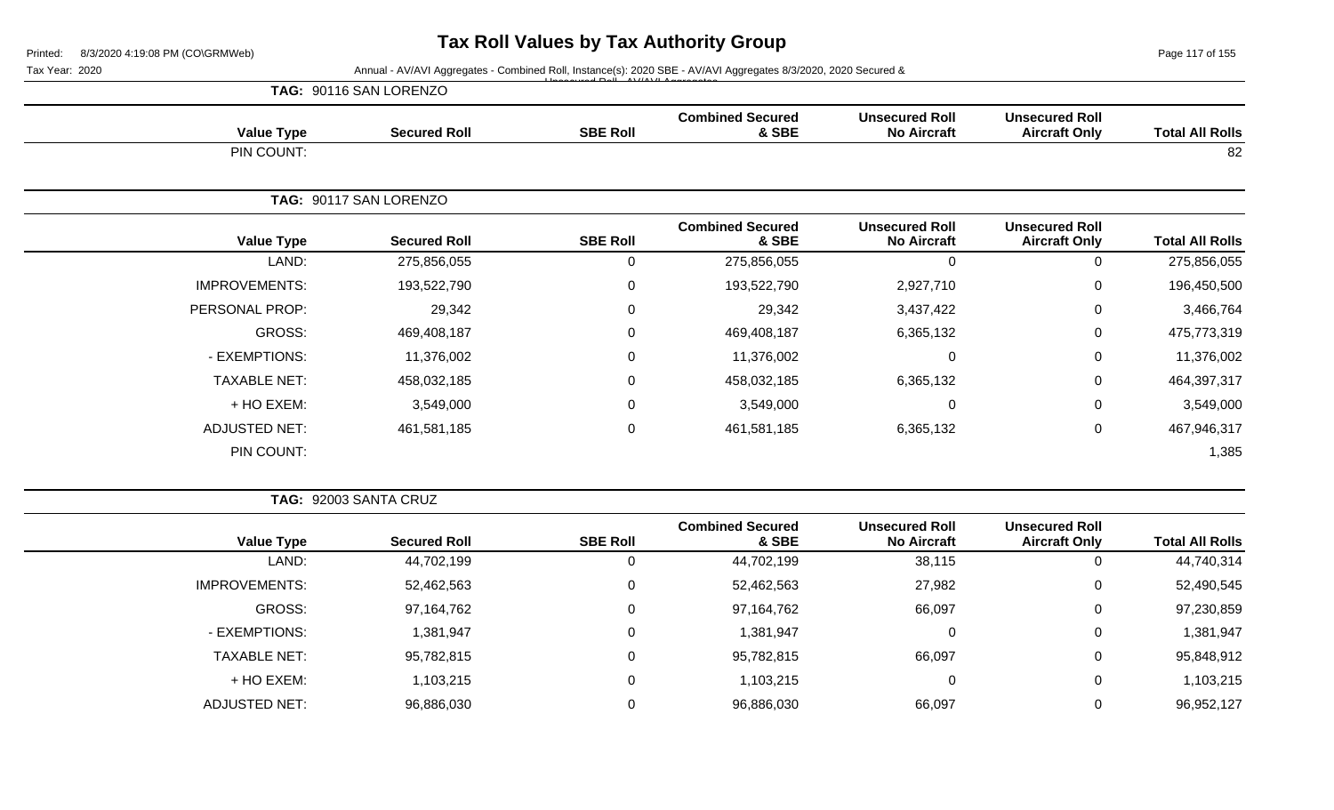# Tax Roll Values by Tax Authority Group

Printed: 8/3/2020 4:19:08 PM (CO\GRMWeb)

Tax Year: 2020

Annual - AV/AVI Aggregates - Combined Roll, Instance(s): 2020 SBE - AV/AVI Aggregates 8/3/2020, 2020 Secured & Unsecured Roll - AV/AVI Aggregates

**TAG: 90116 SAN LORENZO**

| Value Type | Secured Roll | SBE Roll | Combined Secured & SBE | Unsecured Roll No Aircraft | Unsecured Roll Aircraft Only | Total All Rolls |
|---|---|---|---|---|---|---|
| PIN COUNT: | | | | | | 82 |

**TAG: 90117 SAN LORENZO**

| Value Type | Secured Roll | SBE Roll | Combined Secured & SBE | Unsecured Roll No Aircraft | Unsecured Roll Aircraft Only | Total All Rolls |
|---|---|---|---|---|---|---|
| LAND: | 275,856,055 | 0 | 275,856,055 | 0 | 0 | 275,856,055 |
| IMPROVEMENTS: | 193,522,790 | 0 | 193,522,790 | 2,927,710 | 0 | 196,450,500 |
| PERSONAL PROP: | 29,342 | 0 | 29,342 | 3,437,422 | 0 | 3,466,764 |
| GROSS: | 469,408,187 | 0 | 469,408,187 | 6,365,132 | 0 | 475,773,319 |
| - EXEMPTIONS: | 11,376,002 | 0 | 11,376,002 | 0 | 0 | 11,376,002 |
| TAXABLE NET: | 458,032,185 | 0 | 458,032,185 | 6,365,132 | 0 | 464,397,317 |
| + HO EXEM: | 3,549,000 | 0 | 3,549,000 | 0 | 0 | 3,549,000 |
| ADJUSTED NET: | 461,581,185 | 0 | 461,581,185 | 6,365,132 | 0 | 467,946,317 |
| PIN COUNT: | | | | | | 1,385 |

**TAG: 92003 SANTA CRUZ**

| Value Type | Secured Roll | SBE Roll | Combined Secured & SBE | Unsecured Roll No Aircraft | Unsecured Roll Aircraft Only | Total All Rolls |
|---|---|---|---|---|---|---|
| LAND: | 44,702,199 | 0 | 44,702,199 | 38,115 | 0 | 44,740,314 |
| IMPROVEMENTS: | 52,462,563 | 0 | 52,462,563 | 27,982 | 0 | 52,490,545 |
| GROSS: | 97,164,762 | 0 | 97,164,762 | 66,097 | 0 | 97,230,859 |
| - EXEMPTIONS: | 1,381,947 | 0 | 1,381,947 | 0 | 0 | 1,381,947 |
| TAXABLE NET: | 95,782,815 | 0 | 95,782,815 | 66,097 | 0 | 95,848,912 |
| + HO EXEM: | 1,103,215 | 0 | 1,103,215 | 0 | 0 | 1,103,215 |
| ADJUSTED NET: | 96,886,030 | 0 | 96,886,030 | 66,097 | 0 | 96,952,127 |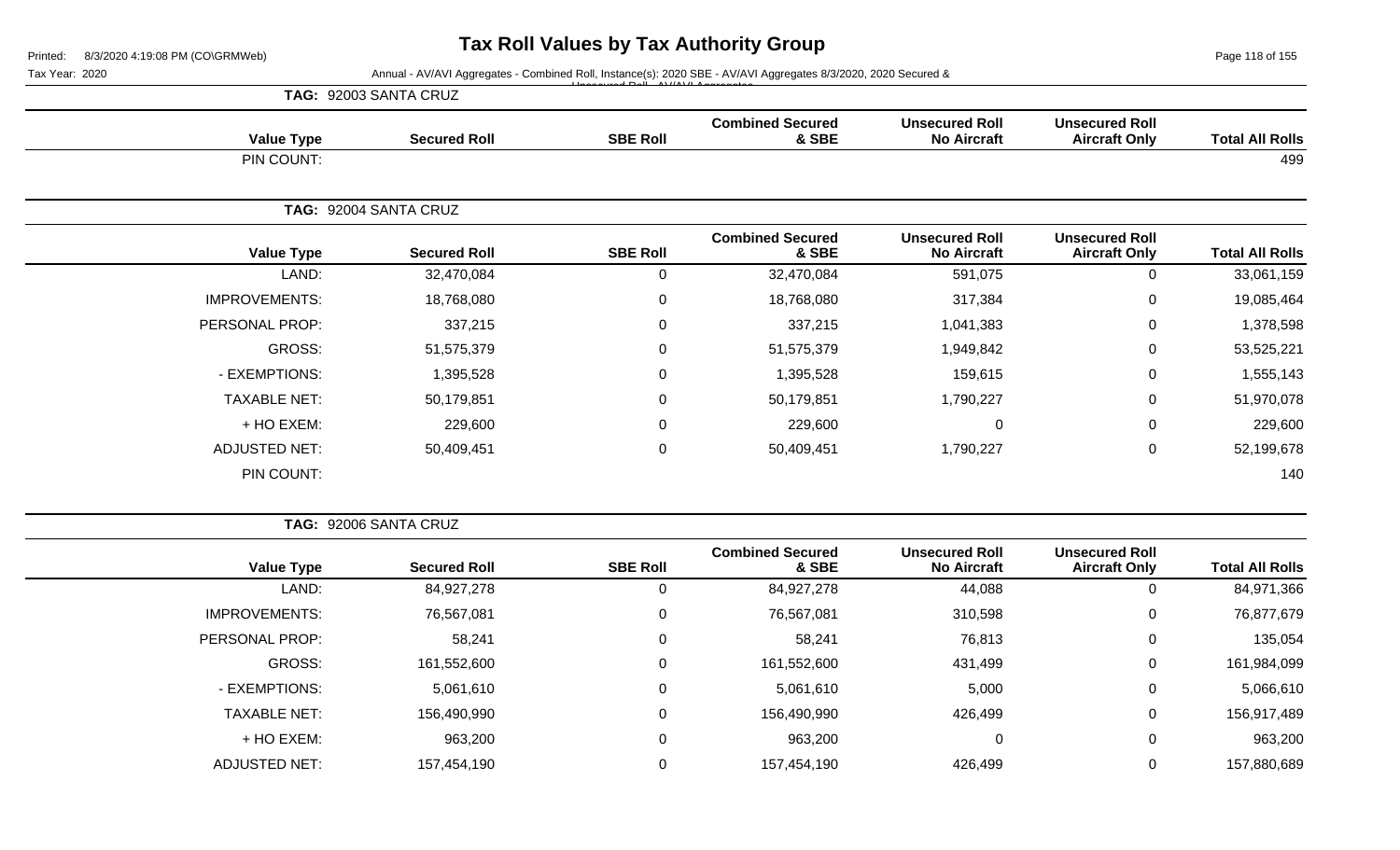# Tax Roll Values by Tax Authority Group

Tax Year: 2020

Annual - AV/AVI Aggregates - Combined Roll, Instance(s): 2020 SBE - AV/AVI Aggregates 8/3/2020, 2020 Secured & Unsecured Roll - AV/AVI Aggregates

**TAG: 92003 SANTA CRUZ**

| Value Type | Secured Roll | SBE Roll | Combined Secured & SBE | Unsecured Roll No Aircraft | Unsecured Roll Aircraft Only | Total All Rolls |
|---|---|---|---|---|---|---|
| PIN COUNT: | | | | | | 499 |

**TAG: 92004 SANTA CRUZ**

| Value Type | Secured Roll | SBE Roll | Combined Secured & SBE | Unsecured Roll No Aircraft | Unsecured Roll Aircraft Only | Total All Rolls |
|---|---|---|---|---|---|---|
| LAND: | 32,470,084 | 0 | 32,470,084 | 591,075 | 0 | 33,061,159 |
| IMPROVEMENTS: | 18,768,080 | 0 | 18,768,080 | 317,384 | 0 | 19,085,464 |
| PERSONAL PROP: | 337,215 | 0 | 337,215 | 1,041,383 | 0 | 1,378,598 |
| GROSS: | 51,575,379 | 0 | 51,575,379 | 1,949,842 | 0 | 53,525,221 |
| - EXEMPTIONS: | 1,395,528 | 0 | 1,395,528 | 159,615 | 0 | 1,555,143 |
| TAXABLE NET: | 50,179,851 | 0 | 50,179,851 | 1,790,227 | 0 | 51,970,078 |
| + HO EXEM: | 229,600 | 0 | 229,600 | 0 | 0 | 229,600 |
| ADJUSTED NET: | 50,409,451 | 0 | 50,409,451 | 1,790,227 | 0 | 52,199,678 |
| PIN COUNT: | | | | | | 140 |

**TAG: 92006 SANTA CRUZ**

| Value Type | Secured Roll | SBE Roll | Combined Secured & SBE | Unsecured Roll No Aircraft | Unsecured Roll Aircraft Only | Total All Rolls |
|---|---|---|---|---|---|---|
| LAND: | 84,927,278 | 0 | 84,927,278 | 44,088 | 0 | 84,971,366 |
| IMPROVEMENTS: | 76,567,081 | 0 | 76,567,081 | 310,598 | 0 | 76,877,679 |
| PERSONAL PROP: | 58,241 | 0 | 58,241 | 76,813 | 0 | 135,054 |
| GROSS: | 161,552,600 | 0 | 161,552,600 | 431,499 | 0 | 161,984,099 |
| - EXEMPTIONS: | 5,061,610 | 0 | 5,061,610 | 5,000 | 0 | 5,066,610 |
| TAXABLE NET: | 156,490,990 | 0 | 156,490,990 | 426,499 | 0 | 156,917,489 |
| + HO EXEM: | 963,200 | 0 | 963,200 | 0 | 0 | 963,200 |
| ADJUSTED NET: | 157,454,190 | 0 | 157,454,190 | 426,499 | 0 | 157,880,689 |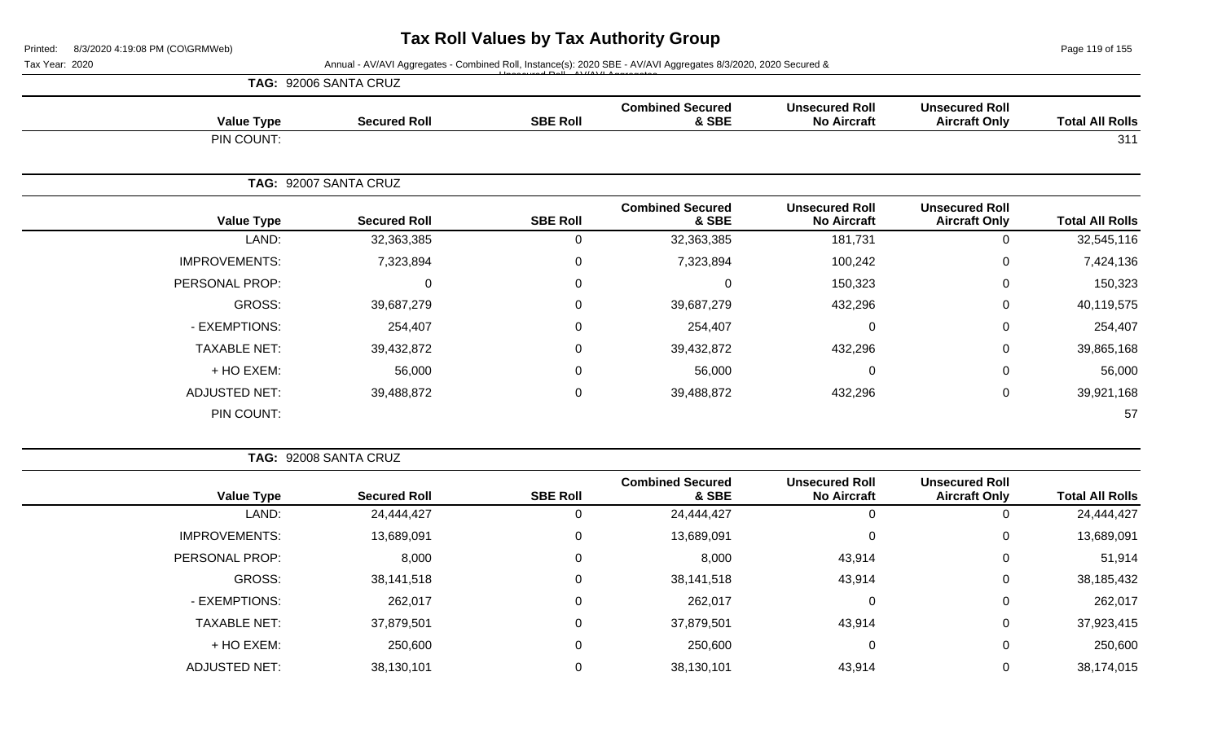# Tax Roll Values by Tax Authority Group

Printed: 8/3/2020 4:19:08 PM (CO\GRMWeb)

Tax Year: 2020

Annual - AV/AVI Aggregates - Combined Roll, Instance(s): 2020 SBE - AV/AVI Aggregates 8/3/2020, 2020 Secured & Unsecured Roll - AV/AVI Aggregates

**TAG: 92006 SANTA CRUZ**

| Value Type | Secured Roll | SBE Roll | Combined Secured & SBE | Unsecured Roll No Aircraft | Unsecured Roll Aircraft Only | Total All Rolls |
|---|---|---|---|---|---|---|
| PIN COUNT: | | | | | | 311 |

**TAG: 92007 SANTA CRUZ**

| Value Type | Secured Roll | SBE Roll | Combined Secured & SBE | Unsecured Roll No Aircraft | Unsecured Roll Aircraft Only | Total All Rolls |
|---|---|---|---|---|---|---|
| LAND: | 32,363,385 | 0 | 32,363,385 | 181,731 | 0 | 32,545,116 |
| IMPROVEMENTS: | 7,323,894 | 0 | 7,323,894 | 100,242 | 0 | 7,424,136 |
| PERSONAL PROP: | 0 | 0 | 0 | 150,323 | 0 | 150,323 |
| GROSS: | 39,687,279 | 0 | 39,687,279 | 432,296 | 0 | 40,119,575 |
| - EXEMPTIONS: | 254,407 | 0 | 254,407 | 0 | 0 | 254,407 |
| TAXABLE NET: | 39,432,872 | 0 | 39,432,872 | 432,296 | 0 | 39,865,168 |
| + HO EXEM: | 56,000 | 0 | 56,000 | 0 | 0 | 56,000 |
| ADJUSTED NET: | 39,488,872 | 0 | 39,488,872 | 432,296 | 0 | 39,921,168 |
| PIN COUNT: | | | | | | 57 |

**TAG: 92008 SANTA CRUZ**

| Value Type | Secured Roll | SBE Roll | Combined Secured & SBE | Unsecured Roll No Aircraft | Unsecured Roll Aircraft Only | Total All Rolls |
|---|---|---|---|---|---|---|
| LAND: | 24,444,427 | 0 | 24,444,427 | 0 | 0 | 24,444,427 |
| IMPROVEMENTS: | 13,689,091 | 0 | 13,689,091 | 0 | 0 | 13,689,091 |
| PERSONAL PROP: | 8,000 | 0 | 8,000 | 43,914 | 0 | 51,914 |
| GROSS: | 38,141,518 | 0 | 38,141,518 | 43,914 | 0 | 38,185,432 |
| - EXEMPTIONS: | 262,017 | 0 | 262,017 | 0 | 0 | 262,017 |
| TAXABLE NET: | 37,879,501 | 0 | 37,879,501 | 43,914 | 0 | 37,923,415 |
| + HO EXEM: | 250,600 | 0 | 250,600 | 0 | 0 | 250,600 |
| ADJUSTED NET: | 38,130,101 | 0 | 38,130,101 | 43,914 | 0 | 38,174,015 |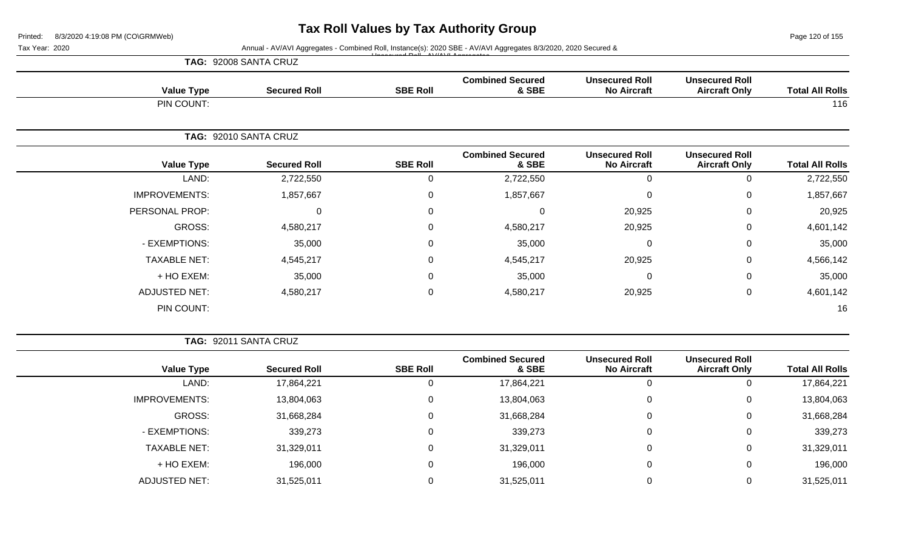# Tax Roll Values by Tax Authority Group

Printed: 8/3/2020 4:19:08 PM (CO\GRMWeb)

Tax Year: 2020

Annual - AV/AVI Aggregates - Combined Roll, Instance(s): 2020 SBE - AV/AVI Aggregates 8/3/2020, 2020 Secured & Unsecured Roll - AV/AVI Aggregates

**TAG: 92008 SANTA CRUZ**

| Value Type | Secured Roll | SBE Roll | Combined Secured & SBE | Unsecured Roll No Aircraft | Unsecured Roll Aircraft Only | Total All Rolls |
|---|---|---|---|---|---|---|
| PIN COUNT: | | | | | | 116 |

**TAG: 92010 SANTA CRUZ**

| Value Type | Secured Roll | SBE Roll | Combined Secured & SBE | Unsecured Roll No Aircraft | Unsecured Roll Aircraft Only | Total All Rolls |
|---|---|---|---|---|---|---|
| LAND: | 2,722,550 | 0 | 2,722,550 | 0 | 0 | 2,722,550 |
| IMPROVEMENTS: | 1,857,667 | 0 | 1,857,667 | 0 | 0 | 1,857,667 |
| PERSONAL PROP: | 0 | 0 | 0 | 20,925 | 0 | 20,925 |
| GROSS: | 4,580,217 | 0 | 4,580,217 | 20,925 | 0 | 4,601,142 |
| - EXEMPTIONS: | 35,000 | 0 | 35,000 | 0 | 0 | 35,000 |
| TAXABLE NET: | 4,545,217 | 0 | 4,545,217 | 20,925 | 0 | 4,566,142 |
| + HO EXEM: | 35,000 | 0 | 35,000 | 0 | 0 | 35,000 |
| ADJUSTED NET: | 4,580,217 | 0 | 4,580,217 | 20,925 | 0 | 4,601,142 |
| PIN COUNT: | | | | | | 16 |

**TAG: 92011 SANTA CRUZ**

| Value Type | Secured Roll | SBE Roll | Combined Secured & SBE | Unsecured Roll No Aircraft | Unsecured Roll Aircraft Only | Total All Rolls |
|---|---|---|---|---|---|---|
| LAND: | 17,864,221 | 0 | 17,864,221 | 0 | 0 | 17,864,221 |
| IMPROVEMENTS: | 13,804,063 | 0 | 13,804,063 | 0 | 0 | 13,804,063 |
| GROSS: | 31,668,284 | 0 | 31,668,284 | 0 | 0 | 31,668,284 |
| - EXEMPTIONS: | 339,273 | 0 | 339,273 | 0 | 0 | 339,273 |
| TAXABLE NET: | 31,329,011 | 0 | 31,329,011 | 0 | 0 | 31,329,011 |
| + HO EXEM: | 196,000 | 0 | 196,000 | 0 | 0 | 196,000 |
| ADJUSTED NET: | 31,525,011 | 0 | 31,525,011 | 0 | 0 | 31,525,011 |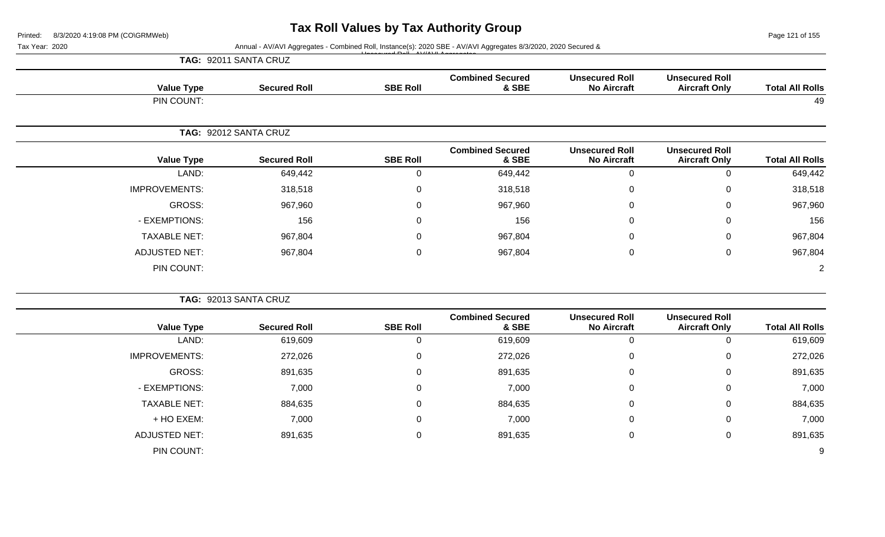# Tax Roll Values by Tax Authority Group

Printed: 8/3/2020 4:19:08 PM (CO\GRMWeb)

Tax Year: 2020

Annual - AV/AVI Aggregates - Combined Roll, Instance(s): 2020 SBE - AV/AVI Aggregates 8/3/2020, 2020 Secured & Unsecured Roll - AV/AVI Aggregates

**TAG: 92011 SANTA CRUZ**

| Value Type | Secured Roll | SBE Roll | Combined Secured & SBE | Unsecured Roll No Aircraft | Unsecured Roll Aircraft Only | Total All Rolls |
|---|---|---|---|---|---|---|
| PIN COUNT: | | | | | | 49 |

**TAG: 92012 SANTA CRUZ**

| Value Type | Secured Roll | SBE Roll | Combined Secured & SBE | Unsecured Roll No Aircraft | Unsecured Roll Aircraft Only | Total All Rolls |
|---|---|---|---|---|---|---|
| LAND: | 649,442 | 0 | 649,442 | 0 | 0 | 649,442 |
| IMPROVEMENTS: | 318,518 | 0 | 318,518 | 0 | 0 | 318,518 |
| GROSS: | 967,960 | 0 | 967,960 | 0 | 0 | 967,960 |
| - EXEMPTIONS: | 156 | 0 | 156 | 0 | 0 | 156 |
| TAXABLE NET: | 967,804 | 0 | 967,804 | 0 | 0 | 967,804 |
| ADJUSTED NET: | 967,804 | 0 | 967,804 | 0 | 0 | 967,804 |
| PIN COUNT: | | | | | | 2 |

**TAG: 92013 SANTA CRUZ**

| Value Type | Secured Roll | SBE Roll | Combined Secured & SBE | Unsecured Roll No Aircraft | Unsecured Roll Aircraft Only | Total All Rolls |
|---|---|---|---|---|---|---|
| LAND: | 619,609 | 0 | 619,609 | 0 | 0 | 619,609 |
| IMPROVEMENTS: | 272,026 | 0 | 272,026 | 0 | 0 | 272,026 |
| GROSS: | 891,635 | 0 | 891,635 | 0 | 0 | 891,635 |
| - EXEMPTIONS: | 7,000 | 0 | 7,000 | 0 | 0 | 7,000 |
| TAXABLE NET: | 884,635 | 0 | 884,635 | 0 | 0 | 884,635 |
| + HO EXEM: | 7,000 | 0 | 7,000 | 0 | 0 | 7,000 |
| ADJUSTED NET: | 891,635 | 0 | 891,635 | 0 | 0 | 891,635 |
| PIN COUNT: | | | | | | 9 |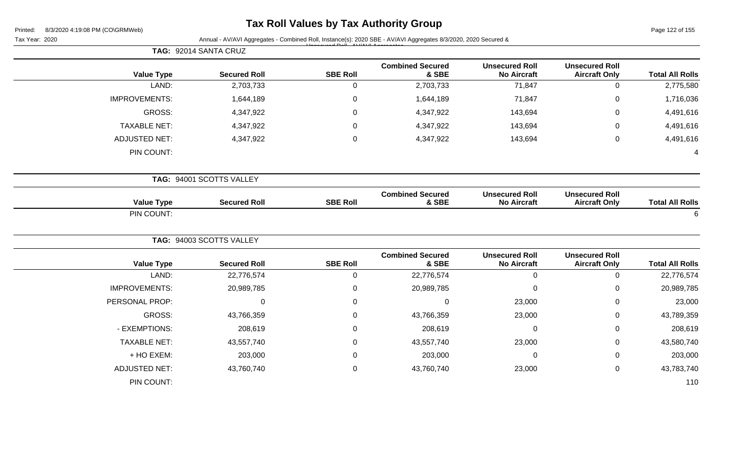# Tax Roll Values by Tax Authority Group

Tax Year: 2020

Annual - AV/AVI Aggregates - Combined Roll, Instance(s): 2020 SBE - AV/AVI Aggregates 8/3/2020, 2020 Secured & Unsecured Roll - AV/AVI Aggregates

**TAG: 92014 SANTA CRUZ**

| Value Type | Secured Roll | SBE Roll | Combined Secured & SBE | Unsecured Roll No Aircraft | Unsecured Roll Aircraft Only | Total All Rolls |
|---|---|---|---|---|---|---|
| LAND: | 2,703,733 | 0 | 2,703,733 | 71,847 | 0 | 2,775,580 |
| IMPROVEMENTS: | 1,644,189 | 0 | 1,644,189 | 71,847 | 0 | 1,716,036 |
| GROSS: | 4,347,922 | 0 | 4,347,922 | 143,694 | 0 | 4,491,616 |
| TAXABLE NET: | 4,347,922 | 0 | 4,347,922 | 143,694 | 0 | 4,491,616 |
| ADJUSTED NET: | 4,347,922 | 0 | 4,347,922 | 143,694 | 0 | 4,491,616 |
| PIN COUNT: | | | | | | 4 |

**TAG: 94001 SCOTTS VALLEY**

| Value Type | Secured Roll | SBE Roll | Combined Secured & SBE | Unsecured Roll No Aircraft | Unsecured Roll Aircraft Only | Total All Rolls |
|---|---|---|---|---|---|---|
| PIN COUNT: | | | | | | 6 |

**TAG: 94003 SCOTTS VALLEY**

| Value Type | Secured Roll | SBE Roll | Combined Secured & SBE | Unsecured Roll No Aircraft | Unsecured Roll Aircraft Only | Total All Rolls |
|---|---|---|---|---|---|---|
| LAND: | 22,776,574 | 0 | 22,776,574 | 0 | 0 | 22,776,574 |
| IMPROVEMENTS: | 20,989,785 | 0 | 20,989,785 | 0 | 0 | 20,989,785 |
| PERSONAL PROP: | 0 | 0 | 0 | 23,000 | 0 | 23,000 |
| GROSS: | 43,766,359 | 0 | 43,766,359 | 23,000 | 0 | 43,789,359 |
| - EXEMPTIONS: | 208,619 | 0 | 208,619 | 0 | 0 | 208,619 |
| TAXABLE NET: | 43,557,740 | 0 | 43,557,740 | 23,000 | 0 | 43,580,740 |
| + HO EXEM: | 203,000 | 0 | 203,000 | 0 | 0 | 203,000 |
| ADJUSTED NET: | 43,760,740 | 0 | 43,760,740 | 23,000 | 0 | 43,783,740 |
| PIN COUNT: | | | | | | 110 |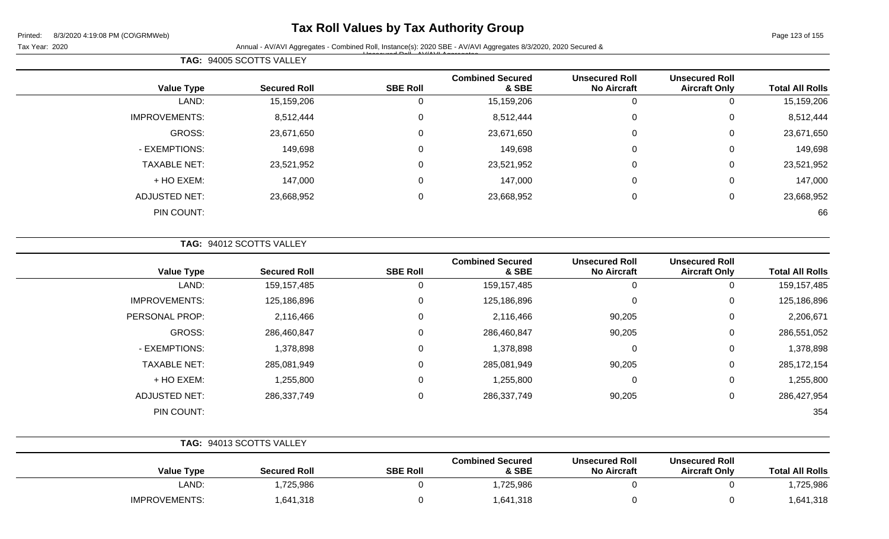# Tax Roll Values by Tax Authority Group

Printed: 8/3/2020 4:19:08 PM (CO\GRMWeb)

Tax Year: 2020

Annual - AV/AVI Aggregates - Combined Roll, Instance(s): 2020 SBE - AV/AVI Aggregates 8/3/2020, 2020 Secured & Unsecured Roll - AV/AVI Aggregates

**TAG: 94005 SCOTTS VALLEY**

| Value Type | Secured Roll | SBE Roll | Combined Secured & SBE | Unsecured Roll No Aircraft | Unsecured Roll Aircraft Only | Total All Rolls |
|---|---|---|---|---|---|---|
| LAND: | 15,159,206 | 0 | 15,159,206 | 0 | 0 | 15,159,206 |
| IMPROVEMENTS: | 8,512,444 | 0 | 8,512,444 | 0 | 0 | 8,512,444 |
| GROSS: | 23,671,650 | 0 | 23,671,650 | 0 | 0 | 23,671,650 |
| - EXEMPTIONS: | 149,698 | 0 | 149,698 | 0 | 0 | 149,698 |
| TAXABLE NET: | 23,521,952 | 0 | 23,521,952 | 0 | 0 | 23,521,952 |
| + HO EXEM: | 147,000 | 0 | 147,000 | 0 | 0 | 147,000 |
| ADJUSTED NET: | 23,668,952 | 0 | 23,668,952 | 0 | 0 | 23,668,952 |
| PIN COUNT: | | | | | | 66 |

**TAG: 94012 SCOTTS VALLEY**

| Value Type | Secured Roll | SBE Roll | Combined Secured & SBE | Unsecured Roll No Aircraft | Unsecured Roll Aircraft Only | Total All Rolls |
|---|---|---|---|---|---|---|
| LAND: | 159,157,485 | 0 | 159,157,485 | 0 | 0 | 159,157,485 |
| IMPROVEMENTS: | 125,186,896 | 0 | 125,186,896 | 0 | 0 | 125,186,896 |
| PERSONAL PROP: | 2,116,466 | 0 | 2,116,466 | 90,205 | 0 | 2,206,671 |
| GROSS: | 286,460,847 | 0 | 286,460,847 | 90,205 | 0 | 286,551,052 |
| - EXEMPTIONS: | 1,378,898 | 0 | 1,378,898 | 0 | 0 | 1,378,898 |
| TAXABLE NET: | 285,081,949 | 0 | 285,081,949 | 90,205 | 0 | 285,172,154 |
| + HO EXEM: | 1,255,800 | 0 | 1,255,800 | 0 | 0 | 1,255,800 |
| ADJUSTED NET: | 286,337,749 | 0 | 286,337,749 | 90,205 | 0 | 286,427,954 |
| PIN COUNT: | | | | | | 354 |

**TAG: 94013 SCOTTS VALLEY**

| Value Type | Secured Roll | SBE Roll | Combined Secured & SBE | Unsecured Roll No Aircraft | Unsecured Roll Aircraft Only | Total All Rolls |
|---|---|---|---|---|---|---|
| LAND: | 1,725,986 | 0 | 1,725,986 | 0 | 0 | 1,725,986 |
| IMPROVEMENTS: | 1,641,318 | 0 | 1,641,318 | 0 | 0 | 1,641,318 |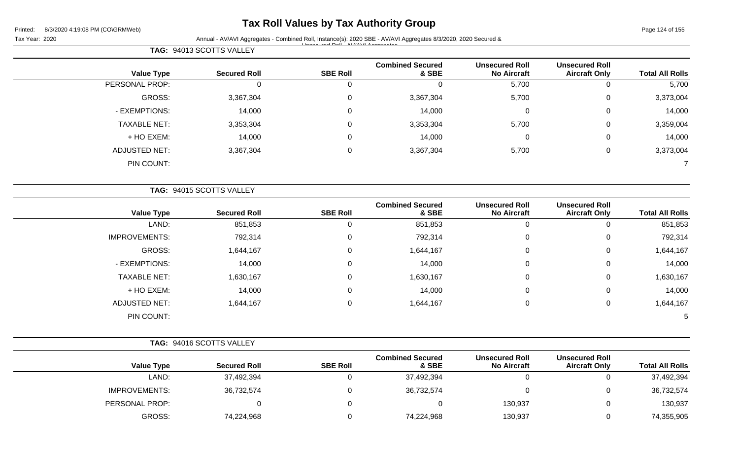# Tax Roll Values by Tax Authority Group

Printed: 8/3/2020 4:19:08 PM (CO\GRMWeb)

Tax Year: 2020

Annual - AV/AVI Aggregates - Combined Roll, Instance(s): 2020 SBE - AV/AVI Aggregates 8/3/2020, 2020 Secured & Unsecured Roll - AV/AVI Aggregates

**TAG: 94013 SCOTTS VALLEY**

| Value Type | Secured Roll | SBE Roll | Combined Secured & SBE | Unsecured Roll No Aircraft | Unsecured Roll Aircraft Only | Total All Rolls |
|---|---|---|---|---|---|---|
| PERSONAL PROP: | 0 | 0 | 0 | 5,700 | 0 | 5,700 |
| GROSS: | 3,367,304 | 0 | 3,367,304 | 5,700 | 0 | 3,373,004 |
| - EXEMPTIONS: | 14,000 | 0 | 14,000 | 0 | 0 | 14,000 |
| TAXABLE NET: | 3,353,304 | 0 | 3,353,304 | 5,700 | 0 | 3,359,004 |
| + HO EXEM: | 14,000 | 0 | 14,000 | 0 | 0 | 14,000 |
| ADJUSTED NET: | 3,367,304 | 0 | 3,367,304 | 5,700 | 0 | 3,373,004 |
| PIN COUNT: | | | | | | 7 |

**TAG: 94015 SCOTTS VALLEY**

| Value Type | Secured Roll | SBE Roll | Combined Secured & SBE | Unsecured Roll No Aircraft | Unsecured Roll Aircraft Only | Total All Rolls |
|---|---|---|---|---|---|---|
| LAND: | 851,853 | 0 | 851,853 | 0 | 0 | 851,853 |
| IMPROVEMENTS: | 792,314 | 0 | 792,314 | 0 | 0 | 792,314 |
| GROSS: | 1,644,167 | 0 | 1,644,167 | 0 | 0 | 1,644,167 |
| - EXEMPTIONS: | 14,000 | 0 | 14,000 | 0 | 0 | 14,000 |
| TAXABLE NET: | 1,630,167 | 0 | 1,630,167 | 0 | 0 | 1,630,167 |
| + HO EXEM: | 14,000 | 0 | 14,000 | 0 | 0 | 14,000 |
| ADJUSTED NET: | 1,644,167 | 0 | 1,644,167 | 0 | 0 | 1,644,167 |
| PIN COUNT: | | | | | | 5 |

**TAG: 94016 SCOTTS VALLEY**

| Value Type | Secured Roll | SBE Roll | Combined Secured & SBE | Unsecured Roll No Aircraft | Unsecured Roll Aircraft Only | Total All Rolls |
|---|---|---|---|---|---|---|
| LAND: | 37,492,394 | 0 | 37,492,394 | 0 | 0 | 37,492,394 |
| IMPROVEMENTS: | 36,732,574 | 0 | 36,732,574 | 0 | 0 | 36,732,574 |
| PERSONAL PROP: | 0 | 0 | 0 | 130,937 | 0 | 130,937 |
| GROSS: | 74,224,968 | 0 | 74,224,968 | 130,937 | 0 | 74,355,905 |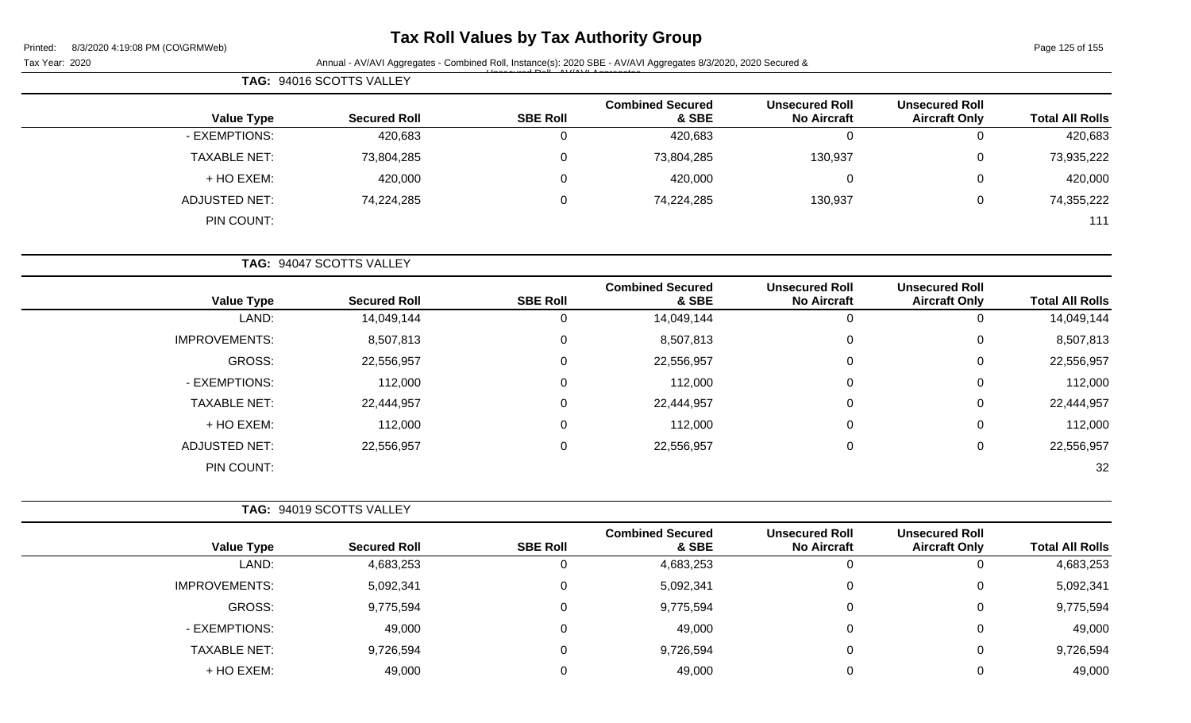# Tax Roll Values by Tax Authority Group

Printed: 8/3/2020 4:19:08 PM (CO\GRMWeb)

Tax Year: 2020

Annual - AV/AVI Aggregates - Combined Roll, Instance(s): 2020 SBE - AV/AVI Aggregates 8/3/2020, 2020 Secured & Unsecured Roll - AV/AVI Aggregates

**TAG: 94016 SCOTTS VALLEY**

| Value Type | Secured Roll | SBE Roll | Combined Secured & SBE | Unsecured Roll No Aircraft | Unsecured Roll Aircraft Only | Total All Rolls |
|---|---|---|---|---|---|---|
| - EXEMPTIONS: | 420,683 | 0 | 420,683 | 0 | 0 | 420,683 |
| TAXABLE NET: | 73,804,285 | 0 | 73,804,285 | 130,937 | 0 | 73,935,222 |
| + HO EXEM: | 420,000 | 0 | 420,000 | 0 | 0 | 420,000 |
| ADJUSTED NET: | 74,224,285 | 0 | 74,224,285 | 130,937 | 0 | 74,355,222 |
| PIN COUNT: | | | | | | 111 |

**TAG: 94047 SCOTTS VALLEY**

| Value Type | Secured Roll | SBE Roll | Combined Secured & SBE | Unsecured Roll No Aircraft | Unsecured Roll Aircraft Only | Total All Rolls |
|---|---|---|---|---|---|---|
| LAND: | 14,049,144 | 0 | 14,049,144 | 0 | 0 | 14,049,144 |
| IMPROVEMENTS: | 8,507,813 | 0 | 8,507,813 | 0 | 0 | 8,507,813 |
| GROSS: | 22,556,957 | 0 | 22,556,957 | 0 | 0 | 22,556,957 |
| - EXEMPTIONS: | 112,000 | 0 | 112,000 | 0 | 0 | 112,000 |
| TAXABLE NET: | 22,444,957 | 0 | 22,444,957 | 0 | 0 | 22,444,957 |
| + HO EXEM: | 112,000 | 0 | 112,000 | 0 | 0 | 112,000 |
| ADJUSTED NET: | 22,556,957 | 0 | 22,556,957 | 0 | 0 | 22,556,957 |
| PIN COUNT: | | | | | | 32 |

**TAG: 94019 SCOTTS VALLEY**

| Value Type | Secured Roll | SBE Roll | Combined Secured & SBE | Unsecured Roll No Aircraft | Unsecured Roll Aircraft Only | Total All Rolls |
|---|---|---|---|---|---|---|
| LAND: | 4,683,253 | 0 | 4,683,253 | 0 | 0 | 4,683,253 |
| IMPROVEMENTS: | 5,092,341 | 0 | 5,092,341 | 0 | 0 | 5,092,341 |
| GROSS: | 9,775,594 | 0 | 9,775,594 | 0 | 0 | 9,775,594 |
| - EXEMPTIONS: | 49,000 | 0 | 49,000 | 0 | 0 | 49,000 |
| TAXABLE NET: | 9,726,594 | 0 | 9,726,594 | 0 | 0 | 9,726,594 |
| + HO EXEM: | 49,000 | 0 | 49,000 | 0 | 0 | 49,000 |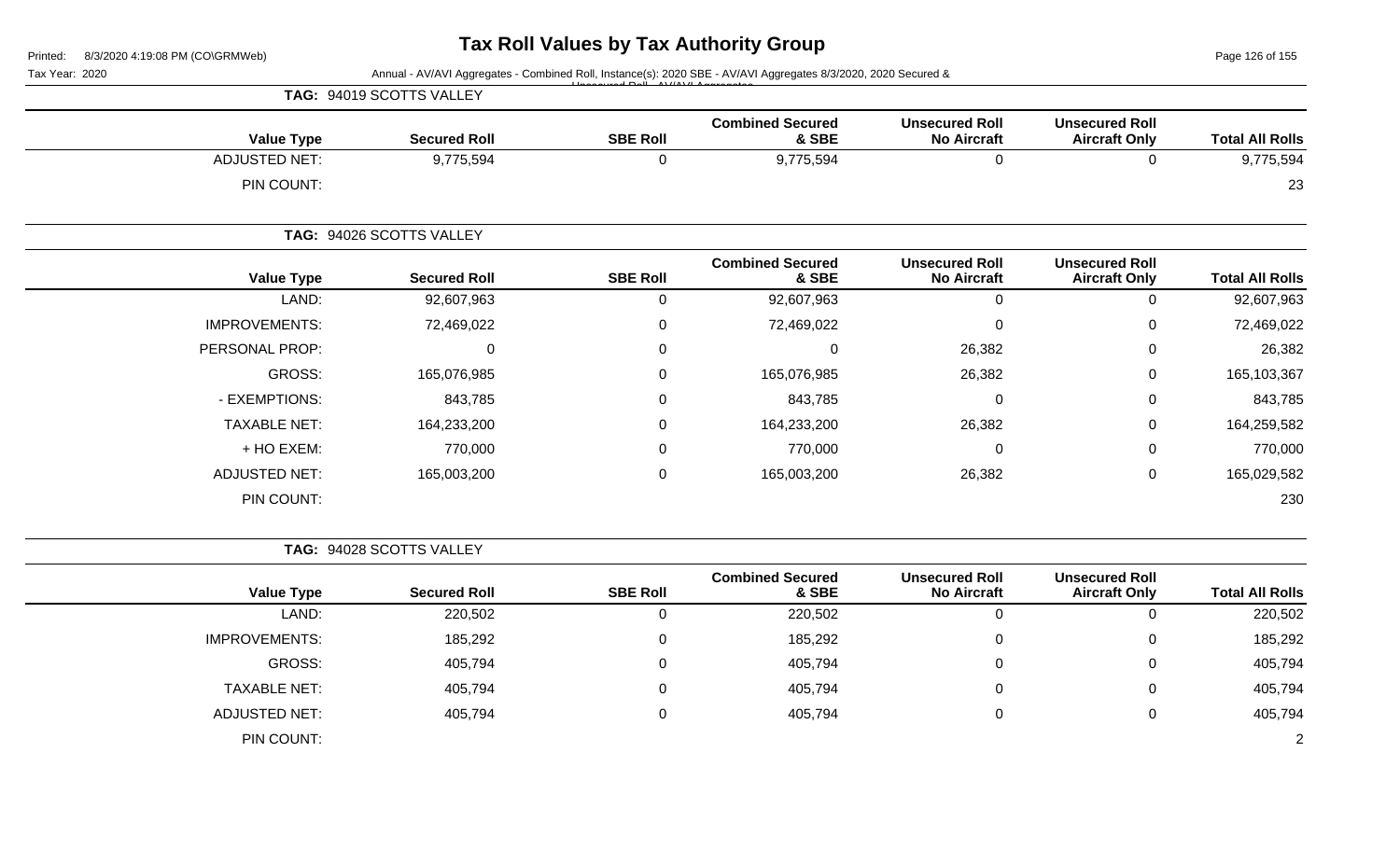# Tax Roll Values by Tax Authority Group

Tax Year: 2020

Annual - AV/AVI Aggregates - Combined Roll, Instance(s): 2020 SBE - AV/AVI Aggregates 8/3/2020, 2020 Secured & Unsecured Roll - AV/AVI Aggregates

**TAG: 94019 SCOTTS VALLEY**

| Value Type | Secured Roll | SBE Roll | Combined Secured & SBE | Unsecured Roll No Aircraft | Unsecured Roll Aircraft Only | Total All Rolls |
|---|---|---|---|---|---|---|
| ADJUSTED NET: | 9,775,594 | 0 | 9,775,594 | 0 | 0 | 9,775,594 |
| PIN COUNT: | | | | | | 23 |

**TAG: 94026 SCOTTS VALLEY**

| Value Type | Secured Roll | SBE Roll | Combined Secured & SBE | Unsecured Roll No Aircraft | Unsecured Roll Aircraft Only | Total All Rolls |
|---|---|---|---|---|---|---|
| LAND: | 92,607,963 | 0 | 92,607,963 | 0 | 0 | 92,607,963 |
| IMPROVEMENTS: | 72,469,022 | 0 | 72,469,022 | 0 | 0 | 72,469,022 |
| PERSONAL PROP: | 0 | 0 | 0 | 26,382 | 0 | 26,382 |
| GROSS: | 165,076,985 | 0 | 165,076,985 | 26,382 | 0 | 165,103,367 |
| - EXEMPTIONS: | 843,785 | 0 | 843,785 | 0 | 0 | 843,785 |
| TAXABLE NET: | 164,233,200 | 0 | 164,233,200 | 26,382 | 0 | 164,259,582 |
| + HO EXEM: | 770,000 | 0 | 770,000 | 0 | 0 | 770,000 |
| ADJUSTED NET: | 165,003,200 | 0 | 165,003,200 | 26,382 | 0 | 165,029,582 |
| PIN COUNT: | | | | | | 230 |

**TAG: 94028 SCOTTS VALLEY**

| Value Type | Secured Roll | SBE Roll | Combined Secured & SBE | Unsecured Roll No Aircraft | Unsecured Roll Aircraft Only | Total All Rolls |
|---|---|---|---|---|---|---|
| LAND: | 220,502 | 0 | 220,502 | 0 | 0 | 220,502 |
| IMPROVEMENTS: | 185,292 | 0 | 185,292 | 0 | 0 | 185,292 |
| GROSS: | 405,794 | 0 | 405,794 | 0 | 0 | 405,794 |
| TAXABLE NET: | 405,794 | 0 | 405,794 | 0 | 0 | 405,794 |
| ADJUSTED NET: | 405,794 | 0 | 405,794 | 0 | 0 | 405,794 |
| PIN COUNT: | | | | | | 2 |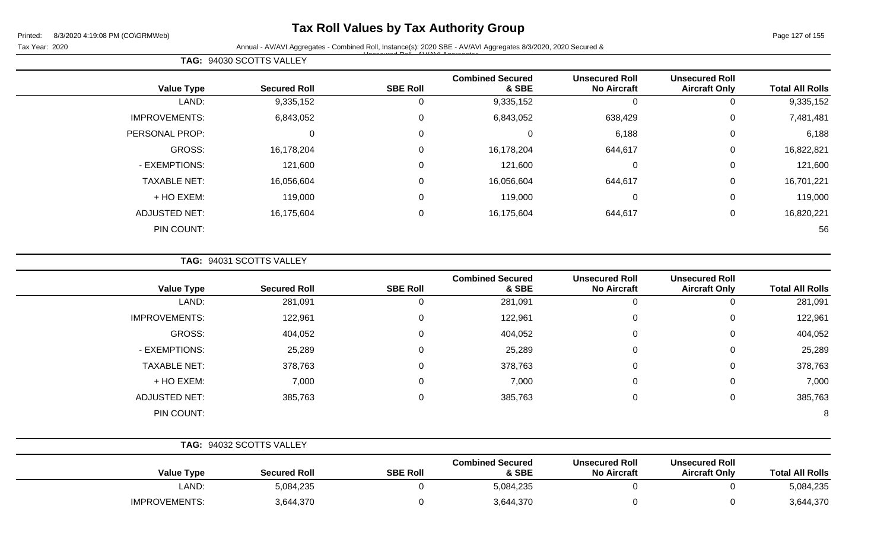# Tax Roll Values by Tax Authority Group

Tax Year: 2020

Annual - AV/AVI Aggregates - Combined Roll, Instance(s): 2020 SBE - AV/AVI Aggregates 8/3/2020, 2020 Secured & Unsecured Roll - AV/AVI Aggregates

**TAG: 94030 SCOTTS VALLEY**

| Value Type | Secured Roll | SBE Roll | Combined Secured & SBE | Unsecured Roll No Aircraft | Unsecured Roll Aircraft Only | Total All Rolls |
|---|---|---|---|---|---|---|
| LAND: | 9,335,152 | 0 | 9,335,152 | 0 | 0 | 9,335,152 |
| IMPROVEMENTS: | 6,843,052 | 0 | 6,843,052 | 638,429 | 0 | 7,481,481 |
| PERSONAL PROP: | 0 | 0 | 0 | 6,188 | 0 | 6,188 |
| GROSS: | 16,178,204 | 0 | 16,178,204 | 644,617 | 0 | 16,822,821 |
| - EXEMPTIONS: | 121,600 | 0 | 121,600 | 0 | 0 | 121,600 |
| TAXABLE NET: | 16,056,604 | 0 | 16,056,604 | 644,617 | 0 | 16,701,221 |
| + HO EXEM: | 119,000 | 0 | 119,000 | 0 | 0 | 119,000 |
| ADJUSTED NET: | 16,175,604 | 0 | 16,175,604 | 644,617 | 0 | 16,820,221 |
| PIN COUNT: | | | | | | 56 |

**TAG: 94031 SCOTTS VALLEY**

| Value Type | Secured Roll | SBE Roll | Combined Secured & SBE | Unsecured Roll No Aircraft | Unsecured Roll Aircraft Only | Total All Rolls |
|---|---|---|---|---|---|---|
| LAND: | 281,091 | 0 | 281,091 | 0 | 0 | 281,091 |
| IMPROVEMENTS: | 122,961 | 0 | 122,961 | 0 | 0 | 122,961 |
| GROSS: | 404,052 | 0 | 404,052 | 0 | 0 | 404,052 |
| - EXEMPTIONS: | 25,289 | 0 | 25,289 | 0 | 0 | 25,289 |
| TAXABLE NET: | 378,763 | 0 | 378,763 | 0 | 0 | 378,763 |
| + HO EXEM: | 7,000 | 0 | 7,000 | 0 | 0 | 7,000 |
| ADJUSTED NET: | 385,763 | 0 | 385,763 | 0 | 0 | 385,763 |
| PIN COUNT: | | | | | | 8 |

**TAG: 94032 SCOTTS VALLEY**

| Value Type | Secured Roll | SBE Roll | Combined Secured & SBE | Unsecured Roll No Aircraft | Unsecured Roll Aircraft Only | Total All Rolls |
|---|---|---|---|---|---|---|
| LAND: | 5,084,235 | 0 | 5,084,235 | 0 | 0 | 5,084,235 |
| IMPROVEMENTS: | 3,644,370 | 0 | 3,644,370 | 0 | 0 | 3,644,370 |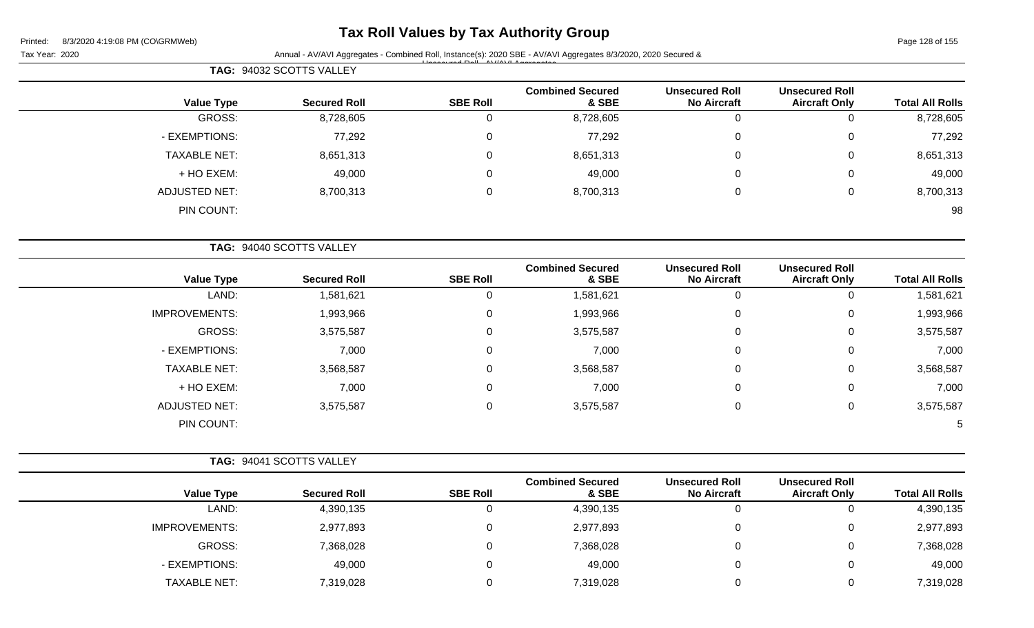# Tax Roll Values by Tax Authority Group

Tax Year: 2020

Annual - AV/AVI Aggregates - Combined Roll, Instance(s): 2020 SBE - AV/AVI Aggregates 8/3/2020, 2020 Secured & Unsecured Roll - AV/AVI Aggregates

**TAG: 94032 SCOTTS VALLEY**

| Value Type | Secured Roll | SBE Roll | Combined Secured & SBE | Unsecured Roll No Aircraft | Unsecured Roll Aircraft Only | Total All Rolls |
|---|---|---|---|---|---|---|
| GROSS: | 8,728,605 | 0 | 8,728,605 | 0 | 0 | 8,728,605 |
| - EXEMPTIONS: | 77,292 | 0 | 77,292 | 0 | 0 | 77,292 |
| TAXABLE NET: | 8,651,313 | 0 | 8,651,313 | 0 | 0 | 8,651,313 |
| + HO EXEM: | 49,000 | 0 | 49,000 | 0 | 0 | 49,000 |
| ADJUSTED NET: | 8,700,313 | 0 | 8,700,313 | 0 | 0 | 8,700,313 |
| PIN COUNT: | | | | | | 98 |

**TAG: 94040 SCOTTS VALLEY**

| Value Type | Secured Roll | SBE Roll | Combined Secured & SBE | Unsecured Roll No Aircraft | Unsecured Roll Aircraft Only | Total All Rolls |
|---|---|---|---|---|---|---|
| LAND: | 1,581,621 | 0 | 1,581,621 | 0 | 0 | 1,581,621 |
| IMPROVEMENTS: | 1,993,966 | 0 | 1,993,966 | 0 | 0 | 1,993,966 |
| GROSS: | 3,575,587 | 0 | 3,575,587 | 0 | 0 | 3,575,587 |
| - EXEMPTIONS: | 7,000 | 0 | 7,000 | 0 | 0 | 7,000 |
| TAXABLE NET: | 3,568,587 | 0 | 3,568,587 | 0 | 0 | 3,568,587 |
| + HO EXEM: | 7,000 | 0 | 7,000 | 0 | 0 | 7,000 |
| ADJUSTED NET: | 3,575,587 | 0 | 3,575,587 | 0 | 0 | 3,575,587 |
| PIN COUNT: | | | | | | 5 |

**TAG: 94041 SCOTTS VALLEY**

| Value Type | Secured Roll | SBE Roll | Combined Secured & SBE | Unsecured Roll No Aircraft | Unsecured Roll Aircraft Only | Total All Rolls |
|---|---|---|---|---|---|---|
| LAND: | 4,390,135 | 0 | 4,390,135 | 0 | 0 | 4,390,135 |
| IMPROVEMENTS: | 2,977,893 | 0 | 2,977,893 | 0 | 0 | 2,977,893 |
| GROSS: | 7,368,028 | 0 | 7,368,028 | 0 | 0 | 7,368,028 |
| - EXEMPTIONS: | 49,000 | 0 | 49,000 | 0 | 0 | 49,000 |
| TAXABLE NET: | 7,319,028 | 0 | 7,319,028 | 0 | 0 | 7,319,028 |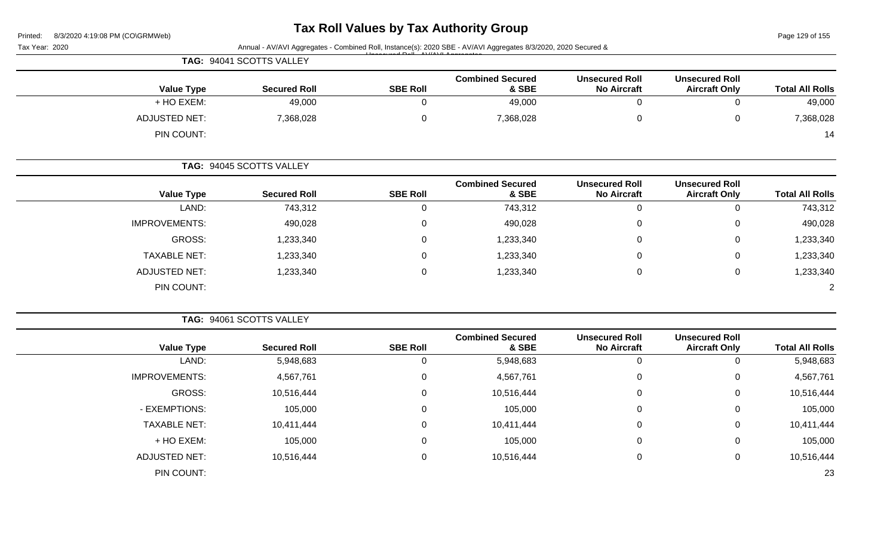# Tax Roll Values by Tax Authority Group

Printed: 8/3/2020 4:19:08 PM (CO\GRMWeb)

Tax Year: 2020 Annual - AV/AVI Aggregates - Combined Roll, Instance(s): 2020 SBE - AV/AVI Aggregates 8/3/2020, 2020 Secured & Unsecured Roll - AV/AVI Aggregates

**TAG: 94041 SCOTTS VALLEY**

| Value Type | Secured Roll | SBE Roll | Combined Secured & SBE | Unsecured Roll No Aircraft | Unsecured Roll Aircraft Only | Total All Rolls |
|---|---|---|---|---|---|---|
| + HO EXEM: | 49,000 | 0 | 49,000 | 0 | 0 | 49,000 |
| ADJUSTED NET: | 7,368,028 | 0 | 7,368,028 | 0 | 0 | 7,368,028 |
| PIN COUNT: | | | | | | 14 |

**TAG: 94045 SCOTTS VALLEY**

| Value Type | Secured Roll | SBE Roll | Combined Secured & SBE | Unsecured Roll No Aircraft | Unsecured Roll Aircraft Only | Total All Rolls |
|---|---|---|---|---|---|---|
| LAND: | 743,312 | 0 | 743,312 | 0 | 0 | 743,312 |
| IMPROVEMENTS: | 490,028 | 0 | 490,028 | 0 | 0 | 490,028 |
| GROSS: | 1,233,340 | 0 | 1,233,340 | 0 | 0 | 1,233,340 |
| TAXABLE NET: | 1,233,340 | 0 | 1,233,340 | 0 | 0 | 1,233,340 |
| ADJUSTED NET: | 1,233,340 | 0 | 1,233,340 | 0 | 0 | 1,233,340 |
| PIN COUNT: | | | | | | 2 |

**TAG: 94061 SCOTTS VALLEY**

| Value Type | Secured Roll | SBE Roll | Combined Secured & SBE | Unsecured Roll No Aircraft | Unsecured Roll Aircraft Only | Total All Rolls |
|---|---|---|---|---|---|---|
| LAND: | 5,948,683 | 0 | 5,948,683 | 0 | 0 | 5,948,683 |
| IMPROVEMENTS: | 4,567,761 | 0 | 4,567,761 | 0 | 0 | 4,567,761 |
| GROSS: | 10,516,444 | 0 | 10,516,444 | 0 | 0 | 10,516,444 |
| - EXEMPTIONS: | 105,000 | 0 | 105,000 | 0 | 0 | 105,000 |
| TAXABLE NET: | 10,411,444 | 0 | 10,411,444 | 0 | 0 | 10,411,444 |
| + HO EXEM: | 105,000 | 0 | 105,000 | 0 | 0 | 105,000 |
| ADJUSTED NET: | 10,516,444 | 0 | 10,516,444 | 0 | 0 | 10,516,444 |
| PIN COUNT: | | | | | | 23 |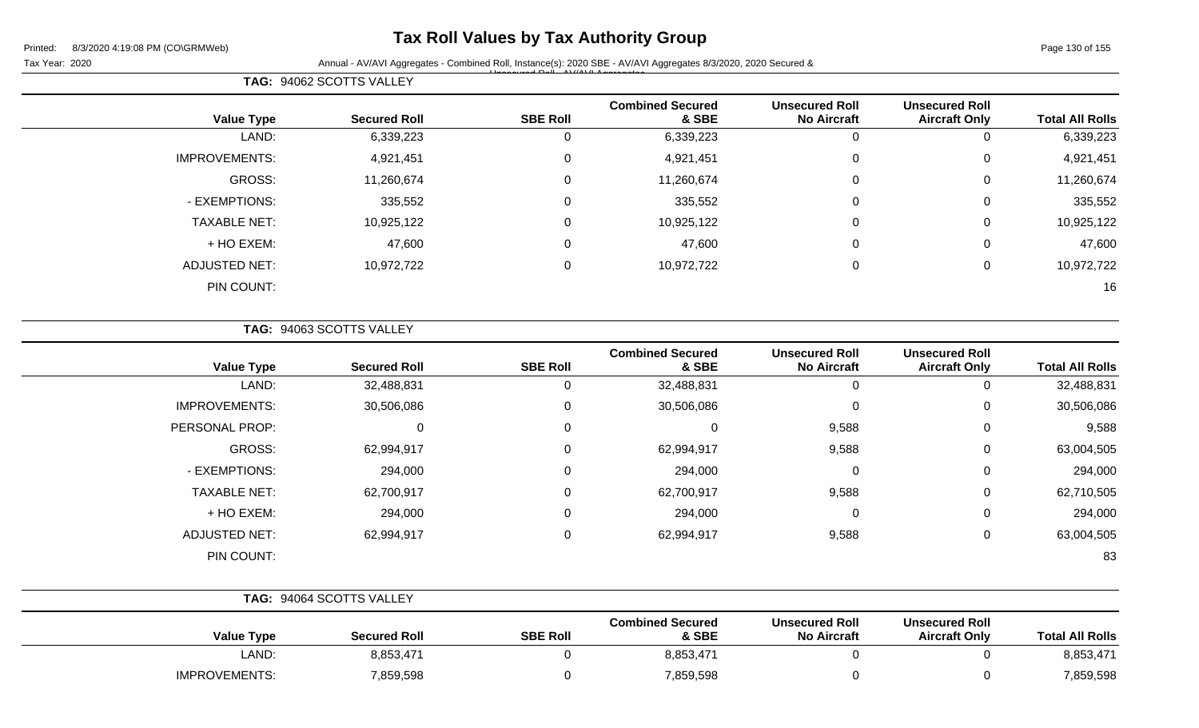# Tax Roll Values by Tax Authority Group

Tax Year: 2020

Annual - AV/AVI Aggregates - Combined Roll, Instance(s): 2020 SBE - AV/AVI Aggregates 8/3/2020, 2020 Secured & Unsecured Roll - AV/AVI Aggregates

**TAG: 94062 SCOTTS VALLEY**

| Value Type | Secured Roll | SBE Roll | Combined Secured & SBE | Unsecured Roll No Aircraft | Unsecured Roll Aircraft Only | Total All Rolls |
|---|---|---|---|---|---|---|
| LAND: | 6,339,223 | 0 | 6,339,223 | 0 | 0 | 6,339,223 |
| IMPROVEMENTS: | 4,921,451 | 0 | 4,921,451 | 0 | 0 | 4,921,451 |
| GROSS: | 11,260,674 | 0 | 11,260,674 | 0 | 0 | 11,260,674 |
| - EXEMPTIONS: | 335,552 | 0 | 335,552 | 0 | 0 | 335,552 |
| TAXABLE NET: | 10,925,122 | 0 | 10,925,122 | 0 | 0 | 10,925,122 |
| + HO EXEM: | 47,600 | 0 | 47,600 | 0 | 0 | 47,600 |
| ADJUSTED NET: | 10,972,722 | 0 | 10,972,722 | 0 | 0 | 10,972,722 |
| PIN COUNT: | | | | | | 16 |

**TAG: 94063 SCOTTS VALLEY**

| Value Type | Secured Roll | SBE Roll | Combined Secured & SBE | Unsecured Roll No Aircraft | Unsecured Roll Aircraft Only | Total All Rolls |
|---|---|---|---|---|---|---|
| LAND: | 32,488,831 | 0 | 32,488,831 | 0 | 0 | 32,488,831 |
| IMPROVEMENTS: | 30,506,086 | 0 | 30,506,086 | 0 | 0 | 30,506,086 |
| PERSONAL PROP: | 0 | 0 | 0 | 9,588 | 0 | 9,588 |
| GROSS: | 62,994,917 | 0 | 62,994,917 | 9,588 | 0 | 63,004,505 |
| - EXEMPTIONS: | 294,000 | 0 | 294,000 | 0 | 0 | 294,000 |
| TAXABLE NET: | 62,700,917 | 0 | 62,700,917 | 9,588 | 0 | 62,710,505 |
| + HO EXEM: | 294,000 | 0 | 294,000 | 0 | 0 | 294,000 |
| ADJUSTED NET: | 62,994,917 | 0 | 62,994,917 | 9,588 | 0 | 63,004,505 |
| PIN COUNT: | | | | | | 83 |

**TAG: 94064 SCOTTS VALLEY**

| Value Type | Secured Roll | SBE Roll | Combined Secured & SBE | Unsecured Roll No Aircraft | Unsecured Roll Aircraft Only | Total All Rolls |
|---|---|---|---|---|---|---|
| LAND: | 8,853,471 | 0 | 8,853,471 | 0 | 0 | 8,853,471 |
| IMPROVEMENTS: | 7,859,598 | 0 | 7,859,598 | 0 | 0 | 7,859,598 |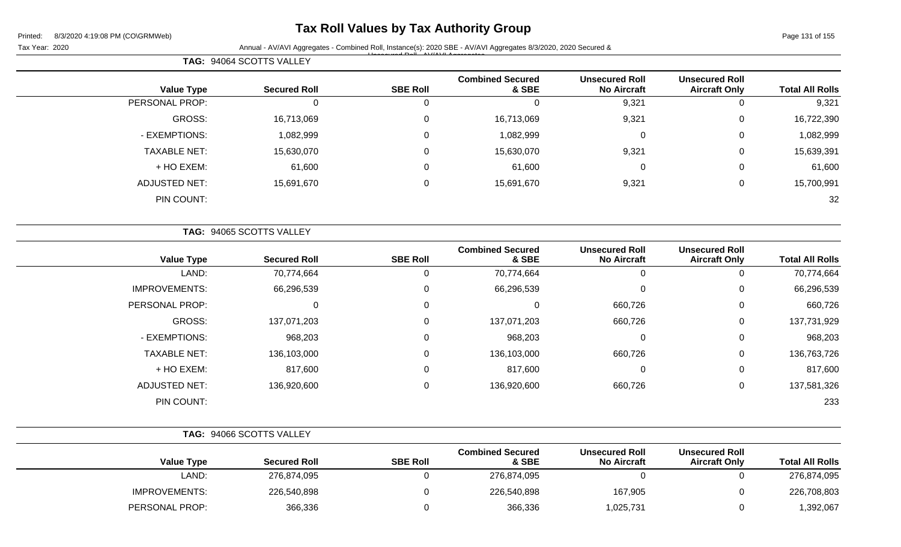# Tax Roll Values by Tax Authority Group

Printed: 8/3/2020 4:19:08 PM (CO\GRMWeb)

Tax Year: 2020

Annual - AV/AVI Aggregates - Combined Roll, Instance(s): 2020 SBE - AV/AVI Aggregates 8/3/2020, 2020 Secured & Unsecured Roll - AV/AVI Aggregates

**TAG: 94064 SCOTTS VALLEY**

| Value Type | Secured Roll | SBE Roll | Combined Secured & SBE | Unsecured Roll No Aircraft | Unsecured Roll Aircraft Only | Total All Rolls |
|---|---|---|---|---|---|---|
| PERSONAL PROP: | 0 | 0 | 0 | 9,321 | 0 | 9,321 |
| GROSS: | 16,713,069 | 0 | 16,713,069 | 9,321 | 0 | 16,722,390 |
| - EXEMPTIONS: | 1,082,999 | 0 | 1,082,999 | 0 | 0 | 1,082,999 |
| TAXABLE NET: | 15,630,070 | 0 | 15,630,070 | 9,321 | 0 | 15,639,391 |
| + HO EXEM: | 61,600 | 0 | 61,600 | 0 | 0 | 61,600 |
| ADJUSTED NET: | 15,691,670 | 0 | 15,691,670 | 9,321 | 0 | 15,700,991 |
| PIN COUNT: | | | | | | 32 |

**TAG: 94065 SCOTTS VALLEY**

| Value Type | Secured Roll | SBE Roll | Combined Secured & SBE | Unsecured Roll No Aircraft | Unsecured Roll Aircraft Only | Total All Rolls |
|---|---|---|---|---|---|---|
| LAND: | 70,774,664 | 0 | 70,774,664 | 0 | 0 | 70,774,664 |
| IMPROVEMENTS: | 66,296,539 | 0 | 66,296,539 | 0 | 0 | 66,296,539 |
| PERSONAL PROP: | 0 | 0 | 0 | 660,726 | 0 | 660,726 |
| GROSS: | 137,071,203 | 0 | 137,071,203 | 660,726 | 0 | 137,731,929 |
| - EXEMPTIONS: | 968,203 | 0 | 968,203 | 0 | 0 | 968,203 |
| TAXABLE NET: | 136,103,000 | 0 | 136,103,000 | 660,726 | 0 | 136,763,726 |
| + HO EXEM: | 817,600 | 0 | 817,600 | 0 | 0 | 817,600 |
| ADJUSTED NET: | 136,920,600 | 0 | 136,920,600 | 660,726 | 0 | 137,581,326 |
| PIN COUNT: | | | | | | 233 |

**TAG: 94066 SCOTTS VALLEY**

| Value Type | Secured Roll | SBE Roll | Combined Secured & SBE | Unsecured Roll No Aircraft | Unsecured Roll Aircraft Only | Total All Rolls |
|---|---|---|---|---|---|---|
| LAND: | 276,874,095 | 0 | 276,874,095 | 0 | 0 | 276,874,095 |
| IMPROVEMENTS: | 226,540,898 | 0 | 226,540,898 | 167,905 | 0 | 226,708,803 |
| PERSONAL PROP: | 366,336 | 0 | 366,336 | 1,025,731 | 0 | 1,392,067 |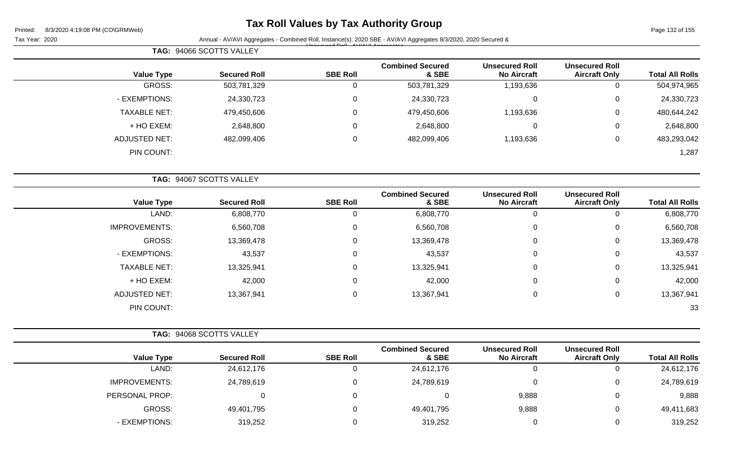# Tax Roll Values by Tax Authority Group

Printed: 8/3/2020 4:19:08 PM (CO\GRMWeb)

Tax Year: 2020 Annual - AV/AVI Aggregates - Combined Roll, Instance(s): 2020 SBE - AV/AVI Aggregates 8/3/2020, 2020 Secured & Unsecured Roll - AV/AVI Aggregates

**TAG: 94066 SCOTTS VALLEY**

| Value Type | Secured Roll | SBE Roll | Combined Secured & SBE | Unsecured Roll No Aircraft | Unsecured Roll Aircraft Only | Total All Rolls |
|---|---|---|---|---|---|---|
| GROSS: | 503,781,329 | 0 | 503,781,329 | 1,193,636 | 0 | 504,974,965 |
| - EXEMPTIONS: | 24,330,723 | 0 | 24,330,723 | 0 | 0 | 24,330,723 |
| TAXABLE NET: | 479,450,606 | 0 | 479,450,606 | 1,193,636 | 0 | 480,644,242 |
| + HO EXEM: | 2,648,800 | 0 | 2,648,800 | 0 | 0 | 2,648,800 |
| ADJUSTED NET: | 482,099,406 | 0 | 482,099,406 | 1,193,636 | 0 | 483,293,042 |
| PIN COUNT: | | | | | | 1,287 |

**TAG: 94067 SCOTTS VALLEY**

| Value Type | Secured Roll | SBE Roll | Combined Secured & SBE | Unsecured Roll No Aircraft | Unsecured Roll Aircraft Only | Total All Rolls |
|---|---|---|---|---|---|---|
| LAND: | 6,808,770 | 0 | 6,808,770 | 0 | 0 | 6,808,770 |
| IMPROVEMENTS: | 6,560,708 | 0 | 6,560,708 | 0 | 0 | 6,560,708 |
| GROSS: | 13,369,478 | 0 | 13,369,478 | 0 | 0 | 13,369,478 |
| - EXEMPTIONS: | 43,537 | 0 | 43,537 | 0 | 0 | 43,537 |
| TAXABLE NET: | 13,325,941 | 0 | 13,325,941 | 0 | 0 | 13,325,941 |
| + HO EXEM: | 42,000 | 0 | 42,000 | 0 | 0 | 42,000 |
| ADJUSTED NET: | 13,367,941 | 0 | 13,367,941 | 0 | 0 | 13,367,941 |
| PIN COUNT: | | | | | | 33 |

**TAG: 94068 SCOTTS VALLEY**

| Value Type | Secured Roll | SBE Roll | Combined Secured & SBE | Unsecured Roll No Aircraft | Unsecured Roll Aircraft Only | Total All Rolls |
|---|---|---|---|---|---|---|
| LAND: | 24,612,176 | 0 | 24,612,176 | 0 | 0 | 24,612,176 |
| IMPROVEMENTS: | 24,789,619 | 0 | 24,789,619 | 0 | 0 | 24,789,619 |
| PERSONAL PROP: | 0 | 0 | 0 | 9,888 | 0 | 9,888 |
| GROSS: | 49,401,795 | 0 | 49,401,795 | 9,888 | 0 | 49,411,683 |
| - EXEMPTIONS: | 319,252 | 0 | 319,252 | 0 | 0 | 319,252 |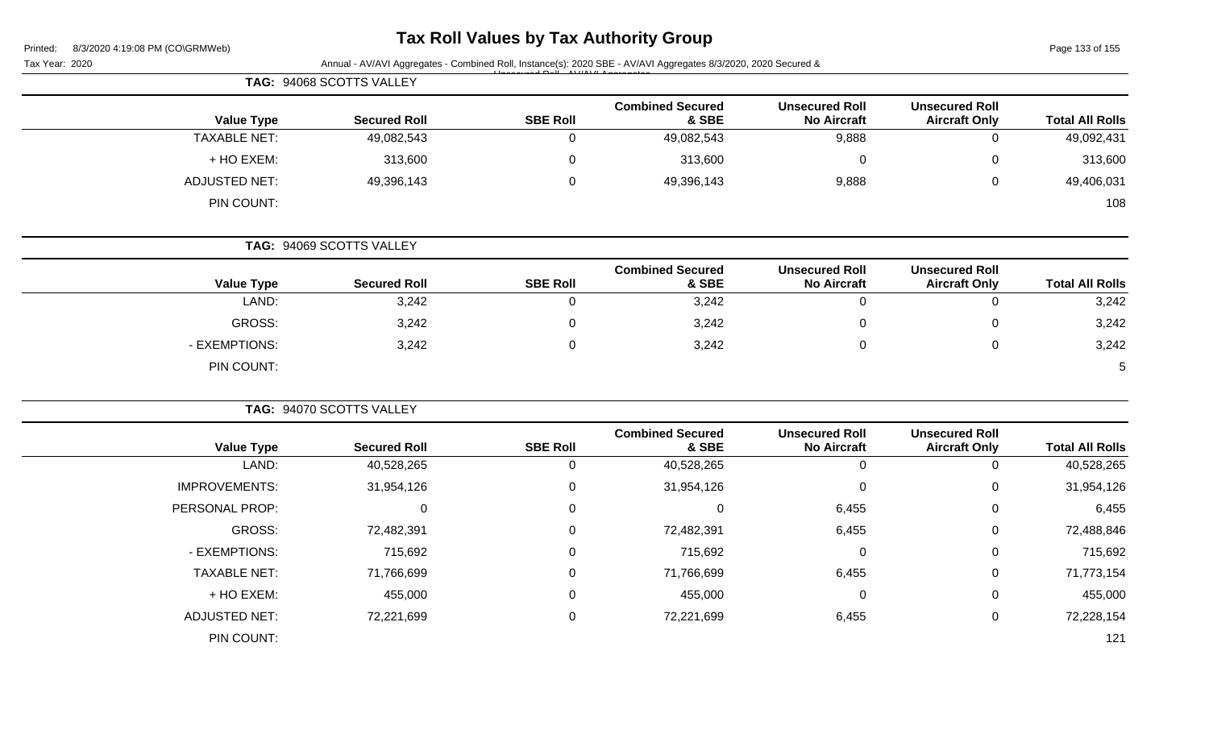# Tax Roll Values by Tax Authority Group

Printed: 8/3/2020 4:19:08 PM (CO\GRMWeb)

Tax Year: 2020

Annual - AV/AVI Aggregates - Combined Roll, Instance(s): 2020 SBE - AV/AVI Aggregates 8/3/2020, 2020 Secured & Unsecured Roll - AV/AVI Aggregates

**TAG: 94068 SCOTTS VALLEY**

| Value Type | Secured Roll | SBE Roll | Combined Secured & SBE | Unsecured Roll No Aircraft | Unsecured Roll Aircraft Only | Total All Rolls |
|---|---|---|---|---|---|---|
| TAXABLE NET: | 49,082,543 | 0 | 49,082,543 | 9,888 | 0 | 49,092,431 |
| + HO EXEM: | 313,600 | 0 | 313,600 | 0 | 0 | 313,600 |
| ADJUSTED NET: | 49,396,143 | 0 | 49,396,143 | 9,888 | 0 | 49,406,031 |
| PIN COUNT: | | | | | | 108 |

**TAG: 94069 SCOTTS VALLEY**

| Value Type | Secured Roll | SBE Roll | Combined Secured & SBE | Unsecured Roll No Aircraft | Unsecured Roll Aircraft Only | Total All Rolls |
|---|---|---|---|---|---|---|
| LAND: | 3,242 | 0 | 3,242 | 0 | 0 | 3,242 |
| GROSS: | 3,242 | 0 | 3,242 | 0 | 0 | 3,242 |
| - EXEMPTIONS: | 3,242 | 0 | 3,242 | 0 | 0 | 3,242 |
| PIN COUNT: | | | | | | 5 |

**TAG: 94070 SCOTTS VALLEY**

| Value Type | Secured Roll | SBE Roll | Combined Secured & SBE | Unsecured Roll No Aircraft | Unsecured Roll Aircraft Only | Total All Rolls |
|---|---|---|---|---|---|---|
| LAND: | 40,528,265 | 0 | 40,528,265 | 0 | 0 | 40,528,265 |
| IMPROVEMENTS: | 31,954,126 | 0 | 31,954,126 | 0 | 0 | 31,954,126 |
| PERSONAL PROP: | 0 | 0 | 0 | 6,455 | 0 | 6,455 |
| GROSS: | 72,482,391 | 0 | 72,482,391 | 6,455 | 0 | 72,488,846 |
| - EXEMPTIONS: | 715,692 | 0 | 715,692 | 0 | 0 | 715,692 |
| TAXABLE NET: | 71,766,699 | 0 | 71,766,699 | 6,455 | 0 | 71,773,154 |
| + HO EXEM: | 455,000 | 0 | 455,000 | 0 | 0 | 455,000 |
| ADJUSTED NET: | 72,221,699 | 0 | 72,221,699 | 6,455 | 0 | 72,228,154 |
| PIN COUNT: | | | | | | 121 |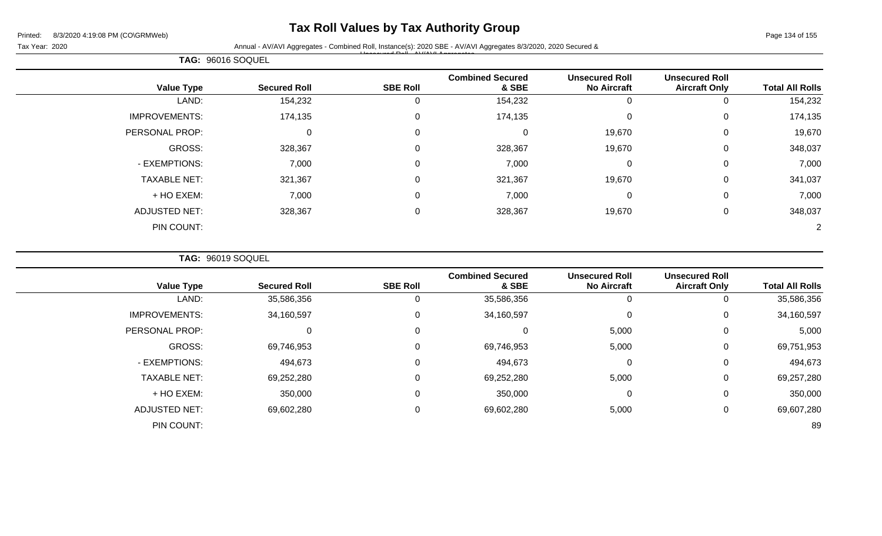# Tax Roll Values by Tax Authority Group

Printed: 8/3/2020 4:19:08 PM (CO\GRMWeb)

Tax Year: 2020

Annual - AV/AVI Aggregates - Combined Roll, Instance(s): 2020 SBE - AV/AVI Aggregates 8/3/2020, 2020 Secured & Unsecured Roll - AV/AVI Aggregates

**TAG: 96016 SOQUEL**

| Value Type | Secured Roll | SBE Roll | Combined Secured & SBE | Unsecured Roll No Aircraft | Unsecured Roll Aircraft Only | Total All Rolls |
|---|---|---|---|---|---|---|
| LAND: | 154,232 | 0 | 154,232 | 0 | 0 | 154,232 |
| IMPROVEMENTS: | 174,135 | 0 | 174,135 | 0 | 0 | 174,135 |
| PERSONAL PROP: | 0 | 0 | 0 | 19,670 | 0 | 19,670 |
| GROSS: | 328,367 | 0 | 328,367 | 19,670 | 0 | 348,037 |
| - EXEMPTIONS: | 7,000 | 0 | 7,000 | 0 | 0 | 7,000 |
| TAXABLE NET: | 321,367 | 0 | 321,367 | 19,670 | 0 | 341,037 |
| + HO EXEM: | 7,000 | 0 | 7,000 | 0 | 0 | 7,000 |
| ADJUSTED NET: | 328,367 | 0 | 328,367 | 19,670 | 0 | 348,037 |
| PIN COUNT: | | | | | | 2 |

**TAG: 96019 SOQUEL**

| Value Type | Secured Roll | SBE Roll | Combined Secured & SBE | Unsecured Roll No Aircraft | Unsecured Roll Aircraft Only | Total All Rolls |
|---|---|---|---|---|---|---|
| LAND: | 35,586,356 | 0 | 35,586,356 | 0 | 0 | 35,586,356 |
| IMPROVEMENTS: | 34,160,597 | 0 | 34,160,597 | 0 | 0 | 34,160,597 |
| PERSONAL PROP: | 0 | 0 | 0 | 5,000 | 0 | 5,000 |
| GROSS: | 69,746,953 | 0 | 69,746,953 | 5,000 | 0 | 69,751,953 |
| - EXEMPTIONS: | 494,673 | 0 | 494,673 | 0 | 0 | 494,673 |
| TAXABLE NET: | 69,252,280 | 0 | 69,252,280 | 5,000 | 0 | 69,257,280 |
| + HO EXEM: | 350,000 | 0 | 350,000 | 0 | 0 | 350,000 |
| ADJUSTED NET: | 69,602,280 | 0 | 69,602,280 | 5,000 | 0 | 69,607,280 |
| PIN COUNT: | | | | | | 89 |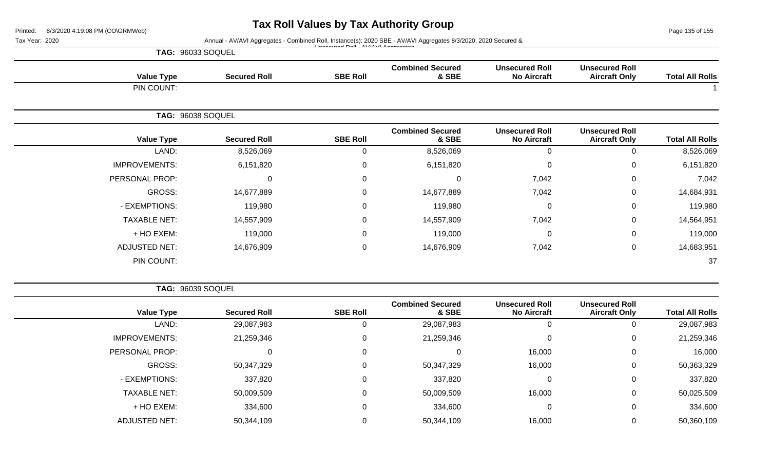# Tax Roll Values by Tax Authority Group

Tax Year: 2020

Annual - AV/AVI Aggregates - Combined Roll, Instance(s): 2020 SBE - AV/AVI Aggregates 8/3/2020, 2020 Secured & Unsecured Roll - AV/AVI Aggregates

**TAG: 96033 SOQUEL**

| Value Type | Secured Roll | SBE Roll | Combined Secured & SBE | Unsecured Roll No Aircraft | Unsecured Roll Aircraft Only | Total All Rolls |
|---|---|---|---|---|---|---|
| PIN COUNT: | | | | | | 1 |

**TAG: 96038 SOQUEL**

| Value Type | Secured Roll | SBE Roll | Combined Secured & SBE | Unsecured Roll No Aircraft | Unsecured Roll Aircraft Only | Total All Rolls |
|---|---|---|---|---|---|---|
| LAND: | 8,526,069 | 0 | 8,526,069 | 0 | 0 | 8,526,069 |
| IMPROVEMENTS: | 6,151,820 | 0 | 6,151,820 | 0 | 0 | 6,151,820 |
| PERSONAL PROP: | 0 | 0 | 0 | 7,042 | 0 | 7,042 |
| GROSS: | 14,677,889 | 0 | 14,677,889 | 7,042 | 0 | 14,684,931 |
| - EXEMPTIONS: | 119,980 | 0 | 119,980 | 0 | 0 | 119,980 |
| TAXABLE NET: | 14,557,909 | 0 | 14,557,909 | 7,042 | 0 | 14,564,951 |
| + HO EXEM: | 119,000 | 0 | 119,000 | 0 | 0 | 119,000 |
| ADJUSTED NET: | 14,676,909 | 0 | 14,676,909 | 7,042 | 0 | 14,683,951 |
| PIN COUNT: | | | | | | 37 |

**TAG: 96039 SOQUEL**

| Value Type | Secured Roll | SBE Roll | Combined Secured & SBE | Unsecured Roll No Aircraft | Unsecured Roll Aircraft Only | Total All Rolls |
|---|---|---|---|---|---|---|
| LAND: | 29,087,983 | 0 | 29,087,983 | 0 | 0 | 29,087,983 |
| IMPROVEMENTS: | 21,259,346 | 0 | 21,259,346 | 0 | 0 | 21,259,346 |
| PERSONAL PROP: | 0 | 0 | 0 | 16,000 | 0 | 16,000 |
| GROSS: | 50,347,329 | 0 | 50,347,329 | 16,000 | 0 | 50,363,329 |
| - EXEMPTIONS: | 337,820 | 0 | 337,820 | 0 | 0 | 337,820 |
| TAXABLE NET: | 50,009,509 | 0 | 50,009,509 | 16,000 | 0 | 50,025,509 |
| + HO EXEM: | 334,600 | 0 | 334,600 | 0 | 0 | 334,600 |
| ADJUSTED NET: | 50,344,109 | 0 | 50,344,109 | 16,000 | 0 | 50,360,109 |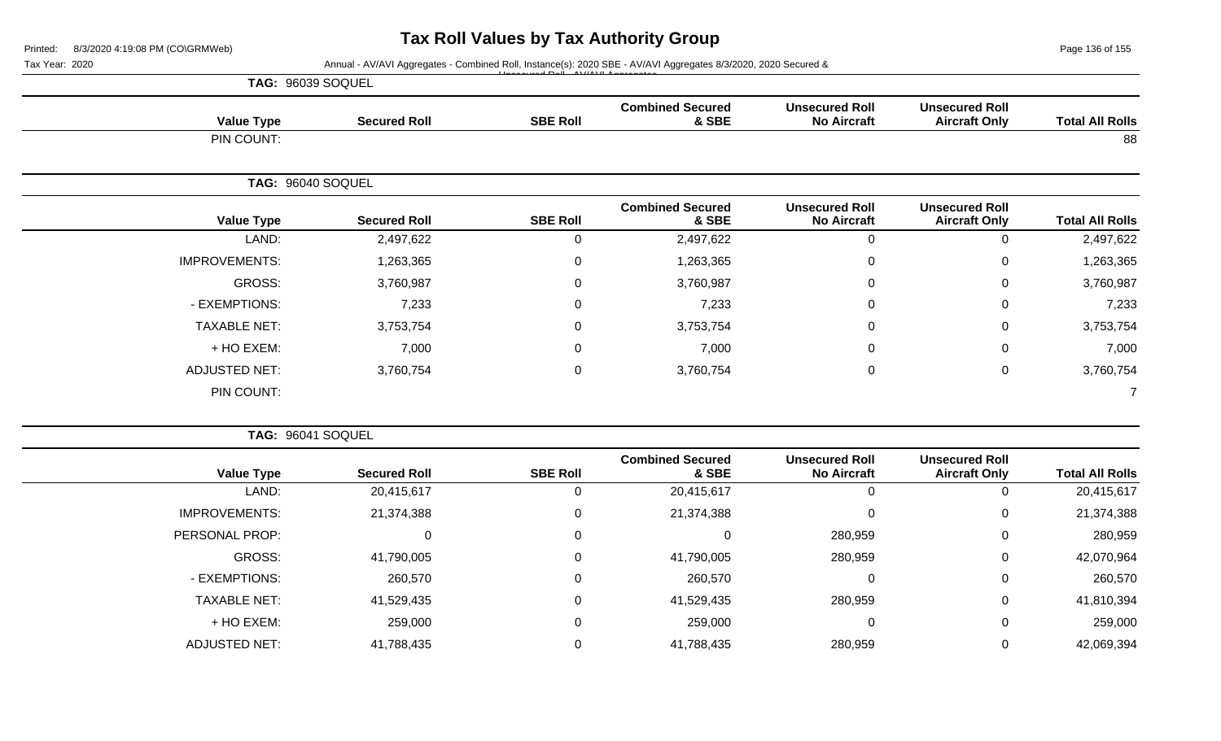# Tax Roll Values by Tax Authority Group

Printed: 8/3/2020 4:19:08 PM (CO\GRMWeb)

Tax Year: 2020

Annual - AV/AVI Aggregates - Combined Roll, Instance(s): 2020 SBE - AV/AVI Aggregates 8/3/2020, 2020 Secured & Unsecured Roll - AV/AVI Aggregates

**TAG: 96039 SOQUEL**

| Value Type | Secured Roll | SBE Roll | Combined Secured & SBE | Unsecured Roll No Aircraft | Unsecured Roll Aircraft Only | Total All Rolls |
|---|---|---|---|---|---|---|
| PIN COUNT: | | | | | | 88 |

**TAG: 96040 SOQUEL**

| Value Type | Secured Roll | SBE Roll | Combined Secured & SBE | Unsecured Roll No Aircraft | Unsecured Roll Aircraft Only | Total All Rolls |
|---|---|---|---|---|---|---|
| LAND: | 2,497,622 | 0 | 2,497,622 | 0 | 0 | 2,497,622 |
| IMPROVEMENTS: | 1,263,365 | 0 | 1,263,365 | 0 | 0 | 1,263,365 |
| GROSS: | 3,760,987 | 0 | 3,760,987 | 0 | 0 | 3,760,987 |
| - EXEMPTIONS: | 7,233 | 0 | 7,233 | 0 | 0 | 7,233 |
| TAXABLE NET: | 3,753,754 | 0 | 3,753,754 | 0 | 0 | 3,753,754 |
| + HO EXEM: | 7,000 | 0 | 7,000 | 0 | 0 | 7,000 |
| ADJUSTED NET: | 3,760,754 | 0 | 3,760,754 | 0 | 0 | 3,760,754 |
| PIN COUNT: | | | | | | 7 |

**TAG: 96041 SOQUEL**

| Value Type | Secured Roll | SBE Roll | Combined Secured & SBE | Unsecured Roll No Aircraft | Unsecured Roll Aircraft Only | Total All Rolls |
|---|---|---|---|---|---|---|
| LAND: | 20,415,617 | 0 | 20,415,617 | 0 | 0 | 20,415,617 |
| IMPROVEMENTS: | 21,374,388 | 0 | 21,374,388 | 0 | 0 | 21,374,388 |
| PERSONAL PROP: | 0 | 0 | 0 | 280,959 | 0 | 280,959 |
| GROSS: | 41,790,005 | 0 | 41,790,005 | 280,959 | 0 | 42,070,964 |
| - EXEMPTIONS: | 260,570 | 0 | 260,570 | 0 | 0 | 260,570 |
| TAXABLE NET: | 41,529,435 | 0 | 41,529,435 | 280,959 | 0 | 41,810,394 |
| + HO EXEM: | 259,000 | 0 | 259,000 | 0 | 0 | 259,000 |
| ADJUSTED NET: | 41,788,435 | 0 | 41,788,435 | 280,959 | 0 | 42,069,394 |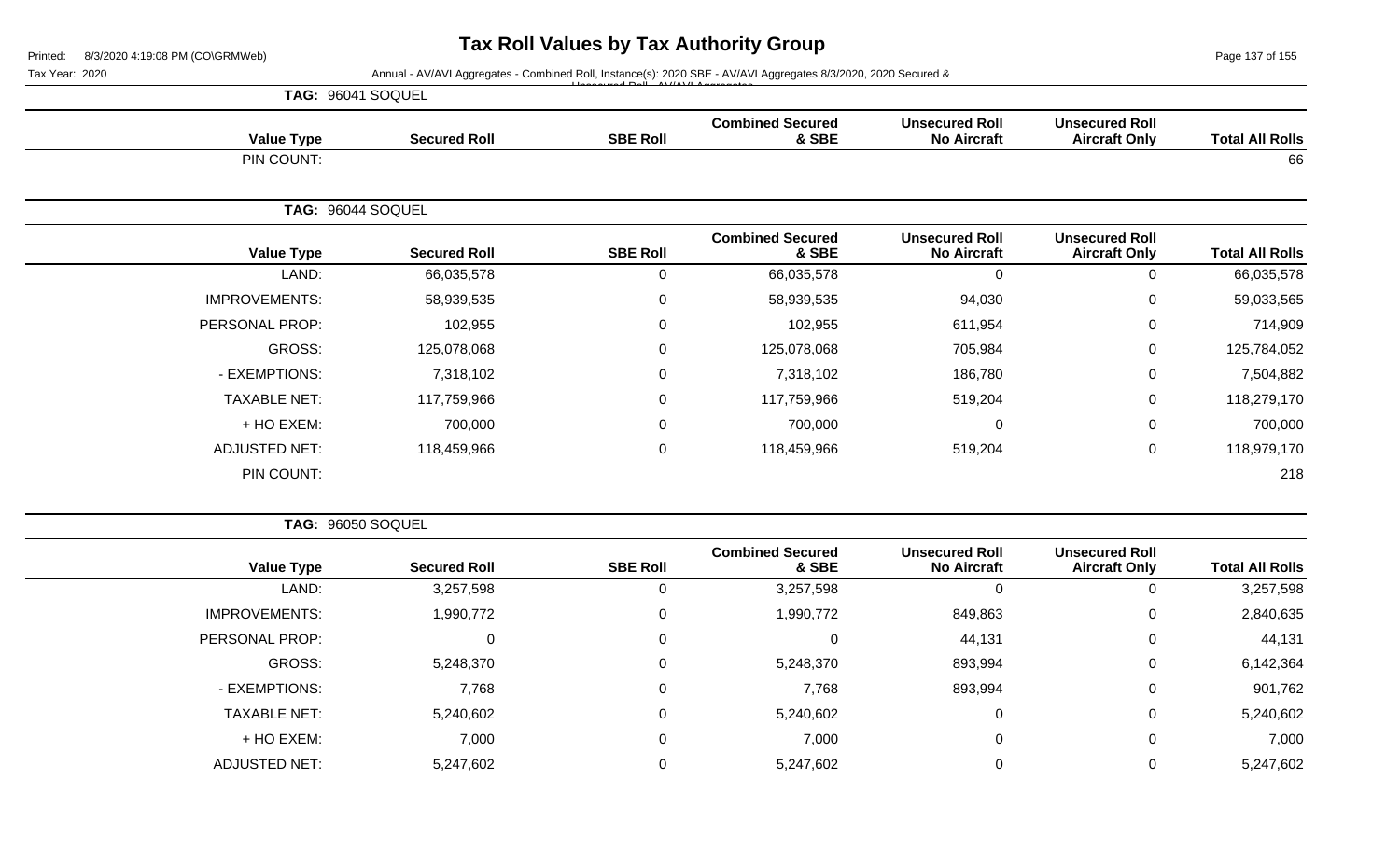# Tax Roll Values by Tax Authority Group

Tax Year: 2020

Annual - AV/AVI Aggregates - Combined Roll, Instance(s): 2020 SBE - AV/AVI Aggregates 8/3/2020, 2020 Secured & Unsecured Roll - AV/AVI Aggregates

**TAG: 96041 SOQUEL**

| Value Type | Secured Roll | SBE Roll | Combined Secured & SBE | Unsecured Roll No Aircraft | Unsecured Roll Aircraft Only | Total All Rolls |
|---|---|---|---|---|---|---|
| PIN COUNT: | | | | | | 66 |

**TAG: 96044 SOQUEL**

| Value Type | Secured Roll | SBE Roll | Combined Secured & SBE | Unsecured Roll No Aircraft | Unsecured Roll Aircraft Only | Total All Rolls |
|---|---|---|---|---|---|---|
| LAND: | 66,035,578 | 0 | 66,035,578 | 0 | 0 | 66,035,578 |
| IMPROVEMENTS: | 58,939,535 | 0 | 58,939,535 | 94,030 | 0 | 59,033,565 |
| PERSONAL PROP: | 102,955 | 0 | 102,955 | 611,954 | 0 | 714,909 |
| GROSS: | 125,078,068 | 0 | 125,078,068 | 705,984 | 0 | 125,784,052 |
| - EXEMPTIONS: | 7,318,102 | 0 | 7,318,102 | 186,780 | 0 | 7,504,882 |
| TAXABLE NET: | 117,759,966 | 0 | 117,759,966 | 519,204 | 0 | 118,279,170 |
| + HO EXEM: | 700,000 | 0 | 700,000 | 0 | 0 | 700,000 |
| ADJUSTED NET: | 118,459,966 | 0 | 118,459,966 | 519,204 | 0 | 118,979,170 |
| PIN COUNT: | | | | | | 218 |

**TAG: 96050 SOQUEL**

| Value Type | Secured Roll | SBE Roll | Combined Secured & SBE | Unsecured Roll No Aircraft | Unsecured Roll Aircraft Only | Total All Rolls |
|---|---|---|---|---|---|---|
| LAND: | 3,257,598 | 0 | 3,257,598 | 0 | 0 | 3,257,598 |
| IMPROVEMENTS: | 1,990,772 | 0 | 1,990,772 | 849,863 | 0 | 2,840,635 |
| PERSONAL PROP: | 0 | 0 | 0 | 44,131 | 0 | 44,131 |
| GROSS: | 5,248,370 | 0 | 5,248,370 | 893,994 | 0 | 6,142,364 |
| - EXEMPTIONS: | 7,768 | 0 | 7,768 | 893,994 | 0 | 901,762 |
| TAXABLE NET: | 5,240,602 | 0 | 5,240,602 | 0 | 0 | 5,240,602 |
| + HO EXEM: | 7,000 | 0 | 7,000 | 0 | 0 | 7,000 |
| ADJUSTED NET: | 5,247,602 | 0 | 5,247,602 | 0 | 0 | 5,247,602 |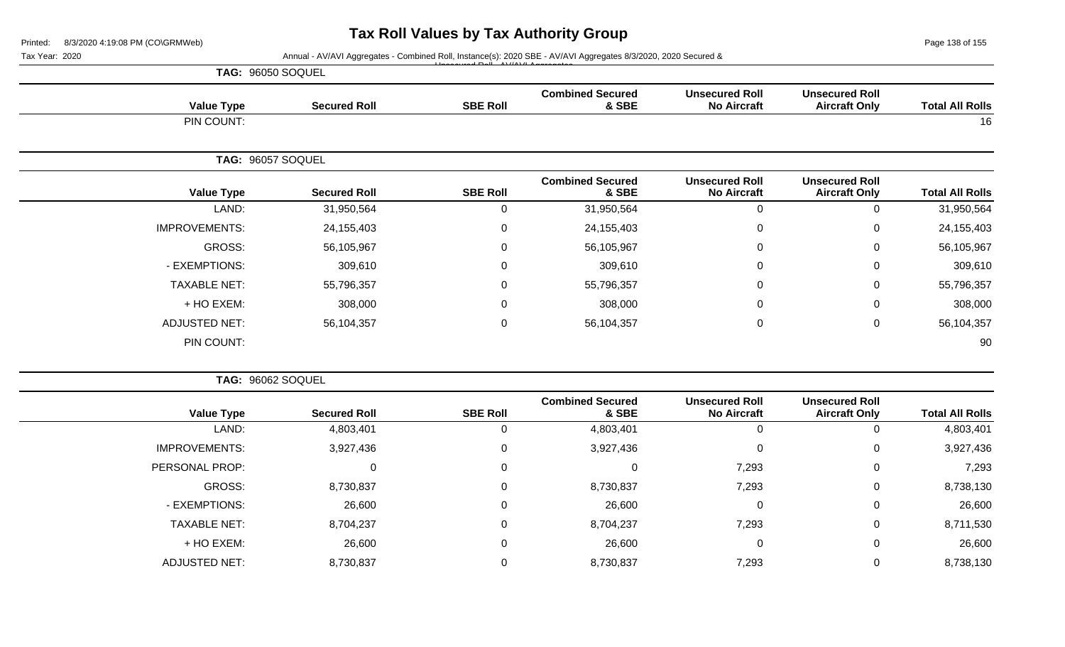# Tax Roll Values by Tax Authority Group

Printed: 8/3/2020 4:19:08 PM (CO\GRMWeb)

Tax Year: 2020

Annual - AV/AVI Aggregates - Combined Roll, Instance(s): 2020 SBE - AV/AVI Aggregates 8/3/2020, 2020 Secured & Unsecured Roll - AV/AVI Aggregates

**TAG: 96050 SOQUEL**

| Value Type | Secured Roll | SBE Roll | Combined Secured & SBE | Unsecured Roll No Aircraft | Unsecured Roll Aircraft Only | Total All Rolls |
|---|---|---|---|---|---|---|
| PIN COUNT: | | | | | | 16 |

**TAG: 96057 SOQUEL**

| Value Type | Secured Roll | SBE Roll | Combined Secured & SBE | Unsecured Roll No Aircraft | Unsecured Roll Aircraft Only | Total All Rolls |
|---|---|---|---|---|---|---|
| LAND: | 31,950,564 | 0 | 31,950,564 | 0 | 0 | 31,950,564 |
| IMPROVEMENTS: | 24,155,403 | 0 | 24,155,403 | 0 | 0 | 24,155,403 |
| GROSS: | 56,105,967 | 0 | 56,105,967 | 0 | 0 | 56,105,967 |
| - EXEMPTIONS: | 309,610 | 0 | 309,610 | 0 | 0 | 309,610 |
| TAXABLE NET: | 55,796,357 | 0 | 55,796,357 | 0 | 0 | 55,796,357 |
| + HO EXEM: | 308,000 | 0 | 308,000 | 0 | 0 | 308,000 |
| ADJUSTED NET: | 56,104,357 | 0 | 56,104,357 | 0 | 0 | 56,104,357 |
| PIN COUNT: | | | | | | 90 |

**TAG: 96062 SOQUEL**

| Value Type | Secured Roll | SBE Roll | Combined Secured & SBE | Unsecured Roll No Aircraft | Unsecured Roll Aircraft Only | Total All Rolls |
|---|---|---|---|---|---|---|
| LAND: | 4,803,401 | 0 | 4,803,401 | 0 | 0 | 4,803,401 |
| IMPROVEMENTS: | 3,927,436 | 0 | 3,927,436 | 0 | 0 | 3,927,436 |
| PERSONAL PROP: | 0 | 0 | 0 | 7,293 | 0 | 7,293 |
| GROSS: | 8,730,837 | 0 | 8,730,837 | 7,293 | 0 | 8,738,130 |
| - EXEMPTIONS: | 26,600 | 0 | 26,600 | 0 | 0 | 26,600 |
| TAXABLE NET: | 8,704,237 | 0 | 8,704,237 | 7,293 | 0 | 8,711,530 |
| + HO EXEM: | 26,600 | 0 | 26,600 | 0 | 0 | 26,600 |
| ADJUSTED NET: | 8,730,837 | 0 | 8,730,837 | 7,293 | 0 | 8,738,130 |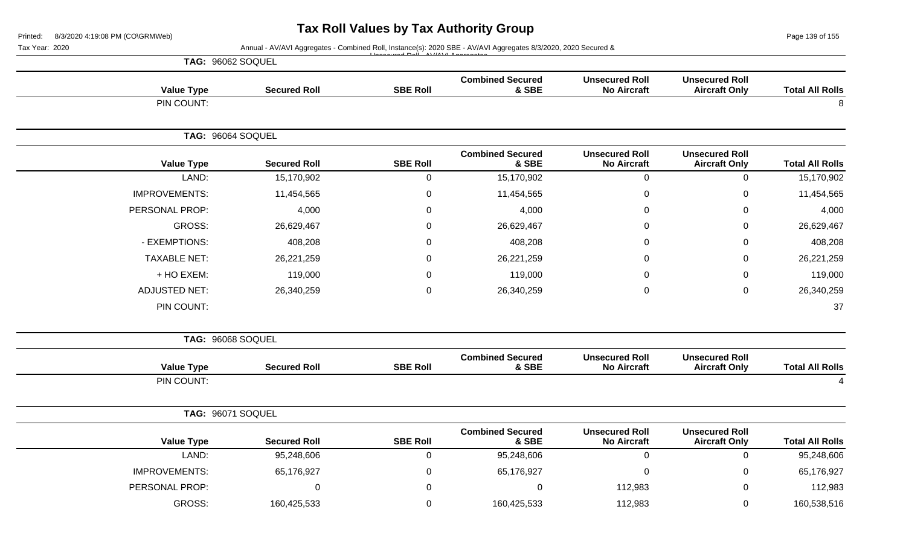# Tax Roll Values by Tax Authority Group

Printed: 8/3/2020 4:19:08 PM (CO\GRMWeb)

Tax Year: 2020

Annual - AV/AVI Aggregates - Combined Roll, Instance(s): 2020 SBE - AV/AVI Aggregates 8/3/2020, 2020 Secured & Unsecured Roll - AV/AVI Aggregates

**TAG: 96062 SOQUEL**

| Value Type | Secured Roll | SBE Roll | Combined Secured & SBE | Unsecured Roll No Aircraft | Unsecured Roll Aircraft Only | Total All Rolls |
|---|---|---|---|---|---|---|
| PIN COUNT: | | | | | | 8 |

**TAG: 96064 SOQUEL**

| Value Type | Secured Roll | SBE Roll | Combined Secured & SBE | Unsecured Roll No Aircraft | Unsecured Roll Aircraft Only | Total All Rolls |
|---|---|---|---|---|---|---|
| LAND: | 15,170,902 | 0 | 15,170,902 | 0 | 0 | 15,170,902 |
| IMPROVEMENTS: | 11,454,565 | 0 | 11,454,565 | 0 | 0 | 11,454,565 |
| PERSONAL PROP: | 4,000 | 0 | 4,000 | 0 | 0 | 4,000 |
| GROSS: | 26,629,467 | 0 | 26,629,467 | 0 | 0 | 26,629,467 |
| - EXEMPTIONS: | 408,208 | 0 | 408,208 | 0 | 0 | 408,208 |
| TAXABLE NET: | 26,221,259 | 0 | 26,221,259 | 0 | 0 | 26,221,259 |
| + HO EXEM: | 119,000 | 0 | 119,000 | 0 | 0 | 119,000 |
| ADJUSTED NET: | 26,340,259 | 0 | 26,340,259 | 0 | 0 | 26,340,259 |
| PIN COUNT: | | | | | | 37 |

**TAG: 96068 SOQUEL**

| Value Type | Secured Roll | SBE Roll | Combined Secured & SBE | Unsecured Roll No Aircraft | Unsecured Roll Aircraft Only | Total All Rolls |
|---|---|---|---|---|---|---|
| PIN COUNT: | | | | | | 4 |

**TAG: 96071 SOQUEL**

| Value Type | Secured Roll | SBE Roll | Combined Secured & SBE | Unsecured Roll No Aircraft | Unsecured Roll Aircraft Only | Total All Rolls |
|---|---|---|---|---|---|---|
| LAND: | 95,248,606 | 0 | 95,248,606 | 0 | 0 | 95,248,606 |
| IMPROVEMENTS: | 65,176,927 | 0 | 65,176,927 | 0 | 0 | 65,176,927 |
| PERSONAL PROP: | 0 | 0 | 0 | 112,983 | 0 | 112,983 |
| GROSS: | 160,425,533 | 0 | 160,425,533 | 112,983 | 0 | 160,538,516 |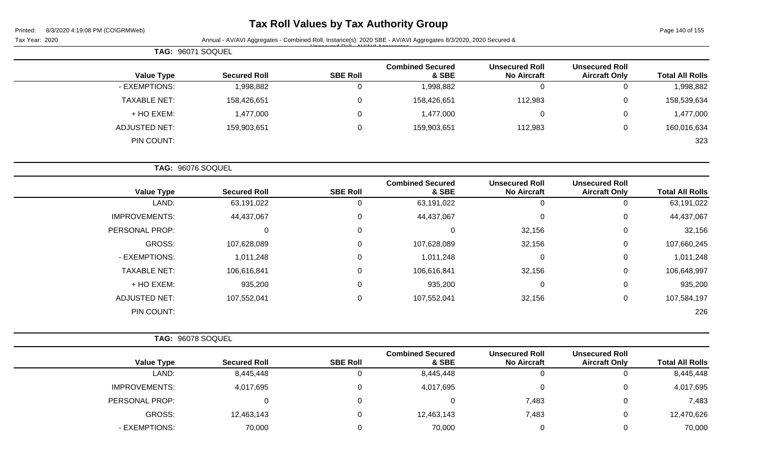# Tax Roll Values by Tax Authority Group

Tax Year: 2020

Annual - AV/AVI Aggregates - Combined Roll, Instance(s): 2020 SBE - AV/AVI Aggregates 8/3/2020, 2020 Secured & Unsecured Roll - AV/AVI Aggregates

**TAG: 96071 SOQUEL**

| Value Type | Secured Roll | SBE Roll | Combined Secured & SBE | Unsecured Roll No Aircraft | Unsecured Roll Aircraft Only | Total All Rolls |
|---|---|---|---|---|---|---|
| - EXEMPTIONS: | 1,998,882 | 0 | 1,998,882 | 0 | 0 | 1,998,882 |
| TAXABLE NET: | 158,426,651 | 0 | 158,426,651 | 112,983 | 0 | 158,539,634 |
| + HO EXEM: | 1,477,000 | 0 | 1,477,000 | 0 | 0 | 1,477,000 |
| ADJUSTED NET: | 159,903,651 | 0 | 159,903,651 | 112,983 | 0 | 160,016,634 |
| PIN COUNT: | | | | | | 323 |

**TAG: 96076 SOQUEL**

| Value Type | Secured Roll | SBE Roll | Combined Secured & SBE | Unsecured Roll No Aircraft | Unsecured Roll Aircraft Only | Total All Rolls |
|---|---|---|---|---|---|---|
| LAND: | 63,191,022 | 0 | 63,191,022 | 0 | 0 | 63,191,022 |
| IMPROVEMENTS: | 44,437,067 | 0 | 44,437,067 | 0 | 0 | 44,437,067 |
| PERSONAL PROP: | 0 | 0 | 0 | 32,156 | 0 | 32,156 |
| GROSS: | 107,628,089 | 0 | 107,628,089 | 32,156 | 0 | 107,660,245 |
| - EXEMPTIONS: | 1,011,248 | 0 | 1,011,248 | 0 | 0 | 1,011,248 |
| TAXABLE NET: | 106,616,841 | 0 | 106,616,841 | 32,156 | 0 | 106,648,997 |
| + HO EXEM: | 935,200 | 0 | 935,200 | 0 | 0 | 935,200 |
| ADJUSTED NET: | 107,552,041 | 0 | 107,552,041 | 32,156 | 0 | 107,584,197 |
| PIN COUNT: | | | | | | 226 |

**TAG: 96078 SOQUEL**

| Value Type | Secured Roll | SBE Roll | Combined Secured & SBE | Unsecured Roll No Aircraft | Unsecured Roll Aircraft Only | Total All Rolls |
|---|---|---|---|---|---|---|
| LAND: | 8,445,448 | 0 | 8,445,448 | 0 | 0 | 8,445,448 |
| IMPROVEMENTS: | 4,017,695 | 0 | 4,017,695 | 0 | 0 | 4,017,695 |
| PERSONAL PROP: | 0 | 0 | 0 | 7,483 | 0 | 7,483 |
| GROSS: | 12,463,143 | 0 | 12,463,143 | 7,483 | 0 | 12,470,626 |
| - EXEMPTIONS: | 70,000 | 0 | 70,000 | 0 | 0 | 70,000 |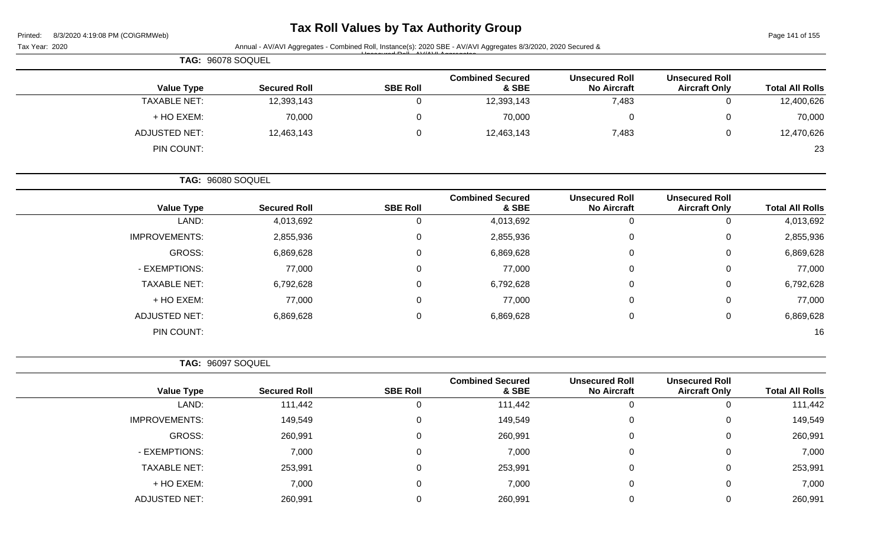# Tax Roll Values by Tax Authority Group

Tax Year: 2020

Annual - AV/AVI Aggregates - Combined Roll, Instance(s): 2020 SBE - AV/AVI Aggregates 8/3/2020, 2020 Secured & Unsecured Roll - AV/AVI Aggregates

**TAG: 96078 SOQUEL**

| Value Type | Secured Roll | SBE Roll | Combined Secured & SBE | Unsecured Roll No Aircraft | Unsecured Roll Aircraft Only | Total All Rolls |
|---|---|---|---|---|---|---|
| TAXABLE NET: | 12,393,143 | 0 | 12,393,143 | 7,483 | 0 | 12,400,626 |
| + HO EXEM: | 70,000 | 0 | 70,000 | 0 | 0 | 70,000 |
| ADJUSTED NET: | 12,463,143 | 0 | 12,463,143 | 7,483 | 0 | 12,470,626 |
| PIN COUNT: | | | | | | 23 |

**TAG: 96080 SOQUEL**

| Value Type | Secured Roll | SBE Roll | Combined Secured & SBE | Unsecured Roll No Aircraft | Unsecured Roll Aircraft Only | Total All Rolls |
|---|---|---|---|---|---|---|
| LAND: | 4,013,692 | 0 | 4,013,692 | 0 | 0 | 4,013,692 |
| IMPROVEMENTS: | 2,855,936 | 0 | 2,855,936 | 0 | 0 | 2,855,936 |
| GROSS: | 6,869,628 | 0 | 6,869,628 | 0 | 0 | 6,869,628 |
| - EXEMPTIONS: | 77,000 | 0 | 77,000 | 0 | 0 | 77,000 |
| TAXABLE NET: | 6,792,628 | 0 | 6,792,628 | 0 | 0 | 6,792,628 |
| + HO EXEM: | 77,000 | 0 | 77,000 | 0 | 0 | 77,000 |
| ADJUSTED NET: | 6,869,628 | 0 | 6,869,628 | 0 | 0 | 6,869,628 |
| PIN COUNT: | | | | | | 16 |

**TAG: 96097 SOQUEL**

| Value Type | Secured Roll | SBE Roll | Combined Secured & SBE | Unsecured Roll No Aircraft | Unsecured Roll Aircraft Only | Total All Rolls |
|---|---|---|---|---|---|---|
| LAND: | 111,442 | 0 | 111,442 | 0 | 0 | 111,442 |
| IMPROVEMENTS: | 149,549 | 0 | 149,549 | 0 | 0 | 149,549 |
| GROSS: | 260,991 | 0 | 260,991 | 0 | 0 | 260,991 |
| - EXEMPTIONS: | 7,000 | 0 | 7,000 | 0 | 0 | 7,000 |
| TAXABLE NET: | 253,991 | 0 | 253,991 | 0 | 0 | 253,991 |
| + HO EXEM: | 7,000 | 0 | 7,000 | 0 | 0 | 7,000 |
| ADJUSTED NET: | 260,991 | 0 | 260,991 | 0 | 0 | 260,991 |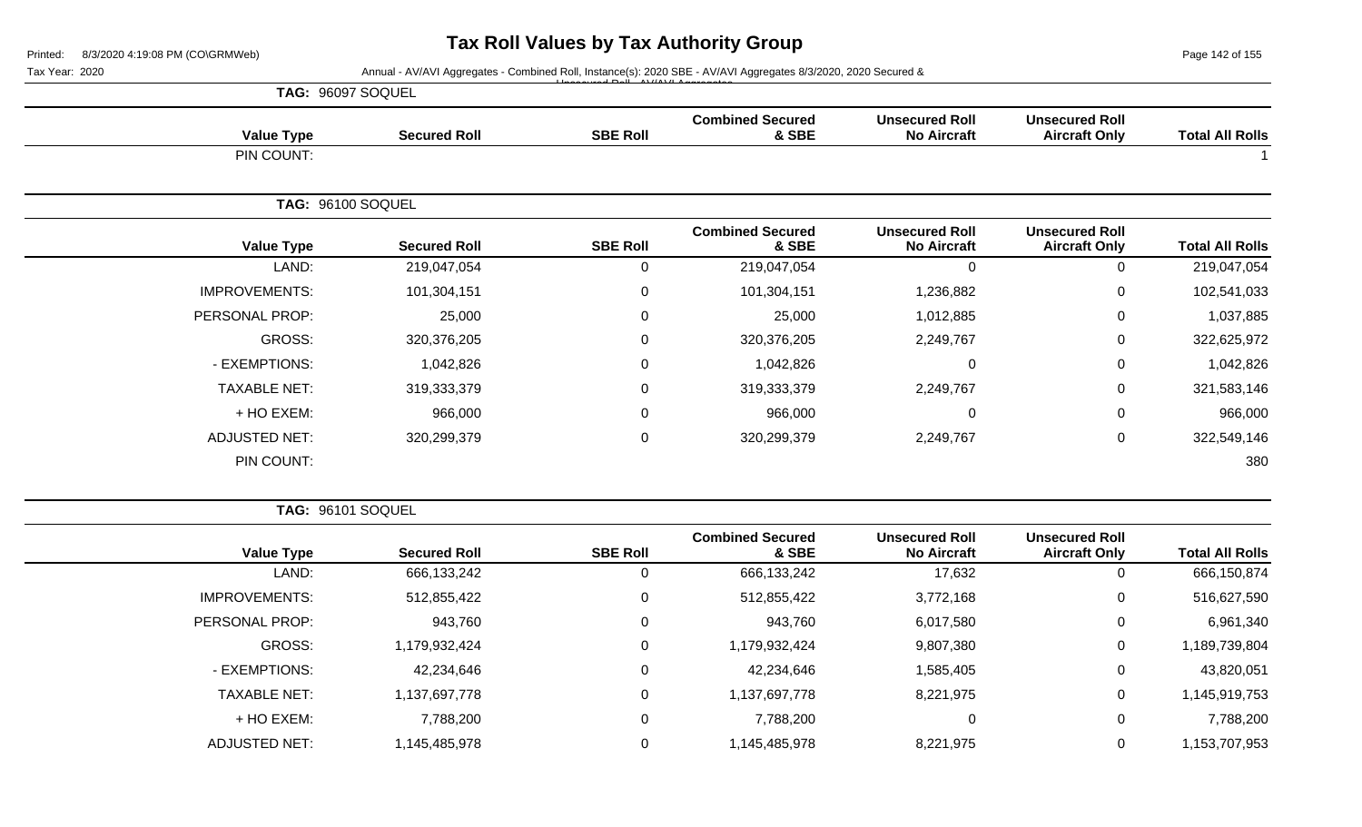# Tax Roll Values by Tax Authority Group

Printed: 8/3/2020 4:19:08 PM (CO\GRMWeb)

Tax Year: 2020

Annual - AV/AVI Aggregates - Combined Roll, Instance(s): 2020 SBE - AV/AVI Aggregates 8/3/2020, 2020 Secured & Unsecured Roll - AV/AVI Aggregates

## TAG: 96097 SOQUEL

| Value Type | Secured Roll | SBE Roll | Combined Secured & SBE | Unsecured Roll No Aircraft | Unsecured Roll Aircraft Only | Total All Rolls |
|---|---|---|---|---|---|---|
| PIN COUNT: | | | | | | 1 |

## TAG: 96100 SOQUEL

| Value Type | Secured Roll | SBE Roll | Combined Secured & SBE | Unsecured Roll No Aircraft | Unsecured Roll Aircraft Only | Total All Rolls |
|---|---|---|---|---|---|---|
| LAND: | 219,047,054 | 0 | 219,047,054 | 0 | 0 | 219,047,054 |
| IMPROVEMENTS: | 101,304,151 | 0 | 101,304,151 | 1,236,882 | 0 | 102,541,033 |
| PERSONAL PROP: | 25,000 | 0 | 25,000 | 1,012,885 | 0 | 1,037,885 |
| GROSS: | 320,376,205 | 0 | 320,376,205 | 2,249,767 | 0 | 322,625,972 |
| - EXEMPTIONS: | 1,042,826 | 0 | 1,042,826 | 0 | 0 | 1,042,826 |
| TAXABLE NET: | 319,333,379 | 0 | 319,333,379 | 2,249,767 | 0 | 321,583,146 |
| + HO EXEM: | 966,000 | 0 | 966,000 | 0 | 0 | 966,000 |
| ADJUSTED NET: | 320,299,379 | 0 | 320,299,379 | 2,249,767 | 0 | 322,549,146 |
| PIN COUNT: | | | | | | 380 |

## TAG: 96101 SOQUEL

| Value Type | Secured Roll | SBE Roll | Combined Secured & SBE | Unsecured Roll No Aircraft | Unsecured Roll Aircraft Only | Total All Rolls |
|---|---|---|---|---|---|---|
| LAND: | 666,133,242 | 0 | 666,133,242 | 17,632 | 0 | 666,150,874 |
| IMPROVEMENTS: | 512,855,422 | 0 | 512,855,422 | 3,772,168 | 0 | 516,627,590 |
| PERSONAL PROP: | 943,760 | 0 | 943,760 | 6,017,580 | 0 | 6,961,340 |
| GROSS: | 1,179,932,424 | 0 | 1,179,932,424 | 9,807,380 | 0 | 1,189,739,804 |
| - EXEMPTIONS: | 42,234,646 | 0 | 42,234,646 | 1,585,405 | 0 | 43,820,051 |
| TAXABLE NET: | 1,137,697,778 | 0 | 1,137,697,778 | 8,221,975 | 0 | 1,145,919,753 |
| + HO EXEM: | 7,788,200 | 0 | 7,788,200 | 0 | 0 | 7,788,200 |
| ADJUSTED NET: | 1,145,485,978 | 0 | 1,145,485,978 | 8,221,975 | 0 | 1,153,707,953 |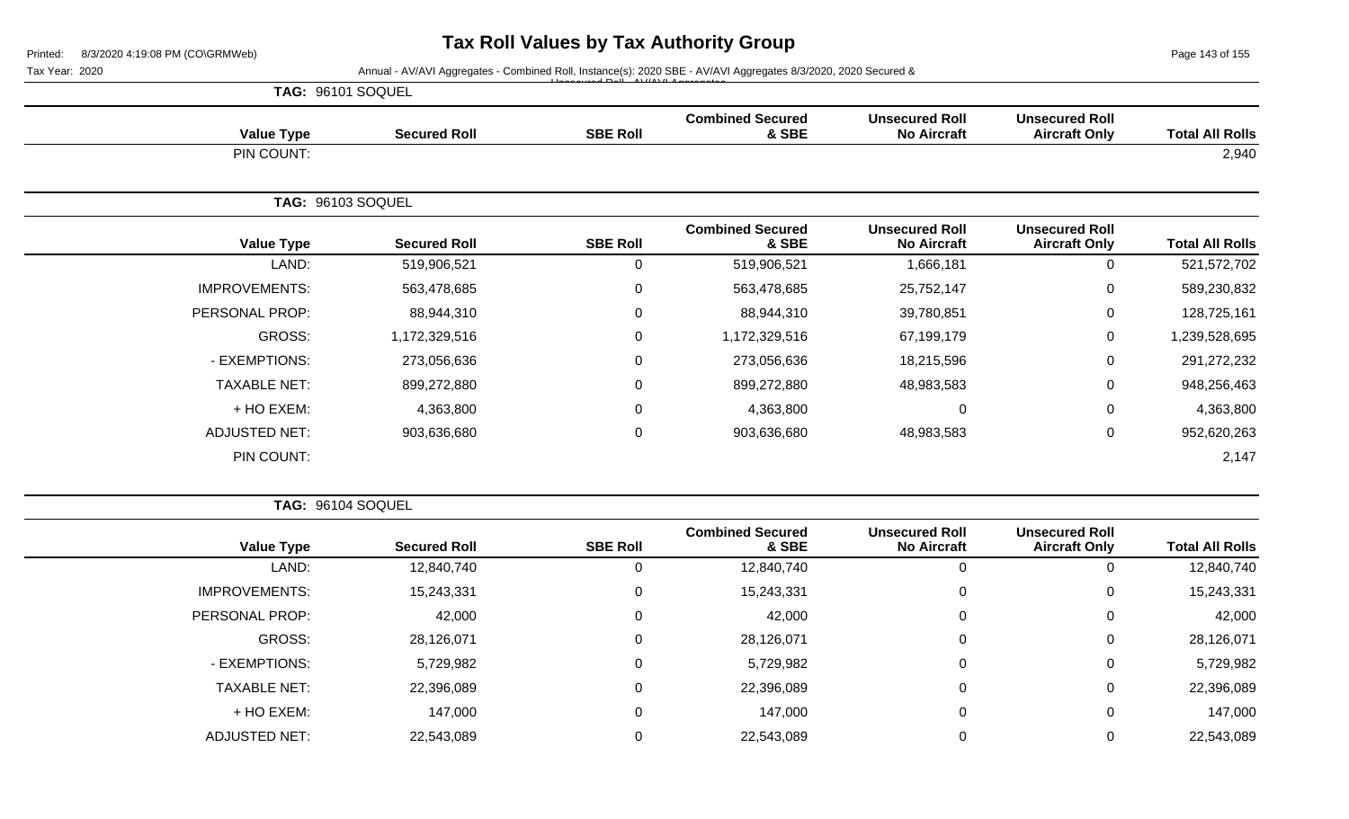# Tax Roll Values by Tax Authority Group

Tax Year: 2020

Annual - AV/AVI Aggregates - Combined Roll, Instance(s): 2020 SBE - AV/AVI Aggregates 8/3/2020, 2020 Secured & Unsecured Roll - AV/AVI Aggregates

**TAG: 96101 SOQUEL**

| Value Type | Secured Roll | SBE Roll | Combined Secured & SBE | Unsecured Roll No Aircraft | Unsecured Roll Aircraft Only | Total All Rolls |
|---|---|---|---|---|---|---|
| PIN COUNT: | | | | | | 2,940 |

**TAG: 96103 SOQUEL**

| Value Type | Secured Roll | SBE Roll | Combined Secured & SBE | Unsecured Roll No Aircraft | Unsecured Roll Aircraft Only | Total All Rolls |
|---|---|---|---|---|---|---|
| LAND: | 519,906,521 | 0 | 519,906,521 | 1,666,181 | 0 | 521,572,702 |
| IMPROVEMENTS: | 563,478,685 | 0 | 563,478,685 | 25,752,147 | 0 | 589,230,832 |
| PERSONAL PROP: | 88,944,310 | 0 | 88,944,310 | 39,780,851 | 0 | 128,725,161 |
| GROSS: | 1,172,329,516 | 0 | 1,172,329,516 | 67,199,179 | 0 | 1,239,528,695 |
| - EXEMPTIONS: | 273,056,636 | 0 | 273,056,636 | 18,215,596 | 0 | 291,272,232 |
| TAXABLE NET: | 899,272,880 | 0 | 899,272,880 | 48,983,583 | 0 | 948,256,463 |
| + HO EXEM: | 4,363,800 | 0 | 4,363,800 | 0 | 0 | 4,363,800 |
| ADJUSTED NET: | 903,636,680 | 0 | 903,636,680 | 48,983,583 | 0 | 952,620,263 |
| PIN COUNT: | | | | | | 2,147 |

**TAG: 96104 SOQUEL**

| Value Type | Secured Roll | SBE Roll | Combined Secured & SBE | Unsecured Roll No Aircraft | Unsecured Roll Aircraft Only | Total All Rolls |
|---|---|---|---|---|---|---|
| LAND: | 12,840,740 | 0 | 12,840,740 | 0 | 0 | 12,840,740 |
| IMPROVEMENTS: | 15,243,331 | 0 | 15,243,331 | 0 | 0 | 15,243,331 |
| PERSONAL PROP: | 42,000 | 0 | 42,000 | 0 | 0 | 42,000 |
| GROSS: | 28,126,071 | 0 | 28,126,071 | 0 | 0 | 28,126,071 |
| - EXEMPTIONS: | 5,729,982 | 0 | 5,729,982 | 0 | 0 | 5,729,982 |
| TAXABLE NET: | 22,396,089 | 0 | 22,396,089 | 0 | 0 | 22,396,089 |
| + HO EXEM: | 147,000 | 0 | 147,000 | 0 | 0 | 147,000 |
| ADJUSTED NET: | 22,543,089 | 0 | 22,543,089 | 0 | 0 | 22,543,089 |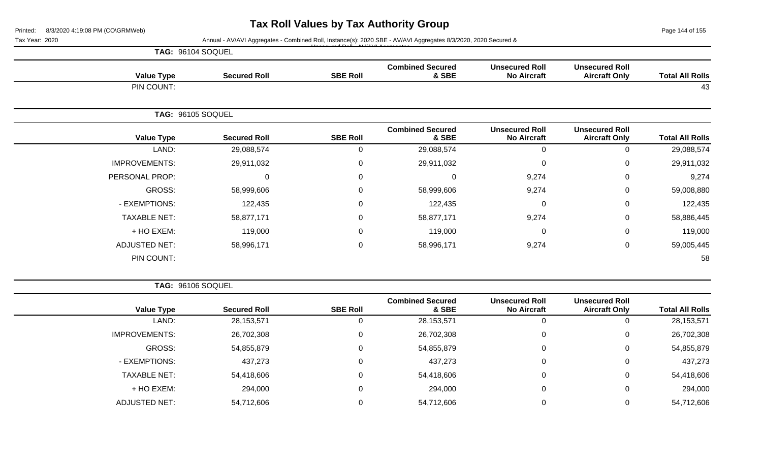# Tax Roll Values by Tax Authority Group

Tax Year: 2020

Annual - AV/AVI Aggregates - Combined Roll, Instance(s): 2020 SBE - AV/AVI Aggregates 8/3/2020, 2020 Secured & Unsecured Roll - AV/AVI Aggregates

**TAG: 96104 SOQUEL**

| Value Type | Secured Roll | SBE Roll | Combined Secured & SBE | Unsecured Roll No Aircraft | Unsecured Roll Aircraft Only | Total All Rolls |
|---|---|---|---|---|---|---|
| PIN COUNT: | | | | | | 43 |

**TAG: 96105 SOQUEL**

| Value Type | Secured Roll | SBE Roll | Combined Secured & SBE | Unsecured Roll No Aircraft | Unsecured Roll Aircraft Only | Total All Rolls |
|---|---|---|---|---|---|---|
| LAND: | 29,088,574 | 0 | 29,088,574 | 0 | 0 | 29,088,574 |
| IMPROVEMENTS: | 29,911,032 | 0 | 29,911,032 | 0 | 0 | 29,911,032 |
| PERSONAL PROP: | 0 | 0 | 0 | 9,274 | 0 | 9,274 |
| GROSS: | 58,999,606 | 0 | 58,999,606 | 9,274 | 0 | 59,008,880 |
| - EXEMPTIONS: | 122,435 | 0 | 122,435 | 0 | 0 | 122,435 |
| TAXABLE NET: | 58,877,171 | 0 | 58,877,171 | 9,274 | 0 | 58,886,445 |
| + HO EXEM: | 119,000 | 0 | 119,000 | 0 | 0 | 119,000 |
| ADJUSTED NET: | 58,996,171 | 0 | 58,996,171 | 9,274 | 0 | 59,005,445 |
| PIN COUNT: | | | | | | 58 |

**TAG: 96106 SOQUEL**

| Value Type | Secured Roll | SBE Roll | Combined Secured & SBE | Unsecured Roll No Aircraft | Unsecured Roll Aircraft Only | Total All Rolls |
|---|---|---|---|---|---|---|
| LAND: | 28,153,571 | 0 | 28,153,571 | 0 | 0 | 28,153,571 |
| IMPROVEMENTS: | 26,702,308 | 0 | 26,702,308 | 0 | 0 | 26,702,308 |
| GROSS: | 54,855,879 | 0 | 54,855,879 | 0 | 0 | 54,855,879 |
| - EXEMPTIONS: | 437,273 | 0 | 437,273 | 0 | 0 | 437,273 |
| TAXABLE NET: | 54,418,606 | 0 | 54,418,606 | 0 | 0 | 54,418,606 |
| + HO EXEM: | 294,000 | 0 | 294,000 | 0 | 0 | 294,000 |
| ADJUSTED NET: | 54,712,606 | 0 | 54,712,606 | 0 | 0 | 54,712,606 |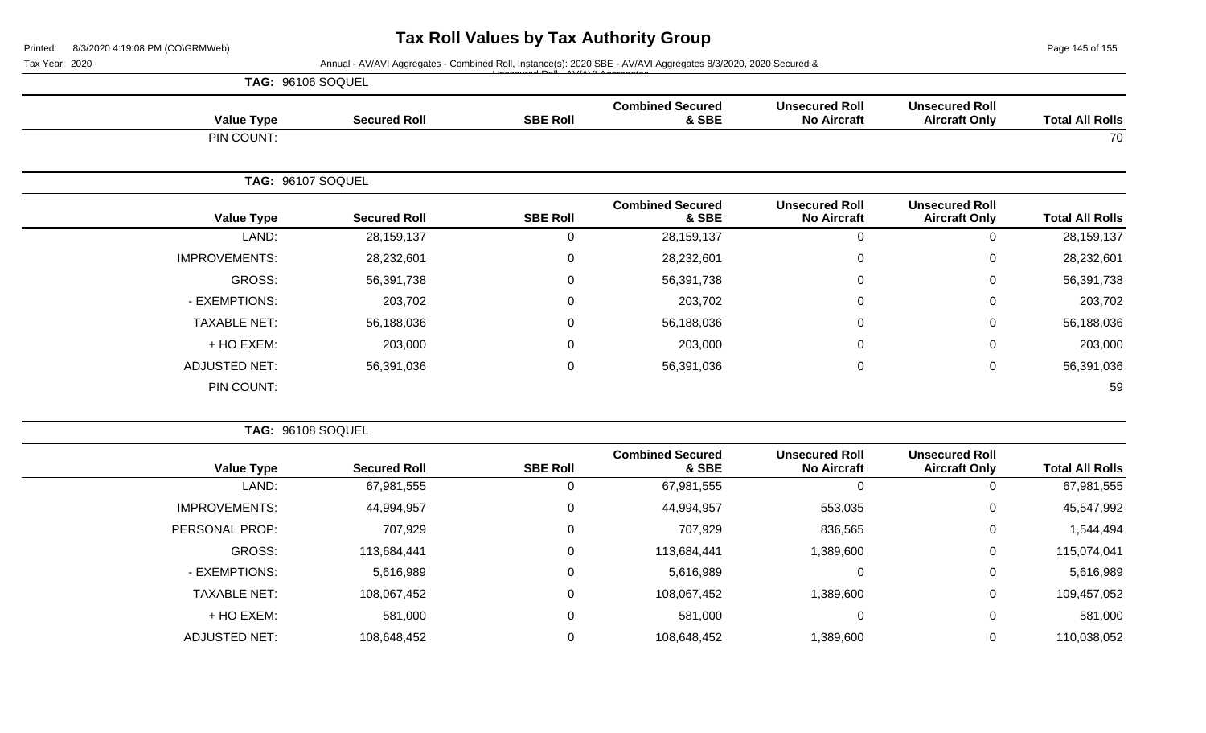# Tax Roll Values by Tax Authority Group

Tax Year: 2020

Annual - AV/AVI Aggregates - Combined Roll, Instance(s): 2020 SBE - AV/AVI Aggregates 8/3/2020, 2020 Secured & Unsecured Roll - AV/AVI Aggregates

**TAG: 96106 SOQUEL**

| Value Type | Secured Roll | SBE Roll | Combined Secured & SBE | Unsecured Roll No Aircraft | Unsecured Roll Aircraft Only | Total All Rolls |
|---|---|---|---|---|---|---|
| PIN COUNT: | | | | | | 70 |

**TAG: 96107 SOQUEL**

| Value Type | Secured Roll | SBE Roll | Combined Secured & SBE | Unsecured Roll No Aircraft | Unsecured Roll Aircraft Only | Total All Rolls |
|---|---|---|---|---|---|---|
| LAND: | 28,159,137 | 0 | 28,159,137 | 0 | 0 | 28,159,137 |
| IMPROVEMENTS: | 28,232,601 | 0 | 28,232,601 | 0 | 0 | 28,232,601 |
| GROSS: | 56,391,738 | 0 | 56,391,738 | 0 | 0 | 56,391,738 |
| - EXEMPTIONS: | 203,702 | 0 | 203,702 | 0 | 0 | 203,702 |
| TAXABLE NET: | 56,188,036 | 0 | 56,188,036 | 0 | 0 | 56,188,036 |
| + HO EXEM: | 203,000 | 0 | 203,000 | 0 | 0 | 203,000 |
| ADJUSTED NET: | 56,391,036 | 0 | 56,391,036 | 0 | 0 | 56,391,036 |
| PIN COUNT: | | | | | | 59 |

**TAG: 96108 SOQUEL**

| Value Type | Secured Roll | SBE Roll | Combined Secured & SBE | Unsecured Roll No Aircraft | Unsecured Roll Aircraft Only | Total All Rolls |
|---|---|---|---|---|---|---|
| LAND: | 67,981,555 | 0 | 67,981,555 | 0 | 0 | 67,981,555 |
| IMPROVEMENTS: | 44,994,957 | 0 | 44,994,957 | 553,035 | 0 | 45,547,992 |
| PERSONAL PROP: | 707,929 | 0 | 707,929 | 836,565 | 0 | 1,544,494 |
| GROSS: | 113,684,441 | 0 | 113,684,441 | 1,389,600 | 0 | 115,074,041 |
| - EXEMPTIONS: | 5,616,989 | 0 | 5,616,989 | 0 | 0 | 5,616,989 |
| TAXABLE NET: | 108,067,452 | 0 | 108,067,452 | 1,389,600 | 0 | 109,457,052 |
| + HO EXEM: | 581,000 | 0 | 581,000 | 0 | 0 | 581,000 |
| ADJUSTED NET: | 108,648,452 | 0 | 108,648,452 | 1,389,600 | 0 | 110,038,052 |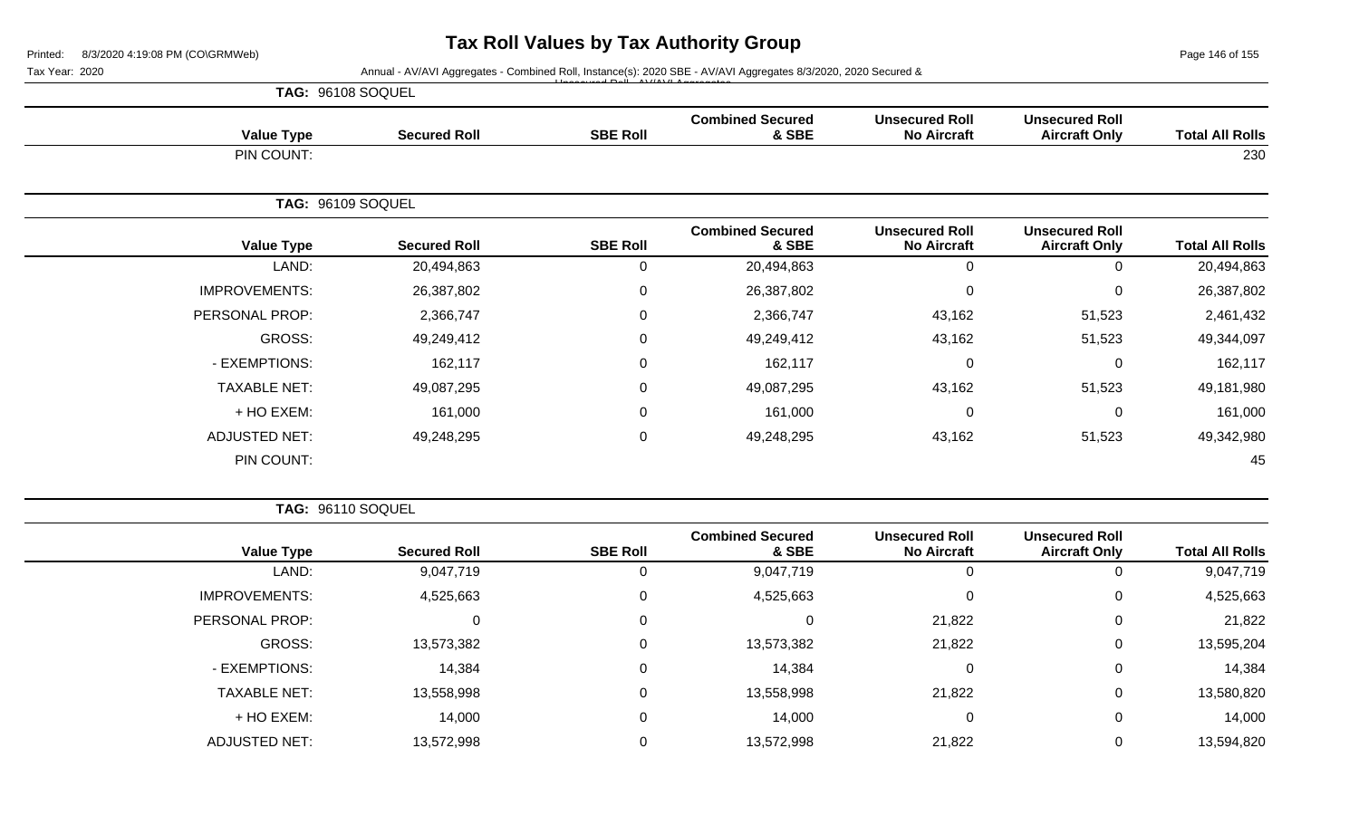# Tax Roll Values by Tax Authority Group

Printed: 8/3/2020 4:19:08 PM (CO\GRMWeb)

Tax Year: 2020

Annual - AV/AVI Aggregates - Combined Roll, Instance(s): 2020 SBE - AV/AVI Aggregates 8/3/2020, 2020 Secured & Unsecured Roll - AV/AVI Aggregates

**TAG: 96108 SOQUEL**

| Value Type | Secured Roll | SBE Roll | Combined Secured & SBE | Unsecured Roll No Aircraft | Unsecured Roll Aircraft Only | Total All Rolls |
|---|---|---|---|---|---|---|
| PIN COUNT: | | | | | | 230 |

**TAG: 96109 SOQUEL**

| Value Type | Secured Roll | SBE Roll | Combined Secured & SBE | Unsecured Roll No Aircraft | Unsecured Roll Aircraft Only | Total All Rolls |
|---|---|---|---|---|---|---|
| LAND: | 20,494,863 | 0 | 20,494,863 | 0 | 0 | 20,494,863 |
| IMPROVEMENTS: | 26,387,802 | 0 | 26,387,802 | 0 | 0 | 26,387,802 |
| PERSONAL PROP: | 2,366,747 | 0 | 2,366,747 | 43,162 | 51,523 | 2,461,432 |
| GROSS: | 49,249,412 | 0 | 49,249,412 | 43,162 | 51,523 | 49,344,097 |
| - EXEMPTIONS: | 162,117 | 0 | 162,117 | 0 | 0 | 162,117 |
| TAXABLE NET: | 49,087,295 | 0 | 49,087,295 | 43,162 | 51,523 | 49,181,980 |
| + HO EXEM: | 161,000 | 0 | 161,000 | 0 | 0 | 161,000 |
| ADJUSTED NET: | 49,248,295 | 0 | 49,248,295 | 43,162 | 51,523 | 49,342,980 |
| PIN COUNT: | | | | | | 45 |

**TAG: 96110 SOQUEL**

| Value Type | Secured Roll | SBE Roll | Combined Secured & SBE | Unsecured Roll No Aircraft | Unsecured Roll Aircraft Only | Total All Rolls |
|---|---|---|---|---|---|---|
| LAND: | 9,047,719 | 0 | 9,047,719 | 0 | 0 | 9,047,719 |
| IMPROVEMENTS: | 4,525,663 | 0 | 4,525,663 | 0 | 0 | 4,525,663 |
| PERSONAL PROP: | 0 | 0 | 0 | 21,822 | 0 | 21,822 |
| GROSS: | 13,573,382 | 0 | 13,573,382 | 21,822 | 0 | 13,595,204 |
| - EXEMPTIONS: | 14,384 | 0 | 14,384 | 0 | 0 | 14,384 |
| TAXABLE NET: | 13,558,998 | 0 | 13,558,998 | 21,822 | 0 | 13,580,820 |
| + HO EXEM: | 14,000 | 0 | 14,000 | 0 | 0 | 14,000 |
| ADJUSTED NET: | 13,572,998 | 0 | 13,572,998 | 21,822 | 0 | 13,594,820 |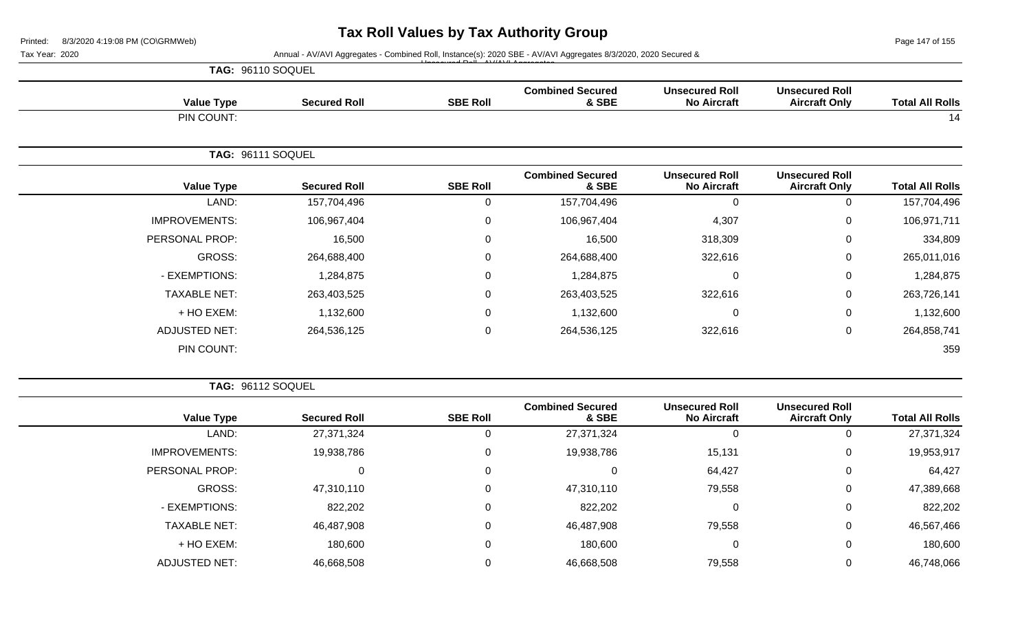# Tax Roll Values by Tax Authority Group

Printed: 8/3/2020 4:19:08 PM (CO\GRMWeb)

Tax Year: 2020

Annual - AV/AVI Aggregates - Combined Roll, Instance(s): 2020 SBE - AV/AVI Aggregates 8/3/2020, 2020 Secured & Unsecured Roll - AV/AVI Aggregates

**TAG: 96110 SOQUEL**

| Value Type | Secured Roll | SBE Roll | Combined Secured & SBE | Unsecured Roll No Aircraft | Unsecured Roll Aircraft Only | Total All Rolls |
|---|---|---|---|---|---|---|
| PIN COUNT: | | | | | | 14 |

**TAG: 96111 SOQUEL**

| Value Type | Secured Roll | SBE Roll | Combined Secured & SBE | Unsecured Roll No Aircraft | Unsecured Roll Aircraft Only | Total All Rolls |
|---|---|---|---|---|---|---|
| LAND: | 157,704,496 | 0 | 157,704,496 | 0 | 0 | 157,704,496 |
| IMPROVEMENTS: | 106,967,404 | 0 | 106,967,404 | 4,307 | 0 | 106,971,711 |
| PERSONAL PROP: | 16,500 | 0 | 16,500 | 318,309 | 0 | 334,809 |
| GROSS: | 264,688,400 | 0 | 264,688,400 | 322,616 | 0 | 265,011,016 |
| - EXEMPTIONS: | 1,284,875 | 0 | 1,284,875 | 0 | 0 | 1,284,875 |
| TAXABLE NET: | 263,403,525 | 0 | 263,403,525 | 322,616 | 0 | 263,726,141 |
| + HO EXEM: | 1,132,600 | 0 | 1,132,600 | 0 | 0 | 1,132,600 |
| ADJUSTED NET: | 264,536,125 | 0 | 264,536,125 | 322,616 | 0 | 264,858,741 |
| PIN COUNT: | | | | | | 359 |

**TAG: 96112 SOQUEL**

| Value Type | Secured Roll | SBE Roll | Combined Secured & SBE | Unsecured Roll No Aircraft | Unsecured Roll Aircraft Only | Total All Rolls |
|---|---|---|---|---|---|---|
| LAND: | 27,371,324 | 0 | 27,371,324 | 0 | 0 | 27,371,324 |
| IMPROVEMENTS: | 19,938,786 | 0 | 19,938,786 | 15,131 | 0 | 19,953,917 |
| PERSONAL PROP: | 0 | 0 | 0 | 64,427 | 0 | 64,427 |
| GROSS: | 47,310,110 | 0 | 47,310,110 | 79,558 | 0 | 47,389,668 |
| - EXEMPTIONS: | 822,202 | 0 | 822,202 | 0 | 0 | 822,202 |
| TAXABLE NET: | 46,487,908 | 0 | 46,487,908 | 79,558 | 0 | 46,567,466 |
| + HO EXEM: | 180,600 | 0 | 180,600 | 0 | 0 | 180,600 |
| ADJUSTED NET: | 46,668,508 | 0 | 46,668,508 | 79,558 | 0 | 46,748,066 |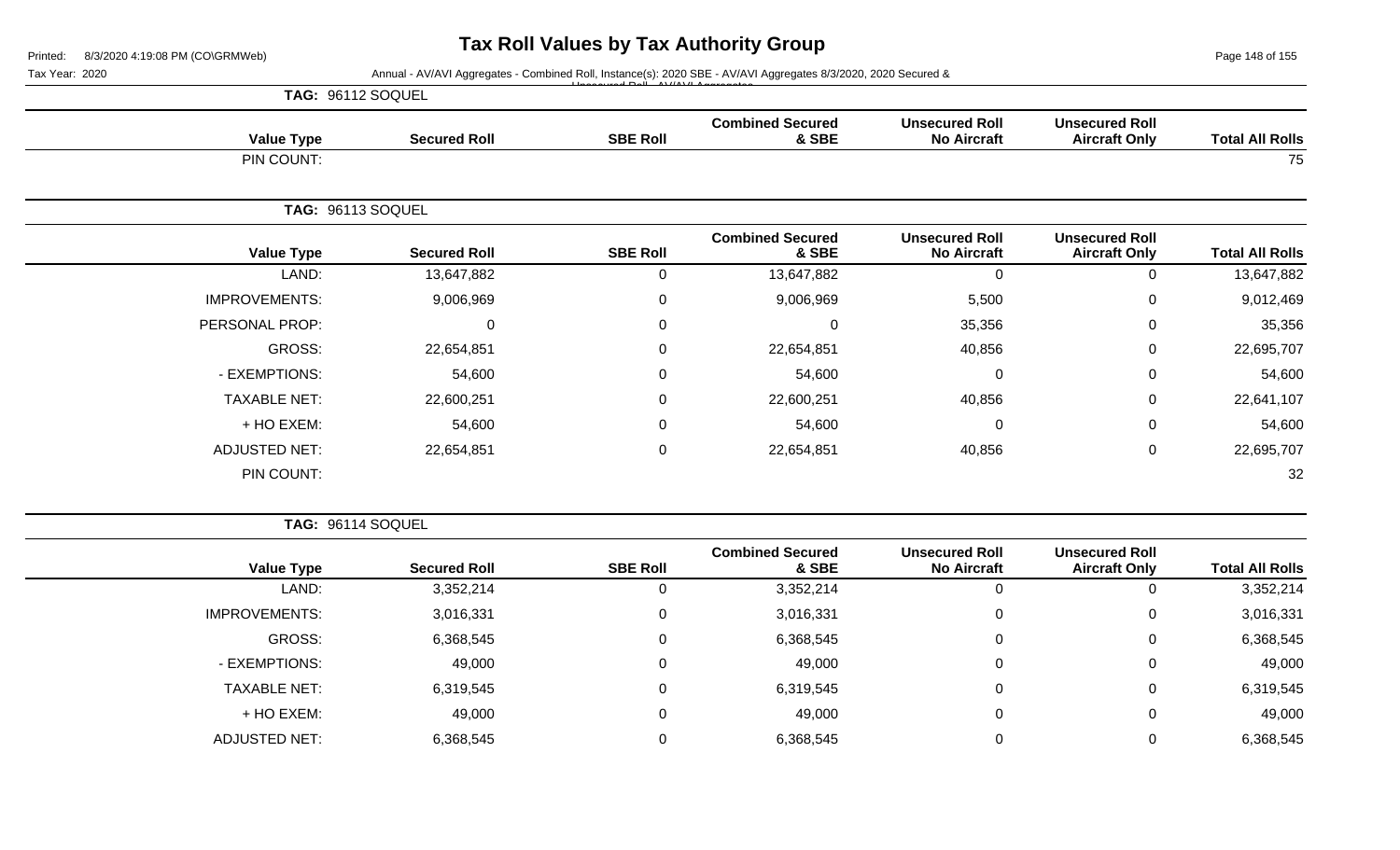# Tax Roll Values by Tax Authority Group

Tax Year: 2020

Annual - AV/AVI Aggregates - Combined Roll, Instance(s): 2020 SBE - AV/AVI Aggregates 8/3/2020, 2020 Secured & Unsecured Roll - AV/AVI Aggregates

**TAG: 96112 SOQUEL**

| Value Type | Secured Roll | SBE Roll | Combined Secured & SBE | Unsecured Roll No Aircraft | Unsecured Roll Aircraft Only | Total All Rolls |
|---|---|---|---|---|---|---|
| PIN COUNT: | | | | | | 75 |

**TAG: 96113 SOQUEL**

| Value Type | Secured Roll | SBE Roll | Combined Secured & SBE | Unsecured Roll No Aircraft | Unsecured Roll Aircraft Only | Total All Rolls |
|---|---|---|---|---|---|---|
| LAND: | 13,647,882 | 0 | 13,647,882 | 0 | 0 | 13,647,882 |
| IMPROVEMENTS: | 9,006,969 | 0 | 9,006,969 | 5,500 | 0 | 9,012,469 |
| PERSONAL PROP: | 0 | 0 | 0 | 35,356 | 0 | 35,356 |
| GROSS: | 22,654,851 | 0 | 22,654,851 | 40,856 | 0 | 22,695,707 |
| - EXEMPTIONS: | 54,600 | 0 | 54,600 | 0 | 0 | 54,600 |
| TAXABLE NET: | 22,600,251 | 0 | 22,600,251 | 40,856 | 0 | 22,641,107 |
| + HO EXEM: | 54,600 | 0 | 54,600 | 0 | 0 | 54,600 |
| ADJUSTED NET: | 22,654,851 | 0 | 22,654,851 | 40,856 | 0 | 22,695,707 |
| PIN COUNT: | | | | | | 32 |

**TAG: 96114 SOQUEL**

| Value Type | Secured Roll | SBE Roll | Combined Secured & SBE | Unsecured Roll No Aircraft | Unsecured Roll Aircraft Only | Total All Rolls |
|---|---|---|---|---|---|---|
| LAND: | 3,352,214 | 0 | 3,352,214 | 0 | 0 | 3,352,214 |
| IMPROVEMENTS: | 3,016,331 | 0 | 3,016,331 | 0 | 0 | 3,016,331 |
| GROSS: | 6,368,545 | 0 | 6,368,545 | 0 | 0 | 6,368,545 |
| - EXEMPTIONS: | 49,000 | 0 | 49,000 | 0 | 0 | 49,000 |
| TAXABLE NET: | 6,319,545 | 0 | 6,319,545 | 0 | 0 | 6,319,545 |
| + HO EXEM: | 49,000 | 0 | 49,000 | 0 | 0 | 49,000 |
| ADJUSTED NET: | 6,368,545 | 0 | 6,368,545 | 0 | 0 | 6,368,545 |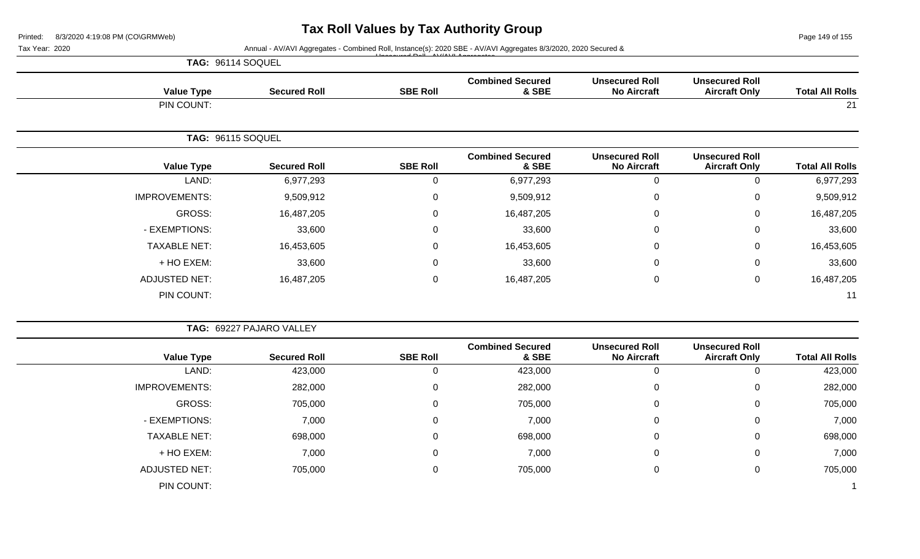# Tax Roll Values by Tax Authority Group

Printed: 8/3/2020 4:19:08 PM (CO\GRMWeb)

Tax Year: 2020

Annual - AV/AVI Aggregates - Combined Roll, Instance(s): 2020 SBE - AV/AVI Aggregates 8/3/2020, 2020 Secured & Unsecured Roll - AV/AVI Aggregates

**TAG: 96114 SOQUEL**

| Value Type | Secured Roll | SBE Roll | Combined Secured & SBE | Unsecured Roll No Aircraft | Unsecured Roll Aircraft Only | Total All Rolls |
|---|---|---|---|---|---|---|
| PIN COUNT: | | | | | | 21 |

**TAG: 96115 SOQUEL**

| Value Type | Secured Roll | SBE Roll | Combined Secured & SBE | Unsecured Roll No Aircraft | Unsecured Roll Aircraft Only | Total All Rolls |
|---|---|---|---|---|---|---|
| LAND: | 6,977,293 | 0 | 6,977,293 | 0 | 0 | 6,977,293 |
| IMPROVEMENTS: | 9,509,912 | 0 | 9,509,912 | 0 | 0 | 9,509,912 |
| GROSS: | 16,487,205 | 0 | 16,487,205 | 0 | 0 | 16,487,205 |
| - EXEMPTIONS: | 33,600 | 0 | 33,600 | 0 | 0 | 33,600 |
| TAXABLE NET: | 16,453,605 | 0 | 16,453,605 | 0 | 0 | 16,453,605 |
| + HO EXEM: | 33,600 | 0 | 33,600 | 0 | 0 | 33,600 |
| ADJUSTED NET: | 16,487,205 | 0 | 16,487,205 | 0 | 0 | 16,487,205 |
| PIN COUNT: | | | | | | 11 |

**TAG: 69227 PAJARO VALLEY**

| Value Type | Secured Roll | SBE Roll | Combined Secured & SBE | Unsecured Roll No Aircraft | Unsecured Roll Aircraft Only | Total All Rolls |
|---|---|---|---|---|---|---|
| LAND: | 423,000 | 0 | 423,000 | 0 | 0 | 423,000 |
| IMPROVEMENTS: | 282,000 | 0 | 282,000 | 0 | 0 | 282,000 |
| GROSS: | 705,000 | 0 | 705,000 | 0 | 0 | 705,000 |
| - EXEMPTIONS: | 7,000 | 0 | 7,000 | 0 | 0 | 7,000 |
| TAXABLE NET: | 698,000 | 0 | 698,000 | 0 | 0 | 698,000 |
| + HO EXEM: | 7,000 | 0 | 7,000 | 0 | 0 | 7,000 |
| ADJUSTED NET: | 705,000 | 0 | 705,000 | 0 | 0 | 705,000 |
| PIN COUNT: | | | | | | 1 |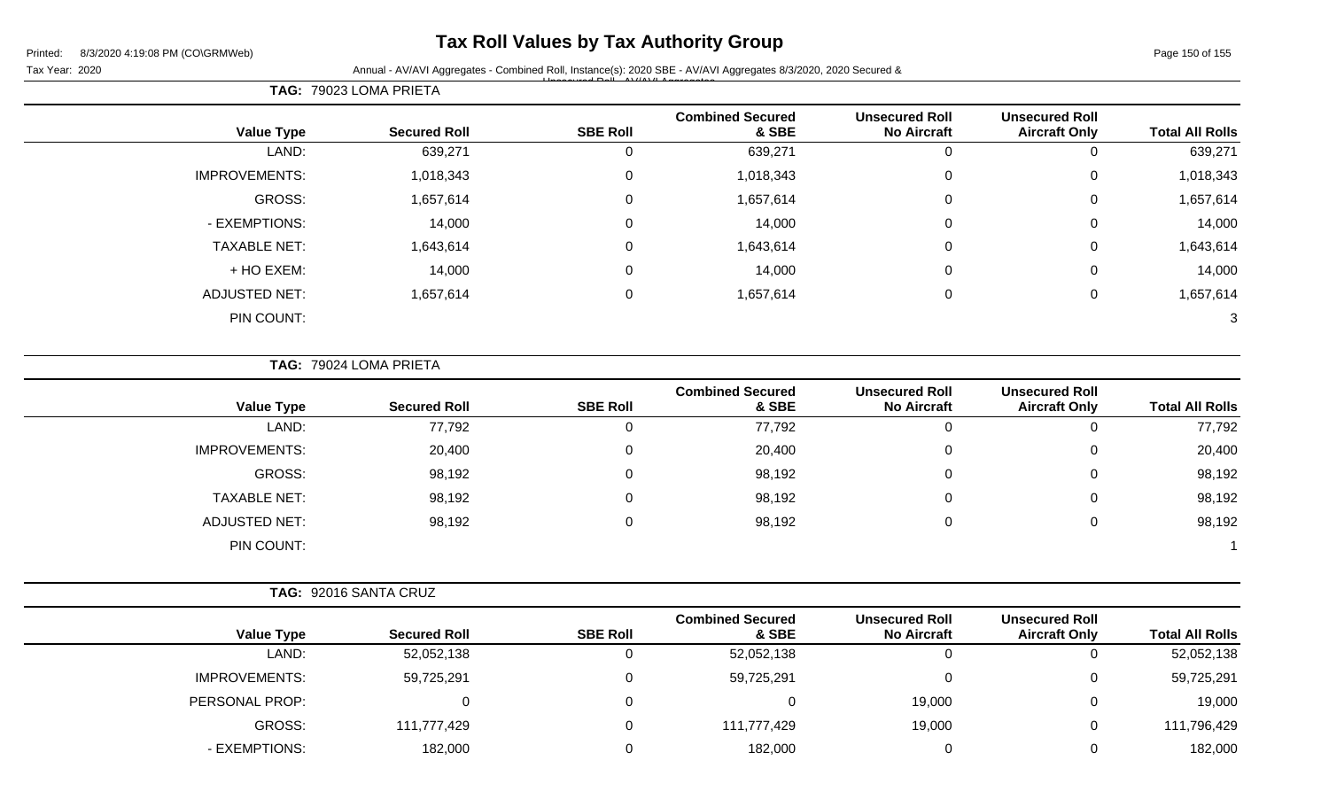# Tax Roll Values by Tax Authority Group

Printed: 8/3/2020 4:19:08 PM (CO\GRMWeb)

Tax Year: 2020

Annual - AV/AVI Aggregates - Combined Roll, Instance(s): 2020 SBE - AV/AVI Aggregates 8/3/2020, 2020 Secured & Unsecured Roll - AV/AVI Aggregates

**TAG: 79023 LOMA PRIETA**

| Value Type | Secured Roll | SBE Roll | Combined Secured & SBE | Unsecured Roll No Aircraft | Unsecured Roll Aircraft Only | Total All Rolls |
|---|---|---|---|---|---|---|
| LAND: | 639,271 | 0 | 639,271 | 0 | 0 | 639,271 |
| IMPROVEMENTS: | 1,018,343 | 0 | 1,018,343 | 0 | 0 | 1,018,343 |
| GROSS: | 1,657,614 | 0 | 1,657,614 | 0 | 0 | 1,657,614 |
| - EXEMPTIONS: | 14,000 | 0 | 14,000 | 0 | 0 | 14,000 |
| TAXABLE NET: | 1,643,614 | 0 | 1,643,614 | 0 | 0 | 1,643,614 |
| + HO EXEM: | 14,000 | 0 | 14,000 | 0 | 0 | 14,000 |
| ADJUSTED NET: | 1,657,614 | 0 | 1,657,614 | 0 | 0 | 1,657,614 |
| PIN COUNT: | | | | | | 3 |

**TAG: 79024 LOMA PRIETA**

| Value Type | Secured Roll | SBE Roll | Combined Secured & SBE | Unsecured Roll No Aircraft | Unsecured Roll Aircraft Only | Total All Rolls |
|---|---|---|---|---|---|---|
| LAND: | 77,792 | 0 | 77,792 | 0 | 0 | 77,792 |
| IMPROVEMENTS: | 20,400 | 0 | 20,400 | 0 | 0 | 20,400 |
| GROSS: | 98,192 | 0 | 98,192 | 0 | 0 | 98,192 |
| TAXABLE NET: | 98,192 | 0 | 98,192 | 0 | 0 | 98,192 |
| ADJUSTED NET: | 98,192 | 0 | 98,192 | 0 | 0 | 98,192 |
| PIN COUNT: | | | | | | 1 |

**TAG: 92016 SANTA CRUZ**

| Value Type | Secured Roll | SBE Roll | Combined Secured & SBE | Unsecured Roll No Aircraft | Unsecured Roll Aircraft Only | Total All Rolls |
|---|---|---|---|---|---|---|
| LAND: | 52,052,138 | 0 | 52,052,138 | 0 | 0 | 52,052,138 |
| IMPROVEMENTS: | 59,725,291 | 0 | 59,725,291 | 0 | 0 | 59,725,291 |
| PERSONAL PROP: | 0 | 0 | 0 | 19,000 | 0 | 19,000 |
| GROSS: | 111,777,429 | 0 | 111,777,429 | 19,000 | 0 | 111,796,429 |
| - EXEMPTIONS: | 182,000 | 0 | 182,000 | 0 | 0 | 182,000 |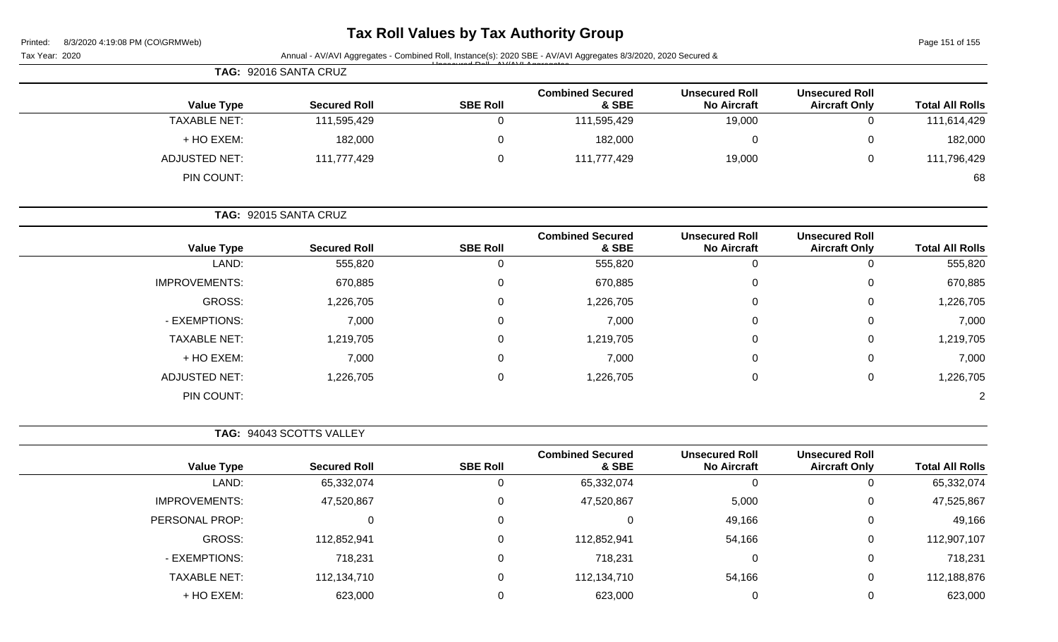# Tax Roll Values by Tax Authority Group

Printed: 8/3/2020 4:19:08 PM (CO\GRMWeb)

Tax Year: 2020

Annual - AV/AVI Aggregates - Combined Roll, Instance(s): 2020 SBE - AV/AVI Aggregates 8/3/2020, 2020 Secured & Unsecured Roll - AV/AVI Aggregates

**TAG: 92016 SANTA CRUZ**

| Value Type | Secured Roll | SBE Roll | Combined Secured & SBE | Unsecured Roll No Aircraft | Unsecured Roll Aircraft Only | Total All Rolls |
|---|---|---|---|---|---|---|
| TAXABLE NET: | 111,595,429 | 0 | 111,595,429 | 19,000 | 0 | 111,614,429 |
| + HO EXEM: | 182,000 | 0 | 182,000 | 0 | 0 | 182,000 |
| ADJUSTED NET: | 111,777,429 | 0 | 111,777,429 | 19,000 | 0 | 111,796,429 |
| PIN COUNT: | | | | | | 68 |

**TAG: 92015 SANTA CRUZ**

| Value Type | Secured Roll | SBE Roll | Combined Secured & SBE | Unsecured Roll No Aircraft | Unsecured Roll Aircraft Only | Total All Rolls |
|---|---|---|---|---|---|---|
| LAND: | 555,820 | 0 | 555,820 | 0 | 0 | 555,820 |
| IMPROVEMENTS: | 670,885 | 0 | 670,885 | 0 | 0 | 670,885 |
| GROSS: | 1,226,705 | 0 | 1,226,705 | 0 | 0 | 1,226,705 |
| - EXEMPTIONS: | 7,000 | 0 | 7,000 | 0 | 0 | 7,000 |
| TAXABLE NET: | 1,219,705 | 0 | 1,219,705 | 0 | 0 | 1,219,705 |
| + HO EXEM: | 7,000 | 0 | 7,000 | 0 | 0 | 7,000 |
| ADJUSTED NET: | 1,226,705 | 0 | 1,226,705 | 0 | 0 | 1,226,705 |
| PIN COUNT: | | | | | | 2 |

**TAG: 94043 SCOTTS VALLEY**

| Value Type | Secured Roll | SBE Roll | Combined Secured & SBE | Unsecured Roll No Aircraft | Unsecured Roll Aircraft Only | Total All Rolls |
|---|---|---|---|---|---|---|
| LAND: | 65,332,074 | 0 | 65,332,074 | 0 | 0 | 65,332,074 |
| IMPROVEMENTS: | 47,520,867 | 0 | 47,520,867 | 5,000 | 0 | 47,525,867 |
| PERSONAL PROP: | 0 | 0 | 0 | 49,166 | 0 | 49,166 |
| GROSS: | 112,852,941 | 0 | 112,852,941 | 54,166 | 0 | 112,907,107 |
| - EXEMPTIONS: | 718,231 | 0 | 718,231 | 0 | 0 | 718,231 |
| TAXABLE NET: | 112,134,710 | 0 | 112,134,710 | 54,166 | 0 | 112,188,876 |
| + HO EXEM: | 623,000 | 0 | 623,000 | 0 | 0 | 623,000 |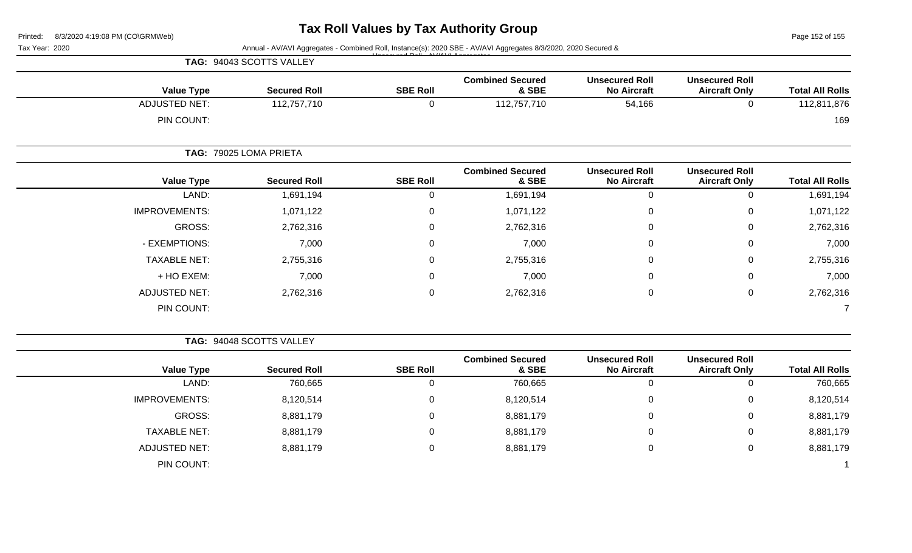# Tax Roll Values by Tax Authority Group

Tax Year: 2020

Annual - AV/AVI Aggregates - Combined Roll, Instance(s): 2020 SBE - AV/AVI Aggregates 8/3/2020, 2020 Secured & Unsecured Roll - AV/AVI Aggregates

**TAG: 94043 SCOTTS VALLEY**

| Value Type | Secured Roll | SBE Roll | Combined Secured & SBE | Unsecured Roll No Aircraft | Unsecured Roll Aircraft Only | Total All Rolls |
|---|---|---|---|---|---|---|
| ADJUSTED NET: | 112,757,710 | 0 | 112,757,710 | 54,166 | 0 | 112,811,876 |
| PIN COUNT: | | | | | | 169 |

**TAG: 79025 LOMA PRIETA**

| Value Type | Secured Roll | SBE Roll | Combined Secured & SBE | Unsecured Roll No Aircraft | Unsecured Roll Aircraft Only | Total All Rolls |
|---|---|---|---|---|---|---|
| LAND: | 1,691,194 | 0 | 1,691,194 | 0 | 0 | 1,691,194 |
| IMPROVEMENTS: | 1,071,122 | 0 | 1,071,122 | 0 | 0 | 1,071,122 |
| GROSS: | 2,762,316 | 0 | 2,762,316 | 0 | 0 | 2,762,316 |
| - EXEMPTIONS: | 7,000 | 0 | 7,000 | 0 | 0 | 7,000 |
| TAXABLE NET: | 2,755,316 | 0 | 2,755,316 | 0 | 0 | 2,755,316 |
| + HO EXEM: | 7,000 | 0 | 7,000 | 0 | 0 | 7,000 |
| ADJUSTED NET: | 2,762,316 | 0 | 2,762,316 | 0 | 0 | 2,762,316 |
| PIN COUNT: | | | | | | 7 |

**TAG: 94048 SCOTTS VALLEY**

| Value Type | Secured Roll | SBE Roll | Combined Secured & SBE | Unsecured Roll No Aircraft | Unsecured Roll Aircraft Only | Total All Rolls |
|---|---|---|---|---|---|---|
| LAND: | 760,665 | 0 | 760,665 | 0 | 0 | 760,665 |
| IMPROVEMENTS: | 8,120,514 | 0 | 8,120,514 | 0 | 0 | 8,120,514 |
| GROSS: | 8,881,179 | 0 | 8,881,179 | 0 | 0 | 8,881,179 |
| TAXABLE NET: | 8,881,179 | 0 | 8,881,179 | 0 | 0 | 8,881,179 |
| ADJUSTED NET: | 8,881,179 | 0 | 8,881,179 | 0 | 0 | 8,881,179 |
| PIN COUNT: | | | | | | 1 |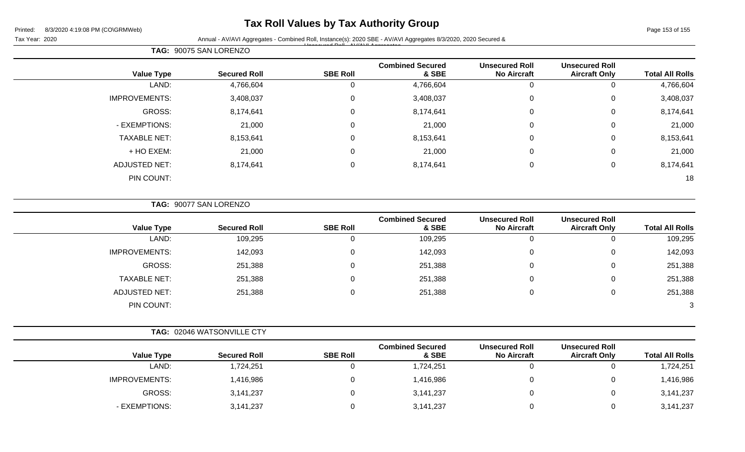# Tax Roll Values by Tax Authority Group

Printed: 8/3/2020 4:19:08 PM (CO\GRMWeb)

Tax Year: 2020 Annual - AV/AVI Aggregates - Combined Roll, Instance(s): 2020 SBE - AV/AVI Aggregates 8/3/2020, 2020 Secured & Unsecured Roll - AV/AVI Aggregates

**TAG: 90075 SAN LORENZO**

| Value Type | Secured Roll | SBE Roll | Combined Secured & SBE | Unsecured Roll No Aircraft | Unsecured Roll Aircraft Only | Total All Rolls |
|---|---|---|---|---|---|---|
| LAND: | 4,766,604 | 0 | 4,766,604 | 0 | 0 | 4,766,604 |
| IMPROVEMENTS: | 3,408,037 | 0 | 3,408,037 | 0 | 0 | 3,408,037 |
| GROSS: | 8,174,641 | 0 | 8,174,641 | 0 | 0 | 8,174,641 |
| - EXEMPTIONS: | 21,000 | 0 | 21,000 | 0 | 0 | 21,000 |
| TAXABLE NET: | 8,153,641 | 0 | 8,153,641 | 0 | 0 | 8,153,641 |
| + HO EXEM: | 21,000 | 0 | 21,000 | 0 | 0 | 21,000 |
| ADJUSTED NET: | 8,174,641 | 0 | 8,174,641 | 0 | 0 | 8,174,641 |
| PIN COUNT: | | | | | | 18 |

**TAG: 90077 SAN LORENZO**

| Value Type | Secured Roll | SBE Roll | Combined Secured & SBE | Unsecured Roll No Aircraft | Unsecured Roll Aircraft Only | Total All Rolls |
|---|---|---|---|---|---|---|
| LAND: | 109,295 | 0 | 109,295 | 0 | 0 | 109,295 |
| IMPROVEMENTS: | 142,093 | 0 | 142,093 | 0 | 0 | 142,093 |
| GROSS: | 251,388 | 0 | 251,388 | 0 | 0 | 251,388 |
| TAXABLE NET: | 251,388 | 0 | 251,388 | 0 | 0 | 251,388 |
| ADJUSTED NET: | 251,388 | 0 | 251,388 | 0 | 0 | 251,388 |
| PIN COUNT: | | | | | | 3 |

**TAG: 02046 WATSONVILLE CTY**

| Value Type | Secured Roll | SBE Roll | Combined Secured & SBE | Unsecured Roll No Aircraft | Unsecured Roll Aircraft Only | Total All Rolls |
|---|---|---|---|---|---|---|
| LAND: | 1,724,251 | 0 | 1,724,251 | 0 | 0 | 1,724,251 |
| IMPROVEMENTS: | 1,416,986 | 0 | 1,416,986 | 0 | 0 | 1,416,986 |
| GROSS: | 3,141,237 | 0 | 3,141,237 | 0 | 0 | 3,141,237 |
| - EXEMPTIONS: | 3,141,237 | 0 | 3,141,237 | 0 | 0 | 3,141,237 |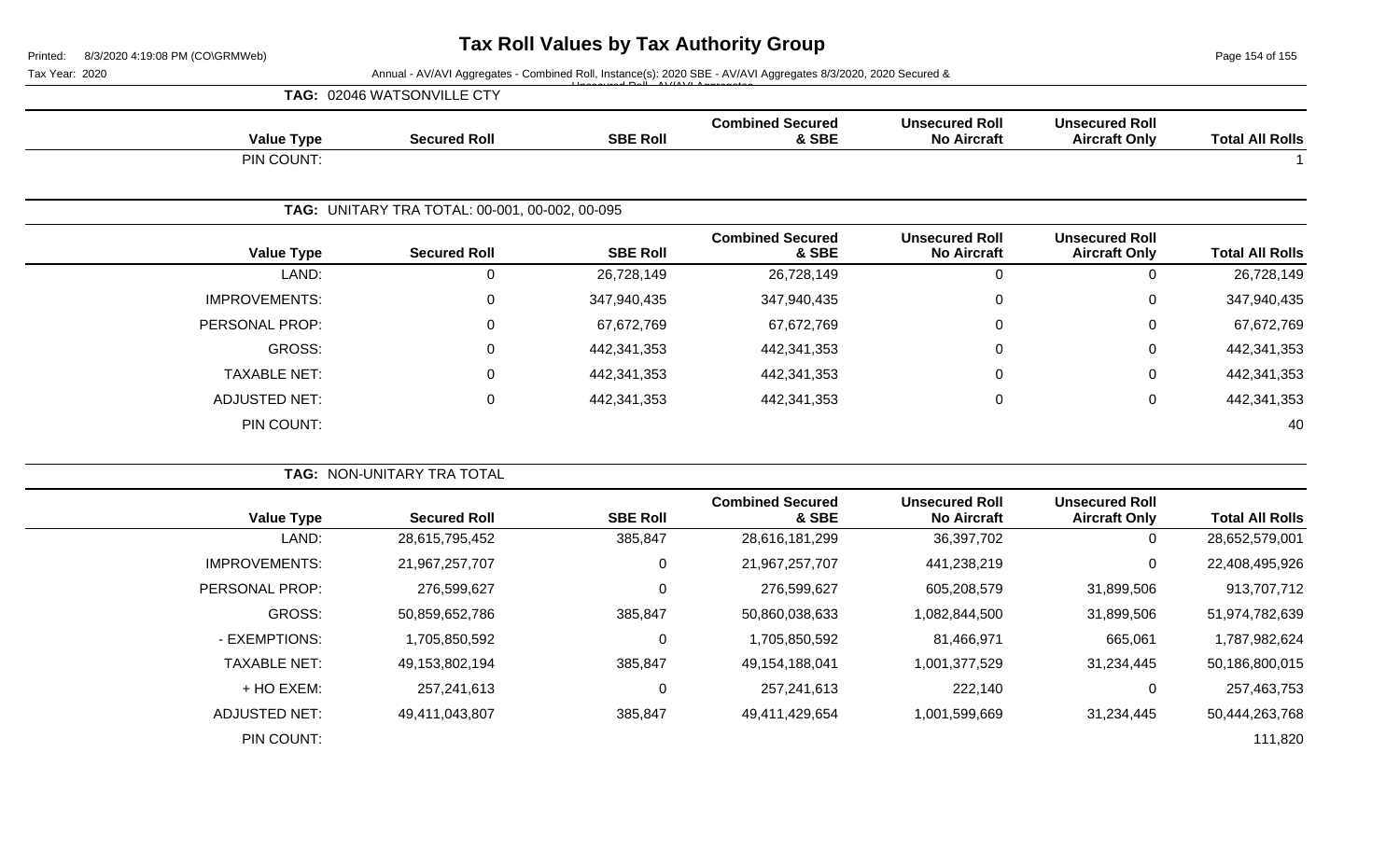**TAG:** 02046 WATSONVILLE CTY

| Value Type | Secured Roll | SBE Roll | Combined Secured & SBE | Unsecured Roll No Aircraft | Unsecured Roll Aircraft Only | Total All Rolls |
|---|---|---|---|---|---|---|
| PIN COUNT: | | | | | | 1 |

**TAG:** UNITARY TRA TOTAL: 00-001, 00-002, 00-095

| Value Type | Secured Roll | SBE Roll | Combined Secured & SBE | Unsecured Roll No Aircraft | Unsecured Roll Aircraft Only | Total All Rolls |
|---|---|---|---|---|---|---|
| LAND: | 0 | 26,728,149 | 26,728,149 | 0 | 0 | 26,728,149 |
| IMPROVEMENTS: | 0 | 347,940,435 | 347,940,435 | 0 | 0 | 347,940,435 |
| PERSONAL PROP: | 0 | 67,672,769 | 67,672,769 | 0 | 0 | 67,672,769 |
| GROSS: | 0 | 442,341,353 | 442,341,353 | 0 | 0 | 442,341,353 |
| TAXABLE NET: | 0 | 442,341,353 | 442,341,353 | 0 | 0 | 442,341,353 |
| ADJUSTED NET: | 0 | 442,341,353 | 442,341,353 | 0 | 0 | 442,341,353 |
| PIN COUNT: | | | | | | 40 |

**TAG:** NON-UNITARY TRA TOTAL

| Value Type | Secured Roll | SBE Roll | Combined Secured & SBE | Unsecured Roll No Aircraft | Unsecured Roll Aircraft Only | Total All Rolls |
|---|---|---|---|---|---|---|
| LAND: | 28,615,795,452 | 385,847 | 28,616,181,299 | 36,397,702 | 0 | 28,652,579,001 |
| IMPROVEMENTS: | 21,967,257,707 | 0 | 21,967,257,707 | 441,238,219 | 0 | 22,408,495,926 |
| PERSONAL PROP: | 276,599,627 | 0 | 276,599,627 | 605,208,579 | 31,899,506 | 913,707,712 |
| GROSS: | 50,859,652,786 | 385,847 | 50,860,038,633 | 1,082,844,500 | 31,899,506 | 51,974,782,639 |
| - EXEMPTIONS: | 1,705,850,592 | 0 | 1,705,850,592 | 81,466,971 | 665,061 | 1,787,982,624 |
| TAXABLE NET: | 49,153,802,194 | 385,847 | 49,154,188,041 | 1,001,377,529 | 31,234,445 | 50,186,800,015 |
| + HO EXEM: | 257,241,613 | 0 | 257,241,613 | 222,140 | 0 | 257,463,753 |
| ADJUSTED NET: | 49,411,043,807 | 385,847 | 49,411,429,654 | 1,001,599,669 | 31,234,445 | 50,444,263,768 |
| PIN COUNT: | | | | | | 111,820 |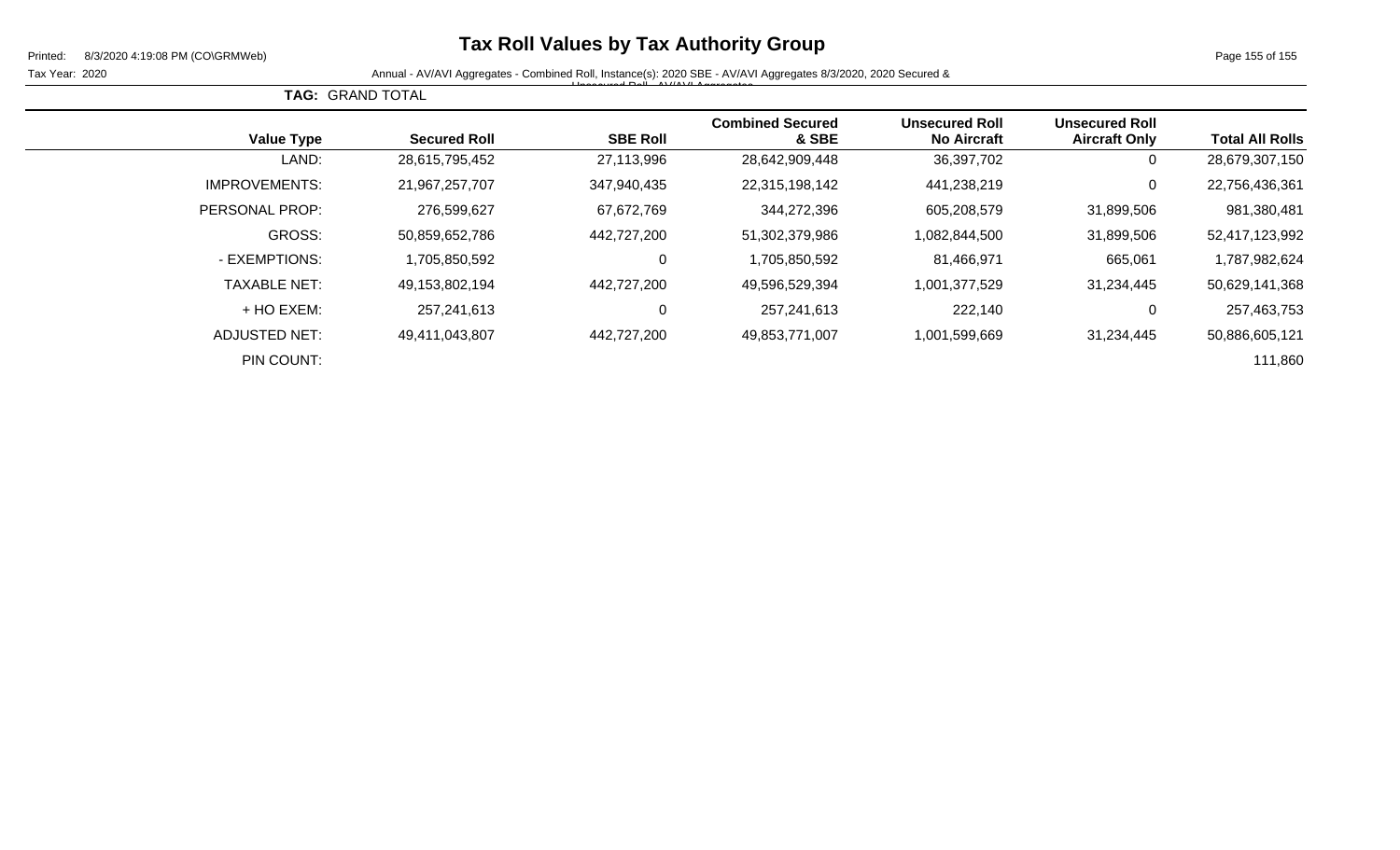# Tax Roll Values by Tax Authority Group

Printed: 8/3/2020 4:19:08 PM (CO\GRMWeb)

Tax Year: 2020

Annual - AV/AVI Aggregates - Combined Roll, Instance(s): 2020 SBE - AV/AVI Aggregates 8/3/2020, 2020 Secured & Unsecured Roll - AV/AVI Aggregates

**TAG:** GRAND TOTAL

| Value Type | Secured Roll | SBE Roll | Combined Secured & SBE | Unsecured Roll No Aircraft | Unsecured Roll Aircraft Only | Total All Rolls |
|---|---|---|---|---|---|---|
| LAND: | 28,615,795,452 | 27,113,996 | 28,642,909,448 | 36,397,702 | 0 | 28,679,307,150 |
| IMPROVEMENTS: | 21,967,257,707 | 347,940,435 | 22,315,198,142 | 441,238,219 | 0 | 22,756,436,361 |
| PERSONAL PROP: | 276,599,627 | 67,672,769 | 344,272,396 | 605,208,579 | 31,899,506 | 981,380,481 |
| GROSS: | 50,859,652,786 | 442,727,200 | 51,302,379,986 | 1,082,844,500 | 31,899,506 | 52,417,123,992 |
| - EXEMPTIONS: | 1,705,850,592 | 0 | 1,705,850,592 | 81,466,971 | 665,061 | 1,787,982,624 |
| TAXABLE NET: | 49,153,802,194 | 442,727,200 | 49,596,529,394 | 1,001,377,529 | 31,234,445 | 50,629,141,368 |
| + HO EXEM: | 257,241,613 | 0 | 257,241,613 | 222,140 | 0 | 257,463,753 |
| ADJUSTED NET: | 49,411,043,807 | 442,727,200 | 49,853,771,007 | 1,001,599,669 | 31,234,445 | 50,886,605,121 |
| PIN COUNT: | | | | | | 111,860 |